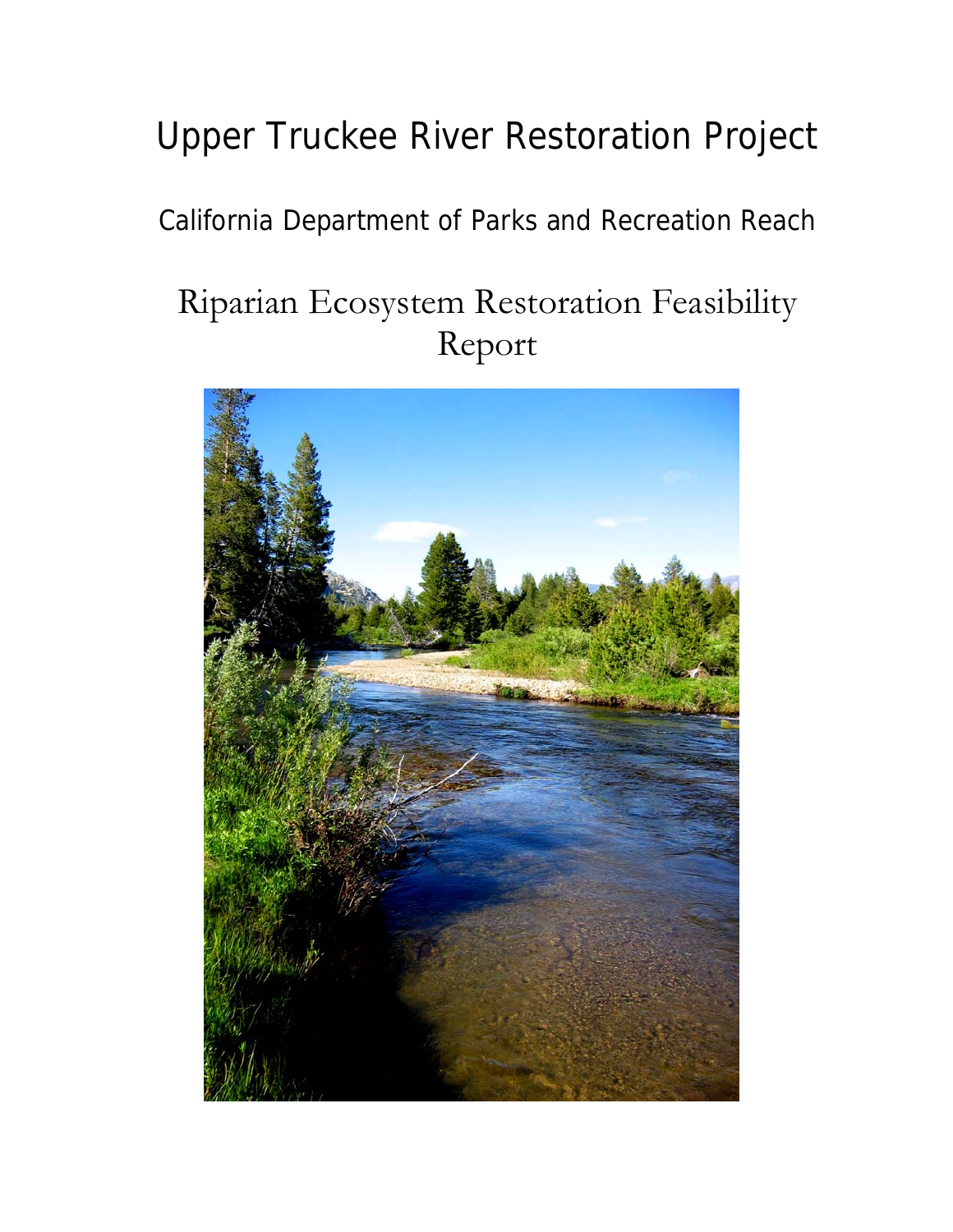# Upper Truckee River Restoration Project

## California Department of Parks and Recreation Reach

# Riparian Ecosystem Restoration Feasibility Report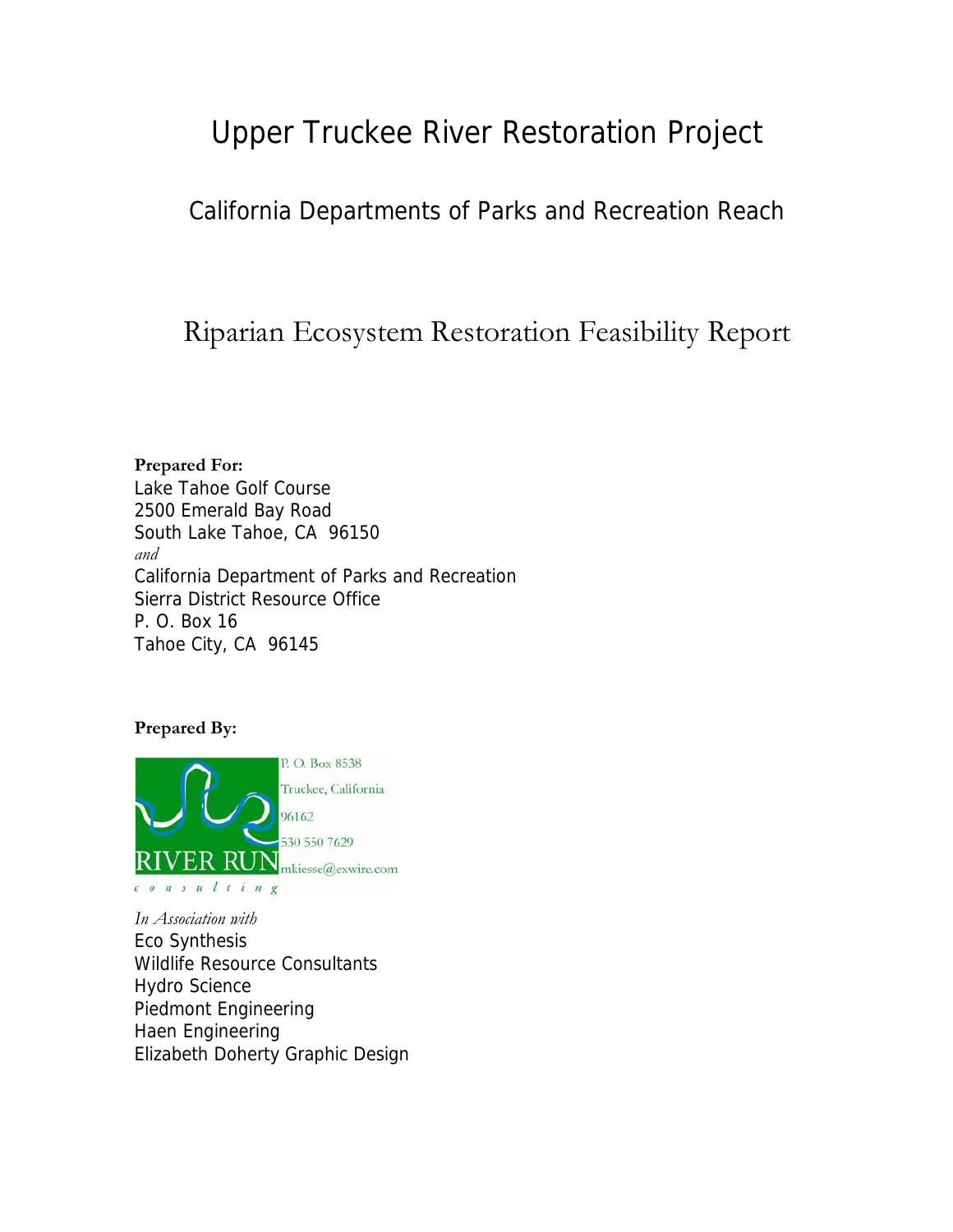# Upper Truckee River Restoration Project

## California Departments of Parks and Recreation Reach

# Riparian Ecosystem Restoration Feasibility Report

**Prepared For:**
Lake Tahoe Golf Course
2500 Emerald Bay Road
South Lake Tahoe, CA 96150
*and*
California Department of Parks and Recreation
Sierra District Resource Office
P. O. Box 16
Tahoe City, CA 96145

**Prepared By:**

RIVER RUN consulting
P. O. Box 8538
Truckee, California
96162
530 550 7629
mkiesse@exwire.com

*In Association with*
Eco Synthesis
Wildlife Resource Consultants
Hydro Science
Piedmont Engineering
Haen Engineering
Elizabeth Doherty Graphic Design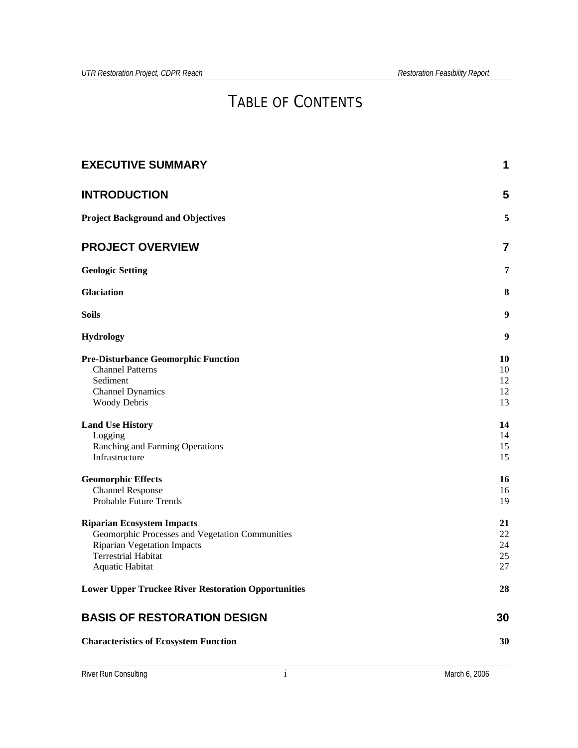# TABLE OF CONTENTS

| | |
|---|---|
| **EXECUTIVE SUMMARY** | **1** |
| **INTRODUCTION** | **5** |
| **Project Background and Objectives** | **5** |
| **PROJECT OVERVIEW** | **7** |
| **Geologic Setting** | **7** |
| **Glaciation** | **8** |
| **Soils** | **9** |
| **Hydrology** | **9** |
| **Pre-Disturbance Geomorphic Function** | **10** |
| Channel Patterns | 10 |
| Sediment | 12 |
| Channel Dynamics | 12 |
| Woody Debris | 13 |
| **Land Use History** | **14** |
| Logging | 14 |
| Ranching and Farming Operations | 15 |
| Infrastructure | 15 |
| **Geomorphic Effects** | **16** |
| Channel Response | 16 |
| Probable Future Trends | 19 |
| **Riparian Ecosystem Impacts** | **21** |
| Geomorphic Processes and Vegetation Communities | 22 |
| Riparian Vegetation Impacts | 24 |
| Terrestrial Habitat | 25 |
| Aquatic Habitat | 27 |
| **Lower Upper Truckee River Restoration Opportunities** | **28** |
| **BASIS OF RESTORATION DESIGN** | **30** |
| **Characteristics of Ecosystem Function** | **30** |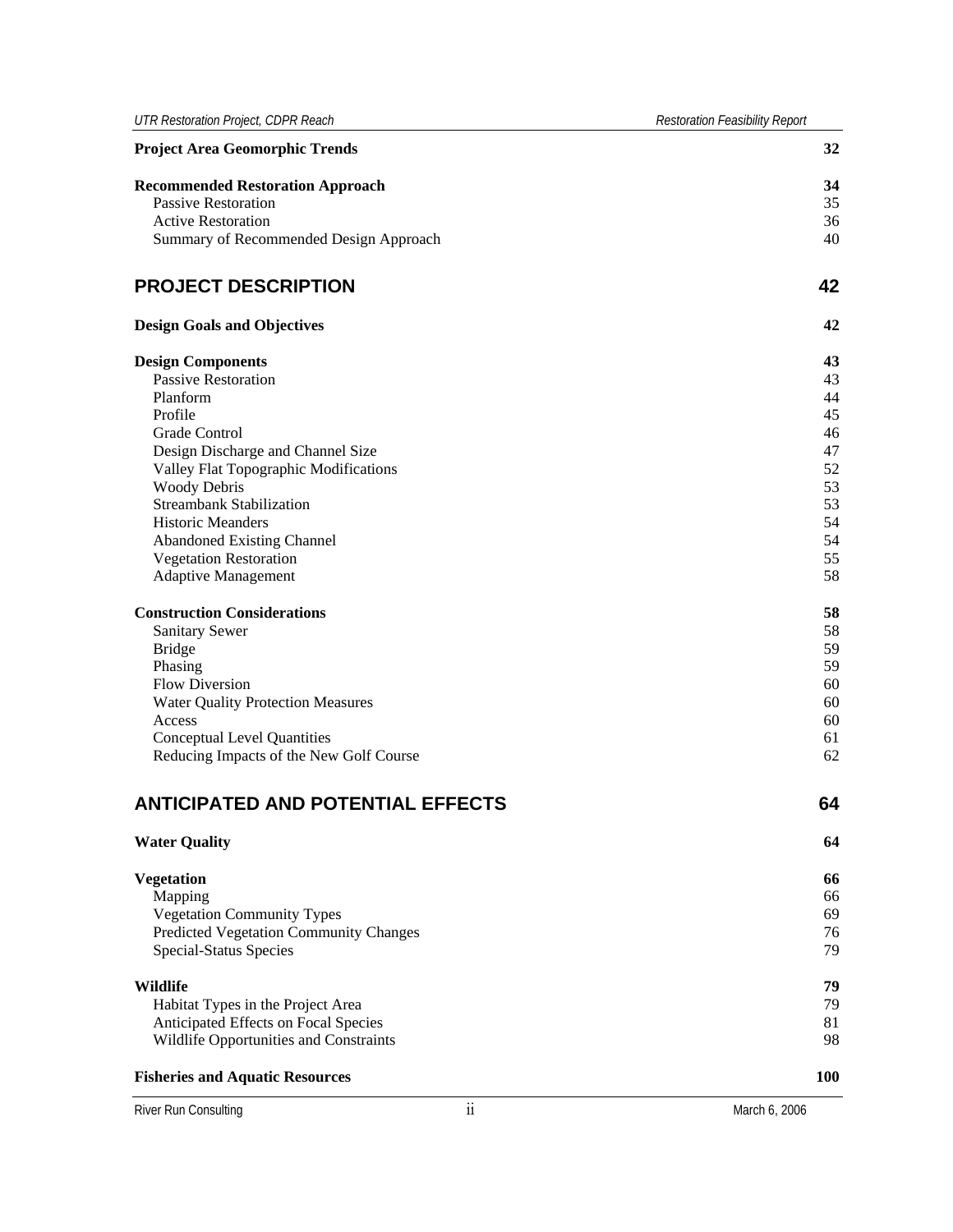**Project Area Geomorphic Trends** 32

**Recommended Restoration Approach** 34
- Passive Restoration 35
- Active Restoration 36
- Summary of Recommended Design Approach 40

## PROJECT DESCRIPTION 42

**Design Goals and Objectives** 42

**Design Components** 43
- Passive Restoration 43
- Planform 44
- Profile 45
- Grade Control 46
- Design Discharge and Channel Size 47
- Valley Flat Topographic Modifications 52
- Woody Debris 53
- Streambank Stabilization 53
- Historic Meanders 54
- Abandoned Existing Channel 54
- Vegetation Restoration 55
- Adaptive Management 58

**Construction Considerations** 58
- Sanitary Sewer 58
- Bridge 59
- Phasing 59
- Flow Diversion 60
- Water Quality Protection Measures 60
- Access 60
- Conceptual Level Quantities 61
- Reducing Impacts of the New Golf Course 62

## ANTICIPATED AND POTENTIAL EFFECTS 64

**Water Quality** 64

**Vegetation** 66
- Mapping 66
- Vegetation Community Types 69
- Predicted Vegetation Community Changes 76
- Special-Status Species 79

**Wildlife** 79
- Habitat Types in the Project Area 79
- Anticipated Effects on Focal Species 81
- Wildlife Opportunities and Constraints 98

**Fisheries and Aquatic Resources** 100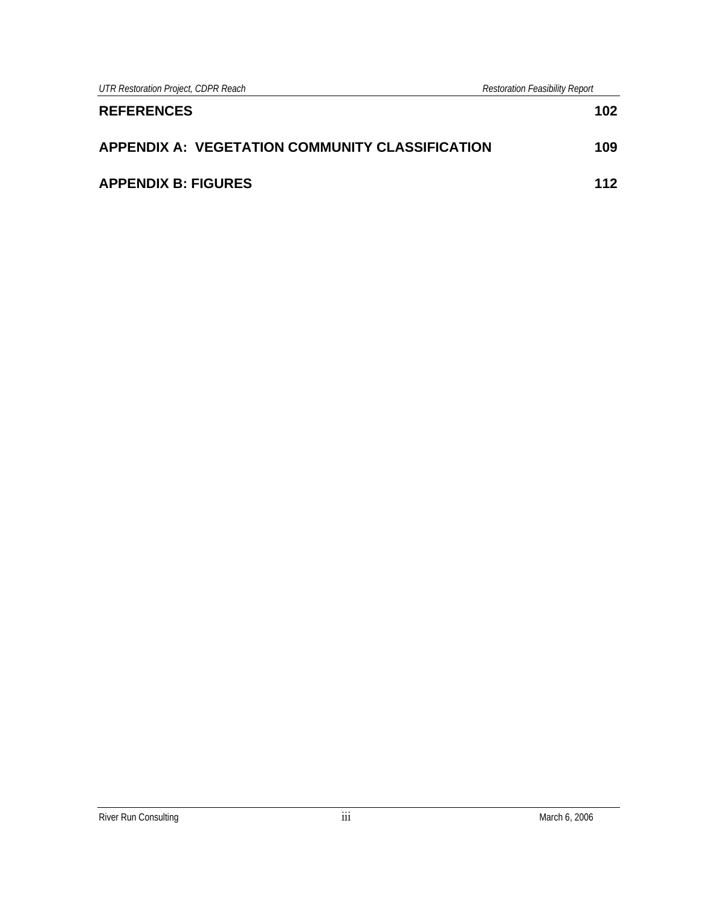**REFERENCES 102**

**APPENDIX A: VEGETATION COMMUNITY CLASSIFICATION 109**

**APPENDIX B: FIGURES 112**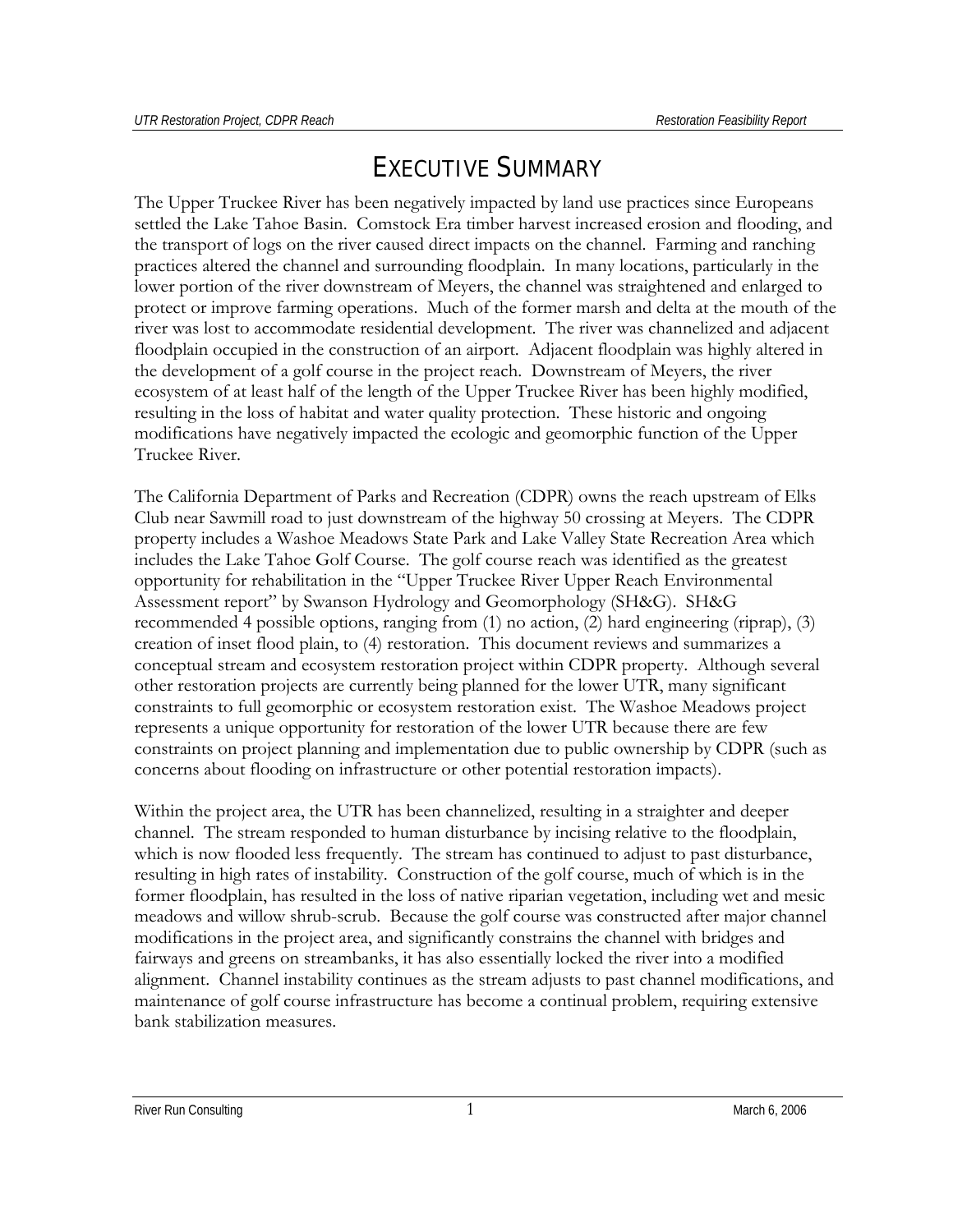# EXECUTIVE SUMMARY

The Upper Truckee River has been negatively impacted by land use practices since Europeans settled the Lake Tahoe Basin. Comstock Era timber harvest increased erosion and flooding, and the transport of logs on the river caused direct impacts on the channel. Farming and ranching practices altered the channel and surrounding floodplain. In many locations, particularly in the lower portion of the river downstream of Meyers, the channel was straightened and enlarged to protect or improve farming operations. Much of the former marsh and delta at the mouth of the river was lost to accommodate residential development. The river was channelized and adjacent floodplain occupied in the construction of an airport. Adjacent floodplain was highly altered in the development of a golf course in the project reach. Downstream of Meyers, the river ecosystem of at least half of the length of the Upper Truckee River has been highly modified, resulting in the loss of habitat and water quality protection. These historic and ongoing modifications have negatively impacted the ecologic and geomorphic function of the Upper Truckee River.

The California Department of Parks and Recreation (CDPR) owns the reach upstream of Elks Club near Sawmill road to just downstream of the highway 50 crossing at Meyers. The CDPR property includes a Washoe Meadows State Park and Lake Valley State Recreation Area which includes the Lake Tahoe Golf Course. The golf course reach was identified as the greatest opportunity for rehabilitation in the "Upper Truckee River Upper Reach Environmental Assessment report" by Swanson Hydrology and Geomorphology (SH&G). SH&G recommended 4 possible options, ranging from (1) no action, (2) hard engineering (riprap), (3) creation of inset flood plain, to (4) restoration. This document reviews and summarizes a conceptual stream and ecosystem restoration project within CDPR property. Although several other restoration projects are currently being planned for the lower UTR, many significant constraints to full geomorphic or ecosystem restoration exist. The Washoe Meadows project represents a unique opportunity for restoration of the lower UTR because there are few constraints on project planning and implementation due to public ownership by CDPR (such as concerns about flooding on infrastructure or other potential restoration impacts).

Within the project area, the UTR has been channelized, resulting in a straighter and deeper channel. The stream responded to human disturbance by incising relative to the floodplain, which is now flooded less frequently. The stream has continued to adjust to past disturbance, resulting in high rates of instability. Construction of the golf course, much of which is in the former floodplain, has resulted in the loss of native riparian vegetation, including wet and mesic meadows and willow shrub-scrub. Because the golf course was constructed after major channel modifications in the project area, and significantly constrains the channel with bridges and fairways and greens on streambanks, it has also essentially locked the river into a modified alignment. Channel instability continues as the stream adjusts to past channel modifications, and maintenance of golf course infrastructure has become a continual problem, requiring extensive bank stabilization measures.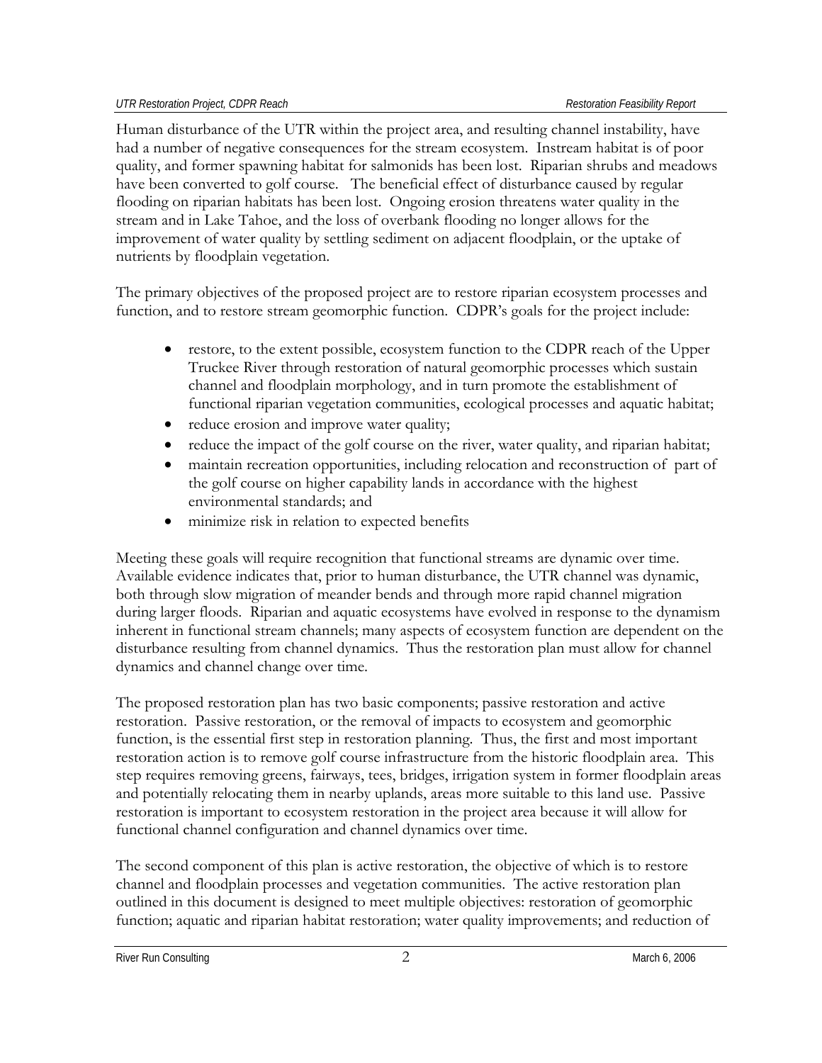Human disturbance of the UTR within the project area, and resulting channel instability, have had a number of negative consequences for the stream ecosystem. Instream habitat is of poor quality, and former spawning habitat for salmonids has been lost. Riparian shrubs and meadows have been converted to golf course. The beneficial effect of disturbance caused by regular flooding on riparian habitats has been lost. Ongoing erosion threatens water quality in the stream and in Lake Tahoe, and the loss of overbank flooding no longer allows for the improvement of water quality by settling sediment on adjacent floodplain, or the uptake of nutrients by floodplain vegetation.

The primary objectives of the proposed project are to restore riparian ecosystem processes and function, and to restore stream geomorphic function. CDPR's goals for the project include:

- restore, to the extent possible, ecosystem function to the CDPR reach of the Upper Truckee River through restoration of natural geomorphic processes which sustain channel and floodplain morphology, and in turn promote the establishment of functional riparian vegetation communities, ecological processes and aquatic habitat;
- reduce erosion and improve water quality;
- reduce the impact of the golf course on the river, water quality, and riparian habitat;
- maintain recreation opportunities, including relocation and reconstruction of part of the golf course on higher capability lands in accordance with the highest environmental standards; and
- minimize risk in relation to expected benefits

Meeting these goals will require recognition that functional streams are dynamic over time. Available evidence indicates that, prior to human disturbance, the UTR channel was dynamic, both through slow migration of meander bends and through more rapid channel migration during larger floods. Riparian and aquatic ecosystems have evolved in response to the dynamism inherent in functional stream channels; many aspects of ecosystem function are dependent on the disturbance resulting from channel dynamics. Thus the restoration plan must allow for channel dynamics and channel change over time.

The proposed restoration plan has two basic components; passive restoration and active restoration. Passive restoration, or the removal of impacts to ecosystem and geomorphic function, is the essential first step in restoration planning. Thus, the first and most important restoration action is to remove golf course infrastructure from the historic floodplain area. This step requires removing greens, fairways, tees, bridges, irrigation system in former floodplain areas and potentially relocating them in nearby uplands, areas more suitable to this land use. Passive restoration is important to ecosystem restoration in the project area because it will allow for functional channel configuration and channel dynamics over time.

The second component of this plan is active restoration, the objective of which is to restore channel and floodplain processes and vegetation communities. The active restoration plan outlined in this document is designed to meet multiple objectives: restoration of geomorphic function; aquatic and riparian habitat restoration; water quality improvements; and reduction of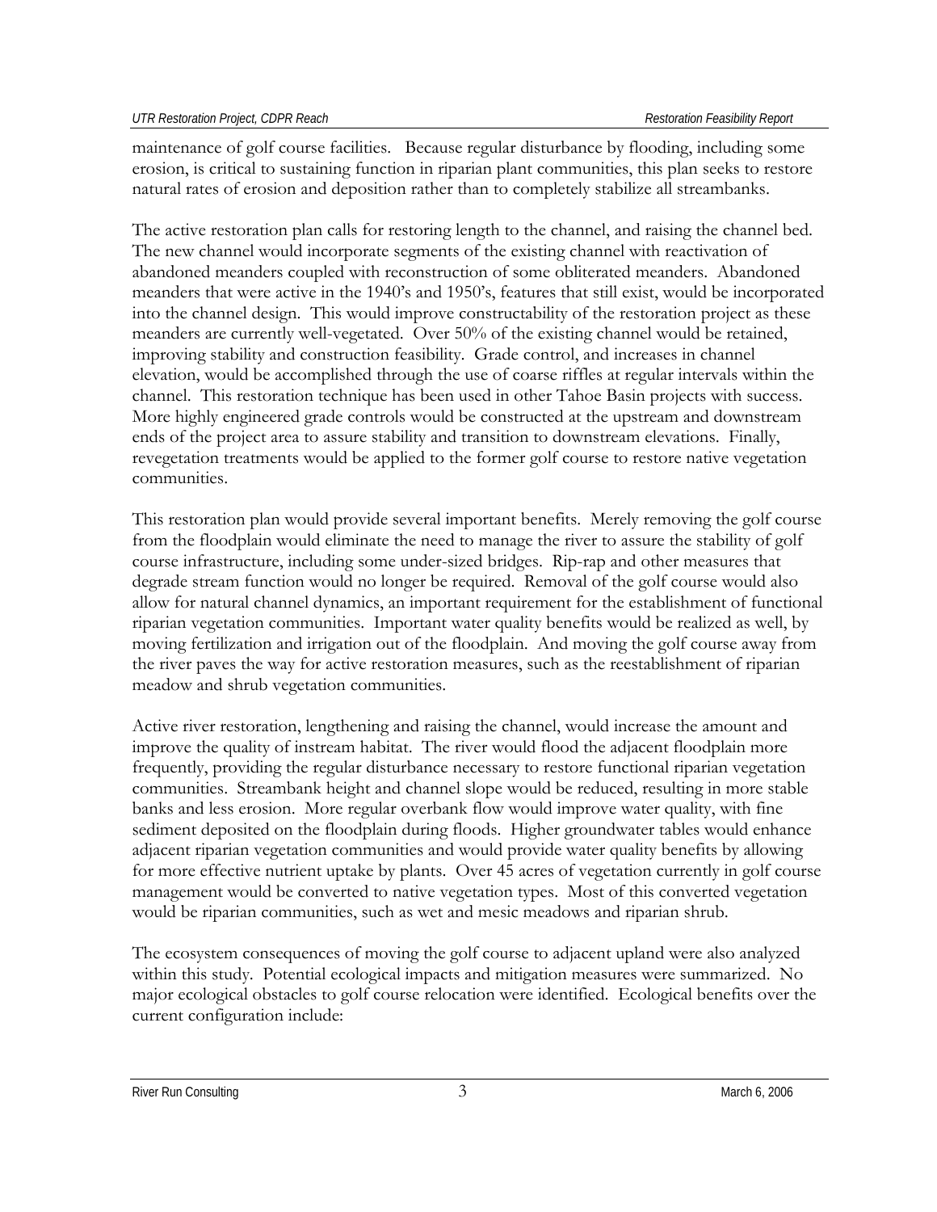maintenance of golf course facilities. Because regular disturbance by flooding, including some erosion, is critical to sustaining function in riparian plant communities, this plan seeks to restore natural rates of erosion and deposition rather than to completely stabilize all streambanks.

The active restoration plan calls for restoring length to the channel, and raising the channel bed. The new channel would incorporate segments of the existing channel with reactivation of abandoned meanders coupled with reconstruction of some obliterated meanders. Abandoned meanders that were active in the 1940's and 1950's, features that still exist, would be incorporated into the channel design. This would improve constructability of the restoration project as these meanders are currently well-vegetated. Over 50% of the existing channel would be retained, improving stability and construction feasibility. Grade control, and increases in channel elevation, would be accomplished through the use of coarse riffles at regular intervals within the channel. This restoration technique has been used in other Tahoe Basin projects with success. More highly engineered grade controls would be constructed at the upstream and downstream ends of the project area to assure stability and transition to downstream elevations. Finally, revegetation treatments would be applied to the former golf course to restore native vegetation communities.

This restoration plan would provide several important benefits. Merely removing the golf course from the floodplain would eliminate the need to manage the river to assure the stability of golf course infrastructure, including some under-sized bridges. Rip-rap and other measures that degrade stream function would no longer be required. Removal of the golf course would also allow for natural channel dynamics, an important requirement for the establishment of functional riparian vegetation communities. Important water quality benefits would be realized as well, by moving fertilization and irrigation out of the floodplain. And moving the golf course away from the river paves the way for active restoration measures, such as the reestablishment of riparian meadow and shrub vegetation communities.

Active river restoration, lengthening and raising the channel, would increase the amount and improve the quality of instream habitat. The river would flood the adjacent floodplain more frequently, providing the regular disturbance necessary to restore functional riparian vegetation communities. Streambank height and channel slope would be reduced, resulting in more stable banks and less erosion. More regular overbank flow would improve water quality, with fine sediment deposited on the floodplain during floods. Higher groundwater tables would enhance adjacent riparian vegetation communities and would provide water quality benefits by allowing for more effective nutrient uptake by plants. Over 45 acres of vegetation currently in golf course management would be converted to native vegetation types. Most of this converted vegetation would be riparian communities, such as wet and mesic meadows and riparian shrub.

The ecosystem consequences of moving the golf course to adjacent upland were also analyzed within this study. Potential ecological impacts and mitigation measures were summarized. No major ecological obstacles to golf course relocation were identified. Ecological benefits over the current configuration include: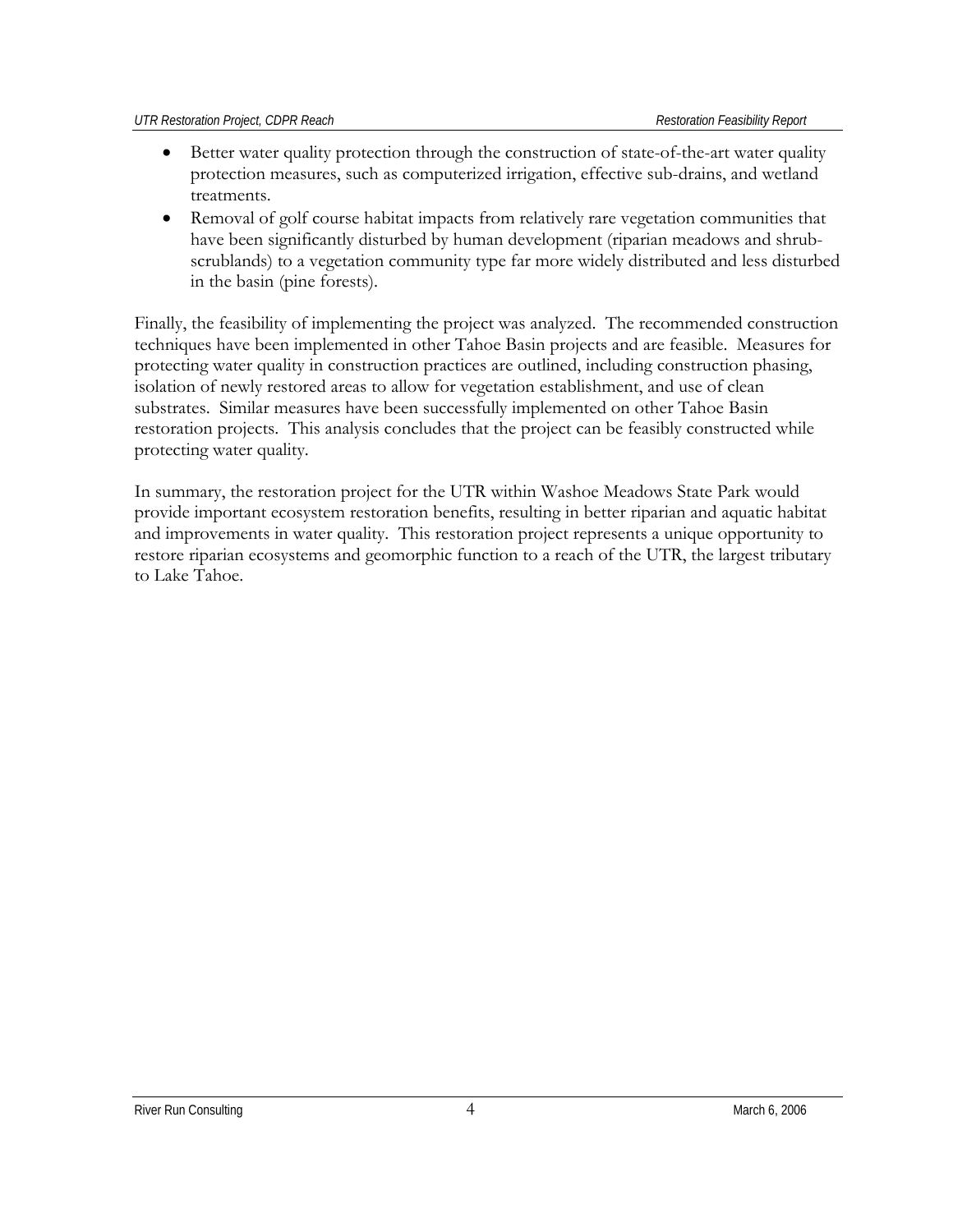- Better water quality protection through the construction of state-of-the-art water quality protection measures, such as computerized irrigation, effective sub-drains, and wetland treatments.
- Removal of golf course habitat impacts from relatively rare vegetation communities that have been significantly disturbed by human development (riparian meadows and shrub-scrublands) to a vegetation community type far more widely distributed and less disturbed in the basin (pine forests).

Finally, the feasibility of implementing the project was analyzed. The recommended construction techniques have been implemented in other Tahoe Basin projects and are feasible. Measures for protecting water quality in construction practices are outlined, including construction phasing, isolation of newly restored areas to allow for vegetation establishment, and use of clean substrates. Similar measures have been successfully implemented on other Tahoe Basin restoration projects. This analysis concludes that the project can be feasibly constructed while protecting water quality.

In summary, the restoration project for the UTR within Washoe Meadows State Park would provide important ecosystem restoration benefits, resulting in better riparian and aquatic habitat and improvements in water quality. This restoration project represents a unique opportunity to restore riparian ecosystems and geomorphic function to a reach of the UTR, the largest tributary to Lake Tahoe.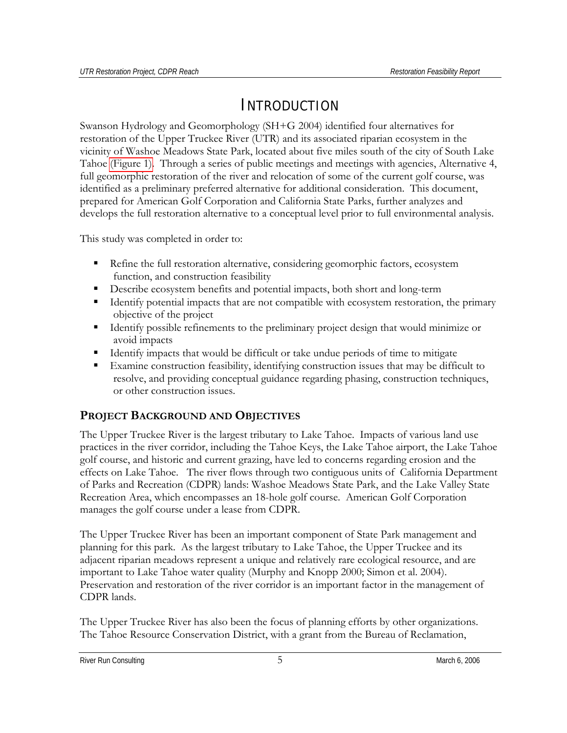# INTRODUCTION

Swanson Hydrology and Geomorphology (SH+G 2004) identified four alternatives for restoration of the Upper Truckee River (UTR) and its associated riparian ecosystem in the vicinity of Washoe Meadows State Park, located about five miles south of the city of South Lake Tahoe (Figure 1). Through a series of public meetings and meetings with agencies, Alternative 4, full geomorphic restoration of the river and relocation of some of the current golf course, was identified as a preliminary preferred alternative for additional consideration. This document, prepared for American Golf Corporation and California State Parks, further analyzes and develops the full restoration alternative to a conceptual level prior to full environmental analysis.

This study was completed in order to:

- Refine the full restoration alternative, considering geomorphic factors, ecosystem function, and construction feasibility
- Describe ecosystem benefits and potential impacts, both short and long-term
- Identify potential impacts that are not compatible with ecosystem restoration, the primary objective of the project
- Identify possible refinements to the preliminary project design that would minimize or avoid impacts
- Identify impacts that would be difficult or take undue periods of time to mitigate
- Examine construction feasibility, identifying construction issues that may be difficult to resolve, and providing conceptual guidance regarding phasing, construction techniques, or other construction issues.

## PROJECT BACKGROUND AND OBJECTIVES

The Upper Truckee River is the largest tributary to Lake Tahoe. Impacts of various land use practices in the river corridor, including the Tahoe Keys, the Lake Tahoe airport, the Lake Tahoe golf course, and historic and current grazing, have led to concerns regarding erosion and the effects on Lake Tahoe. The river flows through two contiguous units of California Department of Parks and Recreation (CDPR) lands: Washoe Meadows State Park, and the Lake Valley State Recreation Area, which encompasses an 18-hole golf course. American Golf Corporation manages the golf course under a lease from CDPR.

The Upper Truckee River has been an important component of State Park management and planning for this park. As the largest tributary to Lake Tahoe, the Upper Truckee and its adjacent riparian meadows represent a unique and relatively rare ecological resource, and are important to Lake Tahoe water quality (Murphy and Knopp 2000; Simon et al. 2004). Preservation and restoration of the river corridor is an important factor in the management of CDPR lands.

The Upper Truckee River has also been the focus of planning efforts by other organizations. The Tahoe Resource Conservation District, with a grant from the Bureau of Reclamation,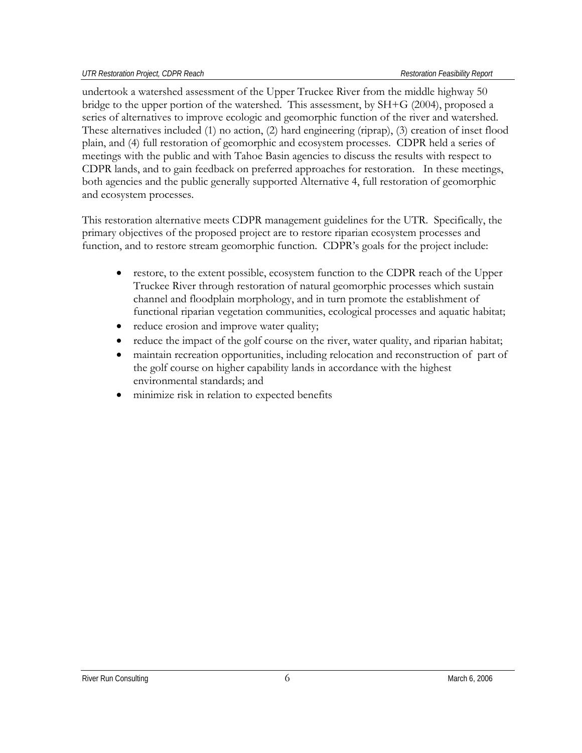undertook a watershed assessment of the Upper Truckee River from the middle highway 50 bridge to the upper portion of the watershed. This assessment, by SH+G (2004), proposed a series of alternatives to improve ecologic and geomorphic function of the river and watershed. These alternatives included (1) no action, (2) hard engineering (riprap), (3) creation of inset flood plain, and (4) full restoration of geomorphic and ecosystem processes. CDPR held a series of meetings with the public and with Tahoe Basin agencies to discuss the results with respect to CDPR lands, and to gain feedback on preferred approaches for restoration. In these meetings, both agencies and the public generally supported Alternative 4, full restoration of geomorphic and ecosystem processes.

This restoration alternative meets CDPR management guidelines for the UTR. Specifically, the primary objectives of the proposed project are to restore riparian ecosystem processes and function, and to restore stream geomorphic function. CDPR's goals for the project include:

- restore, to the extent possible, ecosystem function to the CDPR reach of the Upper Truckee River through restoration of natural geomorphic processes which sustain channel and floodplain morphology, and in turn promote the establishment of functional riparian vegetation communities, ecological processes and aquatic habitat;
- reduce erosion and improve water quality;
- reduce the impact of the golf course on the river, water quality, and riparian habitat;
- maintain recreation opportunities, including relocation and reconstruction of part of the golf course on higher capability lands in accordance with the highest environmental standards; and
- minimize risk in relation to expected benefits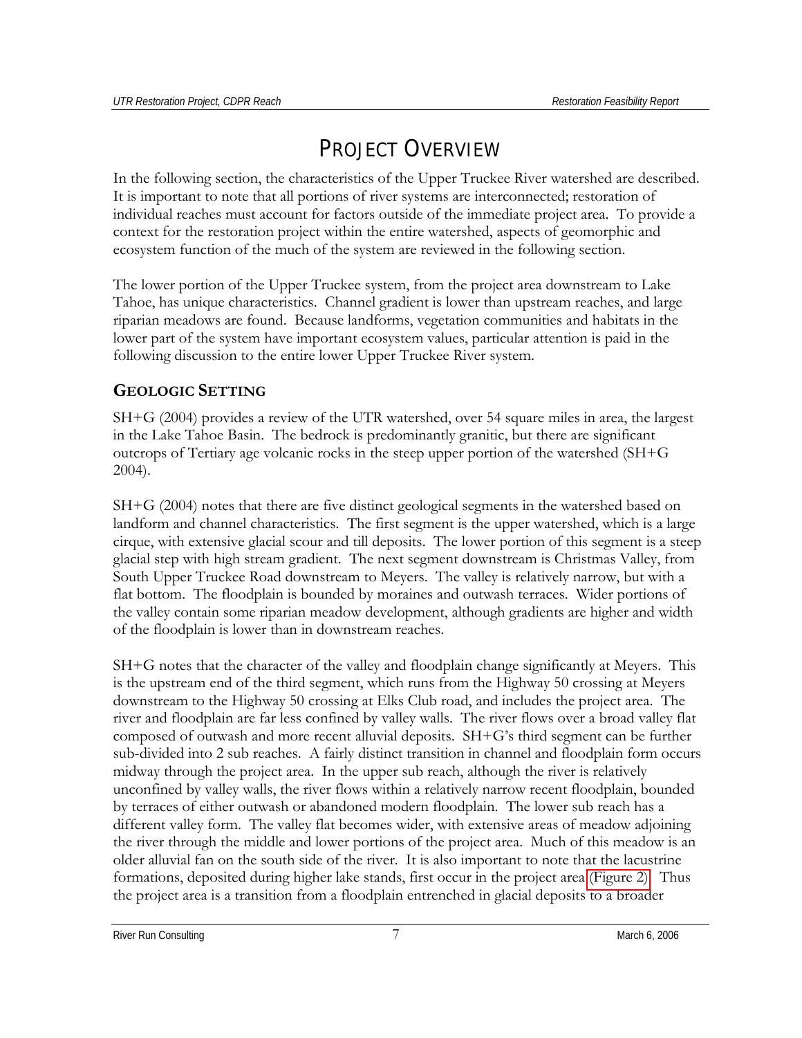# PROJECT OVERVIEW

In the following section, the characteristics of the Upper Truckee River watershed are described. It is important to note that all portions of river systems are interconnected; restoration of individual reaches must account for factors outside of the immediate project area. To provide a context for the restoration project within the entire watershed, aspects of geomorphic and ecosystem function of the much of the system are reviewed in the following section.

The lower portion of the Upper Truckee system, from the project area downstream to Lake Tahoe, has unique characteristics. Channel gradient is lower than upstream reaches, and large riparian meadows are found. Because landforms, vegetation communities and habitats in the lower part of the system have important ecosystem values, particular attention is paid in the following discussion to the entire lower Upper Truckee River system.

## GEOLOGIC SETTING

SH+G (2004) provides a review of the UTR watershed, over 54 square miles in area, the largest in the Lake Tahoe Basin. The bedrock is predominantly granitic, but there are significant outcrops of Tertiary age volcanic rocks in the steep upper portion of the watershed (SH+G 2004).

SH+G (2004) notes that there are five distinct geological segments in the watershed based on landform and channel characteristics. The first segment is the upper watershed, which is a large cirque, with extensive glacial scour and till deposits. The lower portion of this segment is a steep glacial step with high stream gradient. The next segment downstream is Christmas Valley, from South Upper Truckee Road downstream to Meyers. The valley is relatively narrow, but with a flat bottom. The floodplain is bounded by moraines and outwash terraces. Wider portions of the valley contain some riparian meadow development, although gradients are higher and width of the floodplain is lower than in downstream reaches.

SH+G notes that the character of the valley and floodplain change significantly at Meyers. This is the upstream end of the third segment, which runs from the Highway 50 crossing at Meyers downstream to the Highway 50 crossing at Elks Club road, and includes the project area. The river and floodplain are far less confined by valley walls. The river flows over a broad valley flat composed of outwash and more recent alluvial deposits. SH+G's third segment can be further sub-divided into 2 sub reaches. A fairly distinct transition in channel and floodplain form occurs midway through the project area. In the upper sub reach, although the river is relatively unconfined by valley walls, the river flows within a relatively narrow recent floodplain, bounded by terraces of either outwash or abandoned modern floodplain. The lower sub reach has a different valley form. The valley flat becomes wider, with extensive areas of meadow adjoining the river through the middle and lower portions of the project area. Much of this meadow is an older alluvial fan on the south side of the river. It is also important to note that the lacustrine formations, deposited during higher lake stands, first occur in the project area (Figure 2). Thus the project area is a transition from a floodplain entrenched in glacial deposits to a broader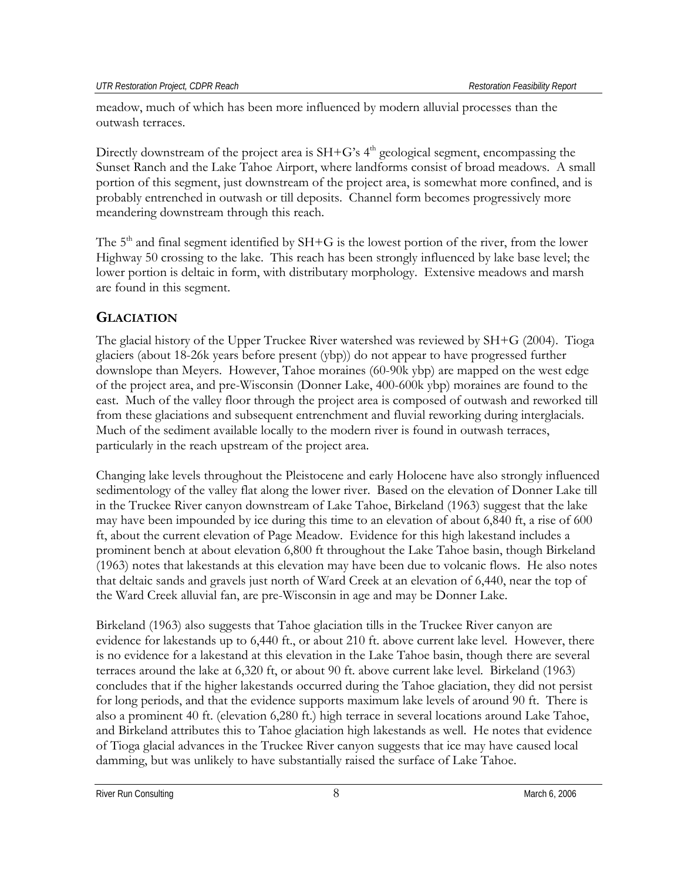meadow, much of which has been more influenced by modern alluvial processes than the outwash terraces.

Directly downstream of the project area is SH+G's 4th geological segment, encompassing the Sunset Ranch and the Lake Tahoe Airport, where landforms consist of broad meadows. A small portion of this segment, just downstream of the project area, is somewhat more confined, and is probably entrenched in outwash or till deposits. Channel form becomes progressively more meandering downstream through this reach.

The 5th and final segment identified by SH+G is the lowest portion of the river, from the lower Highway 50 crossing to the lake. This reach has been strongly influenced by lake base level; the lower portion is deltaic in form, with distributary morphology. Extensive meadows and marsh are found in this segment.

## GLACIATION

The glacial history of the Upper Truckee River watershed was reviewed by SH+G (2004). Tioga glaciers (about 18-26k years before present (ybp)) do not appear to have progressed further downslope than Meyers. However, Tahoe moraines (60-90k ybp) are mapped on the west edge of the project area, and pre-Wisconsin (Donner Lake, 400-600k ybp) moraines are found to the east. Much of the valley floor through the project area is composed of outwash and reworked till from these glaciations and subsequent entrenchment and fluvial reworking during interglacials. Much of the sediment available locally to the modern river is found in outwash terraces, particularly in the reach upstream of the project area.

Changing lake levels throughout the Pleistocene and early Holocene have also strongly influenced sedimentology of the valley flat along the lower river. Based on the elevation of Donner Lake till in the Truckee River canyon downstream of Lake Tahoe, Birkeland (1963) suggest that the lake may have been impounded by ice during this time to an elevation of about 6,840 ft, a rise of 600 ft, about the current elevation of Page Meadow. Evidence for this high lakestand includes a prominent bench at about elevation 6,800 ft throughout the Lake Tahoe basin, though Birkeland (1963) notes that lakestands at this elevation may have been due to volcanic flows. He also notes that deltaic sands and gravels just north of Ward Creek at an elevation of 6,440, near the top of the Ward Creek alluvial fan, are pre-Wisconsin in age and may be Donner Lake.

Birkeland (1963) also suggests that Tahoe glaciation tills in the Truckee River canyon are evidence for lakestands up to 6,440 ft., or about 210 ft. above current lake level. However, there is no evidence for a lakestand at this elevation in the Lake Tahoe basin, though there are several terraces around the lake at 6,320 ft, or about 90 ft. above current lake level. Birkeland (1963) concludes that if the higher lakestands occurred during the Tahoe glaciation, they did not persist for long periods, and that the evidence supports maximum lake levels of around 90 ft. There is also a prominent 40 ft. (elevation 6,280 ft.) high terrace in several locations around Lake Tahoe, and Birkeland attributes this to Tahoe glaciation high lakestands as well. He notes that evidence of Tioga glacial advances in the Truckee River canyon suggests that ice may have caused local damming, but was unlikely to have substantially raised the surface of Lake Tahoe.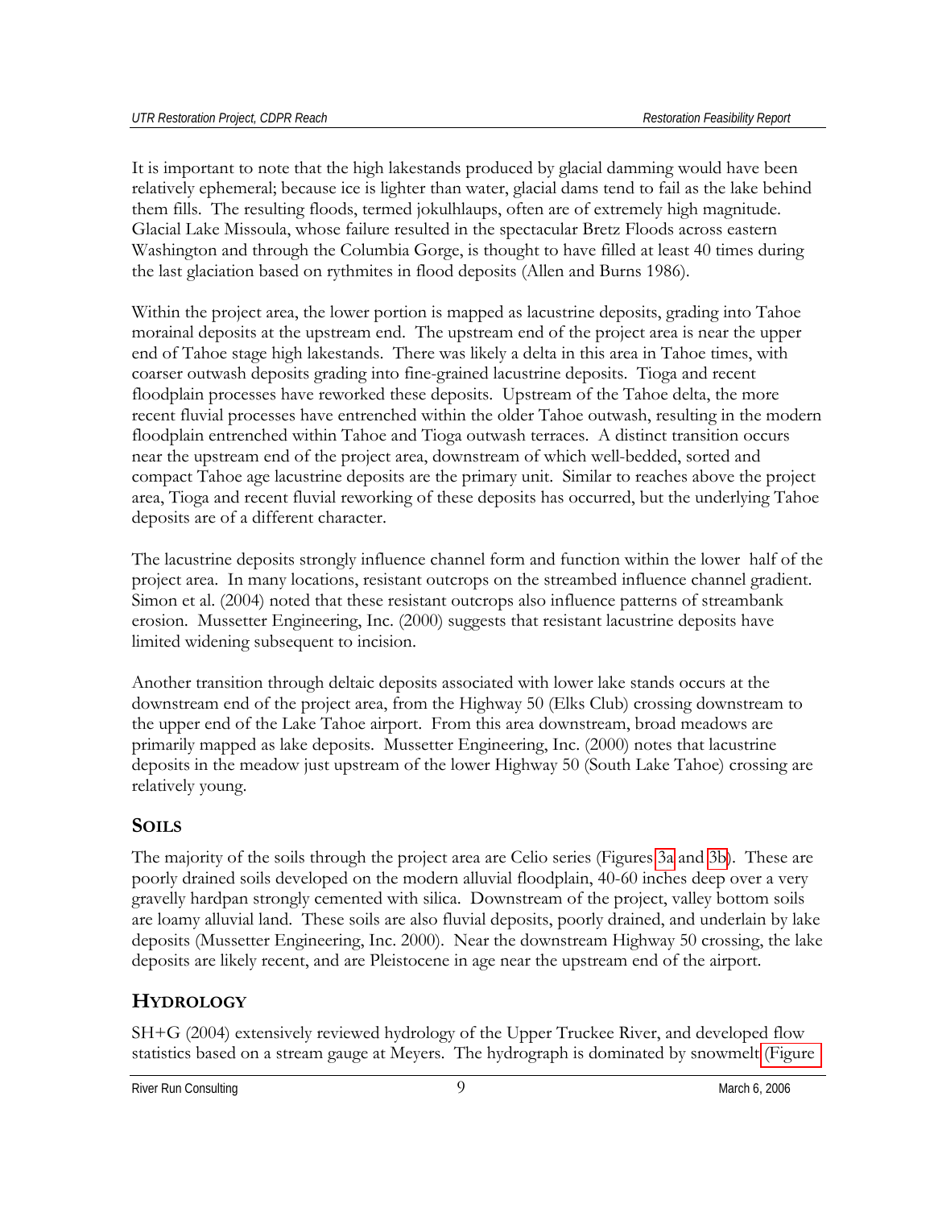It is important to note that the high lakestands produced by glacial damming would have been relatively ephemeral; because ice is lighter than water, glacial dams tend to fail as the lake behind them fills. The resulting floods, termed jokulhlaups, often are of extremely high magnitude. Glacial Lake Missoula, whose failure resulted in the spectacular Bretz Floods across eastern Washington and through the Columbia Gorge, is thought to have filled at least 40 times during the last glaciation based on rythmites in flood deposits (Allen and Burns 1986).

Within the project area, the lower portion is mapped as lacustrine deposits, grading into Tahoe morainal deposits at the upstream end. The upstream end of the project area is near the upper end of Tahoe stage high lakestands. There was likely a delta in this area in Tahoe times, with coarser outwash deposits grading into fine-grained lacustrine deposits. Tioga and recent floodplain processes have reworked these deposits. Upstream of the Tahoe delta, the more recent fluvial processes have entrenched within the older Tahoe outwash, resulting in the modern floodplain entrenched within Tahoe and Tioga outwash terraces. A distinct transition occurs near the upstream end of the project area, downstream of which well-bedded, sorted and compact Tahoe age lacustrine deposits are the primary unit. Similar to reaches above the project area, Tioga and recent fluvial reworking of these deposits has occurred, but the underlying Tahoe deposits are of a different character.

The lacustrine deposits strongly influence channel form and function within the lower half of the project area. In many locations, resistant outcrops on the streambed influence channel gradient. Simon et al. (2004) noted that these resistant outcrops also influence patterns of streambank erosion. Mussetter Engineering, Inc. (2000) suggests that resistant lacustrine deposits have limited widening subsequent to incision.

Another transition through deltaic deposits associated with lower lake stands occurs at the downstream end of the project area, from the Highway 50 (Elks Club) crossing downstream to the upper end of the Lake Tahoe airport. From this area downstream, broad meadows are primarily mapped as lake deposits. Mussetter Engineering, Inc. (2000) notes that lacustrine deposits in the meadow just upstream of the lower Highway 50 (South Lake Tahoe) crossing are relatively young.

## SOILS

The majority of the soils through the project area are Celio series (Figures 3a and 3b). These are poorly drained soils developed on the modern alluvial floodplain, 40-60 inches deep over a very gravelly hardpan strongly cemented with silica. Downstream of the project, valley bottom soils are loamy alluvial land. These soils are also fluvial deposits, poorly drained, and underlain by lake deposits (Mussetter Engineering, Inc. 2000). Near the downstream Highway 50 crossing, the lake deposits are likely recent, and are Pleistocene in age near the upstream end of the airport.

## HYDROLOGY

SH+G (2004) extensively reviewed hydrology of the Upper Truckee River, and developed flow statistics based on a stream gauge at Meyers. The hydrograph is dominated by snowmelt (Figure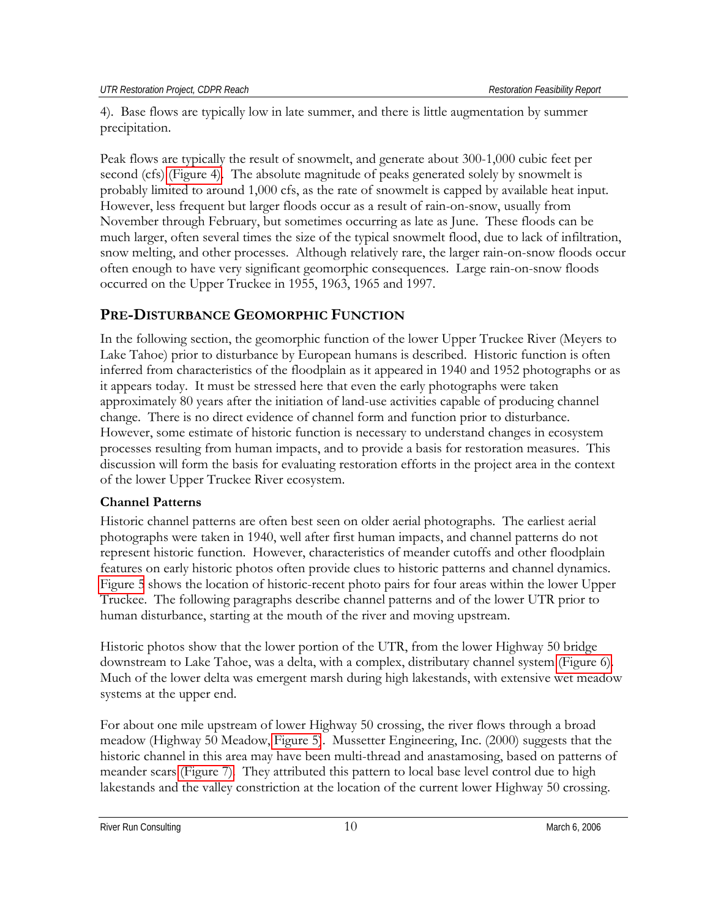4). Base flows are typically low in late summer, and there is little augmentation by summer precipitation.

Peak flows are typically the result of snowmelt, and generate about 300-1,000 cubic feet per second (cfs) (Figure 4). The absolute magnitude of peaks generated solely by snowmelt is probably limited to around 1,000 cfs, as the rate of snowmelt is capped by available heat input. However, less frequent but larger floods occur as a result of rain-on-snow, usually from November through February, but sometimes occurring as late as June. These floods can be much larger, often several times the size of the typical snowmelt flood, due to lack of infiltration, snow melting, and other processes. Although relatively rare, the larger rain-on-snow floods occur often enough to have very significant geomorphic consequences. Large rain-on-snow floods occurred on the Upper Truckee in 1955, 1963, 1965 and 1997.

## PRE-DISTURBANCE GEOMORPHIC FUNCTION

In the following section, the geomorphic function of the lower Upper Truckee River (Meyers to Lake Tahoe) prior to disturbance by European humans is described. Historic function is often inferred from characteristics of the floodplain as it appeared in 1940 and 1952 photographs or as it appears today. It must be stressed here that even the early photographs were taken approximately 80 years after the initiation of land-use activities capable of producing channel change. There is no direct evidence of channel form and function prior to disturbance. However, some estimate of historic function is necessary to understand changes in ecosystem processes resulting from human impacts, and to provide a basis for restoration measures. This discussion will form the basis for evaluating restoration efforts in the project area in the context of the lower Upper Truckee River ecosystem.

### Channel Patterns

Historic channel patterns are often best seen on older aerial photographs. The earliest aerial photographs were taken in 1940, well after first human impacts, and channel patterns do not represent historic function. However, characteristics of meander cutoffs and other floodplain features on early historic photos often provide clues to historic patterns and channel dynamics. Figure 5 shows the location of historic-recent photo pairs for four areas within the lower Upper Truckee. The following paragraphs describe channel patterns and of the lower UTR prior to human disturbance, starting at the mouth of the river and moving upstream.

Historic photos show that the lower portion of the UTR, from the lower Highway 50 bridge downstream to Lake Tahoe, was a delta, with a complex, distributary channel system (Figure 6). Much of the lower delta was emergent marsh during high lakestands, with extensive wet meadow systems at the upper end.

For about one mile upstream of lower Highway 50 crossing, the river flows through a broad meadow (Highway 50 Meadow, Figure 5). Mussetter Engineering, Inc. (2000) suggests that the historic channel in this area may have been multi-thread and anastamosing, based on patterns of meander scars (Figure 7). They attributed this pattern to local base level control due to high lakestands and the valley constriction at the location of the current lower Highway 50 crossing.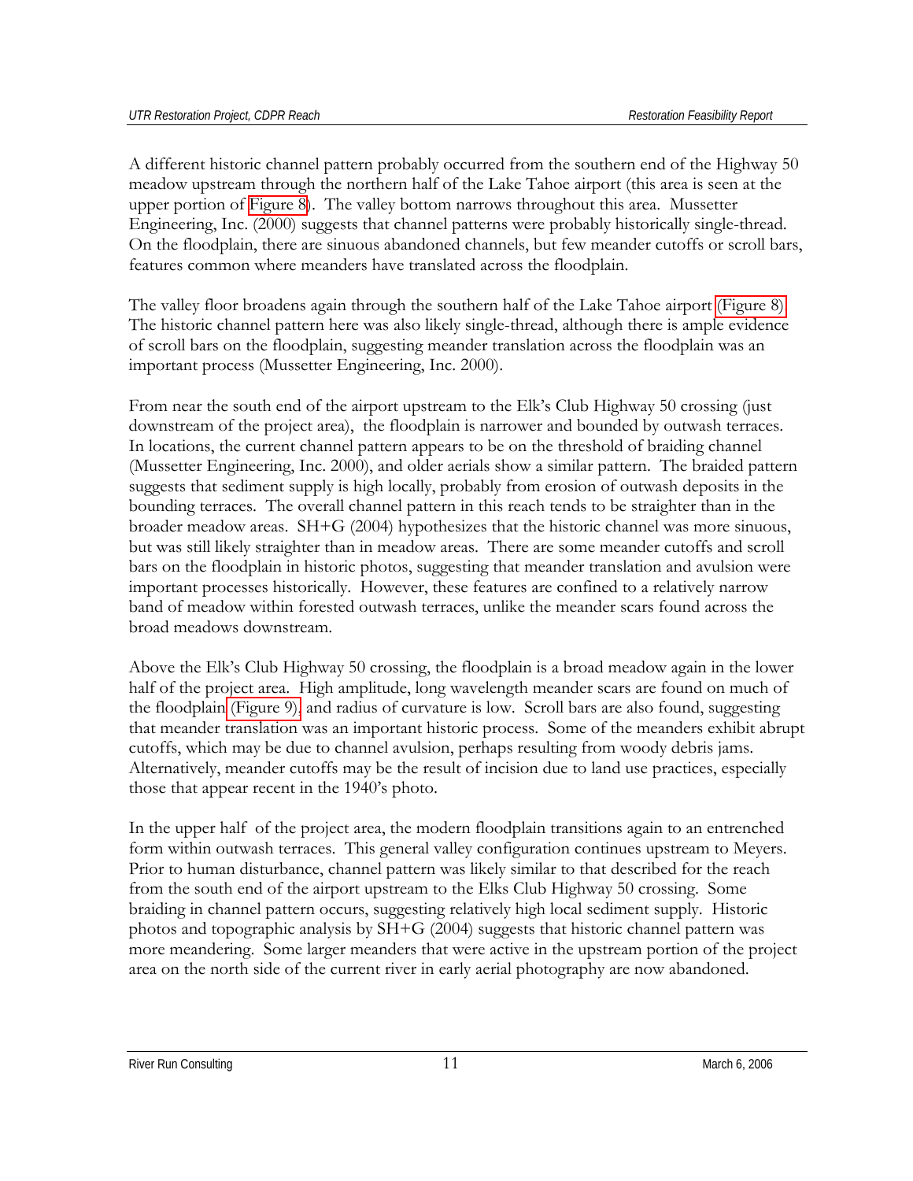A different historic channel pattern probably occurred from the southern end of the Highway 50 meadow upstream through the northern half of the Lake Tahoe airport (this area is seen at the upper portion of Figure 8). The valley bottom narrows throughout this area. Mussetter Engineering, Inc. (2000) suggests that channel patterns were probably historically single-thread. On the floodplain, there are sinuous abandoned channels, but few meander cutoffs or scroll bars, features common where meanders have translated across the floodplain.

The valley floor broadens again through the southern half of the Lake Tahoe airport (Figure 8). The historic channel pattern here was also likely single-thread, although there is ample evidence of scroll bars on the floodplain, suggesting meander translation across the floodplain was an important process (Mussetter Engineering, Inc. 2000).

From near the south end of the airport upstream to the Elk's Club Highway 50 crossing (just downstream of the project area), the floodplain is narrower and bounded by outwash terraces. In locations, the current channel pattern appears to be on the threshold of braiding channel (Mussetter Engineering, Inc. 2000), and older aerials show a similar pattern. The braided pattern suggests that sediment supply is high locally, probably from erosion of outwash deposits in the bounding terraces. The overall channel pattern in this reach tends to be straighter than in the broader meadow areas. SH+G (2004) hypothesizes that the historic channel was more sinuous, but was still likely straighter than in meadow areas. There are some meander cutoffs and scroll bars on the floodplain in historic photos, suggesting that meander translation and avulsion were important processes historically. However, these features are confined to a relatively narrow band of meadow within forested outwash terraces, unlike the meander scars found across the broad meadows downstream.

Above the Elk's Club Highway 50 crossing, the floodplain is a broad meadow again in the lower half of the project area. High amplitude, long wavelength meander scars are found on much of the floodplain (Figure 9), and radius of curvature is low. Scroll bars are also found, suggesting that meander translation was an important historic process. Some of the meanders exhibit abrupt cutoffs, which may be due to channel avulsion, perhaps resulting from woody debris jams. Alternatively, meander cutoffs may be the result of incision due to land use practices, especially those that appear recent in the 1940's photo.

In the upper half of the project area, the modern floodplain transitions again to an entrenched form within outwash terraces. This general valley configuration continues upstream to Meyers. Prior to human disturbance, channel pattern was likely similar to that described for the reach from the south end of the airport upstream to the Elks Club Highway 50 crossing. Some braiding in channel pattern occurs, suggesting relatively high local sediment supply. Historic photos and topographic analysis by SH+G (2004) suggests that historic channel pattern was more meandering. Some larger meanders that were active in the upstream portion of the project area on the north side of the current river in early aerial photography are now abandoned.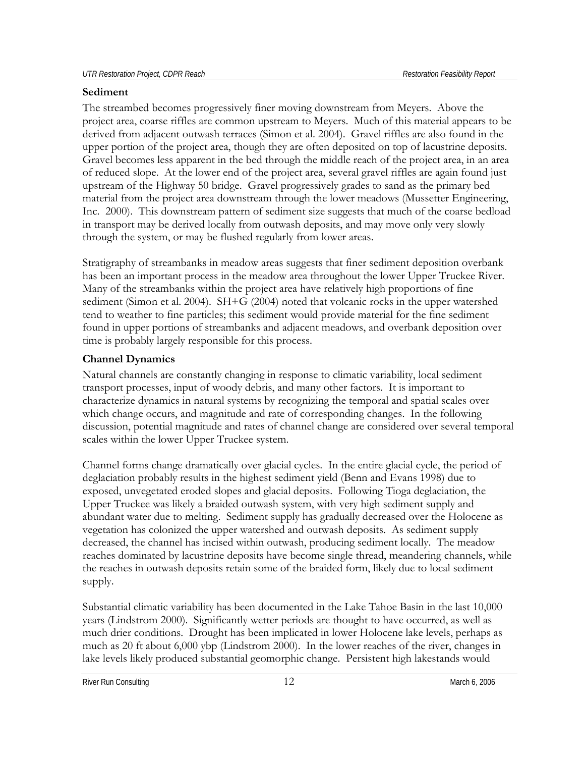## Sediment

The streambed becomes progressively finer moving downstream from Meyers. Above the project area, coarse riffles are common upstream to Meyers. Much of this material appears to be derived from adjacent outwash terraces (Simon et al. 2004). Gravel riffles are also found in the upper portion of the project area, though they are often deposited on top of lacustrine deposits. Gravel becomes less apparent in the bed through the middle reach of the project area, in an area of reduced slope. At the lower end of the project area, several gravel riffles are again found just upstream of the Highway 50 bridge. Gravel progressively grades to sand as the primary bed material from the project area downstream through the lower meadows (Mussetter Engineering, Inc. 2000). This downstream pattern of sediment size suggests that much of the coarse bedload in transport may be derived locally from outwash deposits, and may move only very slowly through the system, or may be flushed regularly from lower areas.

Stratigraphy of streambanks in meadow areas suggests that finer sediment deposition overbank has been an important process in the meadow area throughout the lower Upper Truckee River. Many of the streambanks within the project area have relatively high proportions of fine sediment (Simon et al. 2004). SH+G (2004) noted that volcanic rocks in the upper watershed tend to weather to fine particles; this sediment would provide material for the fine sediment found in upper portions of streambanks and adjacent meadows, and overbank deposition over time is probably largely responsible for this process.

## Channel Dynamics

Natural channels are constantly changing in response to climatic variability, local sediment transport processes, input of woody debris, and many other factors. It is important to characterize dynamics in natural systems by recognizing the temporal and spatial scales over which change occurs, and magnitude and rate of corresponding changes. In the following discussion, potential magnitude and rates of channel change are considered over several temporal scales within the lower Upper Truckee system.

Channel forms change dramatically over glacial cycles. In the entire glacial cycle, the period of deglaciation probably results in the highest sediment yield (Benn and Evans 1998) due to exposed, unvegetated eroded slopes and glacial deposits. Following Tioga deglaciation, the Upper Truckee was likely a braided outwash system, with very high sediment supply and abundant water due to melting. Sediment supply has gradually decreased over the Holocene as vegetation has colonized the upper watershed and outwash deposits. As sediment supply decreased, the channel has incised within outwash, producing sediment locally. The meadow reaches dominated by lacustrine deposits have become single thread, meandering channels, while the reaches in outwash deposits retain some of the braided form, likely due to local sediment supply.

Substantial climatic variability has been documented in the Lake Tahoe Basin in the last 10,000 years (Lindstrom 2000). Significantly wetter periods are thought to have occurred, as well as much drier conditions. Drought has been implicated in lower Holocene lake levels, perhaps as much as 20 ft about 6,000 ybp (Lindstrom 2000). In the lower reaches of the river, changes in lake levels likely produced substantial geomorphic change. Persistent high lakestands would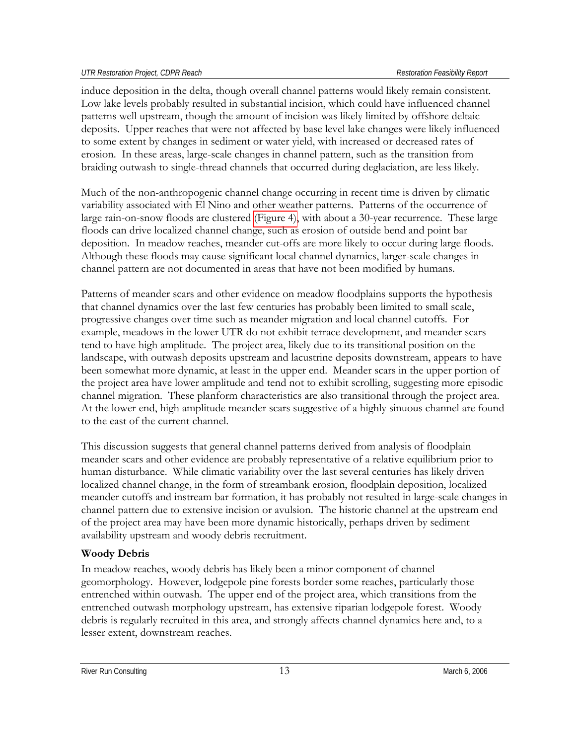induce deposition in the delta, though overall channel patterns would likely remain consistent. Low lake levels probably resulted in substantial incision, which could have influenced channel patterns well upstream, though the amount of incision was likely limited by offshore deltaic deposits. Upper reaches that were not affected by base level lake changes were likely influenced to some extent by changes in sediment or water yield, with increased or decreased rates of erosion. In these areas, large-scale changes in channel pattern, such as the transition from braiding outwash to single-thread channels that occurred during deglaciation, are less likely.

Much of the non-anthropogenic channel change occurring in recent time is driven by climatic variability associated with El Nino and other weather patterns. Patterns of the occurrence of large rain-on-snow floods are clustered (Figure 4), with about a 30-year recurrence. These large floods can drive localized channel change, such as erosion of outside bend and point bar deposition. In meadow reaches, meander cut-offs are more likely to occur during large floods. Although these floods may cause significant local channel dynamics, larger-scale changes in channel pattern are not documented in areas that have not been modified by humans.

Patterns of meander scars and other evidence on meadow floodplains supports the hypothesis that channel dynamics over the last few centuries has probably been limited to small scale, progressive changes over time such as meander migration and local channel cutoffs. For example, meadows in the lower UTR do not exhibit terrace development, and meander scars tend to have high amplitude. The project area, likely due to its transitional position on the landscape, with outwash deposits upstream and lacustrine deposits downstream, appears to have been somewhat more dynamic, at least in the upper end. Meander scars in the upper portion of the project area have lower amplitude and tend not to exhibit scrolling, suggesting more episodic channel migration. These planform characteristics are also transitional through the project area. At the lower end, high amplitude meander scars suggestive of a highly sinuous channel are found to the east of the current channel.

This discussion suggests that general channel patterns derived from analysis of floodplain meander scars and other evidence are probably representative of a relative equilibrium prior to human disturbance. While climatic variability over the last several centuries has likely driven localized channel change, in the form of streambank erosion, floodplain deposition, localized meander cutoffs and instream bar formation, it has probably not resulted in large-scale changes in channel pattern due to extensive incision or avulsion. The historic channel at the upstream end of the project area may have been more dynamic historically, perhaps driven by sediment availability upstream and woody debris recruitment.

### Woody Debris

In meadow reaches, woody debris has likely been a minor component of channel geomorphology. However, lodgepole pine forests border some reaches, particularly those entrenched within outwash. The upper end of the project area, which transitions from the entrenched outwash morphology upstream, has extensive riparian lodgepole forest. Woody debris is regularly recruited in this area, and strongly affects channel dynamics here and, to a lesser extent, downstream reaches.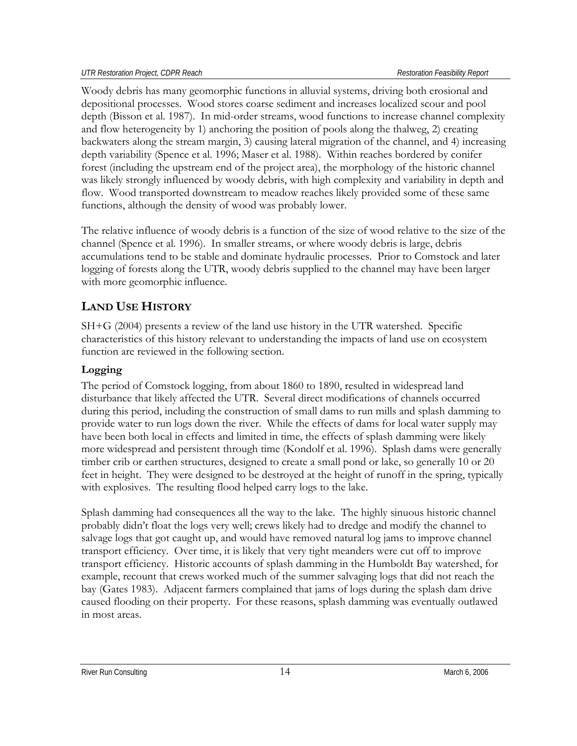Woody debris has many geomorphic functions in alluvial systems, driving both erosional and depositional processes. Wood stores coarse sediment and increases localized scour and pool depth (Bisson et al. 1987). In mid-order streams, wood functions to increase channel complexity and flow heterogeneity by 1) anchoring the position of pools along the thalweg, 2) creating backwaters along the stream margin, 3) causing lateral migration of the channel, and 4) increasing depth variability (Spence et al. 1996; Maser et al. 1988). Within reaches bordered by conifer forest (including the upstream end of the project area), the morphology of the historic channel was likely strongly influenced by woody debris, with high complexity and variability in depth and flow. Wood transported downstream to meadow reaches likely provided some of these same functions, although the density of wood was probably lower.

The relative influence of woody debris is a function of the size of wood relative to the size of the channel (Spence et al. 1996). In smaller streams, or where woody debris is large, debris accumulations tend to be stable and dominate hydraulic processes. Prior to Comstock and later logging of forests along the UTR, woody debris supplied to the channel may have been larger with more geomorphic influence.

## LAND USE HISTORY

SH+G (2004) presents a review of the land use history in the UTR watershed. Specific characteristics of this history relevant to understanding the impacts of land use on ecosystem function are reviewed in the following section.

### Logging

The period of Comstock logging, from about 1860 to 1890, resulted in widespread land disturbance that likely affected the UTR. Several direct modifications of channels occurred during this period, including the construction of small dams to run mills and splash damming to provide water to run logs down the river. While the effects of dams for local water supply may have been both local in effects and limited in time, the effects of splash damming were likely more widespread and persistent through time (Kondolf et al. 1996). Splash dams were generally timber crib or earthen structures, designed to create a small pond or lake, so generally 10 or 20 feet in height. They were designed to be destroyed at the height of runoff in the spring, typically with explosives. The resulting flood helped carry logs to the lake.

Splash damming had consequences all the way to the lake. The highly sinuous historic channel probably didn't float the logs very well; crews likely had to dredge and modify the channel to salvage logs that got caught up, and would have removed natural log jams to improve channel transport efficiency. Over time, it is likely that very tight meanders were cut off to improve transport efficiency. Historic accounts of splash damming in the Humboldt Bay watershed, for example, recount that crews worked much of the summer salvaging logs that did not reach the bay (Gates 1983). Adjacent farmers complained that jams of logs during the splash dam drive caused flooding on their property. For these reasons, splash damming was eventually outlawed in most areas.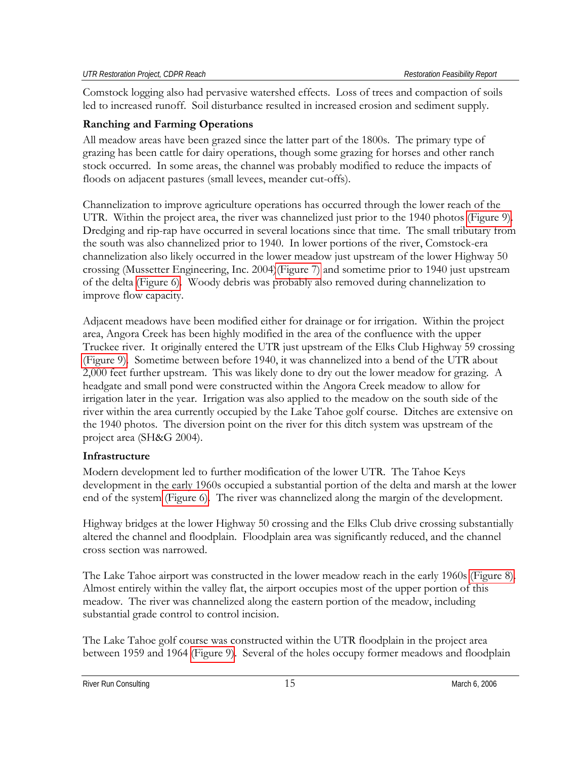Comstock logging also had pervasive watershed effects. Loss of trees and compaction of soils led to increased runoff. Soil disturbance resulted in increased erosion and sediment supply.

### Ranching and Farming Operations

All meadow areas have been grazed since the latter part of the 1800s. The primary type of grazing has been cattle for dairy operations, though some grazing for horses and other ranch stock occurred. In some areas, the channel was probably modified to reduce the impacts of floods on adjacent pastures (small levees, meander cut-offs).

Channelization to improve agriculture operations has occurred through the lower reach of the UTR. Within the project area, the river was channelized just prior to the 1940 photos (Figure 9). Dredging and rip-rap have occurred in several locations since that time. The small tributary from the south was also channelized prior to 1940. In lower portions of the river, Comstock-era channelization also likely occurred in the lower meadow just upstream of the lower Highway 50 crossing (Mussetter Engineering, Inc. 2004) (Figure 7) and sometime prior to 1940 just upstream of the delta (Figure 6). Woody debris was probably also removed during channelization to improve flow capacity.

Adjacent meadows have been modified either for drainage or for irrigation. Within the project area, Angora Creek has been highly modified in the area of the confluence with the upper Truckee river. It originally entered the UTR just upstream of the Elks Club Highway 59 crossing (Figure 9). Sometime between before 1940, it was channelized into a bend of the UTR about 2,000 feet further upstream. This was likely done to dry out the lower meadow for grazing. A headgate and small pond were constructed within the Angora Creek meadow to allow for irrigation later in the year. Irrigation was also applied to the meadow on the south side of the river within the area currently occupied by the Lake Tahoe golf course. Ditches are extensive on the 1940 photos. The diversion point on the river for this ditch system was upstream of the project area (SH&G 2004).

### Infrastructure

Modern development led to further modification of the lower UTR. The Tahoe Keys development in the early 1960s occupied a substantial portion of the delta and marsh at the lower end of the system (Figure 6). The river was channelized along the margin of the development.

Highway bridges at the lower Highway 50 crossing and the Elks Club drive crossing substantially altered the channel and floodplain. Floodplain area was significantly reduced, and the channel cross section was narrowed.

The Lake Tahoe airport was constructed in the lower meadow reach in the early 1960s (Figure 8). Almost entirely within the valley flat, the airport occupies most of the upper portion of this meadow. The river was channelized along the eastern portion of the meadow, including substantial grade control to control incision.

The Lake Tahoe golf course was constructed within the UTR floodplain in the project area between 1959 and 1964 (Figure 9). Several of the holes occupy former meadows and floodplain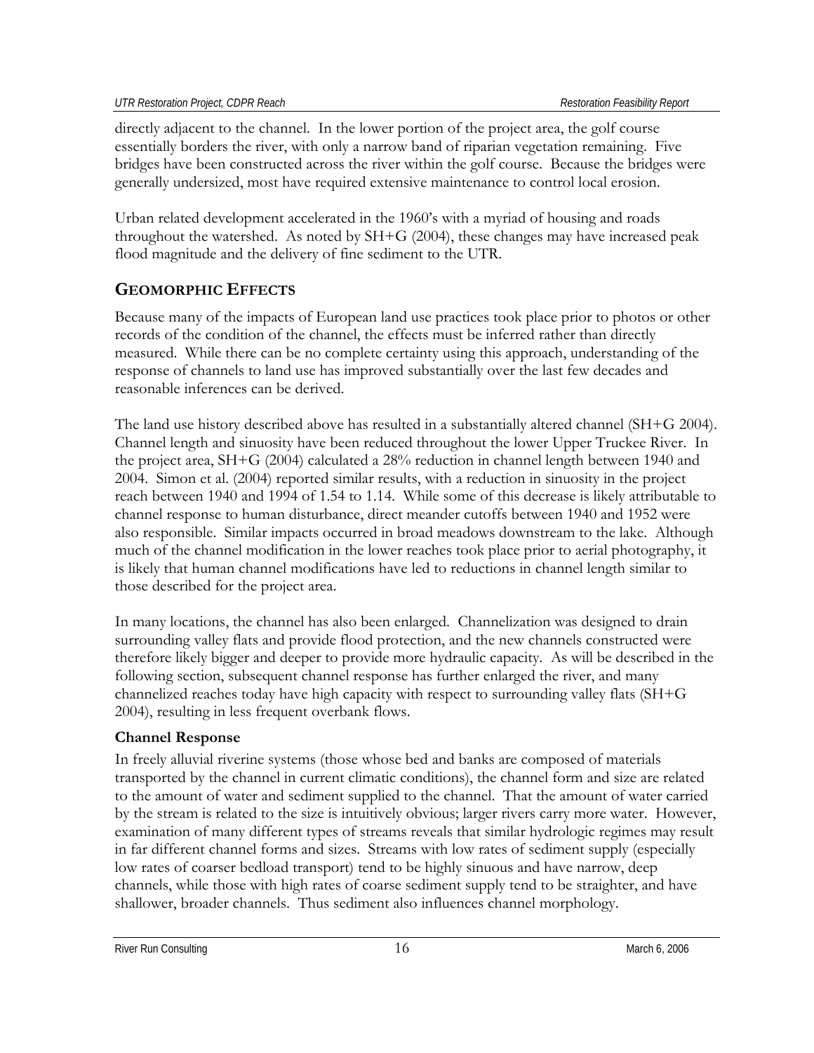directly adjacent to the channel. In the lower portion of the project area, the golf course essentially borders the river, with only a narrow band of riparian vegetation remaining. Five bridges have been constructed across the river within the golf course. Because the bridges were generally undersized, most have required extensive maintenance to control local erosion.

Urban related development accelerated in the 1960's with a myriad of housing and roads throughout the watershed. As noted by SH+G (2004), these changes may have increased peak flood magnitude and the delivery of fine sediment to the UTR.

## GEOMORPHIC EFFECTS

Because many of the impacts of European land use practices took place prior to photos or other records of the condition of the channel, the effects must be inferred rather than directly measured. While there can be no complete certainty using this approach, understanding of the response of channels to land use has improved substantially over the last few decades and reasonable inferences can be derived.

The land use history described above has resulted in a substantially altered channel (SH+G 2004). Channel length and sinuosity have been reduced throughout the lower Upper Truckee River. In the project area, SH+G (2004) calculated a 28% reduction in channel length between 1940 and 2004. Simon et al. (2004) reported similar results, with a reduction in sinuosity in the project reach between 1940 and 1994 of 1.54 to 1.14. While some of this decrease is likely attributable to channel response to human disturbance, direct meander cutoffs between 1940 and 1952 were also responsible. Similar impacts occurred in broad meadows downstream to the lake. Although much of the channel modification in the lower reaches took place prior to aerial photography, it is likely that human channel modifications have led to reductions in channel length similar to those described for the project area.

In many locations, the channel has also been enlarged. Channelization was designed to drain surrounding valley flats and provide flood protection, and the new channels constructed were therefore likely bigger and deeper to provide more hydraulic capacity. As will be described in the following section, subsequent channel response has further enlarged the river, and many channelized reaches today have high capacity with respect to surrounding valley flats (SH+G 2004), resulting in less frequent overbank flows.

### Channel Response

In freely alluvial riverine systems (those whose bed and banks are composed of materials transported by the channel in current climatic conditions), the channel form and size are related to the amount of water and sediment supplied to the channel. That the amount of water carried by the stream is related to the size is intuitively obvious; larger rivers carry more water. However, examination of many different types of streams reveals that similar hydrologic regimes may result in far different channel forms and sizes. Streams with low rates of sediment supply (especially low rates of coarser bedload transport) tend to be highly sinuous and have narrow, deep channels, while those with high rates of coarse sediment supply tend to be straighter, and have shallower, broader channels. Thus sediment also influences channel morphology.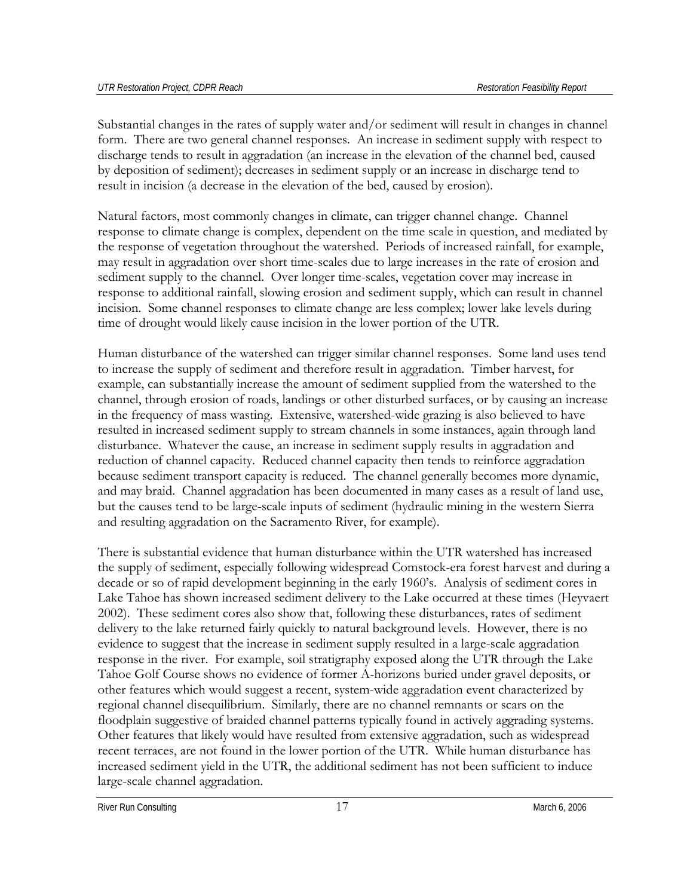Substantial changes in the rates of supply water and/or sediment will result in changes in channel form. There are two general channel responses. An increase in sediment supply with respect to discharge tends to result in aggradation (an increase in the elevation of the channel bed, caused by deposition of sediment); decreases in sediment supply or an increase in discharge tend to result in incision (a decrease in the elevation of the bed, caused by erosion).

Natural factors, most commonly changes in climate, can trigger channel change. Channel response to climate change is complex, dependent on the time scale in question, and mediated by the response of vegetation throughout the watershed. Periods of increased rainfall, for example, may result in aggradation over short time-scales due to large increases in the rate of erosion and sediment supply to the channel. Over longer time-scales, vegetation cover may increase in response to additional rainfall, slowing erosion and sediment supply, which can result in channel incision. Some channel responses to climate change are less complex; lower lake levels during time of drought would likely cause incision in the lower portion of the UTR.

Human disturbance of the watershed can trigger similar channel responses. Some land uses tend to increase the supply of sediment and therefore result in aggradation. Timber harvest, for example, can substantially increase the amount of sediment supplied from the watershed to the channel, through erosion of roads, landings or other disturbed surfaces, or by causing an increase in the frequency of mass wasting. Extensive, watershed-wide grazing is also believed to have resulted in increased sediment supply to stream channels in some instances, again through land disturbance. Whatever the cause, an increase in sediment supply results in aggradation and reduction of channel capacity. Reduced channel capacity then tends to reinforce aggradation because sediment transport capacity is reduced. The channel generally becomes more dynamic, and may braid. Channel aggradation has been documented in many cases as a result of land use, but the causes tend to be large-scale inputs of sediment (hydraulic mining in the western Sierra and resulting aggradation on the Sacramento River, for example).

There is substantial evidence that human disturbance within the UTR watershed has increased the supply of sediment, especially following widespread Comstock-era forest harvest and during a decade or so of rapid development beginning in the early 1960's. Analysis of sediment cores in Lake Tahoe has shown increased sediment delivery to the Lake occurred at these times (Heyvaert 2002). These sediment cores also show that, following these disturbances, rates of sediment delivery to the lake returned fairly quickly to natural background levels. However, there is no evidence to suggest that the increase in sediment supply resulted in a large-scale aggradation response in the river. For example, soil stratigraphy exposed along the UTR through the Lake Tahoe Golf Course shows no evidence of former A-horizons buried under gravel deposits, or other features which would suggest a recent, system-wide aggradation event characterized by regional channel disequilibrium. Similarly, there are no channel remnants or scars on the floodplain suggestive of braided channel patterns typically found in actively aggrading systems. Other features that likely would have resulted from extensive aggradation, such as widespread recent terraces, are not found in the lower portion of the UTR. While human disturbance has increased sediment yield in the UTR, the additional sediment has not been sufficient to induce large-scale channel aggradation.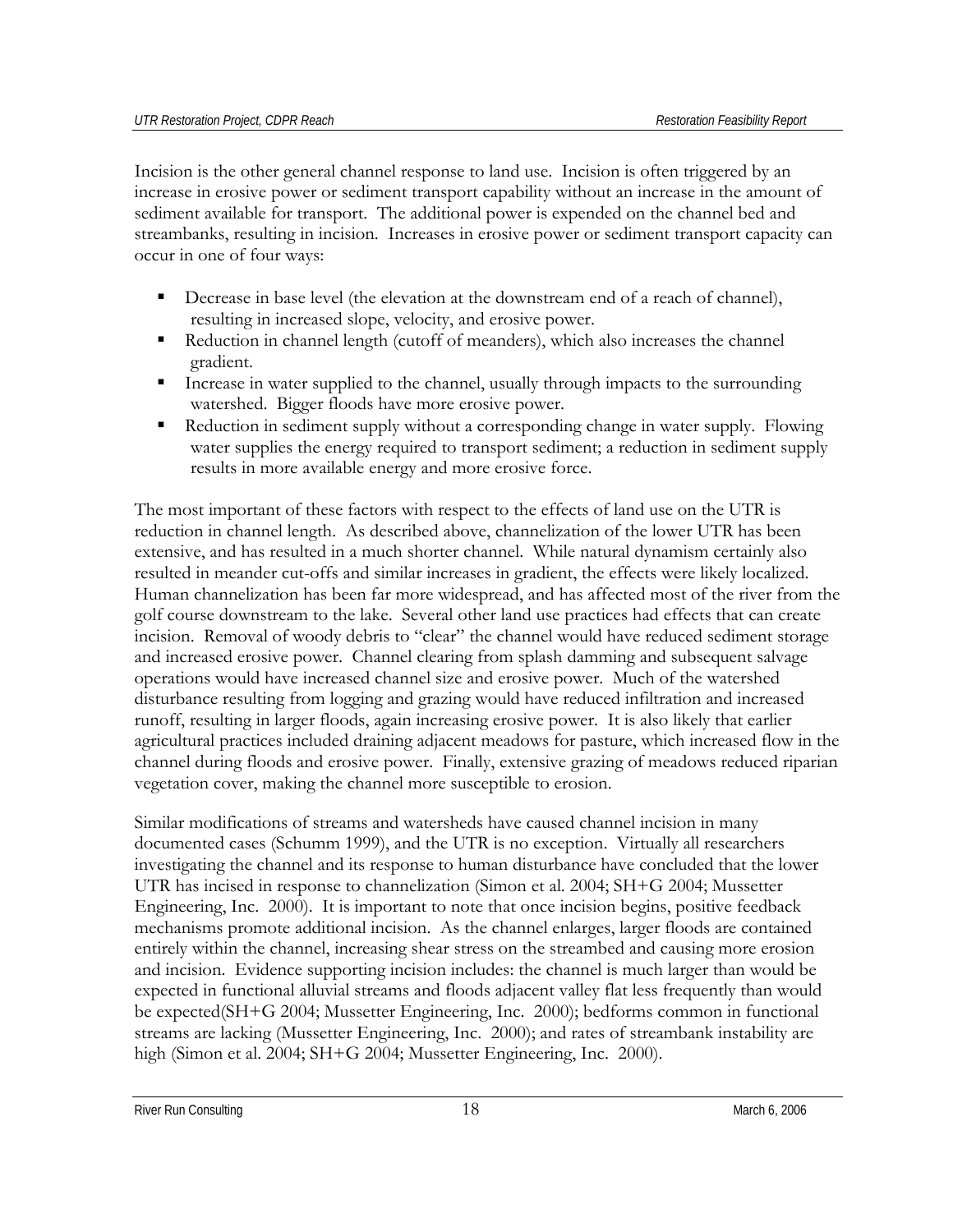Incision is the other general channel response to land use. Incision is often triggered by an increase in erosive power or sediment transport capability without an increase in the amount of sediment available for transport. The additional power is expended on the channel bed and streambanks, resulting in incision. Increases in erosive power or sediment transport capacity can occur in one of four ways:

- Decrease in base level (the elevation at the downstream end of a reach of channel), resulting in increased slope, velocity, and erosive power.
- Reduction in channel length (cutoff of meanders), which also increases the channel gradient.
- Increase in water supplied to the channel, usually through impacts to the surrounding watershed. Bigger floods have more erosive power.
- Reduction in sediment supply without a corresponding change in water supply. Flowing water supplies the energy required to transport sediment; a reduction in sediment supply results in more available energy and more erosive force.

The most important of these factors with respect to the effects of land use on the UTR is reduction in channel length. As described above, channelization of the lower UTR has been extensive, and has resulted in a much shorter channel. While natural dynamism certainly also resulted in meander cut-offs and similar increases in gradient, the effects were likely localized. Human channelization has been far more widespread, and has affected most of the river from the golf course downstream to the lake. Several other land use practices had effects that can create incision. Removal of woody debris to "clear" the channel would have reduced sediment storage and increased erosive power. Channel clearing from splash damming and subsequent salvage operations would have increased channel size and erosive power. Much of the watershed disturbance resulting from logging and grazing would have reduced infiltration and increased runoff, resulting in larger floods, again increasing erosive power. It is also likely that earlier agricultural practices included draining adjacent meadows for pasture, which increased flow in the channel during floods and erosive power. Finally, extensive grazing of meadows reduced riparian vegetation cover, making the channel more susceptible to erosion.

Similar modifications of streams and watersheds have caused channel incision in many documented cases (Schumm 1999), and the UTR is no exception. Virtually all researchers investigating the channel and its response to human disturbance have concluded that the lower UTR has incised in response to channelization (Simon et al. 2004; SH+G 2004; Mussetter Engineering, Inc. 2000). It is important to note that once incision begins, positive feedback mechanisms promote additional incision. As the channel enlarges, larger floods are contained entirely within the channel, increasing shear stress on the streambed and causing more erosion and incision. Evidence supporting incision includes: the channel is much larger than would be expected in functional alluvial streams and floods adjacent valley flat less frequently than would be expected(SH+G 2004; Mussetter Engineering, Inc. 2000); bedforms common in functional streams are lacking (Mussetter Engineering, Inc. 2000); and rates of streambank instability are high (Simon et al. 2004; SH+G 2004; Mussetter Engineering, Inc. 2000).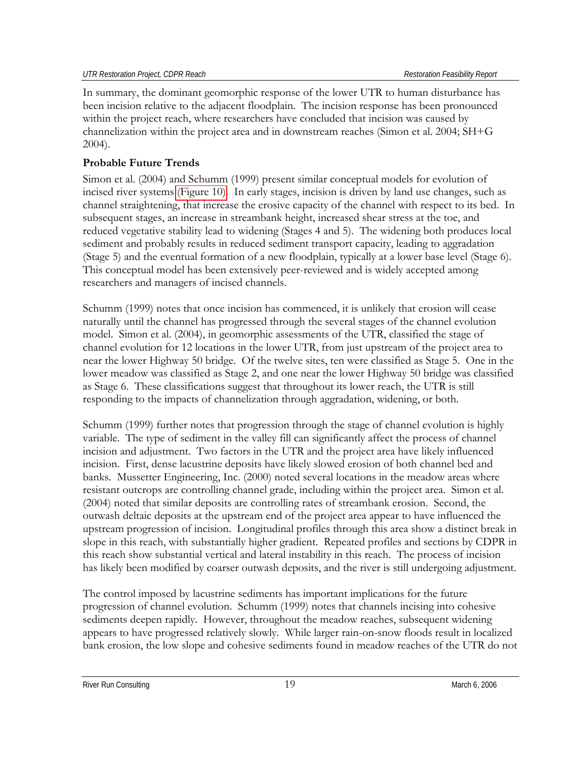In summary, the dominant geomorphic response of the lower UTR to human disturbance has been incision relative to the adjacent floodplain. The incision response has been pronounced within the project reach, where researchers have concluded that incision was caused by channelization within the project area and in downstream reaches (Simon et al. 2004; SH+G 2004).

### Probable Future Trends

Simon et al. (2004) and Schumm (1999) present similar conceptual models for evolution of incised river systems (Figure 10). In early stages, incision is driven by land use changes, such as channel straightening, that increase the erosive capacity of the channel with respect to its bed. In subsequent stages, an increase in streambank height, increased shear stress at the toe, and reduced vegetative stability lead to widening (Stages 4 and 5). The widening both produces local sediment and probably results in reduced sediment transport capacity, leading to aggradation (Stage 5) and the eventual formation of a new floodplain, typically at a lower base level (Stage 6). This conceptual model has been extensively peer-reviewed and is widely accepted among researchers and managers of incised channels.

Schumm (1999) notes that once incision has commenced, it is unlikely that erosion will cease naturally until the channel has progressed through the several stages of the channel evolution model. Simon et al. (2004), in geomorphic assessments of the UTR, classified the stage of channel evolution for 12 locations in the lower UTR, from just upstream of the project area to near the lower Highway 50 bridge. Of the twelve sites, ten were classified as Stage 5. One in the lower meadow was classified as Stage 2, and one near the lower Highway 50 bridge was classified as Stage 6. These classifications suggest that throughout its lower reach, the UTR is still responding to the impacts of channelization through aggradation, widening, or both.

Schumm (1999) further notes that progression through the stage of channel evolution is highly variable. The type of sediment in the valley fill can significantly affect the process of channel incision and adjustment. Two factors in the UTR and the project area have likely influenced incision. First, dense lacustrine deposits have likely slowed erosion of both channel bed and banks. Mussetter Engineering, Inc. (2000) noted several locations in the meadow areas where resistant outcrops are controlling channel grade, including within the project area. Simon et al. (2004) noted that similar deposits are controlling rates of streambank erosion. Second, the outwash deltaic deposits at the upstream end of the project area appear to have influenced the upstream progression of incision. Longitudinal profiles through this area show a distinct break in slope in this reach, with substantially higher gradient. Repeated profiles and sections by CDPR in this reach show substantial vertical and lateral instability in this reach. The process of incision has likely been modified by coarser outwash deposits, and the river is still undergoing adjustment.

The control imposed by lacustrine sediments has important implications for the future progression of channel evolution. Schumm (1999) notes that channels incising into cohesive sediments deepen rapidly. However, throughout the meadow reaches, subsequent widening appears to have progressed relatively slowly. While larger rain-on-snow floods result in localized bank erosion, the low slope and cohesive sediments found in meadow reaches of the UTR do not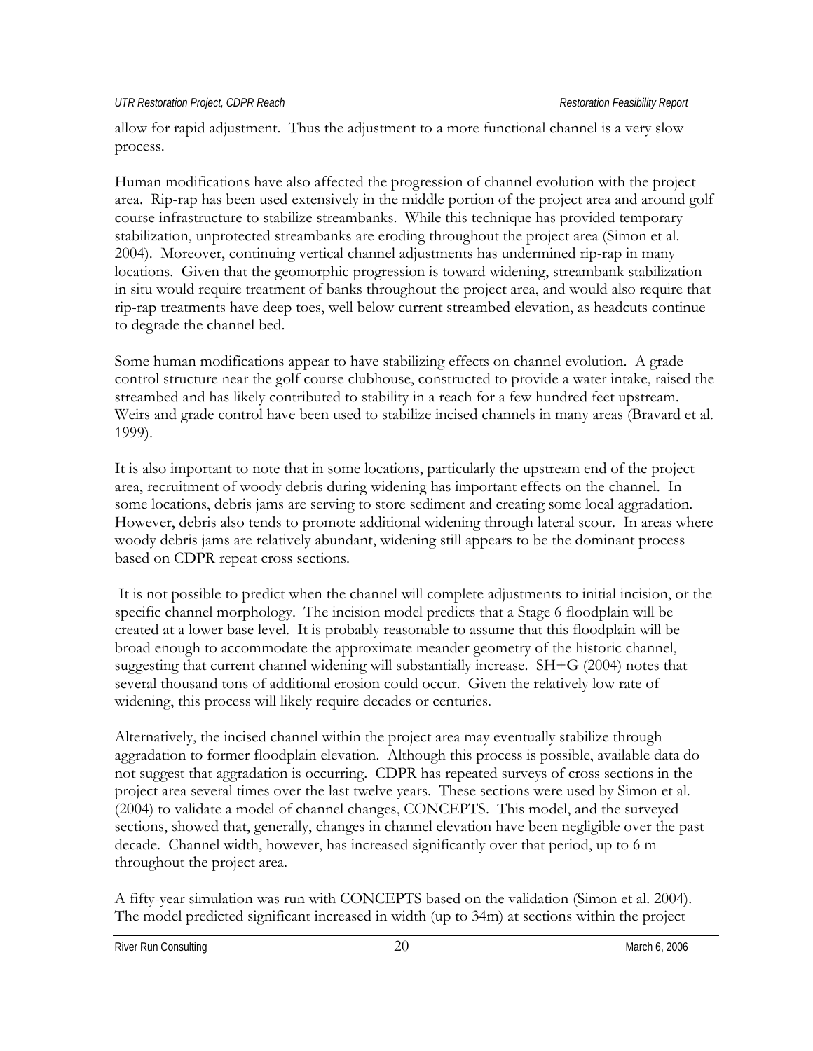allow for rapid adjustment. Thus the adjustment to a more functional channel is a very slow process.

Human modifications have also affected the progression of channel evolution with the project area. Rip-rap has been used extensively in the middle portion of the project area and around golf course infrastructure to stabilize streambanks. While this technique has provided temporary stabilization, unprotected streambanks are eroding throughout the project area (Simon et al. 2004). Moreover, continuing vertical channel adjustments has undermined rip-rap in many locations. Given that the geomorphic progression is toward widening, streambank stabilization in situ would require treatment of banks throughout the project area, and would also require that rip-rap treatments have deep toes, well below current streambed elevation, as headcuts continue to degrade the channel bed.

Some human modifications appear to have stabilizing effects on channel evolution. A grade control structure near the golf course clubhouse, constructed to provide a water intake, raised the streambed and has likely contributed to stability in a reach for a few hundred feet upstream. Weirs and grade control have been used to stabilize incised channels in many areas (Bravard et al. 1999).

It is also important to note that in some locations, particularly the upstream end of the project area, recruitment of woody debris during widening has important effects on the channel. In some locations, debris jams are serving to store sediment and creating some local aggradation. However, debris also tends to promote additional widening through lateral scour. In areas where woody debris jams are relatively abundant, widening still appears to be the dominant process based on CDPR repeat cross sections.

It is not possible to predict when the channel will complete adjustments to initial incision, or the specific channel morphology. The incision model predicts that a Stage 6 floodplain will be created at a lower base level. It is probably reasonable to assume that this floodplain will be broad enough to accommodate the approximate meander geometry of the historic channel, suggesting that current channel widening will substantially increase. SH+G (2004) notes that several thousand tons of additional erosion could occur. Given the relatively low rate of widening, this process will likely require decades or centuries.

Alternatively, the incised channel within the project area may eventually stabilize through aggradation to former floodplain elevation. Although this process is possible, available data do not suggest that aggradation is occurring. CDPR has repeated surveys of cross sections in the project area several times over the last twelve years. These sections were used by Simon et al. (2004) to validate a model of channel changes, CONCEPTS. This model, and the surveyed sections, showed that, generally, changes in channel elevation have been negligible over the past decade. Channel width, however, has increased significantly over that period, up to 6 m throughout the project area.

A fifty-year simulation was run with CONCEPTS based on the validation (Simon et al. 2004). The model predicted significant increased in width (up to 34m) at sections within the project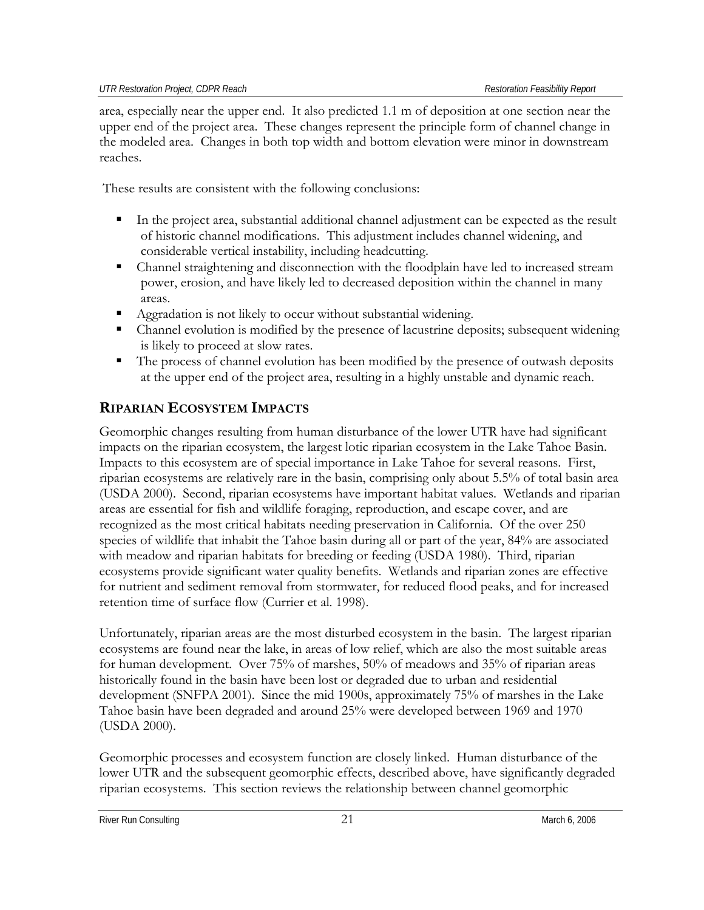area, especially near the upper end. It also predicted 1.1 m of deposition at one section near the upper end of the project area. These changes represent the principle form of channel change in the modeled area. Changes in both top width and bottom elevation were minor in downstream reaches.

These results are consistent with the following conclusions:

- In the project area, substantial additional channel adjustment can be expected as the result of historic channel modifications. This adjustment includes channel widening, and considerable vertical instability, including headcutting.
- Channel straightening and disconnection with the floodplain have led to increased stream power, erosion, and have likely led to decreased deposition within the channel in many areas.
- Aggradation is not likely to occur without substantial widening.
- Channel evolution is modified by the presence of lacustrine deposits; subsequent widening is likely to proceed at slow rates.
- The process of channel evolution has been modified by the presence of outwash deposits at the upper end of the project area, resulting in a highly unstable and dynamic reach.

## RIPARIAN ECOSYSTEM IMPACTS

Geomorphic changes resulting from human disturbance of the lower UTR have had significant impacts on the riparian ecosystem, the largest lotic riparian ecosystem in the Lake Tahoe Basin. Impacts to this ecosystem are of special importance in Lake Tahoe for several reasons. First, riparian ecosystems are relatively rare in the basin, comprising only about 5.5% of total basin area (USDA 2000). Second, riparian ecosystems have important habitat values. Wetlands and riparian areas are essential for fish and wildlife foraging, reproduction, and escape cover, and are recognized as the most critical habitats needing preservation in California. Of the over 250 species of wildlife that inhabit the Tahoe basin during all or part of the year, 84% are associated with meadow and riparian habitats for breeding or feeding (USDA 1980). Third, riparian ecosystems provide significant water quality benefits. Wetlands and riparian zones are effective for nutrient and sediment removal from stormwater, for reduced flood peaks, and for increased retention time of surface flow (Currier et al. 1998).

Unfortunately, riparian areas are the most disturbed ecosystem in the basin. The largest riparian ecosystems are found near the lake, in areas of low relief, which are also the most suitable areas for human development. Over 75% of marshes, 50% of meadows and 35% of riparian areas historically found in the basin have been lost or degraded due to urban and residential development (SNFPA 2001). Since the mid 1900s, approximately 75% of marshes in the Lake Tahoe basin have been degraded and around 25% were developed between 1969 and 1970 (USDA 2000).

Geomorphic processes and ecosystem function are closely linked. Human disturbance of the lower UTR and the subsequent geomorphic effects, described above, have significantly degraded riparian ecosystems. This section reviews the relationship between channel geomorphic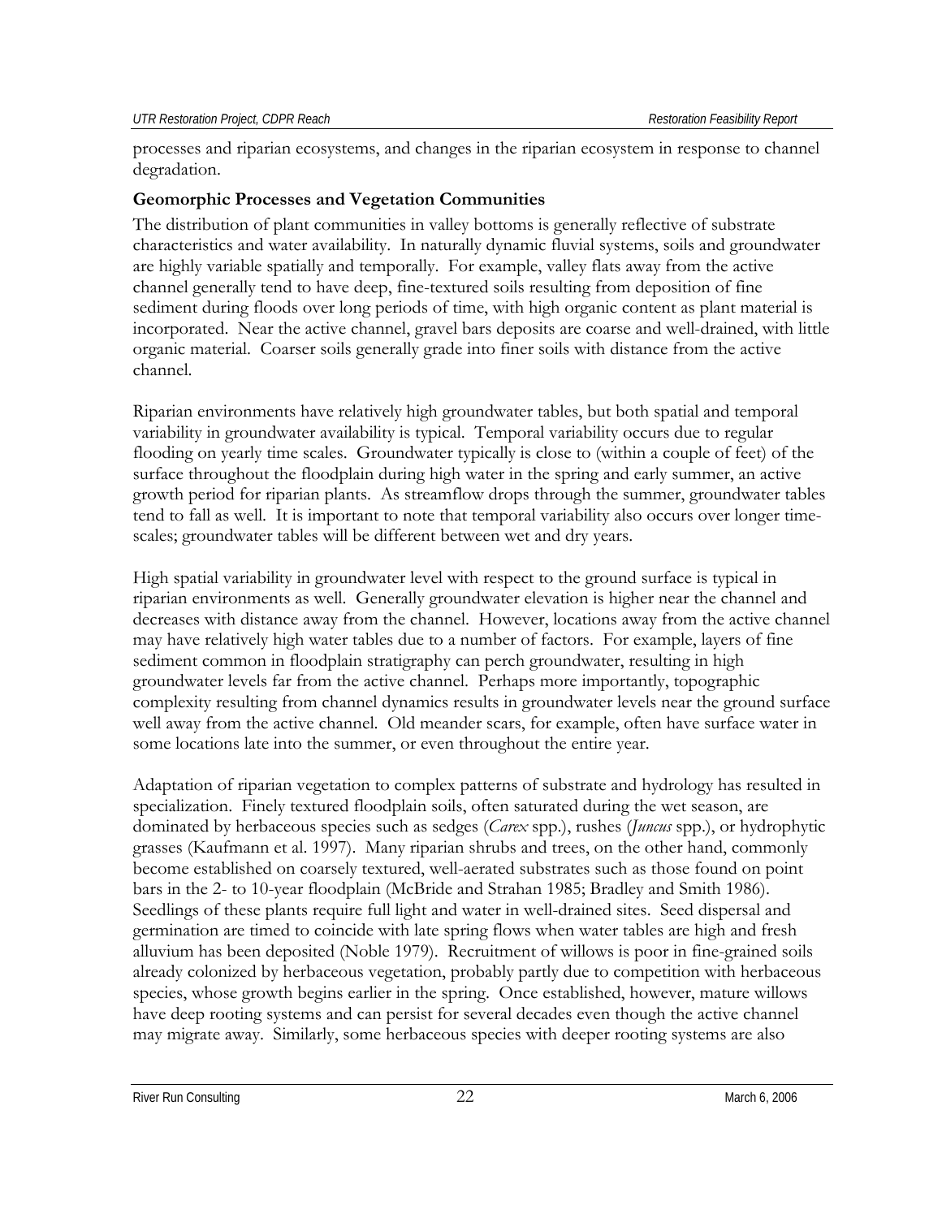processes and riparian ecosystems, and changes in the riparian ecosystem in response to channel degradation.

### Geomorphic Processes and Vegetation Communities

The distribution of plant communities in valley bottoms is generally reflective of substrate characteristics and water availability. In naturally dynamic fluvial systems, soils and groundwater are highly variable spatially and temporally. For example, valley flats away from the active channel generally tend to have deep, fine-textured soils resulting from deposition of fine sediment during floods over long periods of time, with high organic content as plant material is incorporated. Near the active channel, gravel bars deposits are coarse and well-drained, with little organic material. Coarser soils generally grade into finer soils with distance from the active channel.

Riparian environments have relatively high groundwater tables, but both spatial and temporal variability in groundwater availability is typical. Temporal variability occurs due to regular flooding on yearly time scales. Groundwater typically is close to (within a couple of feet) of the surface throughout the floodplain during high water in the spring and early summer, an active growth period for riparian plants. As streamflow drops through the summer, groundwater tables tend to fall as well. It is important to note that temporal variability also occurs over longer time-scales; groundwater tables will be different between wet and dry years.

High spatial variability in groundwater level with respect to the ground surface is typical in riparian environments as well. Generally groundwater elevation is higher near the channel and decreases with distance away from the channel. However, locations away from the active channel may have relatively high water tables due to a number of factors. For example, layers of fine sediment common in floodplain stratigraphy can perch groundwater, resulting in high groundwater levels far from the active channel. Perhaps more importantly, topographic complexity resulting from channel dynamics results in groundwater levels near the ground surface well away from the active channel. Old meander scars, for example, often have surface water in some locations late into the summer, or even throughout the entire year.

Adaptation of riparian vegetation to complex patterns of substrate and hydrology has resulted in specialization. Finely textured floodplain soils, often saturated during the wet season, are dominated by herbaceous species such as sedges (*Carex* spp.), rushes (*Juncus* spp.), or hydrophytic grasses (Kaufmann et al. 1997). Many riparian shrubs and trees, on the other hand, commonly become established on coarsely textured, well-aerated substrates such as those found on point bars in the 2- to 10-year floodplain (McBride and Strahan 1985; Bradley and Smith 1986). Seedlings of these plants require full light and water in well-drained sites. Seed dispersal and germination are timed to coincide with late spring flows when water tables are high and fresh alluvium has been deposited (Noble 1979). Recruitment of willows is poor in fine-grained soils already colonized by herbaceous vegetation, probably partly due to competition with herbaceous species, whose growth begins earlier in the spring. Once established, however, mature willows have deep rooting systems and can persist for several decades even though the active channel may migrate away. Similarly, some herbaceous species with deeper rooting systems are also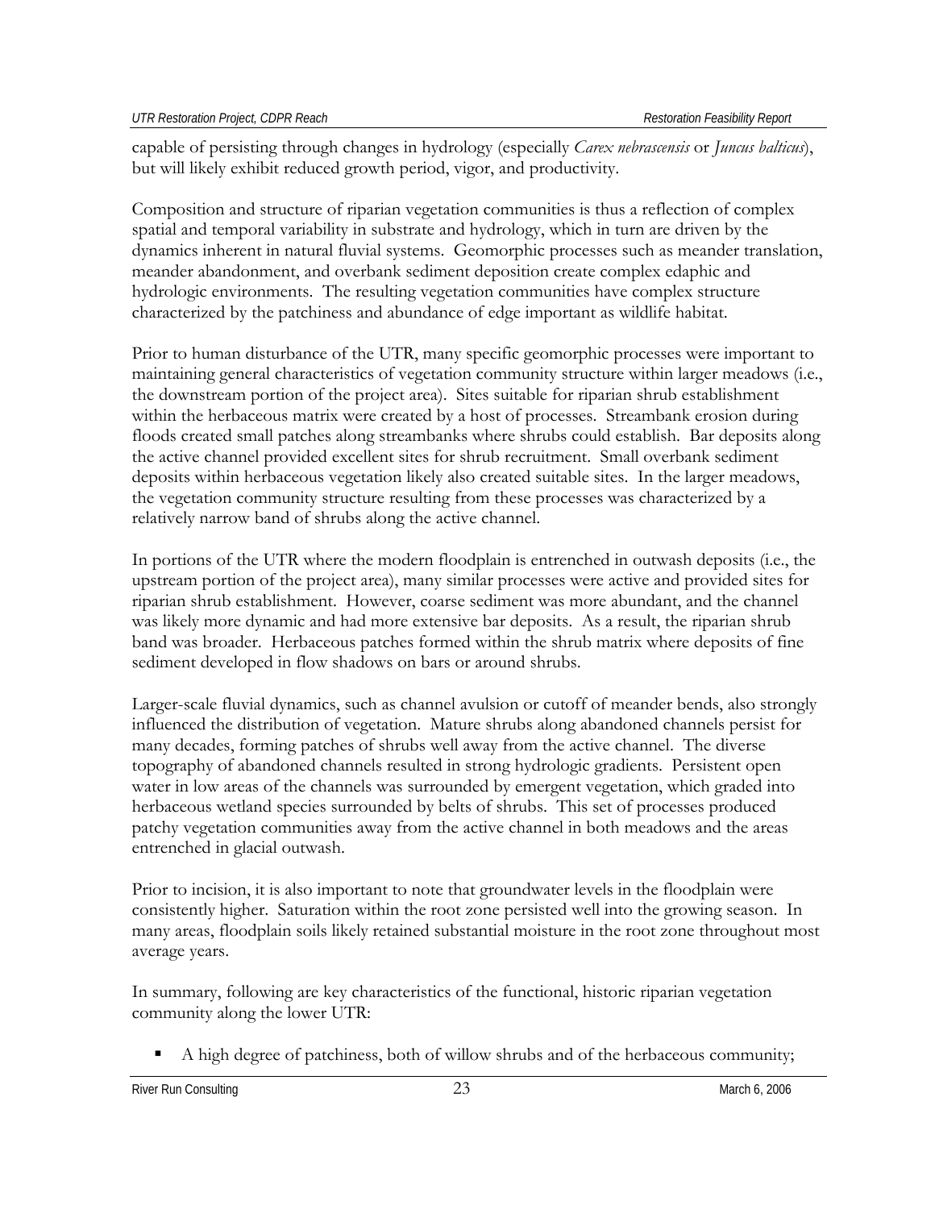capable of persisting through changes in hydrology (especially *Carex nebrascensis* or *Juncus balticus*), but will likely exhibit reduced growth period, vigor, and productivity.

Composition and structure of riparian vegetation communities is thus a reflection of complex spatial and temporal variability in substrate and hydrology, which in turn are driven by the dynamics inherent in natural fluvial systems. Geomorphic processes such as meander translation, meander abandonment, and overbank sediment deposition create complex edaphic and hydrologic environments. The resulting vegetation communities have complex structure characterized by the patchiness and abundance of edge important as wildlife habitat.

Prior to human disturbance of the UTR, many specific geomorphic processes were important to maintaining general characteristics of vegetation community structure within larger meadows (i.e., the downstream portion of the project area). Sites suitable for riparian shrub establishment within the herbaceous matrix were created by a host of processes. Streambank erosion during floods created small patches along streambanks where shrubs could establish. Bar deposits along the active channel provided excellent sites for shrub recruitment. Small overbank sediment deposits within herbaceous vegetation likely also created suitable sites. In the larger meadows, the vegetation community structure resulting from these processes was characterized by a relatively narrow band of shrubs along the active channel.

In portions of the UTR where the modern floodplain is entrenched in outwash deposits (i.e., the upstream portion of the project area), many similar processes were active and provided sites for riparian shrub establishment. However, coarse sediment was more abundant, and the channel was likely more dynamic and had more extensive bar deposits. As a result, the riparian shrub band was broader. Herbaceous patches formed within the shrub matrix where deposits of fine sediment developed in flow shadows on bars or around shrubs.

Larger-scale fluvial dynamics, such as channel avulsion or cutoff of meander bends, also strongly influenced the distribution of vegetation. Mature shrubs along abandoned channels persist for many decades, forming patches of shrubs well away from the active channel. The diverse topography of abandoned channels resulted in strong hydrologic gradients. Persistent open water in low areas of the channels was surrounded by emergent vegetation, which graded into herbaceous wetland species surrounded by belts of shrubs. This set of processes produced patchy vegetation communities away from the active channel in both meadows and the areas entrenched in glacial outwash.

Prior to incision, it is also important to note that groundwater levels in the floodplain were consistently higher. Saturation within the root zone persisted well into the growing season. In many areas, floodplain soils likely retained substantial moisture in the root zone throughout most average years.

In summary, following are key characteristics of the functional, historic riparian vegetation community along the lower UTR:

- A high degree of patchiness, both of willow shrubs and of the herbaceous community;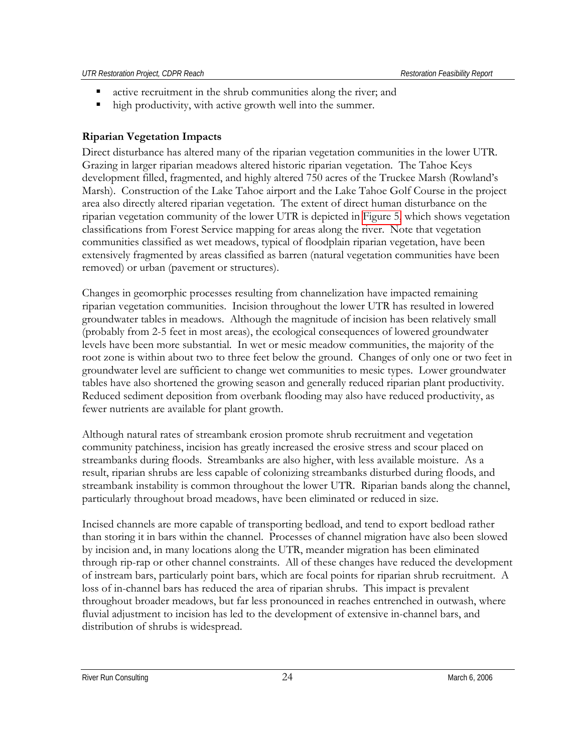- active recruitment in the shrub communities along the river; and
- high productivity, with active growth well into the summer.

**Riparian Vegetation Impacts**

Direct disturbance has altered many of the riparian vegetation communities in the lower UTR. Grazing in larger riparian meadows altered historic riparian vegetation. The Tahoe Keys development filled, fragmented, and highly altered 750 acres of the Truckee Marsh (Rowland's Marsh). Construction of the Lake Tahoe airport and the Lake Tahoe Golf Course in the project area also directly altered riparian vegetation. The extent of direct human disturbance on the riparian vegetation community of the lower UTR is depicted in Figure 5, which shows vegetation classifications from Forest Service mapping for areas along the river. Note that vegetation communities classified as wet meadows, typical of floodplain riparian vegetation, have been extensively fragmented by areas classified as barren (natural vegetation communities have been removed) or urban (pavement or structures).

Changes in geomorphic processes resulting from channelization have impacted remaining riparian vegetation communities. Incision throughout the lower UTR has resulted in lowered groundwater tables in meadows. Although the magnitude of incision has been relatively small (probably from 2-5 feet in most areas), the ecological consequences of lowered groundwater levels have been more substantial. In wet or mesic meadow communities, the majority of the root zone is within about two to three feet below the ground. Changes of only one or two feet in groundwater level are sufficient to change wet communities to mesic types. Lower groundwater tables have also shortened the growing season and generally reduced riparian plant productivity. Reduced sediment deposition from overbank flooding may also have reduced productivity, as fewer nutrients are available for plant growth.

Although natural rates of streambank erosion promote shrub recruitment and vegetation community patchiness, incision has greatly increased the erosive stress and scour placed on streambanks during floods. Streambanks are also higher, with less available moisture. As a result, riparian shrubs are less capable of colonizing streambanks disturbed during floods, and streambank instability is common throughout the lower UTR. Riparian bands along the channel, particularly throughout broad meadows, have been eliminated or reduced in size.

Incised channels are more capable of transporting bedload, and tend to export bedload rather than storing it in bars within the channel. Processes of channel migration have also been slowed by incision and, in many locations along the UTR, meander migration has been eliminated through rip-rap or other channel constraints. All of these changes have reduced the development of instream bars, particularly point bars, which are focal points for riparian shrub recruitment. A loss of in-channel bars has reduced the area of riparian shrubs. This impact is prevalent throughout broader meadows, but far less pronounced in reaches entrenched in outwash, where fluvial adjustment to incision has led to the development of extensive in-channel bars, and distribution of shrubs is widespread.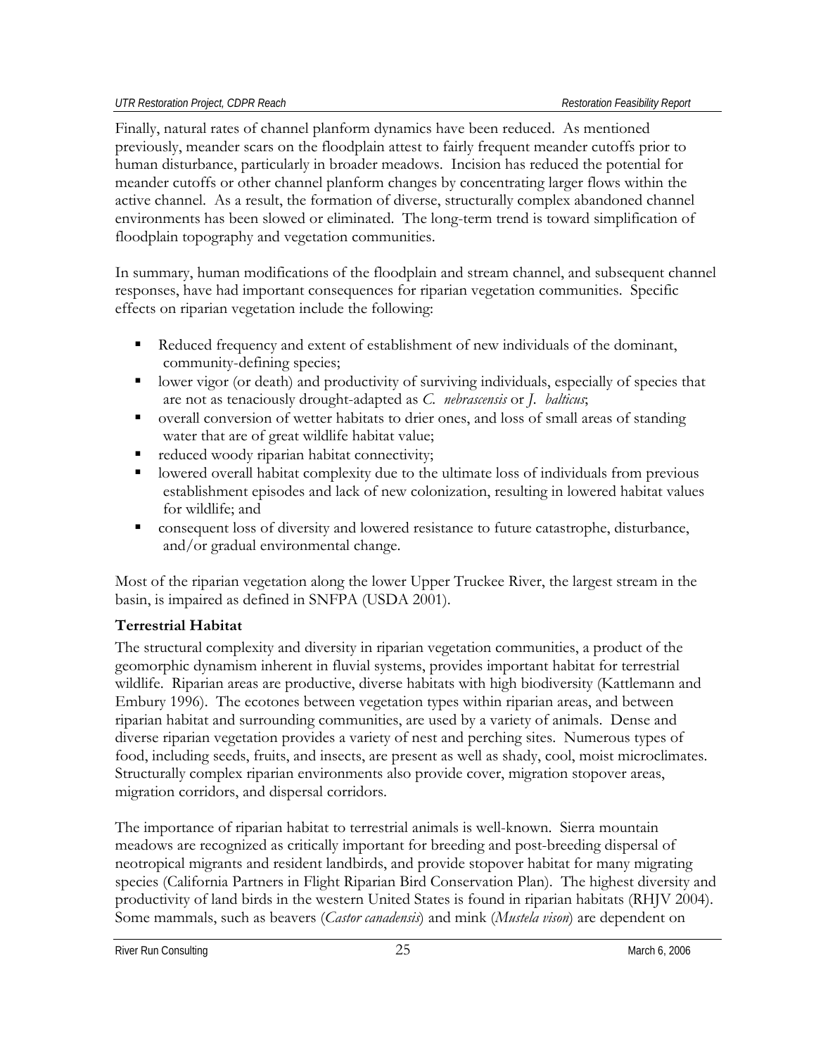Finally, natural rates of channel planform dynamics have been reduced. As mentioned previously, meander scars on the floodplain attest to fairly frequent meander cutoffs prior to human disturbance, particularly in broader meadows. Incision has reduced the potential for meander cutoffs or other channel planform changes by concentrating larger flows within the active channel. As a result, the formation of diverse, structurally complex abandoned channel environments has been slowed or eliminated. The long-term trend is toward simplification of floodplain topography and vegetation communities.

In summary, human modifications of the floodplain and stream channel, and subsequent channel responses, have had important consequences for riparian vegetation communities. Specific effects on riparian vegetation include the following:

- Reduced frequency and extent of establishment of new individuals of the dominant, community-defining species;
- lower vigor (or death) and productivity of surviving individuals, especially of species that are not as tenaciously drought-adapted as *C. nebrascensis* or *J. balticus*;
- overall conversion of wetter habitats to drier ones, and loss of small areas of standing water that are of great wildlife habitat value;
- reduced woody riparian habitat connectivity;
- lowered overall habitat complexity due to the ultimate loss of individuals from previous establishment episodes and lack of new colonization, resulting in lowered habitat values for wildlife; and
- consequent loss of diversity and lowered resistance to future catastrophe, disturbance, and/or gradual environmental change.

Most of the riparian vegetation along the lower Upper Truckee River, the largest stream in the basin, is impaired as defined in SNFPA (USDA 2001).

### Terrestrial Habitat

The structural complexity and diversity in riparian vegetation communities, a product of the geomorphic dynamism inherent in fluvial systems, provides important habitat for terrestrial wildlife. Riparian areas are productive, diverse habitats with high biodiversity (Kattlemann and Embury 1996). The ecotones between vegetation types within riparian areas, and between riparian habitat and surrounding communities, are used by a variety of animals. Dense and diverse riparian vegetation provides a variety of nest and perching sites. Numerous types of food, including seeds, fruits, and insects, are present as well as shady, cool, moist microclimates. Structurally complex riparian environments also provide cover, migration stopover areas, migration corridors, and dispersal corridors.

The importance of riparian habitat to terrestrial animals is well-known. Sierra mountain meadows are recognized as critically important for breeding and post-breeding dispersal of neotropical migrants and resident landbirds, and provide stopover habitat for many migrating species (California Partners in Flight Riparian Bird Conservation Plan). The highest diversity and productivity of land birds in the western United States is found in riparian habitats (RHJV 2004). Some mammals, such as beavers (*Castor canadensis*) and mink (*Mustela vison*) are dependent on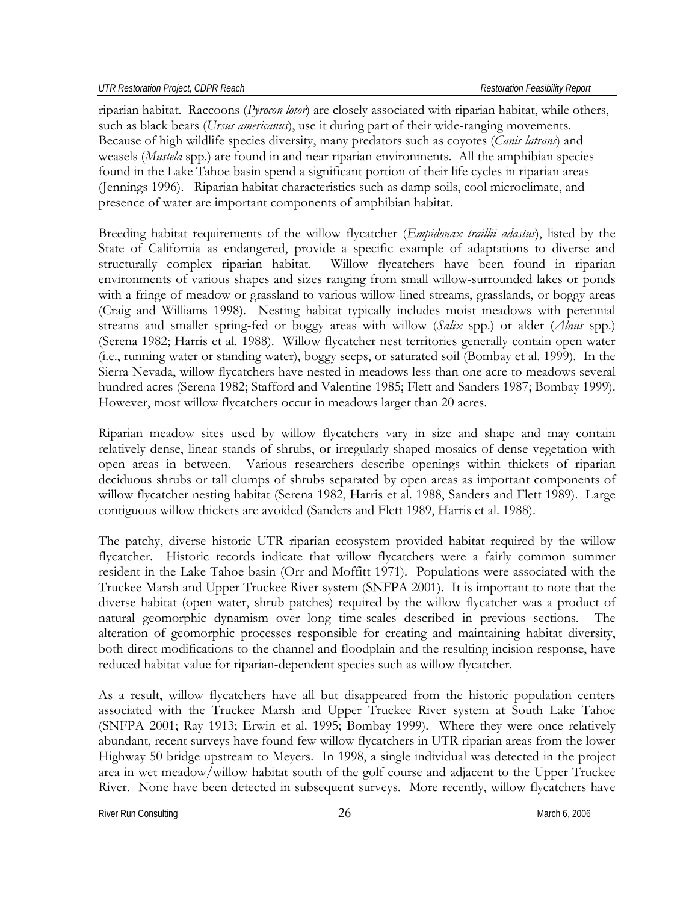riparian habitat. Raccoons (*Pyrocon lotor*) are closely associated with riparian habitat, while others, such as black bears (*Ursus americanus*), use it during part of their wide-ranging movements. Because of high wildlife species diversity, many predators such as coyotes (*Canis latrans*) and weasels (*Mustela* spp.) are found in and near riparian environments. All the amphibian species found in the Lake Tahoe basin spend a significant portion of their life cycles in riparian areas (Jennings 1996). Riparian habitat characteristics such as damp soils, cool microclimate, and presence of water are important components of amphibian habitat.

Breeding habitat requirements of the willow flycatcher (*Empidonax traillii adastus*), listed by the State of California as endangered, provide a specific example of adaptations to diverse and structurally complex riparian habitat. Willow flycatchers have been found in riparian environments of various shapes and sizes ranging from small willow-surrounded lakes or ponds with a fringe of meadow or grassland to various willow-lined streams, grasslands, or boggy areas (Craig and Williams 1998). Nesting habitat typically includes moist meadows with perennial streams and smaller spring-fed or boggy areas with willow (*Salix* spp.) or alder (*Alnus* spp.) (Serena 1982; Harris et al. 1988). Willow flycatcher nest territories generally contain open water (i.e., running water or standing water), boggy seeps, or saturated soil (Bombay et al. 1999). In the Sierra Nevada, willow flycatchers have nested in meadows less than one acre to meadows several hundred acres (Serena 1982; Stafford and Valentine 1985; Flett and Sanders 1987; Bombay 1999). However, most willow flycatchers occur in meadows larger than 20 acres.

Riparian meadow sites used by willow flycatchers vary in size and shape and may contain relatively dense, linear stands of shrubs, or irregularly shaped mosaics of dense vegetation with open areas in between. Various researchers describe openings within thickets of riparian deciduous shrubs or tall clumps of shrubs separated by open areas as important components of willow flycatcher nesting habitat (Serena 1982, Harris et al. 1988, Sanders and Flett 1989). Large contiguous willow thickets are avoided (Sanders and Flett 1989, Harris et al. 1988).

The patchy, diverse historic UTR riparian ecosystem provided habitat required by the willow flycatcher. Historic records indicate that willow flycatchers were a fairly common summer resident in the Lake Tahoe basin (Orr and Moffitt 1971). Populations were associated with the Truckee Marsh and Upper Truckee River system (SNFPA 2001). It is important to note that the diverse habitat (open water, shrub patches) required by the willow flycatcher was a product of natural geomorphic dynamism over long time-scales described in previous sections. The alteration of geomorphic processes responsible for creating and maintaining habitat diversity, both direct modifications to the channel and floodplain and the resulting incision response, have reduced habitat value for riparian-dependent species such as willow flycatcher.

As a result, willow flycatchers have all but disappeared from the historic population centers associated with the Truckee Marsh and Upper Truckee River system at South Lake Tahoe (SNFPA 2001; Ray 1913; Erwin et al. 1995; Bombay 1999). Where they were once relatively abundant, recent surveys have found few willow flycatchers in UTR riparian areas from the lower Highway 50 bridge upstream to Meyers. In 1998, a single individual was detected in the project area in wet meadow/willow habitat south of the golf course and adjacent to the Upper Truckee River. None have been detected in subsequent surveys. More recently, willow flycatchers have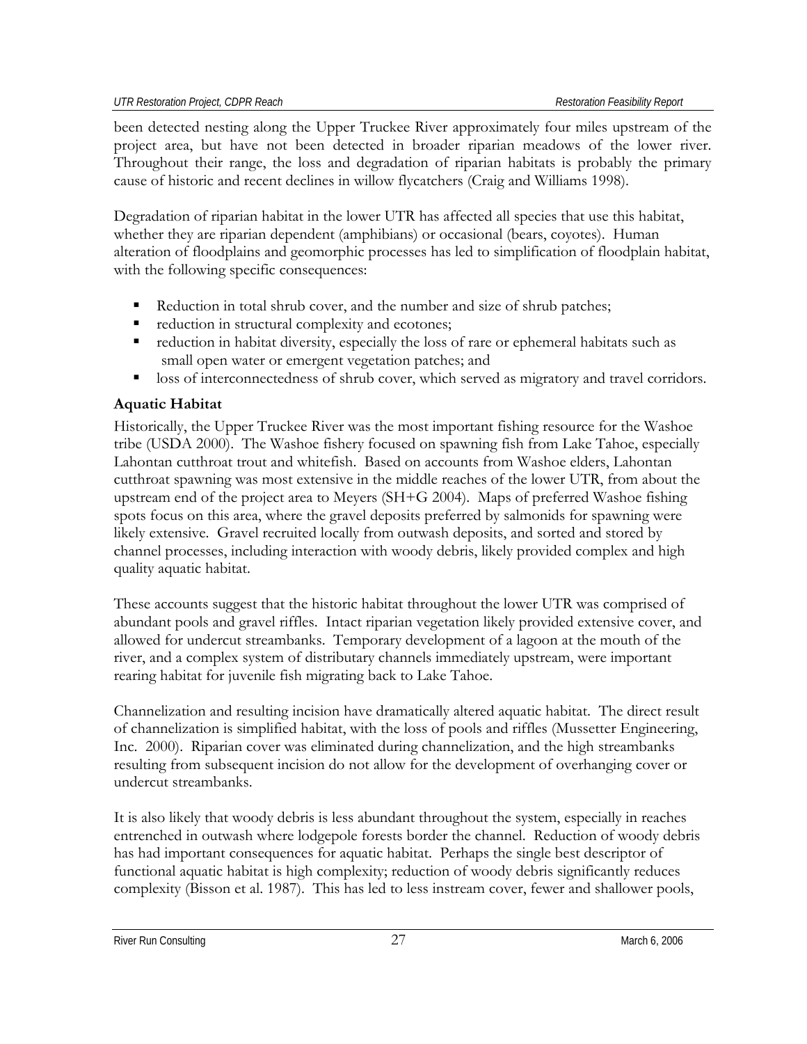been detected nesting along the Upper Truckee River approximately four miles upstream of the project area, but have not been detected in broader riparian meadows of the lower river. Throughout their range, the loss and degradation of riparian habitats is probably the primary cause of historic and recent declines in willow flycatchers (Craig and Williams 1998).

Degradation of riparian habitat in the lower UTR has affected all species that use this habitat, whether they are riparian dependent (amphibians) or occasional (bears, coyotes). Human alteration of floodplains and geomorphic processes has led to simplification of floodplain habitat, with the following specific consequences:

- Reduction in total shrub cover, and the number and size of shrub patches;
- reduction in structural complexity and ecotones;
- reduction in habitat diversity, especially the loss of rare or ephemeral habitats such as small open water or emergent vegetation patches; and
- loss of interconnectedness of shrub cover, which served as migratory and travel corridors.

**Aquatic Habitat**

Historically, the Upper Truckee River was the most important fishing resource for the Washoe tribe (USDA 2000). The Washoe fishery focused on spawning fish from Lake Tahoe, especially Lahontan cutthroat trout and whitefish. Based on accounts from Washoe elders, Lahontan cutthroat spawning was most extensive in the middle reaches of the lower UTR, from about the upstream end of the project area to Meyers (SH+G 2004). Maps of preferred Washoe fishing spots focus on this area, where the gravel deposits preferred by salmonids for spawning were likely extensive. Gravel recruited locally from outwash deposits, and sorted and stored by channel processes, including interaction with woody debris, likely provided complex and high quality aquatic habitat.

These accounts suggest that the historic habitat throughout the lower UTR was comprised of abundant pools and gravel riffles. Intact riparian vegetation likely provided extensive cover, and allowed for undercut streambanks. Temporary development of a lagoon at the mouth of the river, and a complex system of distributary channels immediately upstream, were important rearing habitat for juvenile fish migrating back to Lake Tahoe.

Channelization and resulting incision have dramatically altered aquatic habitat. The direct result of channelization is simplified habitat, with the loss of pools and riffles (Mussetter Engineering, Inc. 2000). Riparian cover was eliminated during channelization, and the high streambanks resulting from subsequent incision do not allow for the development of overhanging cover or undercut streambanks.

It is also likely that woody debris is less abundant throughout the system, especially in reaches entrenched in outwash where lodgepole forests border the channel. Reduction of woody debris has had important consequences for aquatic habitat. Perhaps the single best descriptor of functional aquatic habitat is high complexity; reduction of woody debris significantly reduces complexity (Bisson et al. 1987). This has led to less instream cover, fewer and shallower pools,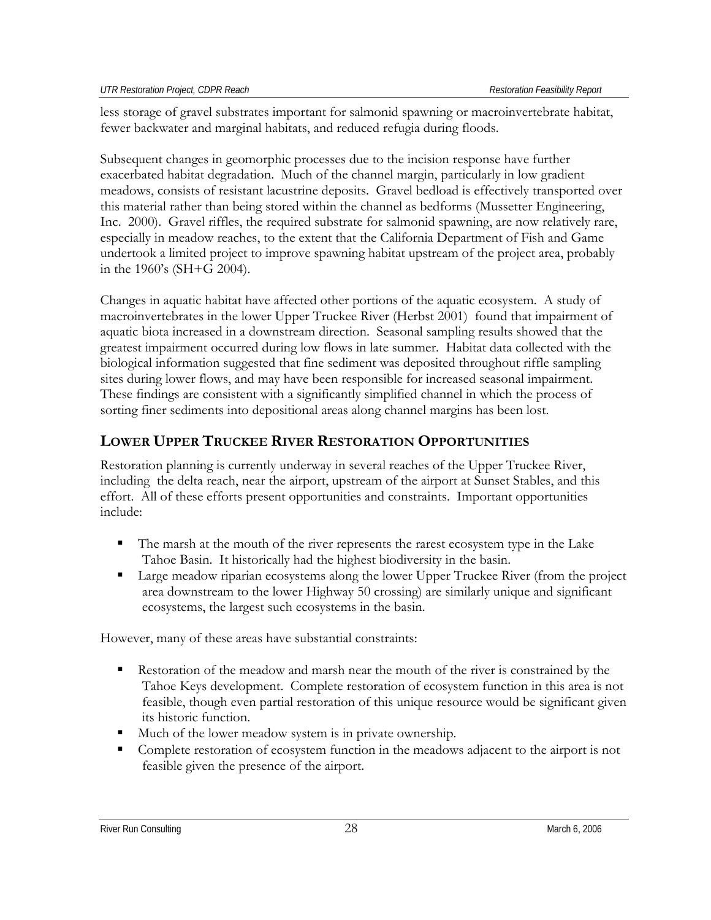less storage of gravel substrates important for salmonid spawning or macroinvertebrate habitat, fewer backwater and marginal habitats, and reduced refugia during floods.

Subsequent changes in geomorphic processes due to the incision response have further exacerbated habitat degradation. Much of the channel margin, particularly in low gradient meadows, consists of resistant lacustrine deposits. Gravel bedload is effectively transported over this material rather than being stored within the channel as bedforms (Mussetter Engineering, Inc. 2000). Gravel riffles, the required substrate for salmonid spawning, are now relatively rare, especially in meadow reaches, to the extent that the California Department of Fish and Game undertook a limited project to improve spawning habitat upstream of the project area, probably in the 1960's (SH+G 2004).

Changes in aquatic habitat have affected other portions of the aquatic ecosystem. A study of macroinvertebrates in the lower Upper Truckee River (Herbst 2001) found that impairment of aquatic biota increased in a downstream direction. Seasonal sampling results showed that the greatest impairment occurred during low flows in late summer. Habitat data collected with the biological information suggested that fine sediment was deposited throughout riffle sampling sites during lower flows, and may have been responsible for increased seasonal impairment. These findings are consistent with a significantly simplified channel in which the process of sorting finer sediments into depositional areas along channel margins has been lost.

## LOWER UPPER TRUCKEE RIVER RESTORATION OPPORTUNITIES

Restoration planning is currently underway in several reaches of the Upper Truckee River, including the delta reach, near the airport, upstream of the airport at Sunset Stables, and this effort. All of these efforts present opportunities and constraints. Important opportunities include:

- The marsh at the mouth of the river represents the rarest ecosystem type in the Lake Tahoe Basin. It historically had the highest biodiversity in the basin.
- Large meadow riparian ecosystems along the lower Upper Truckee River (from the project area downstream to the lower Highway 50 crossing) are similarly unique and significant ecosystems, the largest such ecosystems in the basin.

However, many of these areas have substantial constraints:

- Restoration of the meadow and marsh near the mouth of the river is constrained by the Tahoe Keys development. Complete restoration of ecosystem function in this area is not feasible, though even partial restoration of this unique resource would be significant given its historic function.
- Much of the lower meadow system is in private ownership.
- Complete restoration of ecosystem function in the meadows adjacent to the airport is not feasible given the presence of the airport.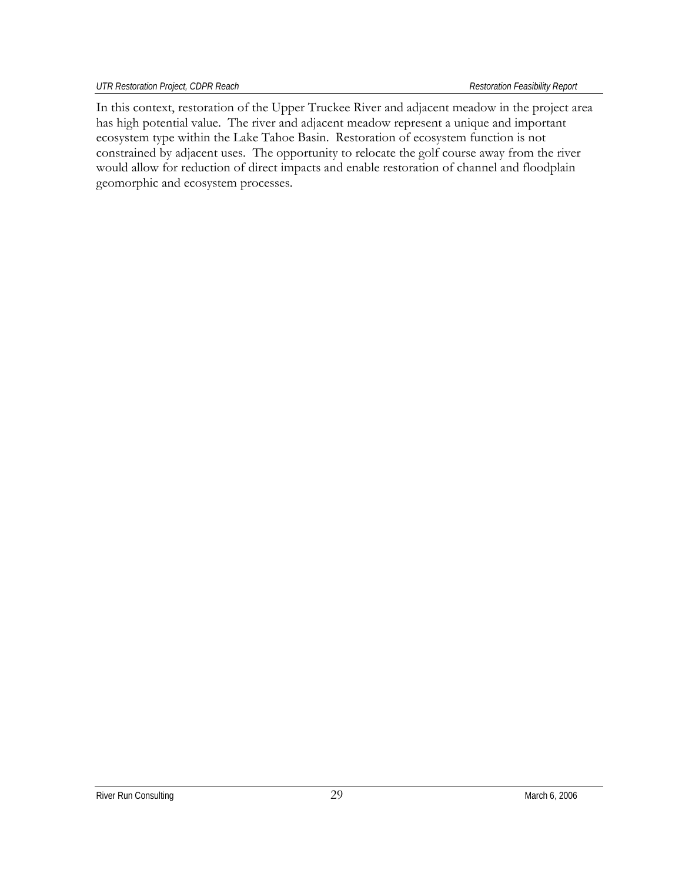In this context, restoration of the Upper Truckee River and adjacent meadow in the project area has high potential value. The river and adjacent meadow represent a unique and important ecosystem type within the Lake Tahoe Basin. Restoration of ecosystem function is not constrained by adjacent uses. The opportunity to relocate the golf course away from the river would allow for reduction of direct impacts and enable restoration of channel and floodplain geomorphic and ecosystem processes.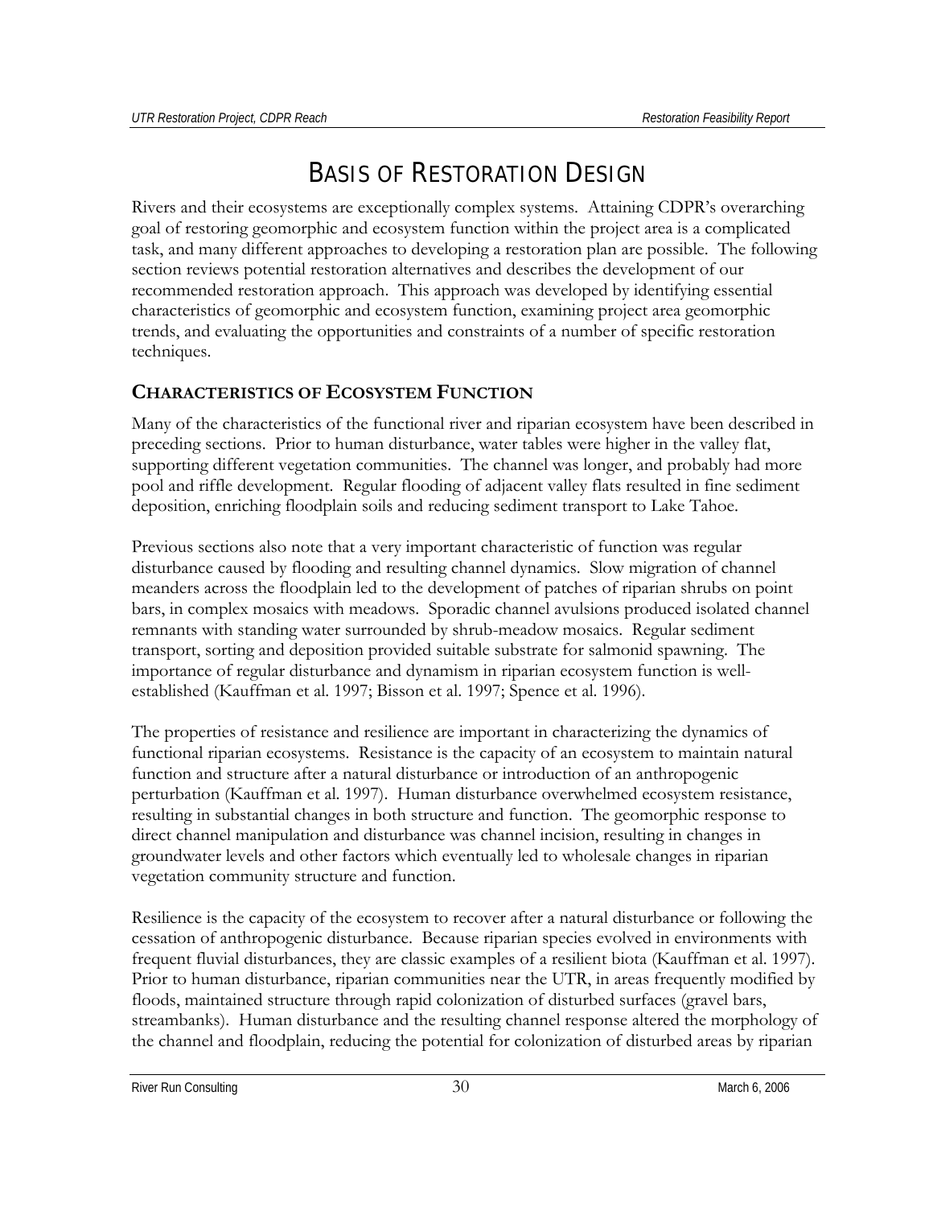# Basis of Restoration Design

Rivers and their ecosystems are exceptionally complex systems. Attaining CDPR's overarching goal of restoring geomorphic and ecosystem function within the project area is a complicated task, and many different approaches to developing a restoration plan are possible. The following section reviews potential restoration alternatives and describes the development of our recommended restoration approach. This approach was developed by identifying essential characteristics of geomorphic and ecosystem function, examining project area geomorphic trends, and evaluating the opportunities and constraints of a number of specific restoration techniques.

## Characteristics of Ecosystem Function

Many of the characteristics of the functional river and riparian ecosystem have been described in preceding sections. Prior to human disturbance, water tables were higher in the valley flat, supporting different vegetation communities. The channel was longer, and probably had more pool and riffle development. Regular flooding of adjacent valley flats resulted in fine sediment deposition, enriching floodplain soils and reducing sediment transport to Lake Tahoe.

Previous sections also note that a very important characteristic of function was regular disturbance caused by flooding and resulting channel dynamics. Slow migration of channel meanders across the floodplain led to the development of patches of riparian shrubs on point bars, in complex mosaics with meadows. Sporadic channel avulsions produced isolated channel remnants with standing water surrounded by shrub-meadow mosaics. Regular sediment transport, sorting and deposition provided suitable substrate for salmonid spawning. The importance of regular disturbance and dynamism in riparian ecosystem function is well-established (Kauffman et al. 1997; Bisson et al. 1997; Spence et al. 1996).

The properties of resistance and resilience are important in characterizing the dynamics of functional riparian ecosystems. Resistance is the capacity of an ecosystem to maintain natural function and structure after a natural disturbance or introduction of an anthropogenic perturbation (Kauffman et al. 1997). Human disturbance overwhelmed ecosystem resistance, resulting in substantial changes in both structure and function. The geomorphic response to direct channel manipulation and disturbance was channel incision, resulting in changes in groundwater levels and other factors which eventually led to wholesale changes in riparian vegetation community structure and function.

Resilience is the capacity of the ecosystem to recover after a natural disturbance or following the cessation of anthropogenic disturbance. Because riparian species evolved in environments with frequent fluvial disturbances, they are classic examples of a resilient biota (Kauffman et al. 1997). Prior to human disturbance, riparian communities near the UTR, in areas frequently modified by floods, maintained structure through rapid colonization of disturbed surfaces (gravel bars, streambanks). Human disturbance and the resulting channel response altered the morphology of the channel and floodplain, reducing the potential for colonization of disturbed areas by riparian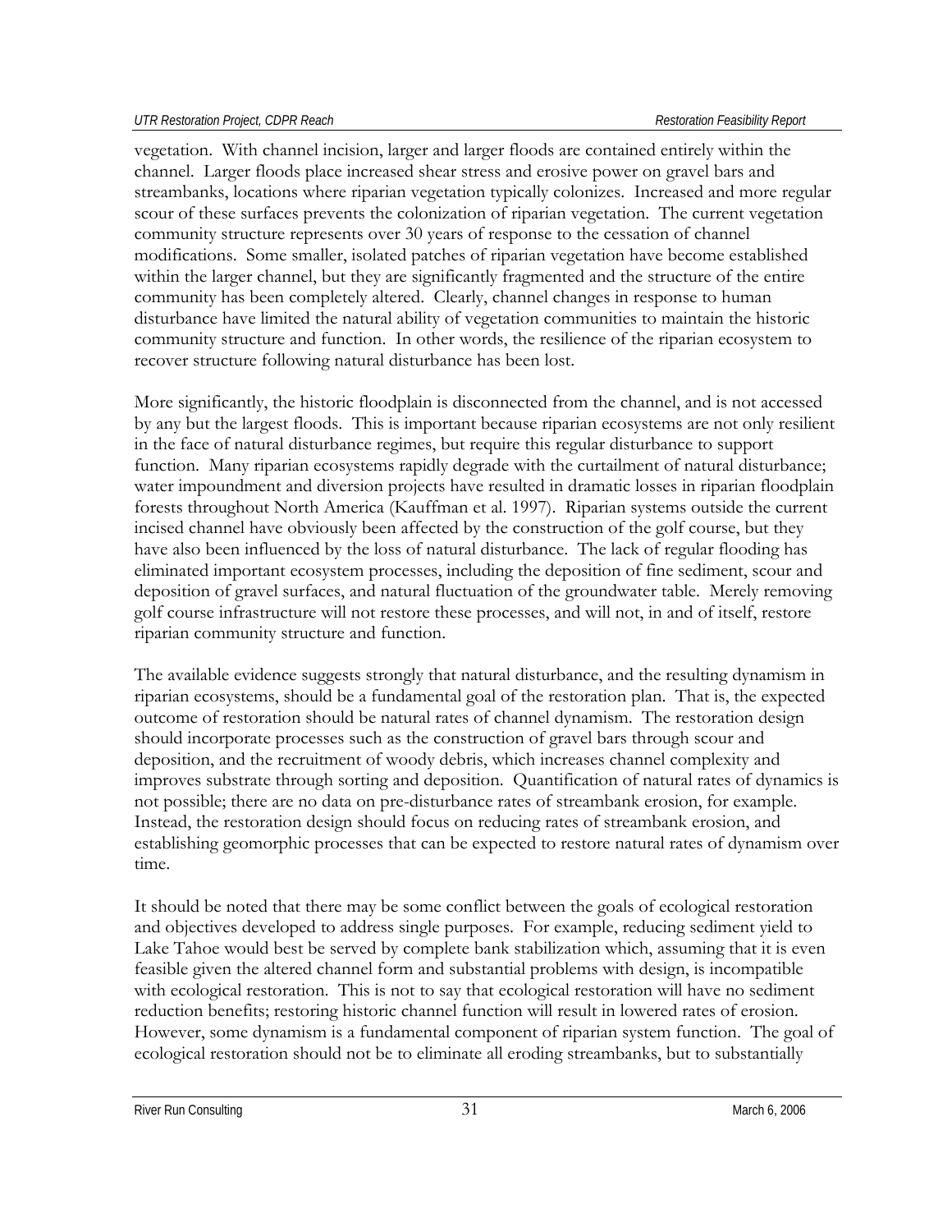vegetation. With channel incision, larger and larger floods are contained entirely within the channel. Larger floods place increased shear stress and erosive power on gravel bars and streambanks, locations where riparian vegetation typically colonizes. Increased and more regular scour of these surfaces prevents the colonization of riparian vegetation. The current vegetation community structure represents over 30 years of response to the cessation of channel modifications. Some smaller, isolated patches of riparian vegetation have become established within the larger channel, but they are significantly fragmented and the structure of the entire community has been completely altered. Clearly, channel changes in response to human disturbance have limited the natural ability of vegetation communities to maintain the historic community structure and function. In other words, the resilience of the riparian ecosystem to recover structure following natural disturbance has been lost.

More significantly, the historic floodplain is disconnected from the channel, and is not accessed by any but the largest floods. This is important because riparian ecosystems are not only resilient in the face of natural disturbance regimes, but require this regular disturbance to support function. Many riparian ecosystems rapidly degrade with the curtailment of natural disturbance; water impoundment and diversion projects have resulted in dramatic losses in riparian floodplain forests throughout North America (Kauffman et al. 1997). Riparian systems outside the current incised channel have obviously been affected by the construction of the golf course, but they have also been influenced by the loss of natural disturbance. The lack of regular flooding has eliminated important ecosystem processes, including the deposition of fine sediment, scour and deposition of gravel surfaces, and natural fluctuation of the groundwater table. Merely removing golf course infrastructure will not restore these processes, and will not, in and of itself, restore riparian community structure and function.

The available evidence suggests strongly that natural disturbance, and the resulting dynamism in riparian ecosystems, should be a fundamental goal of the restoration plan. That is, the expected outcome of restoration should be natural rates of channel dynamism. The restoration design should incorporate processes such as the construction of gravel bars through scour and deposition, and the recruitment of woody debris, which increases channel complexity and improves substrate through sorting and deposition. Quantification of natural rates of dynamics is not possible; there are no data on pre-disturbance rates of streambank erosion, for example. Instead, the restoration design should focus on reducing rates of streambank erosion, and establishing geomorphic processes that can be expected to restore natural rates of dynamism over time.

It should be noted that there may be some conflict between the goals of ecological restoration and objectives developed to address single purposes. For example, reducing sediment yield to Lake Tahoe would best be served by complete bank stabilization which, assuming that it is even feasible given the altered channel form and substantial problems with design, is incompatible with ecological restoration. This is not to say that ecological restoration will have no sediment reduction benefits; restoring historic channel function will result in lowered rates of erosion. However, some dynamism is a fundamental component of riparian system function. The goal of ecological restoration should not be to eliminate all eroding streambanks, but to substantially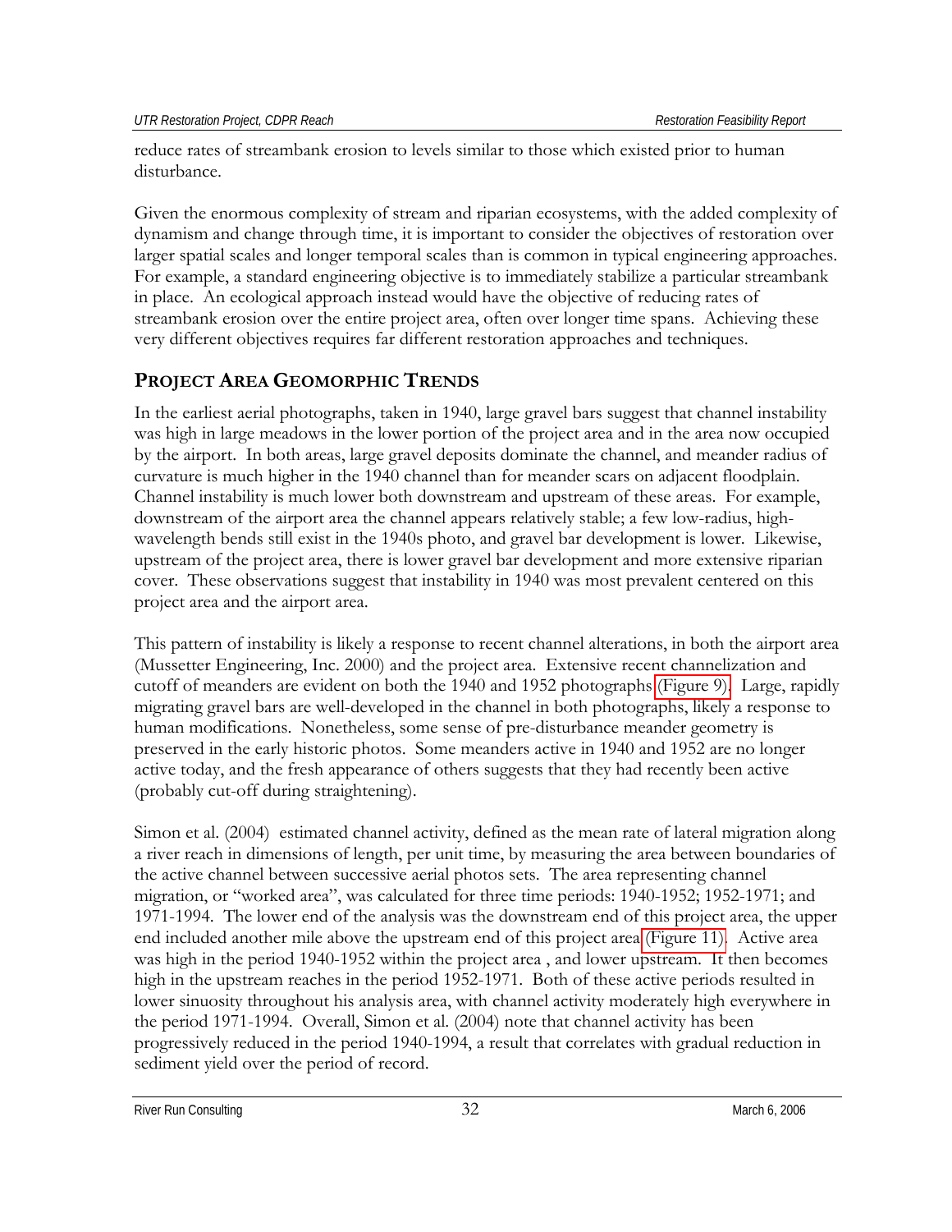reduce rates of streambank erosion to levels similar to those which existed prior to human disturbance.

Given the enormous complexity of stream and riparian ecosystems, with the added complexity of dynamism and change through time, it is important to consider the objectives of restoration over larger spatial scales and longer temporal scales than is common in typical engineering approaches. For example, a standard engineering objective is to immediately stabilize a particular streambank in place. An ecological approach instead would have the objective of reducing rates of streambank erosion over the entire project area, often over longer time spans. Achieving these very different objectives requires far different restoration approaches and techniques.

## PROJECT AREA GEOMORPHIC TRENDS

In the earliest aerial photographs, taken in 1940, large gravel bars suggest that channel instability was high in large meadows in the lower portion of the project area and in the area now occupied by the airport. In both areas, large gravel deposits dominate the channel, and meander radius of curvature is much higher in the 1940 channel than for meander scars on adjacent floodplain. Channel instability is much lower both downstream and upstream of these areas. For example, downstream of the airport area the channel appears relatively stable; a few low-radius, high-wavelength bends still exist in the 1940s photo, and gravel bar development is lower. Likewise, upstream of the project area, there is lower gravel bar development and more extensive riparian cover. These observations suggest that instability in 1940 was most prevalent centered on this project area and the airport area.

This pattern of instability is likely a response to recent channel alterations, in both the airport area (Mussetter Engineering, Inc. 2000) and the project area. Extensive recent channelization and cutoff of meanders are evident on both the 1940 and 1952 photographs (Figure 9). Large, rapidly migrating gravel bars are well-developed in the channel in both photographs, likely a response to human modifications. Nonetheless, some sense of pre-disturbance meander geometry is preserved in the early historic photos. Some meanders active in 1940 and 1952 are no longer active today, and the fresh appearance of others suggests that they had recently been active (probably cut-off during straightening).

Simon et al. (2004) estimated channel activity, defined as the mean rate of lateral migration along a river reach in dimensions of length, per unit time, by measuring the area between boundaries of the active channel between successive aerial photos sets. The area representing channel migration, or "worked area", was calculated for three time periods: 1940-1952; 1952-1971; and 1971-1994. The lower end of the analysis was the downstream end of this project area, the upper end included another mile above the upstream end of this project area (Figure 11). Active area was high in the period 1940-1952 within the project area , and lower upstream. It then becomes high in the upstream reaches in the period 1952-1971. Both of these active periods resulted in lower sinuosity throughout his analysis area, with channel activity moderately high everywhere in the period 1971-1994. Overall, Simon et al. (2004) note that channel activity has been progressively reduced in the period 1940-1994, a result that correlates with gradual reduction in sediment yield over the period of record.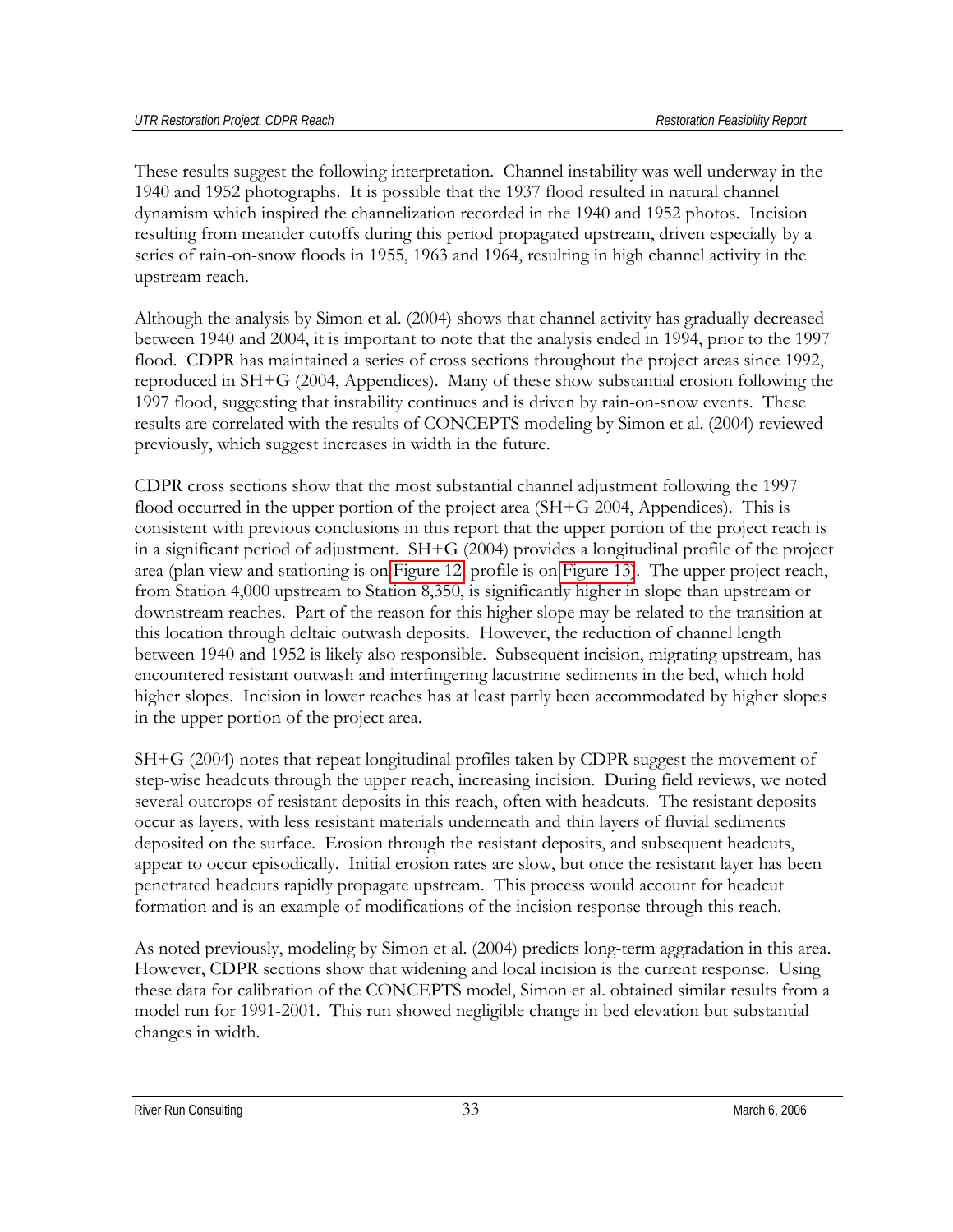These results suggest the following interpretation. Channel instability was well underway in the 1940 and 1952 photographs. It is possible that the 1937 flood resulted in natural channel dynamism which inspired the channelization recorded in the 1940 and 1952 photos. Incision resulting from meander cutoffs during this period propagated upstream, driven especially by a series of rain-on-snow floods in 1955, 1963 and 1964, resulting in high channel activity in the upstream reach.

Although the analysis by Simon et al. (2004) shows that channel activity has gradually decreased between 1940 and 2004, it is important to note that the analysis ended in 1994, prior to the 1997 flood. CDPR has maintained a series of cross sections throughout the project areas since 1992, reproduced in SH+G (2004, Appendices). Many of these show substantial erosion following the 1997 flood, suggesting that instability continues and is driven by rain-on-snow events. These results are correlated with the results of CONCEPTS modeling by Simon et al. (2004) reviewed previously, which suggest increases in width in the future.

CDPR cross sections show that the most substantial channel adjustment following the 1997 flood occurred in the upper portion of the project area (SH+G 2004, Appendices). This is consistent with previous conclusions in this report that the upper portion of the project reach is in a significant period of adjustment. SH+G (2004) provides a longitudinal profile of the project area (plan view and stationing is on Figure 12, profile is on Figure 13). The upper project reach, from Station 4,000 upstream to Station 8,350, is significantly higher in slope than upstream or downstream reaches. Part of the reason for this higher slope may be related to the transition at this location through deltaic outwash deposits. However, the reduction of channel length between 1940 and 1952 is likely also responsible. Subsequent incision, migrating upstream, has encountered resistant outwash and interfingering lacustrine sediments in the bed, which hold higher slopes. Incision in lower reaches has at least partly been accommodated by higher slopes in the upper portion of the project area.

SH+G (2004) notes that repeat longitudinal profiles taken by CDPR suggest the movement of step-wise headcuts through the upper reach, increasing incision. During field reviews, we noted several outcrops of resistant deposits in this reach, often with headcuts. The resistant deposits occur as layers, with less resistant materials underneath and thin layers of fluvial sediments deposited on the surface. Erosion through the resistant deposits, and subsequent headcuts, appear to occur episodically. Initial erosion rates are slow, but once the resistant layer has been penetrated headcuts rapidly propagate upstream. This process would account for headcut formation and is an example of modifications of the incision response through this reach.

As noted previously, modeling by Simon et al. (2004) predicts long-term aggradation in this area. However, CDPR sections show that widening and local incision is the current response. Using these data for calibration of the CONCEPTS model, Simon et al. obtained similar results from a model run for 1991-2001. This run showed negligible change in bed elevation but substantial changes in width.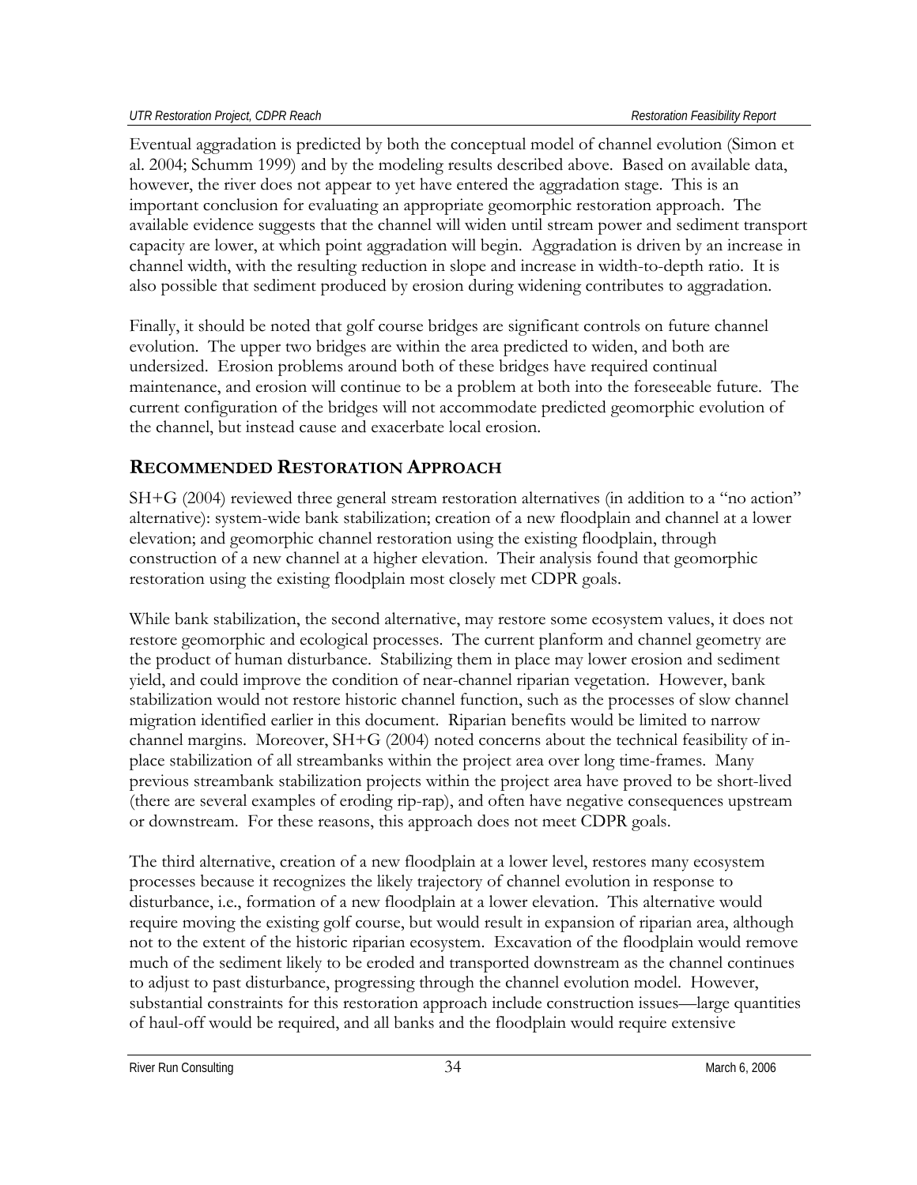Eventual aggradation is predicted by both the conceptual model of channel evolution (Simon et al. 2004; Schumm 1999) and by the modeling results described above. Based on available data, however, the river does not appear to yet have entered the aggradation stage. This is an important conclusion for evaluating an appropriate geomorphic restoration approach. The available evidence suggests that the channel will widen until stream power and sediment transport capacity are lower, at which point aggradation will begin. Aggradation is driven by an increase in channel width, with the resulting reduction in slope and increase in width-to-depth ratio. It is also possible that sediment produced by erosion during widening contributes to aggradation.

Finally, it should be noted that golf course bridges are significant controls on future channel evolution. The upper two bridges are within the area predicted to widen, and both are undersized. Erosion problems around both of these bridges have required continual maintenance, and erosion will continue to be a problem at both into the foreseeable future. The current configuration of the bridges will not accommodate predicted geomorphic evolution of the channel, but instead cause and exacerbate local erosion.

## RECOMMENDED RESTORATION APPROACH

SH+G (2004) reviewed three general stream restoration alternatives (in addition to a "no action" alternative): system-wide bank stabilization; creation of a new floodplain and channel at a lower elevation; and geomorphic channel restoration using the existing floodplain, through construction of a new channel at a higher elevation. Their analysis found that geomorphic restoration using the existing floodplain most closely met CDPR goals.

While bank stabilization, the second alternative, may restore some ecosystem values, it does not restore geomorphic and ecological processes. The current planform and channel geometry are the product of human disturbance. Stabilizing them in place may lower erosion and sediment yield, and could improve the condition of near-channel riparian vegetation. However, bank stabilization would not restore historic channel function, such as the processes of slow channel migration identified earlier in this document. Riparian benefits would be limited to narrow channel margins. Moreover, SH+G (2004) noted concerns about the technical feasibility of in-place stabilization of all streambanks within the project area over long time-frames. Many previous streambank stabilization projects within the project area have proved to be short-lived (there are several examples of eroding rip-rap), and often have negative consequences upstream or downstream. For these reasons, this approach does not meet CDPR goals.

The third alternative, creation of a new floodplain at a lower level, restores many ecosystem processes because it recognizes the likely trajectory of channel evolution in response to disturbance, i.e., formation of a new floodplain at a lower elevation. This alternative would require moving the existing golf course, but would result in expansion of riparian area, although not to the extent of the historic riparian ecosystem. Excavation of the floodplain would remove much of the sediment likely to be eroded and transported downstream as the channel continues to adjust to past disturbance, progressing through the channel evolution model. However, substantial constraints for this restoration approach include construction issues—large quantities of haul-off would be required, and all banks and the floodplain would require extensive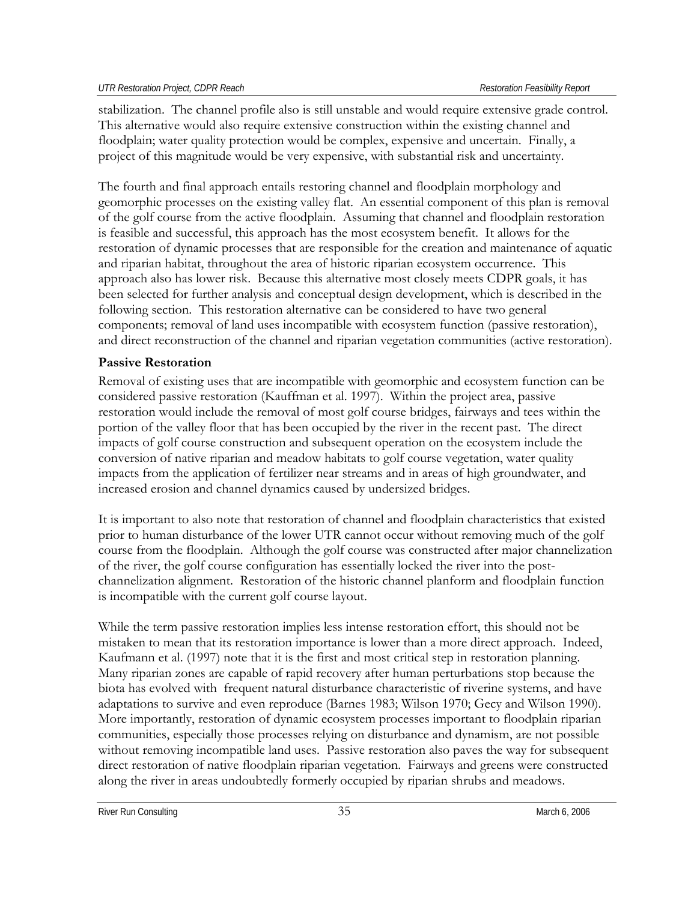stabilization. The channel profile also is still unstable and would require extensive grade control. This alternative would also require extensive construction within the existing channel and floodplain; water quality protection would be complex, expensive and uncertain. Finally, a project of this magnitude would be very expensive, with substantial risk and uncertainty.

The fourth and final approach entails restoring channel and floodplain morphology and geomorphic processes on the existing valley flat. An essential component of this plan is removal of the golf course from the active floodplain. Assuming that channel and floodplain restoration is feasible and successful, this approach has the most ecosystem benefit. It allows for the restoration of dynamic processes that are responsible for the creation and maintenance of aquatic and riparian habitat, throughout the area of historic riparian ecosystem occurrence. This approach also has lower risk. Because this alternative most closely meets CDPR goals, it has been selected for further analysis and conceptual design development, which is described in the following section. This restoration alternative can be considered to have two general components; removal of land uses incompatible with ecosystem function (passive restoration), and direct reconstruction of the channel and riparian vegetation communities (active restoration).

## Passive Restoration

Removal of existing uses that are incompatible with geomorphic and ecosystem function can be considered passive restoration (Kauffman et al. 1997). Within the project area, passive restoration would include the removal of most golf course bridges, fairways and tees within the portion of the valley floor that has been occupied by the river in the recent past. The direct impacts of golf course construction and subsequent operation on the ecosystem include the conversion of native riparian and meadow habitats to golf course vegetation, water quality impacts from the application of fertilizer near streams and in areas of high groundwater, and increased erosion and channel dynamics caused by undersized bridges.

It is important to also note that restoration of channel and floodplain characteristics that existed prior to human disturbance of the lower UTR cannot occur without removing much of the golf course from the floodplain. Although the golf course was constructed after major channelization of the river, the golf course configuration has essentially locked the river into the post-channelization alignment. Restoration of the historic channel planform and floodplain function is incompatible with the current golf course layout.

While the term passive restoration implies less intense restoration effort, this should not be mistaken to mean that its restoration importance is lower than a more direct approach. Indeed, Kaufmann et al. (1997) note that it is the first and most critical step in restoration planning. Many riparian zones are capable of rapid recovery after human perturbations stop because the biota has evolved with frequent natural disturbance characteristic of riverine systems, and have adaptations to survive and even reproduce (Barnes 1983; Wilson 1970; Gecy and Wilson 1990). More importantly, restoration of dynamic ecosystem processes important to floodplain riparian communities, especially those processes relying on disturbance and dynamism, are not possible without removing incompatible land uses. Passive restoration also paves the way for subsequent direct restoration of native floodplain riparian vegetation. Fairways and greens were constructed along the river in areas undoubtedly formerly occupied by riparian shrubs and meadows.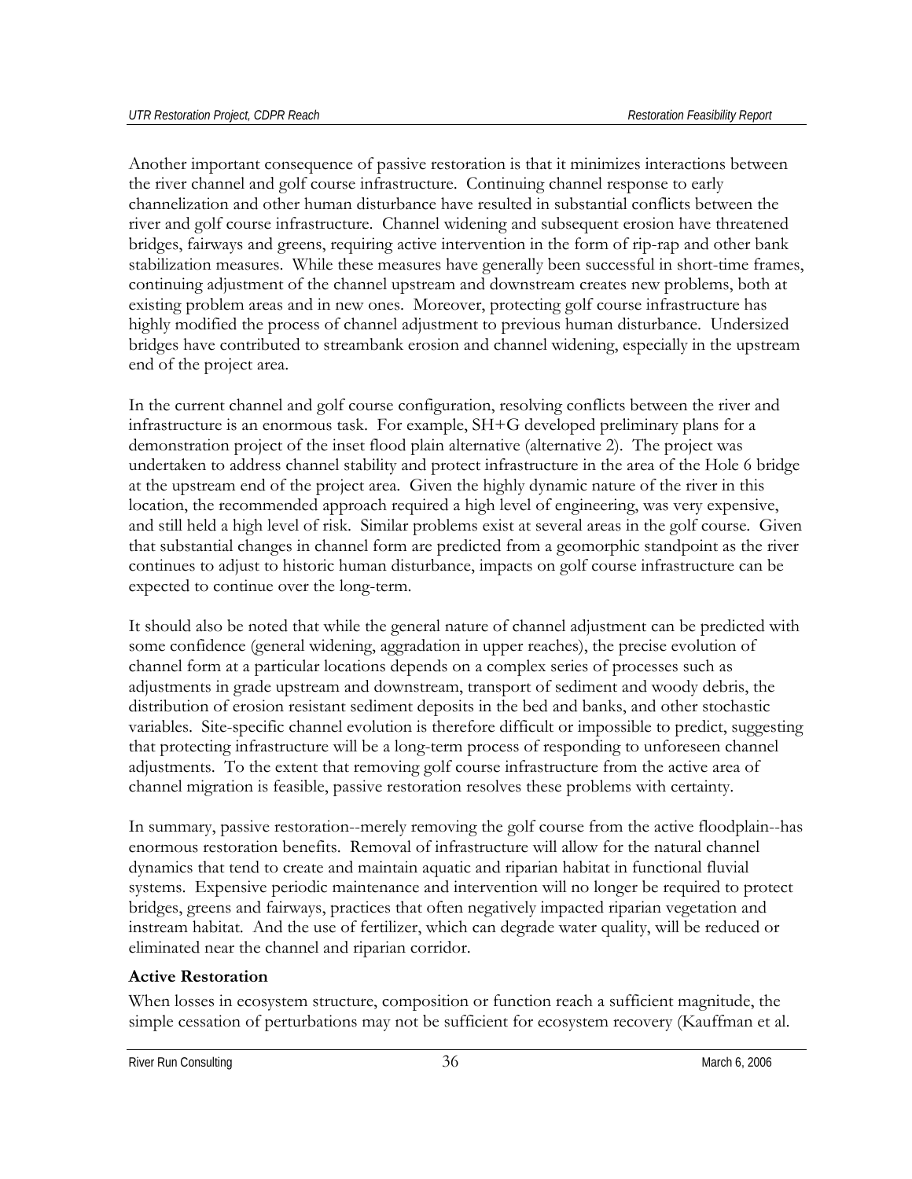Another important consequence of passive restoration is that it minimizes interactions between the river channel and golf course infrastructure. Continuing channel response to early channelization and other human disturbance have resulted in substantial conflicts between the river and golf course infrastructure. Channel widening and subsequent erosion have threatened bridges, fairways and greens, requiring active intervention in the form of rip-rap and other bank stabilization measures. While these measures have generally been successful in short-time frames, continuing adjustment of the channel upstream and downstream creates new problems, both at existing problem areas and in new ones. Moreover, protecting golf course infrastructure has highly modified the process of channel adjustment to previous human disturbance. Undersized bridges have contributed to streambank erosion and channel widening, especially in the upstream end of the project area.

In the current channel and golf course configuration, resolving conflicts between the river and infrastructure is an enormous task. For example, SH+G developed preliminary plans for a demonstration project of the inset flood plain alternative (alternative 2). The project was undertaken to address channel stability and protect infrastructure in the area of the Hole 6 bridge at the upstream end of the project area. Given the highly dynamic nature of the river in this location, the recommended approach required a high level of engineering, was very expensive, and still held a high level of risk. Similar problems exist at several areas in the golf course. Given that substantial changes in channel form are predicted from a geomorphic standpoint as the river continues to adjust to historic human disturbance, impacts on golf course infrastructure can be expected to continue over the long-term.

It should also be noted that while the general nature of channel adjustment can be predicted with some confidence (general widening, aggradation in upper reaches), the precise evolution of channel form at a particular locations depends on a complex series of processes such as adjustments in grade upstream and downstream, transport of sediment and woody debris, the distribution of erosion resistant sediment deposits in the bed and banks, and other stochastic variables. Site-specific channel evolution is therefore difficult or impossible to predict, suggesting that protecting infrastructure will be a long-term process of responding to unforeseen channel adjustments. To the extent that removing golf course infrastructure from the active area of channel migration is feasible, passive restoration resolves these problems with certainty.

In summary, passive restoration--merely removing the golf course from the active floodplain--has enormous restoration benefits. Removal of infrastructure will allow for the natural channel dynamics that tend to create and maintain aquatic and riparian habitat in functional fluvial systems. Expensive periodic maintenance and intervention will no longer be required to protect bridges, greens and fairways, practices that often negatively impacted riparian vegetation and instream habitat. And the use of fertilizer, which can degrade water quality, will be reduced or eliminated near the channel and riparian corridor.

**Active Restoration**

When losses in ecosystem structure, composition or function reach a sufficient magnitude, the simple cessation of perturbations may not be sufficient for ecosystem recovery (Kauffman et al.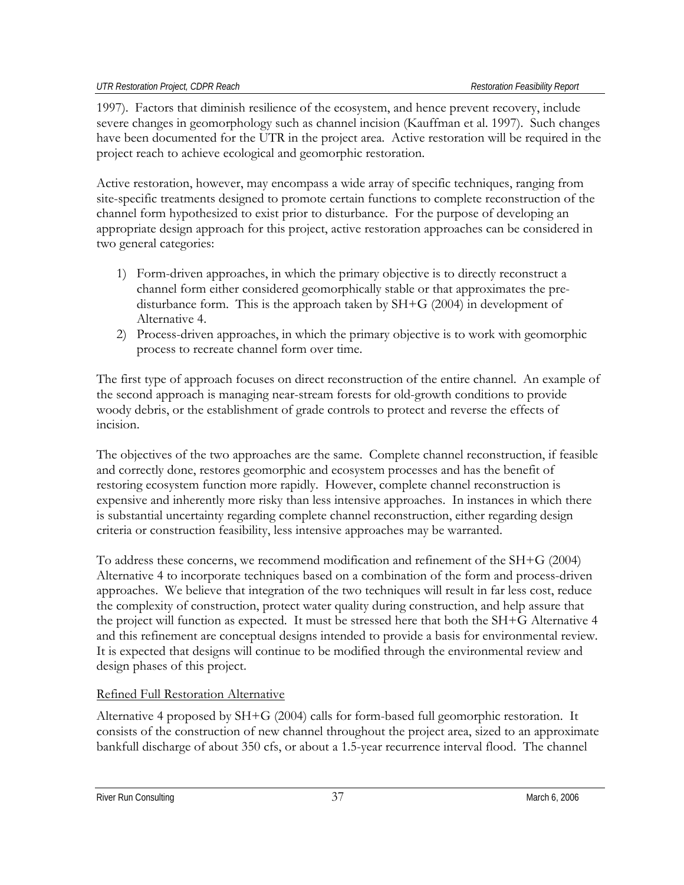1997). Factors that diminish resilience of the ecosystem, and hence prevent recovery, include severe changes in geomorphology such as channel incision (Kauffman et al. 1997). Such changes have been documented for the UTR in the project area. Active restoration will be required in the project reach to achieve ecological and geomorphic restoration.

Active restoration, however, may encompass a wide array of specific techniques, ranging from site-specific treatments designed to promote certain functions to complete reconstruction of the channel form hypothesized to exist prior to disturbance. For the purpose of developing an appropriate design approach for this project, active restoration approaches can be considered in two general categories:

1) Form-driven approaches, in which the primary objective is to directly reconstruct a channel form either considered geomorphically stable or that approximates the pre-disturbance form. This is the approach taken by SH+G (2004) in development of Alternative 4.
2) Process-driven approaches, in which the primary objective is to work with geomorphic process to recreate channel form over time.

The first type of approach focuses on direct reconstruction of the entire channel. An example of the second approach is managing near-stream forests for old-growth conditions to provide woody debris, or the establishment of grade controls to protect and reverse the effects of incision.

The objectives of the two approaches are the same. Complete channel reconstruction, if feasible and correctly done, restores geomorphic and ecosystem processes and has the benefit of restoring ecosystem function more rapidly. However, complete channel reconstruction is expensive and inherently more risky than less intensive approaches. In instances in which there is substantial uncertainty regarding complete channel reconstruction, either regarding design criteria or construction feasibility, less intensive approaches may be warranted.

To address these concerns, we recommend modification and refinement of the SH+G (2004) Alternative 4 to incorporate techniques based on a combination of the form and process-driven approaches. We believe that integration of the two techniques will result in far less cost, reduce the complexity of construction, protect water quality during construction, and help assure that the project will function as expected. It must be stressed here that both the SH+G Alternative 4 and this refinement are conceptual designs intended to provide a basis for environmental review. It is expected that designs will continue to be modified through the environmental review and design phases of this project.

### Refined Full Restoration Alternative

Alternative 4 proposed by SH+G (2004) calls for form-based full geomorphic restoration. It consists of the construction of new channel throughout the project area, sized to an approximate bankfull discharge of about 350 cfs, or about a 1.5-year recurrence interval flood. The channel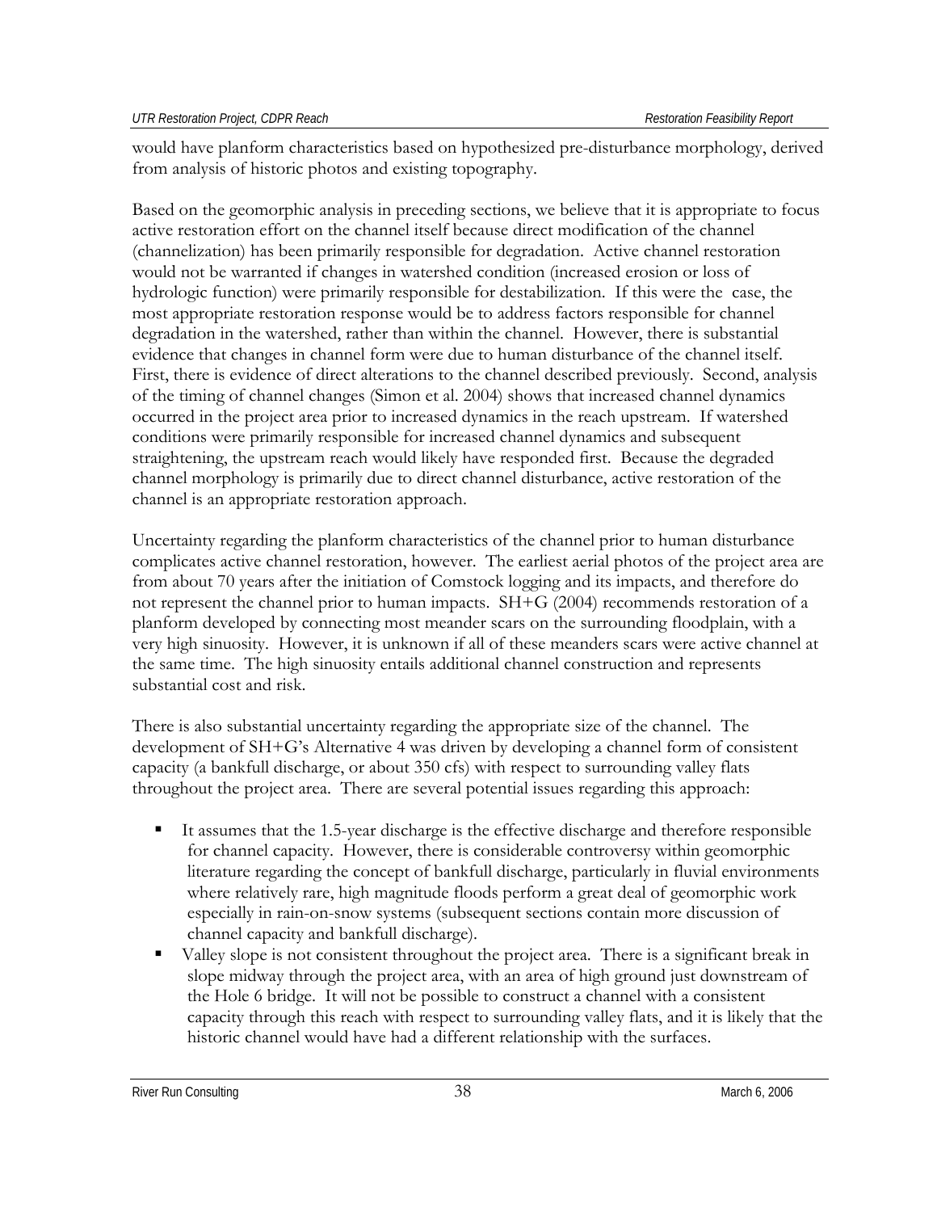would have planform characteristics based on hypothesized pre-disturbance morphology, derived from analysis of historic photos and existing topography.

Based on the geomorphic analysis in preceding sections, we believe that it is appropriate to focus active restoration effort on the channel itself because direct modification of the channel (channelization) has been primarily responsible for degradation. Active channel restoration would not be warranted if changes in watershed condition (increased erosion or loss of hydrologic function) were primarily responsible for destabilization. If this were the case, the most appropriate restoration response would be to address factors responsible for channel degradation in the watershed, rather than within the channel. However, there is substantial evidence that changes in channel form were due to human disturbance of the channel itself. First, there is evidence of direct alterations to the channel described previously. Second, analysis of the timing of channel changes (Simon et al. 2004) shows that increased channel dynamics occurred in the project area prior to increased dynamics in the reach upstream. If watershed conditions were primarily responsible for increased channel dynamics and subsequent straightening, the upstream reach would likely have responded first. Because the degraded channel morphology is primarily due to direct channel disturbance, active restoration of the channel is an appropriate restoration approach.

Uncertainty regarding the planform characteristics of the channel prior to human disturbance complicates active channel restoration, however. The earliest aerial photos of the project area are from about 70 years after the initiation of Comstock logging and its impacts, and therefore do not represent the channel prior to human impacts. SH+G (2004) recommends restoration of a planform developed by connecting most meander scars on the surrounding floodplain, with a very high sinuosity. However, it is unknown if all of these meanders scars were active channel at the same time. The high sinuosity entails additional channel construction and represents substantial cost and risk.

There is also substantial uncertainty regarding the appropriate size of the channel. The development of SH+G's Alternative 4 was driven by developing a channel form of consistent capacity (a bankfull discharge, or about 350 cfs) with respect to surrounding valley flats throughout the project area. There are several potential issues regarding this approach:

- It assumes that the 1.5-year discharge is the effective discharge and therefore responsible for channel capacity. However, there is considerable controversy within geomorphic literature regarding the concept of bankfull discharge, particularly in fluvial environments where relatively rare, high magnitude floods perform a great deal of geomorphic work especially in rain-on-snow systems (subsequent sections contain more discussion of channel capacity and bankfull discharge).
- Valley slope is not consistent throughout the project area. There is a significant break in slope midway through the project area, with an area of high ground just downstream of the Hole 6 bridge. It will not be possible to construct a channel with a consistent capacity through this reach with respect to surrounding valley flats, and it is likely that the historic channel would have had a different relationship with the surfaces.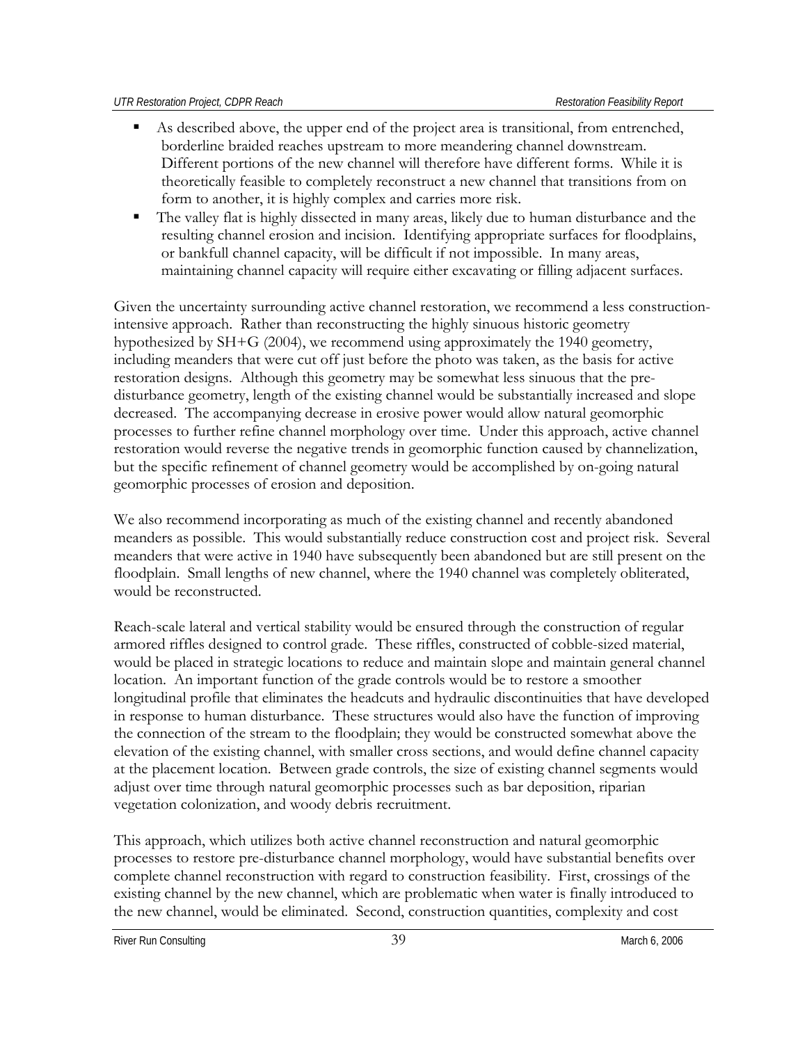- As described above, the upper end of the project area is transitional, from entrenched, borderline braided reaches upstream to more meandering channel downstream. Different portions of the new channel will therefore have different forms. While it is theoretically feasible to completely reconstruct a new channel that transitions from on form to another, it is highly complex and carries more risk.
- The valley flat is highly dissected in many areas, likely due to human disturbance and the resulting channel erosion and incision. Identifying appropriate surfaces for floodplains, or bankfull channel capacity, will be difficult if not impossible. In many areas, maintaining channel capacity will require either excavating or filling adjacent surfaces.

Given the uncertainty surrounding active channel restoration, we recommend a less construction-intensive approach. Rather than reconstructing the highly sinuous historic geometry hypothesized by SH+G (2004), we recommend using approximately the 1940 geometry, including meanders that were cut off just before the photo was taken, as the basis for active restoration designs. Although this geometry may be somewhat less sinuous that the pre-disturbance geometry, length of the existing channel would be substantially increased and slope decreased. The accompanying decrease in erosive power would allow natural geomorphic processes to further refine channel morphology over time. Under this approach, active channel restoration would reverse the negative trends in geomorphic function caused by channelization, but the specific refinement of channel geometry would be accomplished by on-going natural geomorphic processes of erosion and deposition.

We also recommend incorporating as much of the existing channel and recently abandoned meanders as possible. This would substantially reduce construction cost and project risk. Several meanders that were active in 1940 have subsequently been abandoned but are still present on the floodplain. Small lengths of new channel, where the 1940 channel was completely obliterated, would be reconstructed.

Reach-scale lateral and vertical stability would be ensured through the construction of regular armored riffles designed to control grade. These riffles, constructed of cobble-sized material, would be placed in strategic locations to reduce and maintain slope and maintain general channel location. An important function of the grade controls would be to restore a smoother longitudinal profile that eliminates the headcuts and hydraulic discontinuities that have developed in response to human disturbance. These structures would also have the function of improving the connection of the stream to the floodplain; they would be constructed somewhat above the elevation of the existing channel, with smaller cross sections, and would define channel capacity at the placement location. Between grade controls, the size of existing channel segments would adjust over time through natural geomorphic processes such as bar deposition, riparian vegetation colonization, and woody debris recruitment.

This approach, which utilizes both active channel reconstruction and natural geomorphic processes to restore pre-disturbance channel morphology, would have substantial benefits over complete channel reconstruction with regard to construction feasibility. First, crossings of the existing channel by the new channel, which are problematic when water is finally introduced to the new channel, would be eliminated. Second, construction quantities, complexity and cost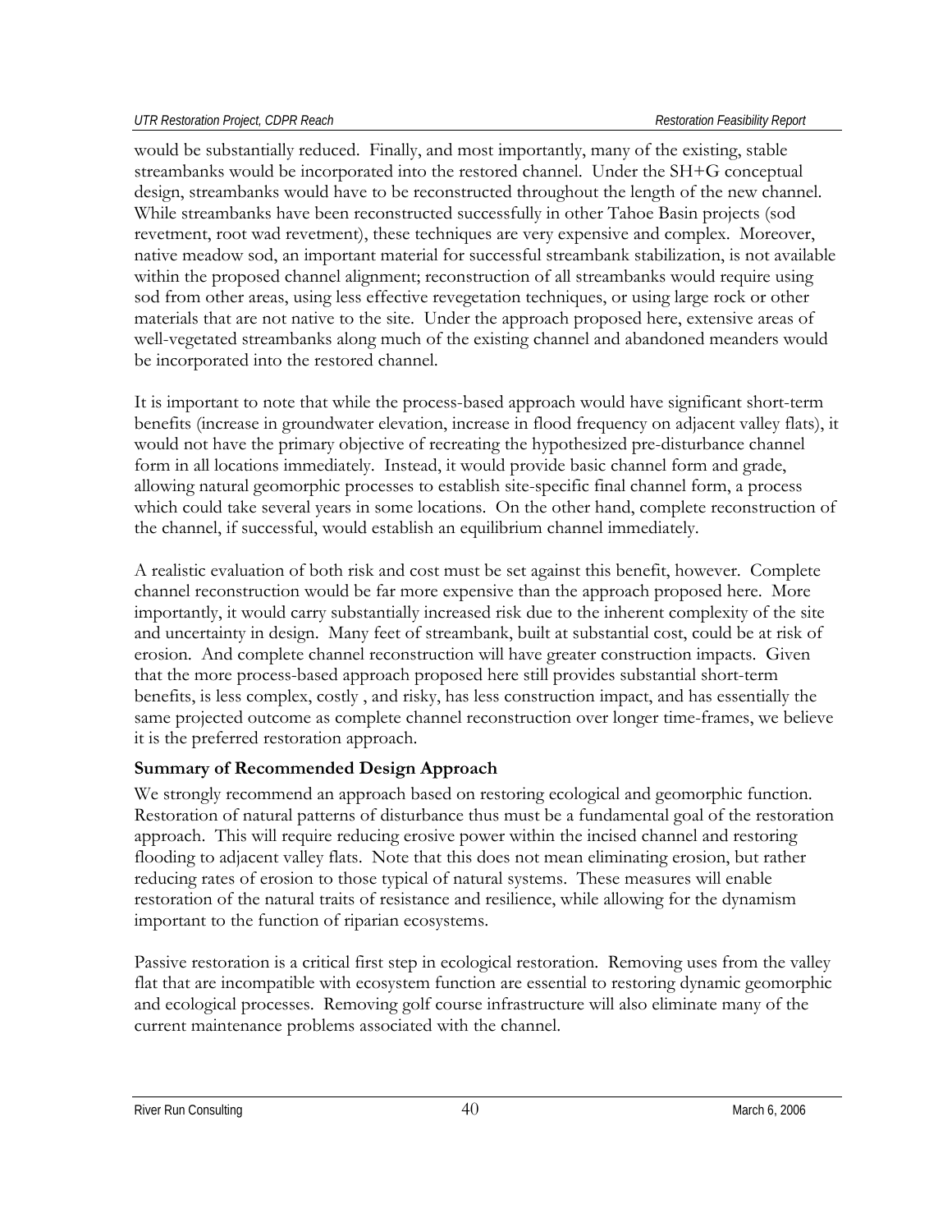would be substantially reduced. Finally, and most importantly, many of the existing, stable streambanks would be incorporated into the restored channel. Under the SH+G conceptual design, streambanks would have to be reconstructed throughout the length of the new channel. While streambanks have been reconstructed successfully in other Tahoe Basin projects (sod revetment, root wad revetment), these techniques are very expensive and complex. Moreover, native meadow sod, an important material for successful streambank stabilization, is not available within the proposed channel alignment; reconstruction of all streambanks would require using sod from other areas, using less effective revegetation techniques, or using large rock or other materials that are not native to the site. Under the approach proposed here, extensive areas of well-vegetated streambanks along much of the existing channel and abandoned meanders would be incorporated into the restored channel.

It is important to note that while the process-based approach would have significant short-term benefits (increase in groundwater elevation, increase in flood frequency on adjacent valley flats), it would not have the primary objective of recreating the hypothesized pre-disturbance channel form in all locations immediately. Instead, it would provide basic channel form and grade, allowing natural geomorphic processes to establish site-specific final channel form, a process which could take several years in some locations. On the other hand, complete reconstruction of the channel, if successful, would establish an equilibrium channel immediately.

A realistic evaluation of both risk and cost must be set against this benefit, however. Complete channel reconstruction would be far more expensive than the approach proposed here. More importantly, it would carry substantially increased risk due to the inherent complexity of the site and uncertainty in design. Many feet of streambank, built at substantial cost, could be at risk of erosion. And complete channel reconstruction will have greater construction impacts. Given that the more process-based approach proposed here still provides substantial short-term benefits, is less complex, costly , and risky, has less construction impact, and has essentially the same projected outcome as complete channel reconstruction over longer time-frames, we believe it is the preferred restoration approach.

**Summary of Recommended Design Approach**

We strongly recommend an approach based on restoring ecological and geomorphic function. Restoration of natural patterns of disturbance thus must be a fundamental goal of the restoration approach. This will require reducing erosive power within the incised channel and restoring flooding to adjacent valley flats. Note that this does not mean eliminating erosion, but rather reducing rates of erosion to those typical of natural systems. These measures will enable restoration of the natural traits of resistance and resilience, while allowing for the dynamism important to the function of riparian ecosystems.

Passive restoration is a critical first step in ecological restoration. Removing uses from the valley flat that are incompatible with ecosystem function are essential to restoring dynamic geomorphic and ecological processes. Removing golf course infrastructure will also eliminate many of the current maintenance problems associated with the channel.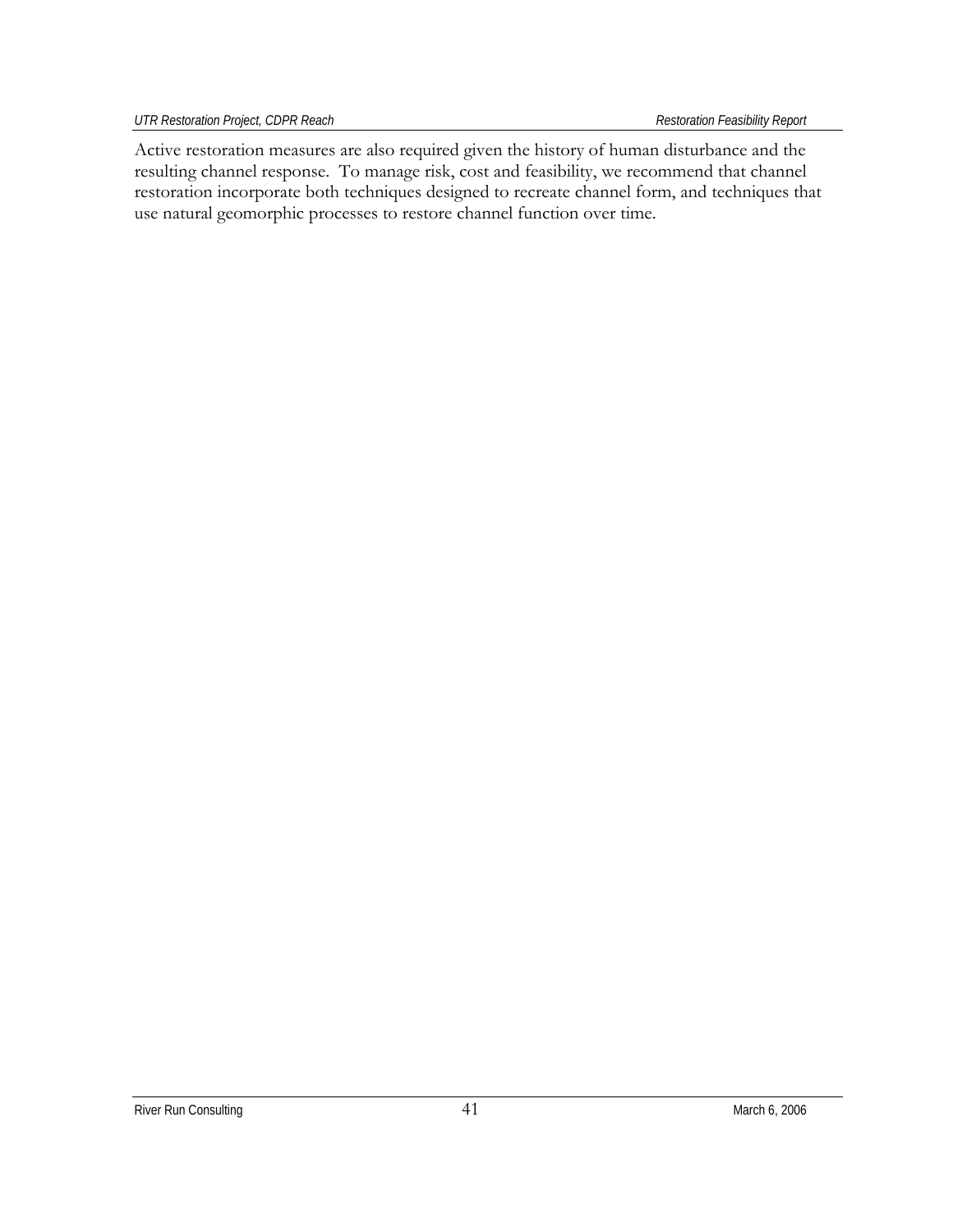Active restoration measures are also required given the history of human disturbance and the resulting channel response. To manage risk, cost and feasibility, we recommend that channel restoration incorporate both techniques designed to recreate channel form, and techniques that use natural geomorphic processes to restore channel function over time.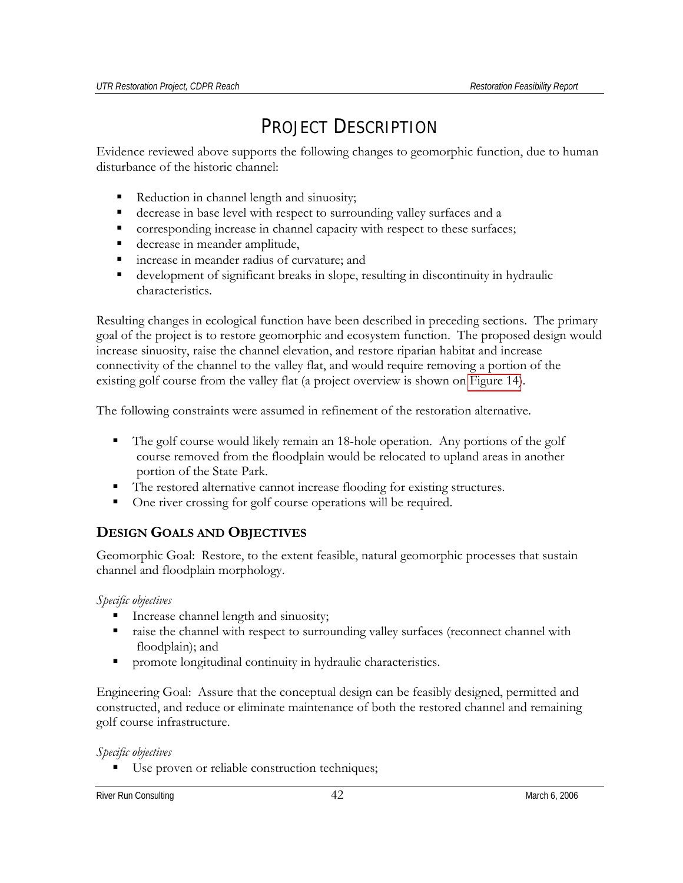# PROJECT DESCRIPTION

Evidence reviewed above supports the following changes to geomorphic function, due to human disturbance of the historic channel:

- Reduction in channel length and sinuosity;
- decrease in base level with respect to surrounding valley surfaces and a
- corresponding increase in channel capacity with respect to these surfaces;
- decrease in meander amplitude,
- increase in meander radius of curvature; and
- development of significant breaks in slope, resulting in discontinuity in hydraulic characteristics.

Resulting changes in ecological function have been described in preceding sections. The primary goal of the project is to restore geomorphic and ecosystem function. The proposed design would increase sinuosity, raise the channel elevation, and restore riparian habitat and increase connectivity of the channel to the valley flat, and would require removing a portion of the existing golf course from the valley flat (a project overview is shown on Figure 14).

The following constraints were assumed in refinement of the restoration alternative.

- The golf course would likely remain an 18-hole operation. Any portions of the golf course removed from the floodplain would be relocated to upland areas in another portion of the State Park.
- The restored alternative cannot increase flooding for existing structures.
- One river crossing for golf course operations will be required.

## DESIGN GOALS AND OBJECTIVES

Geomorphic Goal: Restore, to the extent feasible, natural geomorphic processes that sustain channel and floodplain morphology.

*Specific objectives*

- Increase channel length and sinuosity;
- raise the channel with respect to surrounding valley surfaces (reconnect channel with floodplain); and
- promote longitudinal continuity in hydraulic characteristics.

Engineering Goal: Assure that the conceptual design can be feasibly designed, permitted and constructed, and reduce or eliminate maintenance of both the restored channel and remaining golf course infrastructure.

*Specific objectives*

- Use proven or reliable construction techniques;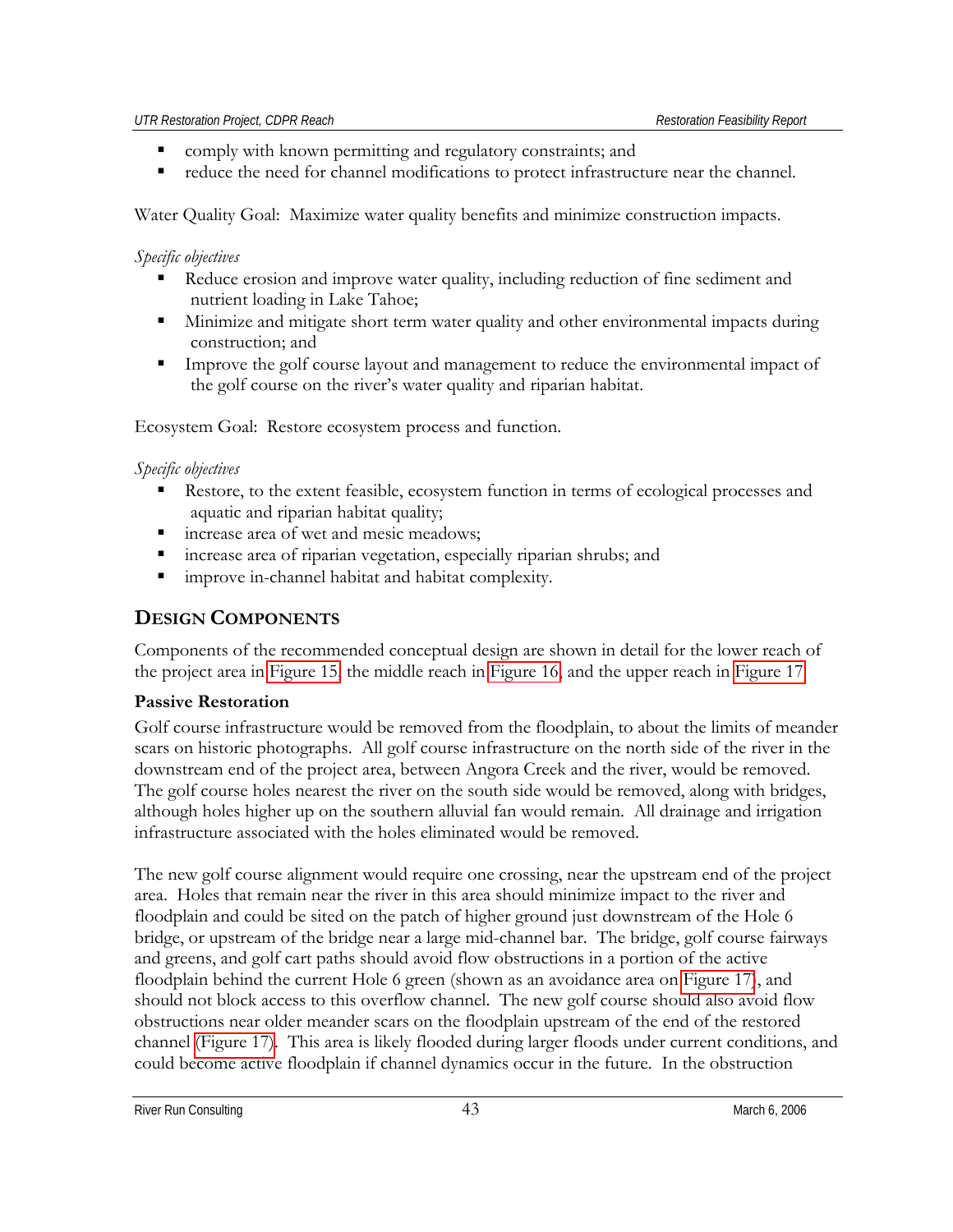- comply with known permitting and regulatory constraints; and
- reduce the need for channel modifications to protect infrastructure near the channel.

Water Quality Goal: Maximize water quality benefits and minimize construction impacts.

*Specific objectives*

- Reduce erosion and improve water quality, including reduction of fine sediment and nutrient loading in Lake Tahoe;
- Minimize and mitigate short term water quality and other environmental impacts during construction; and
- Improve the golf course layout and management to reduce the environmental impact of the golf course on the river's water quality and riparian habitat.

Ecosystem Goal: Restore ecosystem process and function.

*Specific objectives*

- Restore, to the extent feasible, ecosystem function in terms of ecological processes and aquatic and riparian habitat quality;
- increase area of wet and mesic meadows;
- increase area of riparian vegetation, especially riparian shrubs; and
- improve in-channel habitat and habitat complexity.

## DESIGN COMPONENTS

Components of the recommended conceptual design are shown in detail for the lower reach of the project area in Figure 15, the middle reach in Figure 16, and the upper reach in Figure 17.

### Passive Restoration

Golf course infrastructure would be removed from the floodplain, to about the limits of meander scars on historic photographs. All golf course infrastructure on the north side of the river in the downstream end of the project area, between Angora Creek and the river, would be removed. The golf course holes nearest the river on the south side would be removed, along with bridges, although holes higher up on the southern alluvial fan would remain. All drainage and irrigation infrastructure associated with the holes eliminated would be removed.

The new golf course alignment would require one crossing, near the upstream end of the project area. Holes that remain near the river in this area should minimize impact to the river and floodplain and could be sited on the patch of higher ground just downstream of the Hole 6 bridge, or upstream of the bridge near a large mid-channel bar. The bridge, golf course fairways and greens, and golf cart paths should avoid flow obstructions in a portion of the active floodplain behind the current Hole 6 green (shown as an avoidance area on Figure 17), and should not block access to this overflow channel. The new golf course should also avoid flow obstructions near older meander scars on the floodplain upstream of the end of the restored channel (Figure 17). This area is likely flooded during larger floods under current conditions, and could become active floodplain if channel dynamics occur in the future. In the obstruction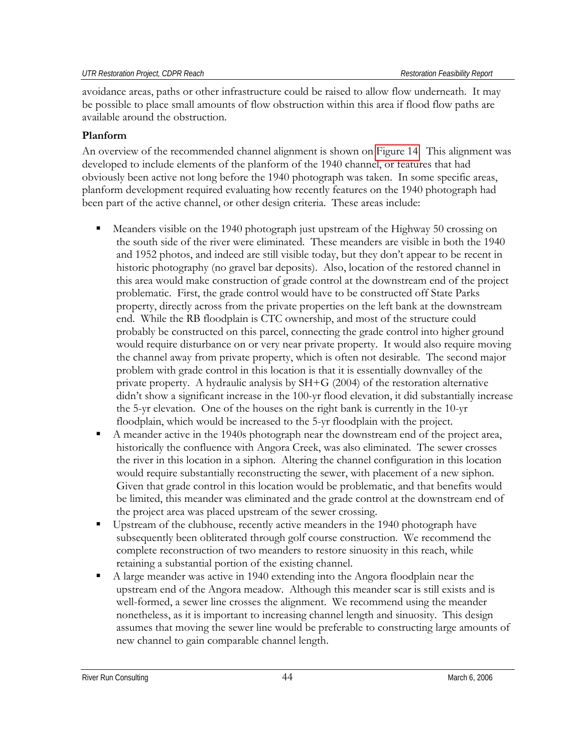avoidance areas, paths or other infrastructure could be raised to allow flow underneath. It may be possible to place small amounts of flow obstruction within this area if flood flow paths are available around the obstruction.

**Planform**

An overview of the recommended channel alignment is shown on Figure 14. This alignment was developed to include elements of the planform of the 1940 channel, or features that had obviously been active not long before the 1940 photograph was taken. In some specific areas, planform development required evaluating how recently features on the 1940 photograph had been part of the active channel, or other design criteria. These areas include:

- Meanders visible on the 1940 photograph just upstream of the Highway 50 crossing on the south side of the river were eliminated. These meanders are visible in both the 1940 and 1952 photos, and indeed are still visible today, but they don't appear to be recent in historic photography (no gravel bar deposits). Also, location of the restored channel in this area would make construction of grade control at the downstream end of the project problematic. First, the grade control would have to be constructed off State Parks property, directly across from the private properties on the left bank at the downstream end. While the RB floodplain is CTC ownership, and most of the structure could probably be constructed on this parcel, connecting the grade control into higher ground would require disturbance on or very near private property. It would also require moving the channel away from private property, which is often not desirable. The second major problem with grade control in this location is that it is essentially downvalley of the private property. A hydraulic analysis by SH+G (2004) of the restoration alternative didn't show a significant increase in the 100-yr flood elevation, it did substantially increase the 5-yr elevation. One of the houses on the right bank is currently in the 10-yr floodplain, which would be increased to the 5-yr floodplain with the project.
- A meander active in the 1940s photograph near the downstream end of the project area, historically the confluence with Angora Creek, was also eliminated. The sewer crosses the river in this location in a siphon. Altering the channel configuration in this location would require substantially reconstructing the sewer, with placement of a new siphon. Given that grade control in this location would be problematic, and that benefits would be limited, this meander was eliminated and the grade control at the downstream end of the project area was placed upstream of the sewer crossing.
- Upstream of the clubhouse, recently active meanders in the 1940 photograph have subsequently been obliterated through golf course construction. We recommend the complete reconstruction of two meanders to restore sinuosity in this reach, while retaining a substantial portion of the existing channel.
- A large meander was active in 1940 extending into the Angora floodplain near the upstream end of the Angora meadow. Although this meander scar is still exists and is well-formed, a sewer line crosses the alignment. We recommend using the meander nonetheless, as it is important to increasing channel length and sinuosity. This design assumes that moving the sewer line would be preferable to constructing large amounts of new channel to gain comparable channel length.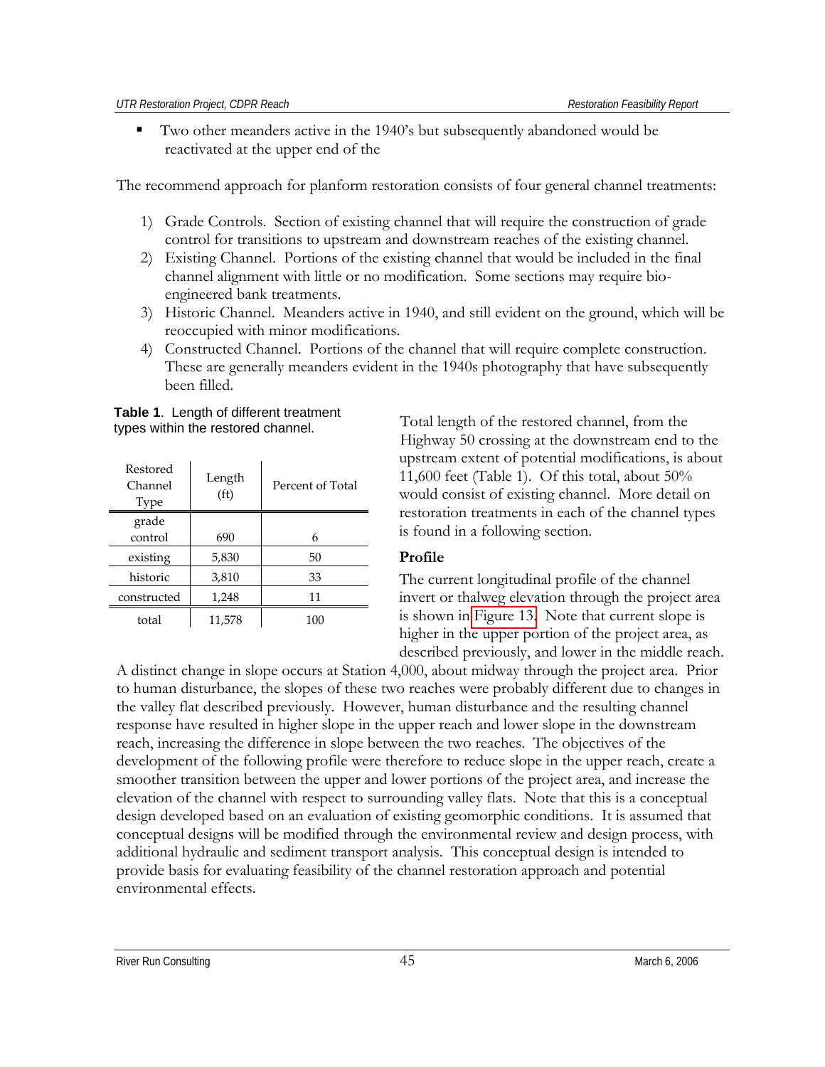- Two other meanders active in the 1940's but subsequently abandoned would be reactivated at the upper end of the

The recommend approach for planform restoration consists of four general channel treatments:

1) Grade Controls. Section of existing channel that will require the construction of grade control for transitions to upstream and downstream reaches of the existing channel.
2) Existing Channel. Portions of the existing channel that would be included in the final channel alignment with little or no modification. Some sections may require bio-engineered bank treatments.
3) Historic Channel. Meanders active in 1940, and still evident on the ground, which will be reoccupied with minor modifications.
4) Constructed Channel. Portions of the channel that will require complete construction. These are generally meanders evident in the 1940s photography that have subsequently been filled.

**Table 1**. Length of different treatment types within the restored channel.

| Restored Channel Type | Length (ft) | Percent of Total |
|---|---|---|
| grade control | 690 | 6 |
| existing | 5,830 | 50 |
| historic | 3,810 | 33 |
| constructed | 1,248 | 11 |
| total | 11,578 | 100 |

Total length of the restored channel, from the Highway 50 crossing at the downstream end to the upstream extent of potential modifications, is about 11,600 feet (Table 1). Of this total, about 50% would consist of existing channel. More detail on restoration treatments in each of the channel types is found in a following section.

**Profile**

The current longitudinal profile of the channel invert or thalweg elevation through the project area is shown in Figure 13. Note that current slope is higher in the upper portion of the project area, as described previously, and lower in the middle reach. A distinct change in slope occurs at Station 4,000, about midway through the project area. Prior to human disturbance, the slopes of these two reaches were probably different due to changes in the valley flat described previously. However, human disturbance and the resulting channel response have resulted in higher slope in the upper reach and lower slope in the downstream reach, increasing the difference in slope between the two reaches. The objectives of the development of the following profile were therefore to reduce slope in the upper reach, create a smoother transition between the upper and lower portions of the project area, and increase the elevation of the channel with respect to surrounding valley flats. Note that this is a conceptual design developed based on an evaluation of existing geomorphic conditions. It is assumed that conceptual designs will be modified through the environmental review and design process, with additional hydraulic and sediment transport analysis. This conceptual design is intended to provide basis for evaluating feasibility of the channel restoration approach and potential environmental effects.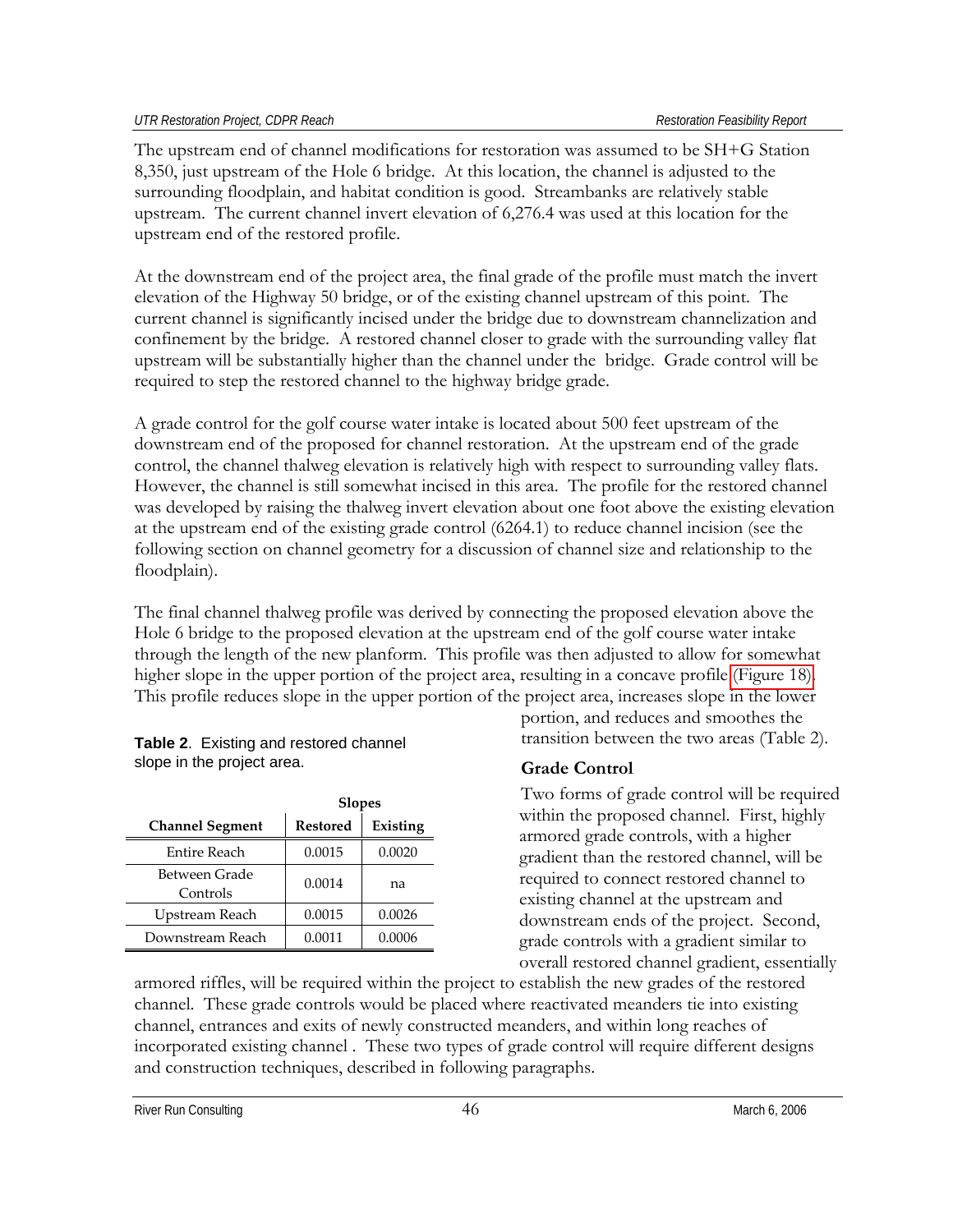The upstream end of channel modifications for restoration was assumed to be SH+G Station 8,350, just upstream of the Hole 6 bridge. At this location, the channel is adjusted to the surrounding floodplain, and habitat condition is good. Streambanks are relatively stable upstream. The current channel invert elevation of 6,276.4 was used at this location for the upstream end of the restored profile.

At the downstream end of the project area, the final grade of the profile must match the invert elevation of the Highway 50 bridge, or of the existing channel upstream of this point. The current channel is significantly incised under the bridge due to downstream channelization and confinement by the bridge. A restored channel closer to grade with the surrounding valley flat upstream will be substantially higher than the channel under the bridge. Grade control will be required to step the restored channel to the highway bridge grade.

A grade control for the golf course water intake is located about 500 feet upstream of the downstream end of the proposed for channel restoration. At the upstream end of the grade control, the channel thalweg elevation is relatively high with respect to surrounding valley flats. However, the channel is still somewhat incised in this area. The profile for the restored channel was developed by raising the thalweg invert elevation about one foot above the existing elevation at the upstream end of the existing grade control (6264.1) to reduce channel incision (see the following section on channel geometry for a discussion of channel size and relationship to the floodplain).

The final channel thalweg profile was derived by connecting the proposed elevation above the Hole 6 bridge to the proposed elevation at the upstream end of the golf course water intake through the length of the new planform. This profile was then adjusted to allow for somewhat higher slope in the upper portion of the project area, resulting in a concave profile (Figure 18). This profile reduces slope in the upper portion of the project area, increases slope in the lower portion, and reduces and smoothes the transition between the two areas (Table 2).

**Table 2**. Existing and restored channel slope in the project area.

| | Slopes | |
|---|---|---|
| **Channel Segment** | **Restored** | **Existing** |
| Entire Reach | 0.0015 | 0.0020 |
| Between Grade Controls | 0.0014 | na |
| Upstream Reach | 0.0015 | 0.0026 |
| Downstream Reach | 0.0011 | 0.0006 |

### Grade Control

Two forms of grade control will be required within the proposed channel. First, highly armored grade controls, with a higher gradient than the restored channel, will be required to connect restored channel to existing channel at the upstream and downstream ends of the project. Second, grade controls with a gradient similar to overall restored channel gradient, essentially armored riffles, will be required within the project to establish the new grades of the restored channel. These grade controls would be placed where reactivated meanders tie into existing channel, entrances and exits of newly constructed meanders, and within long reaches of incorporated existing channel . These two types of grade control will require different designs and construction techniques, described in following paragraphs.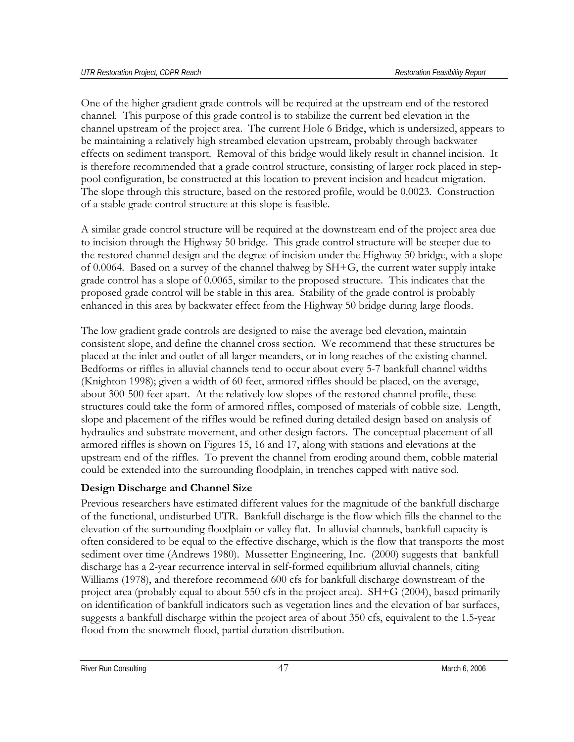One of the higher gradient grade controls will be required at the upstream end of the restored channel. This purpose of this grade control is to stabilize the current bed elevation in the channel upstream of the project area. The current Hole 6 Bridge, which is undersized, appears to be maintaining a relatively high streambed elevation upstream, probably through backwater effects on sediment transport. Removal of this bridge would likely result in channel incision. It is therefore recommended that a grade control structure, consisting of larger rock placed in step-pool configuration, be constructed at this location to prevent incision and headcut migration. The slope through this structure, based on the restored profile, would be 0.0023. Construction of a stable grade control structure at this slope is feasible.

A similar grade control structure will be required at the downstream end of the project area due to incision through the Highway 50 bridge. This grade control structure will be steeper due to the restored channel design and the degree of incision under the Highway 50 bridge, with a slope of 0.0064. Based on a survey of the channel thalweg by SH+G, the current water supply intake grade control has a slope of 0.0065, similar to the proposed structure. This indicates that the proposed grade control will be stable in this area. Stability of the grade control is probably enhanced in this area by backwater effect from the Highway 50 bridge during large floods.

The low gradient grade controls are designed to raise the average bed elevation, maintain consistent slope, and define the channel cross section. We recommend that these structures be placed at the inlet and outlet of all larger meanders, or in long reaches of the existing channel. Bedforms or riffles in alluvial channels tend to occur about every 5-7 bankfull channel widths (Knighton 1998); given a width of 60 feet, armored riffles should be placed, on the average, about 300-500 feet apart. At the relatively low slopes of the restored channel profile, these structures could take the form of armored riffles, composed of materials of cobble size. Length, slope and placement of the riffles would be refined during detailed design based on analysis of hydraulics and substrate movement, and other design factors. The conceptual placement of all armored riffles is shown on Figures 15, 16 and 17, along with stations and elevations at the upstream end of the riffles. To prevent the channel from eroding around them, cobble material could be extended into the surrounding floodplain, in trenches capped with native sod.

## Design Discharge and Channel Size

Previous researchers have estimated different values for the magnitude of the bankfull discharge of the functional, undisturbed UTR. Bankfull discharge is the flow which fills the channel to the elevation of the surrounding floodplain or valley flat. In alluvial channels, bankfull capacity is often considered to be equal to the effective discharge, which is the flow that transports the most sediment over time (Andrews 1980). Mussetter Engineering, Inc. (2000) suggests that bankfull discharge has a 2-year recurrence interval in self-formed equilibrium alluvial channels, citing Williams (1978), and therefore recommend 600 cfs for bankfull discharge downstream of the project area (probably equal to about 550 cfs in the project area). SH+G (2004), based primarily on identification of bankfull indicators such as vegetation lines and the elevation of bar surfaces, suggests a bankfull discharge within the project area of about 350 cfs, equivalent to the 1.5-year flood from the snowmelt flood, partial duration distribution.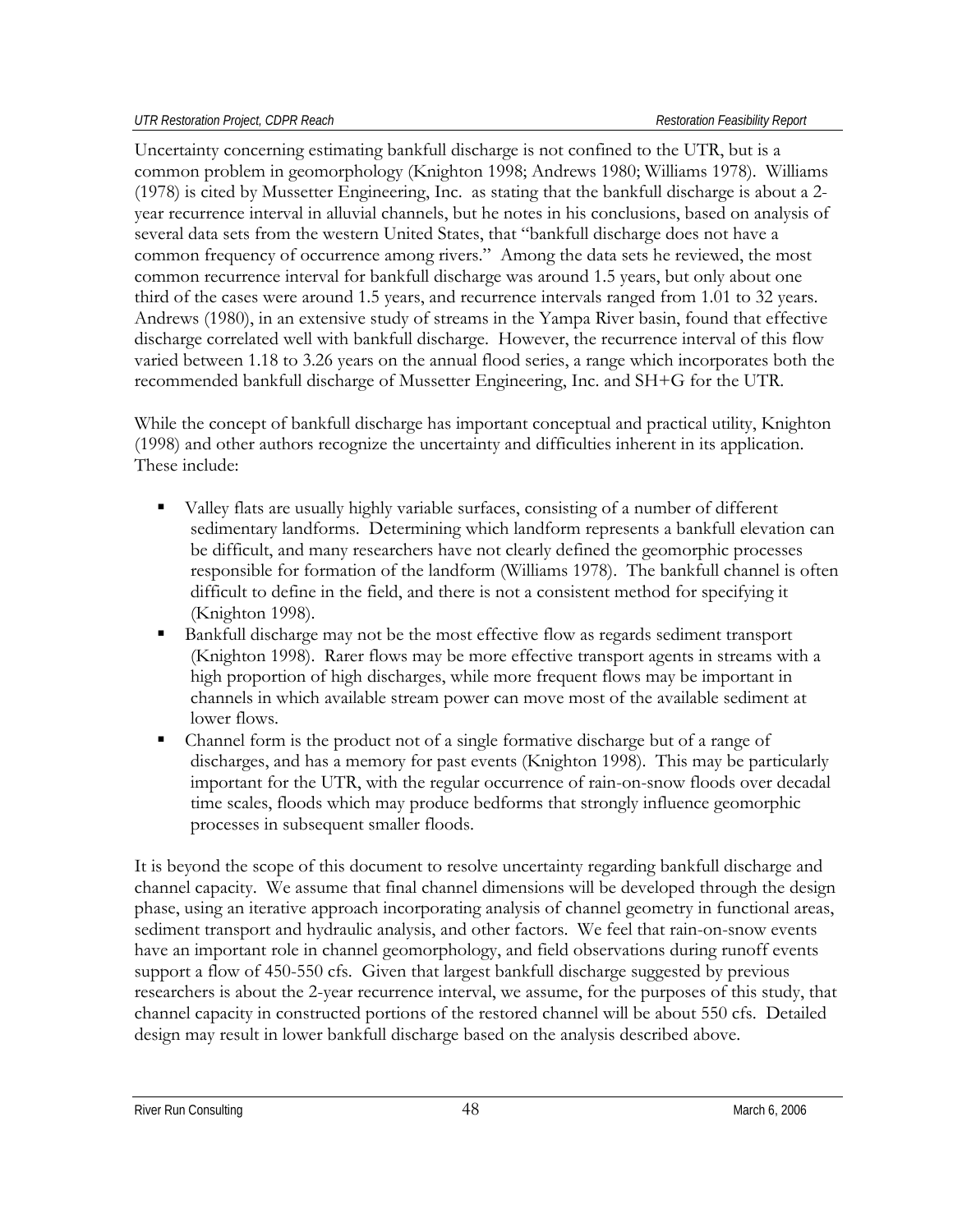Uncertainty concerning estimating bankfull discharge is not confined to the UTR, but is a common problem in geomorphology (Knighton 1998; Andrews 1980; Williams 1978). Williams (1978) is cited by Mussetter Engineering, Inc. as stating that the bankfull discharge is about a 2-year recurrence interval in alluvial channels, but he notes in his conclusions, based on analysis of several data sets from the western United States, that "bankfull discharge does not have a common frequency of occurrence among rivers." Among the data sets he reviewed, the most common recurrence interval for bankfull discharge was around 1.5 years, but only about one third of the cases were around 1.5 years, and recurrence intervals ranged from 1.01 to 32 years. Andrews (1980), in an extensive study of streams in the Yampa River basin, found that effective discharge correlated well with bankfull discharge. However, the recurrence interval of this flow varied between 1.18 to 3.26 years on the annual flood series, a range which incorporates both the recommended bankfull discharge of Mussetter Engineering, Inc. and SH+G for the UTR.

While the concept of bankfull discharge has important conceptual and practical utility, Knighton (1998) and other authors recognize the uncertainty and difficulties inherent in its application. These include:

- Valley flats are usually highly variable surfaces, consisting of a number of different sedimentary landforms. Determining which landform represents a bankfull elevation can be difficult, and many researchers have not clearly defined the geomorphic processes responsible for formation of the landform (Williams 1978). The bankfull channel is often difficult to define in the field, and there is not a consistent method for specifying it (Knighton 1998).
- Bankfull discharge may not be the most effective flow as regards sediment transport (Knighton 1998). Rarer flows may be more effective transport agents in streams with a high proportion of high discharges, while more frequent flows may be important in channels in which available stream power can move most of the available sediment at lower flows.
- Channel form is the product not of a single formative discharge but of a range of discharges, and has a memory for past events (Knighton 1998). This may be particularly important for the UTR, with the regular occurrence of rain-on-snow floods over decadal time scales, floods which may produce bedforms that strongly influence geomorphic processes in subsequent smaller floods.

It is beyond the scope of this document to resolve uncertainty regarding bankfull discharge and channel capacity. We assume that final channel dimensions will be developed through the design phase, using an iterative approach incorporating analysis of channel geometry in functional areas, sediment transport and hydraulic analysis, and other factors. We feel that rain-on-snow events have an important role in channel geomorphology, and field observations during runoff events support a flow of 450-550 cfs. Given that largest bankfull discharge suggested by previous researchers is about the 2-year recurrence interval, we assume, for the purposes of this study, that channel capacity in constructed portions of the restored channel will be about 550 cfs. Detailed design may result in lower bankfull discharge based on the analysis described above.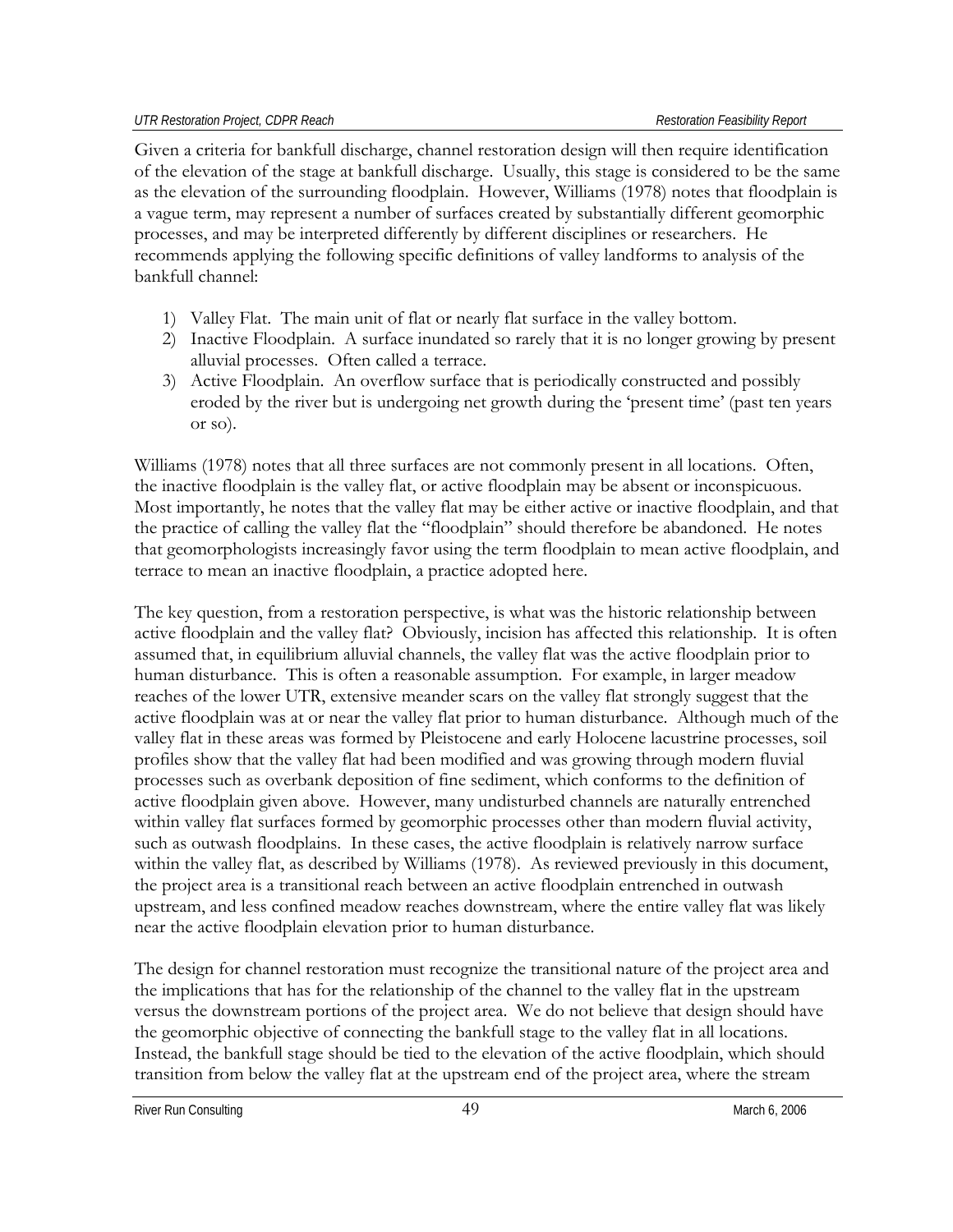Given a criteria for bankfull discharge, channel restoration design will then require identification of the elevation of the stage at bankfull discharge. Usually, this stage is considered to be the same as the elevation of the surrounding floodplain. However, Williams (1978) notes that floodplain is a vague term, may represent a number of surfaces created by substantially different geomorphic processes, and may be interpreted differently by different disciplines or researchers. He recommends applying the following specific definitions of valley landforms to analysis of the bankfull channel:

1) Valley Flat. The main unit of flat or nearly flat surface in the valley bottom.
2) Inactive Floodplain. A surface inundated so rarely that it is no longer growing by present alluvial processes. Often called a terrace.
3) Active Floodplain. An overflow surface that is periodically constructed and possibly eroded by the river but is undergoing net growth during the 'present time' (past ten years or so).

Williams (1978) notes that all three surfaces are not commonly present in all locations. Often, the inactive floodplain is the valley flat, or active floodplain may be absent or inconspicuous. Most importantly, he notes that the valley flat may be either active or inactive floodplain, and that the practice of calling the valley flat the "floodplain" should therefore be abandoned. He notes that geomorphologists increasingly favor using the term floodplain to mean active floodplain, and terrace to mean an inactive floodplain, a practice adopted here.

The key question, from a restoration perspective, is what was the historic relationship between active floodplain and the valley flat? Obviously, incision has affected this relationship. It is often assumed that, in equilibrium alluvial channels, the valley flat was the active floodplain prior to human disturbance. This is often a reasonable assumption. For example, in larger meadow reaches of the lower UTR, extensive meander scars on the valley flat strongly suggest that the active floodplain was at or near the valley flat prior to human disturbance. Although much of the valley flat in these areas was formed by Pleistocene and early Holocene lacustrine processes, soil profiles show that the valley flat had been modified and was growing through modern fluvial processes such as overbank deposition of fine sediment, which conforms to the definition of active floodplain given above. However, many undisturbed channels are naturally entrenched within valley flat surfaces formed by geomorphic processes other than modern fluvial activity, such as outwash floodplains. In these cases, the active floodplain is relatively narrow surface within the valley flat, as described by Williams (1978). As reviewed previously in this document, the project area is a transitional reach between an active floodplain entrenched in outwash upstream, and less confined meadow reaches downstream, where the entire valley flat was likely near the active floodplain elevation prior to human disturbance.

The design for channel restoration must recognize the transitional nature of the project area and the implications that has for the relationship of the channel to the valley flat in the upstream versus the downstream portions of the project area. We do not believe that design should have the geomorphic objective of connecting the bankfull stage to the valley flat in all locations. Instead, the bankfull stage should be tied to the elevation of the active floodplain, which should transition from below the valley flat at the upstream end of the project area, where the stream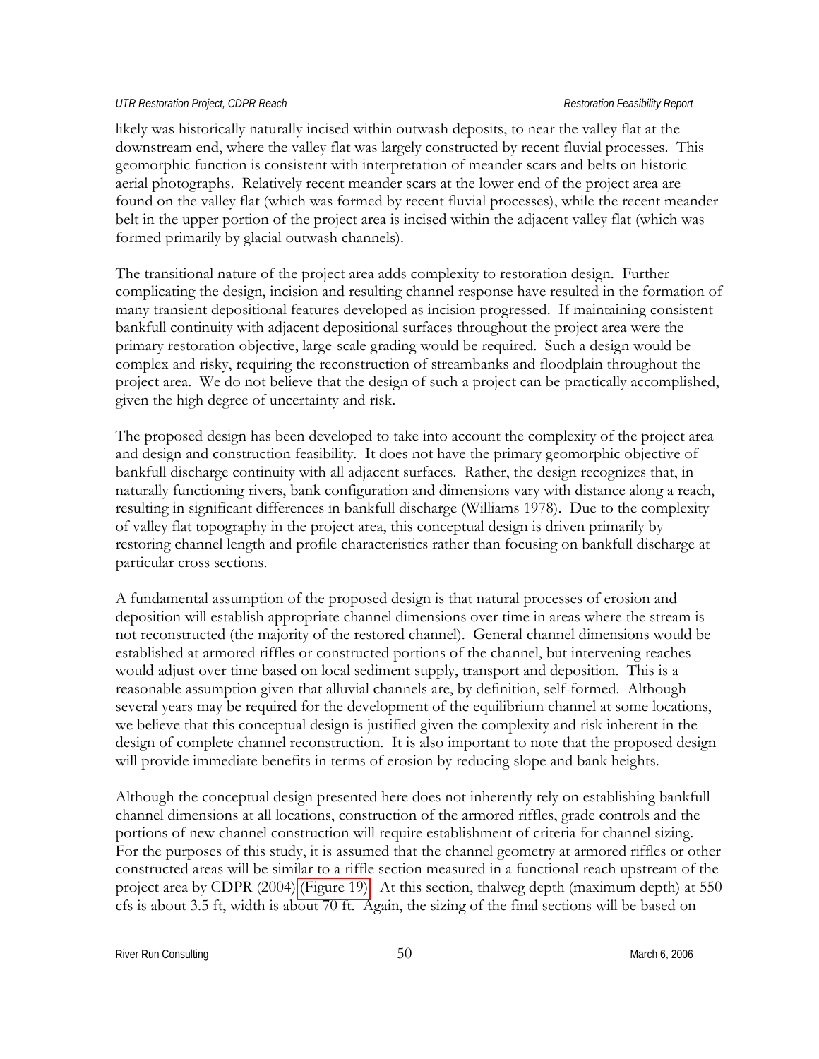likely was historically naturally incised within outwash deposits, to near the valley flat at the downstream end, where the valley flat was largely constructed by recent fluvial processes. This geomorphic function is consistent with interpretation of meander scars and belts on historic aerial photographs. Relatively recent meander scars at the lower end of the project area are found on the valley flat (which was formed by recent fluvial processes), while the recent meander belt in the upper portion of the project area is incised within the adjacent valley flat (which was formed primarily by glacial outwash channels).

The transitional nature of the project area adds complexity to restoration design. Further complicating the design, incision and resulting channel response have resulted in the formation of many transient depositional features developed as incision progressed. If maintaining consistent bankfull continuity with adjacent depositional surfaces throughout the project area were the primary restoration objective, large-scale grading would be required. Such a design would be complex and risky, requiring the reconstruction of streambanks and floodplain throughout the project area. We do not believe that the design of such a project can be practically accomplished, given the high degree of uncertainty and risk.

The proposed design has been developed to take into account the complexity of the project area and design and construction feasibility. It does not have the primary geomorphic objective of bankfull discharge continuity with all adjacent surfaces. Rather, the design recognizes that, in naturally functioning rivers, bank configuration and dimensions vary with distance along a reach, resulting in significant differences in bankfull discharge (Williams 1978). Due to the complexity of valley flat topography in the project area, this conceptual design is driven primarily by restoring channel length and profile characteristics rather than focusing on bankfull discharge at particular cross sections.

A fundamental assumption of the proposed design is that natural processes of erosion and deposition will establish appropriate channel dimensions over time in areas where the stream is not reconstructed (the majority of the restored channel). General channel dimensions would be established at armored riffles or constructed portions of the channel, but intervening reaches would adjust over time based on local sediment supply, transport and deposition. This is a reasonable assumption given that alluvial channels are, by definition, self-formed. Although several years may be required for the development of the equilibrium channel at some locations, we believe that this conceptual design is justified given the complexity and risk inherent in the design of complete channel reconstruction. It is also important to note that the proposed design will provide immediate benefits in terms of erosion by reducing slope and bank heights.

Although the conceptual design presented here does not inherently rely on establishing bankfull channel dimensions at all locations, construction of the armored riffles, grade controls and the portions of new channel construction will require establishment of criteria for channel sizing. For the purposes of this study, it is assumed that the channel geometry at armored riffles or other constructed areas will be similar to a riffle section measured in a functional reach upstream of the project area by CDPR (2004) (Figure 19). At this section, thalweg depth (maximum depth) at 550 cfs is about 3.5 ft, width is about 70 ft. Again, the sizing of the final sections will be based on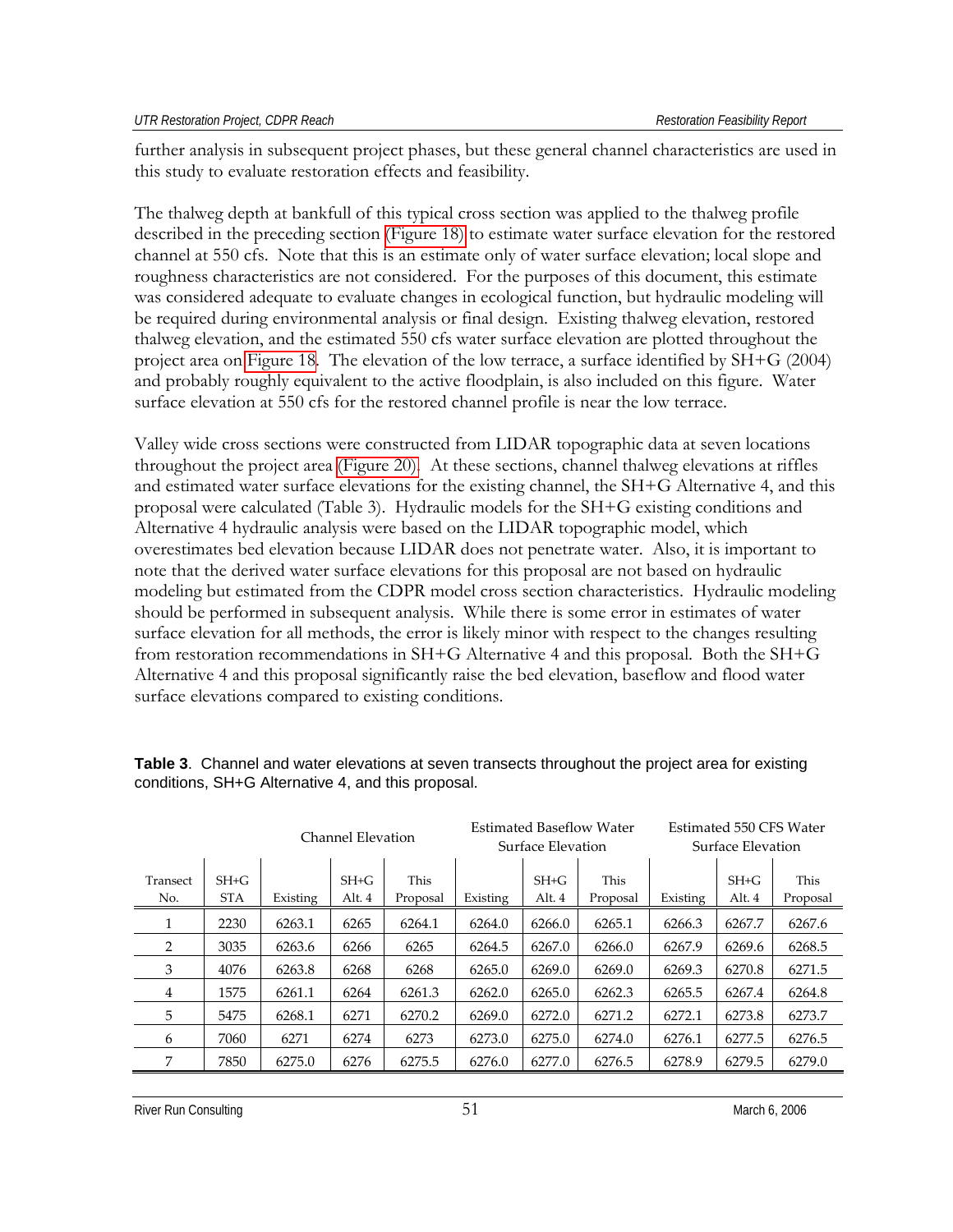further analysis in subsequent project phases, but these general channel characteristics are used in this study to evaluate restoration effects and feasibility.

The thalweg depth at bankfull of this typical cross section was applied to the thalweg profile described in the preceding section (Figure 18) to estimate water surface elevation for the restored channel at 550 cfs. Note that this is an estimate only of water surface elevation; local slope and roughness characteristics are not considered. For the purposes of this document, this estimate was considered adequate to evaluate changes in ecological function, but hydraulic modeling will be required during environmental analysis or final design. Existing thalweg elevation, restored thalweg elevation, and the estimated 550 cfs water surface elevation are plotted throughout the project area on Figure 18. The elevation of the low terrace, a surface identified by SH+G (2004) and probably roughly equivalent to the active floodplain, is also included on this figure. Water surface elevation at 550 cfs for the restored channel profile is near the low terrace.

Valley wide cross sections were constructed from LIDAR topographic data at seven locations throughout the project area (Figure 20). At these sections, channel thalweg elevations at riffles and estimated water surface elevations for the existing channel, the SH+G Alternative 4, and this proposal were calculated (Table 3). Hydraulic models for the SH+G existing conditions and Alternative 4 hydraulic analysis were based on the LIDAR topographic model, which overestimates bed elevation because LIDAR does not penetrate water. Also, it is important to note that the derived water surface elevations for this proposal are not based on hydraulic modeling but estimated from the CDPR model cross section characteristics. Hydraulic modeling should be performed in subsequent analysis. While there is some error in estimates of water surface elevation for all methods, the error is likely minor with respect to the changes resulting from restoration recommendations in SH+G Alternative 4 and this proposal. Both the SH+G Alternative 4 and this proposal significantly raise the bed elevation, baseflow and flood water surface elevations compared to existing conditions.

**Table 3**. Channel and water elevations at seven transects throughout the project area for existing conditions, SH+G Alternative 4, and this proposal.

| | | Channel Elevation | | | Estimated Baseflow Water Surface Elevation | | | Estimated 550 CFS Water Surface Elevation | | |
|---|---|---|---|---|---|---|---|---|---|---|
| Transect No. | SH+G STA | Existing | SH+G Alt. 4 | This Proposal | Existing | SH+G Alt. 4 | This Proposal | Existing | SH+G Alt. 4 | This Proposal |
| 1 | 2230 | 6263.1 | 6265 | 6264.1 | 6264.0 | 6266.0 | 6265.1 | 6266.3 | 6267.7 | 6267.6 |
| 2 | 3035 | 6263.6 | 6266 | 6265 | 6264.5 | 6267.0 | 6266.0 | 6267.9 | 6269.6 | 6268.5 |
| 3 | 4076 | 6263.8 | 6268 | 6268 | 6265.0 | 6269.0 | 6269.0 | 6269.3 | 6270.8 | 6271.5 |
| 4 | 1575 | 6261.1 | 6264 | 6261.3 | 6262.0 | 6265.0 | 6262.3 | 6265.5 | 6267.4 | 6264.8 |
| 5 | 5475 | 6268.1 | 6271 | 6270.2 | 6269.0 | 6272.0 | 6271.2 | 6272.1 | 6273.8 | 6273.7 |
| 6 | 7060 | 6271 | 6274 | 6273 | 6273.0 | 6275.0 | 6274.0 | 6276.1 | 6277.5 | 6276.5 |
| 7 | 7850 | 6275.0 | 6276 | 6275.5 | 6276.0 | 6277.0 | 6276.5 | 6278.9 | 6279.5 | 6279.0 |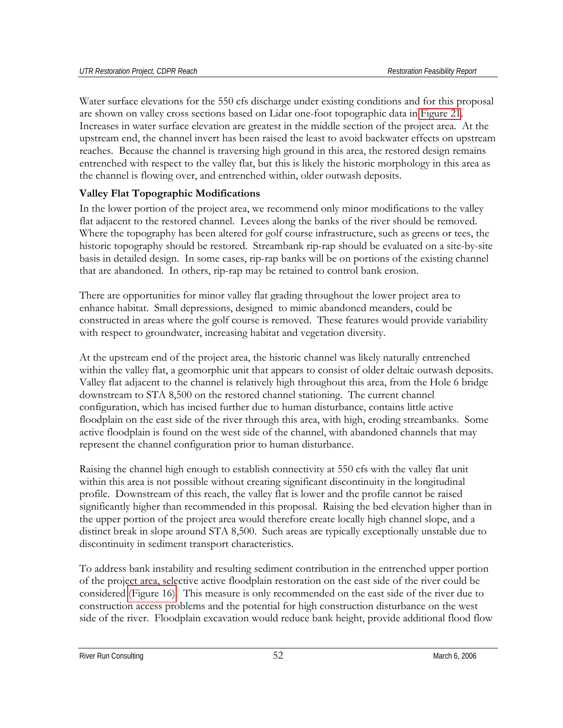Water surface elevations for the 550 cfs discharge under existing conditions and for this proposal are shown on valley cross sections based on Lidar one-foot topographic data in Figure 21. Increases in water surface elevation are greatest in the middle section of the project area. At the upstream end, the channel invert has been raised the least to avoid backwater effects on upstream reaches. Because the channel is traversing high ground in this area, the restored design remains entrenched with respect to the valley flat, but this is likely the historic morphology in this area as the channel is flowing over, and entrenched within, older outwash deposits.

**Valley Flat Topographic Modifications**

In the lower portion of the project area, we recommend only minor modifications to the valley flat adjacent to the restored channel. Levees along the banks of the river should be removed. Where the topography has been altered for golf course infrastructure, such as greens or tees, the historic topography should be restored. Streambank rip-rap should be evaluated on a site-by-site basis in detailed design. In some cases, rip-rap banks will be on portions of the existing channel that are abandoned. In others, rip-rap may be retained to control bank erosion.

There are opportunities for minor valley flat grading throughout the lower project area to enhance habitat. Small depressions, designed to mimic abandoned meanders, could be constructed in areas where the golf course is removed. These features would provide variability with respect to groundwater, increasing habitat and vegetation diversity.

At the upstream end of the project area, the historic channel was likely naturally entrenched within the valley flat, a geomorphic unit that appears to consist of older deltaic outwash deposits. Valley flat adjacent to the channel is relatively high throughout this area, from the Hole 6 bridge downstream to STA 8,500 on the restored channel stationing. The current channel configuration, which has incised further due to human disturbance, contains little active floodplain on the east side of the river through this area, with high, eroding streambanks. Some active floodplain is found on the west side of the channel, with abandoned channels that may represent the channel configuration prior to human disturbance.

Raising the channel high enough to establish connectivity at 550 cfs with the valley flat unit within this area is not possible without creating significant discontinuity in the longitudinal profile. Downstream of this reach, the valley flat is lower and the profile cannot be raised significantly higher than recommended in this proposal. Raising the bed elevation higher than in the upper portion of the project area would therefore create locally high channel slope, and a distinct break in slope around STA 8,500. Such areas are typically exceptionally unstable due to discontinuity in sediment transport characteristics.

To address bank instability and resulting sediment contribution in the entrenched upper portion of the project area, selective active floodplain restoration on the east side of the river could be considered (Figure 16). This measure is only recommended on the east side of the river due to construction access problems and the potential for high construction disturbance on the west side of the river. Floodplain excavation would reduce bank height, provide additional flood flow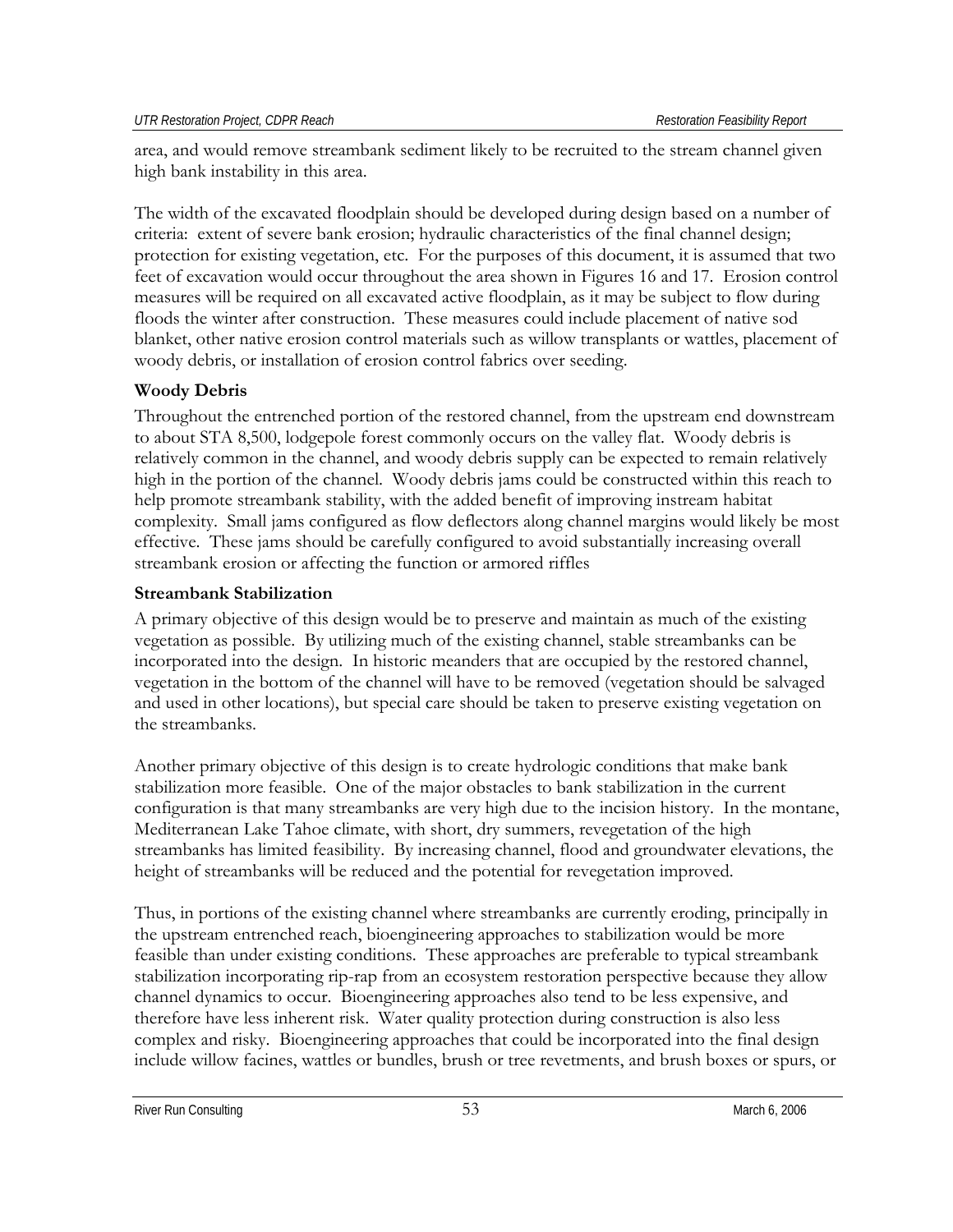area, and would remove streambank sediment likely to be recruited to the stream channel given high bank instability in this area.

The width of the excavated floodplain should be developed during design based on a number of criteria: extent of severe bank erosion; hydraulic characteristics of the final channel design; protection for existing vegetation, etc. For the purposes of this document, it is assumed that two feet of excavation would occur throughout the area shown in Figures 16 and 17. Erosion control measures will be required on all excavated active floodplain, as it may be subject to flow during floods the winter after construction. These measures could include placement of native sod blanket, other native erosion control materials such as willow transplants or wattles, placement of woody debris, or installation of erosion control fabrics over seeding.

### Woody Debris

Throughout the entrenched portion of the restored channel, from the upstream end downstream to about STA 8,500, lodgepole forest commonly occurs on the valley flat. Woody debris is relatively common in the channel, and woody debris supply can be expected to remain relatively high in the portion of the channel. Woody debris jams could be constructed within this reach to help promote streambank stability, with the added benefit of improving instream habitat complexity. Small jams configured as flow deflectors along channel margins would likely be most effective. These jams should be carefully configured to avoid substantially increasing overall streambank erosion or affecting the function or armored riffles

### Streambank Stabilization

A primary objective of this design would be to preserve and maintain as much of the existing vegetation as possible. By utilizing much of the existing channel, stable streambanks can be incorporated into the design. In historic meanders that are occupied by the restored channel, vegetation in the bottom of the channel will have to be removed (vegetation should be salvaged and used in other locations), but special care should be taken to preserve existing vegetation on the streambanks.

Another primary objective of this design is to create hydrologic conditions that make bank stabilization more feasible. One of the major obstacles to bank stabilization in the current configuration is that many streambanks are very high due to the incision history. In the montane, Mediterranean Lake Tahoe climate, with short, dry summers, revegetation of the high streambanks has limited feasibility. By increasing channel, flood and groundwater elevations, the height of streambanks will be reduced and the potential for revegetation improved.

Thus, in portions of the existing channel where streambanks are currently eroding, principally in the upstream entrenched reach, bioengineering approaches to stabilization would be more feasible than under existing conditions. These approaches are preferable to typical streambank stabilization incorporating rip-rap from an ecosystem restoration perspective because they allow channel dynamics to occur. Bioengineering approaches also tend to be less expensive, and therefore have less inherent risk. Water quality protection during construction is also less complex and risky. Bioengineering approaches that could be incorporated into the final design include willow facines, wattles or bundles, brush or tree revetments, and brush boxes or spurs, or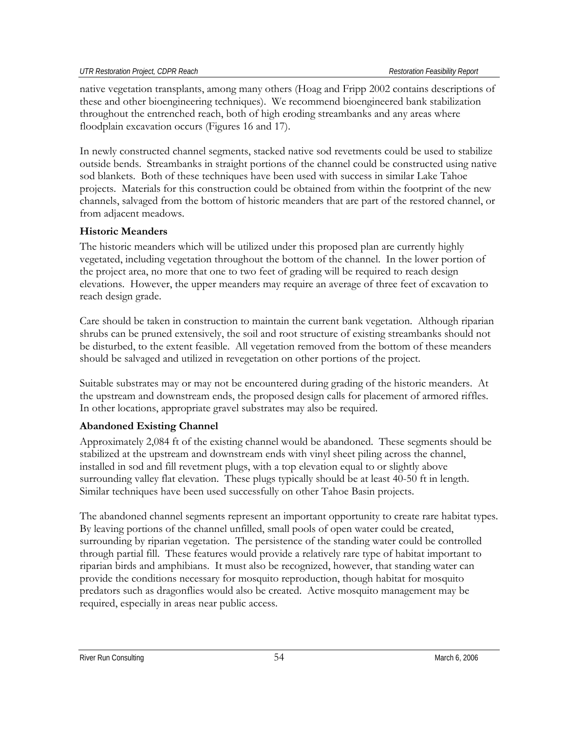native vegetation transplants, among many others (Hoag and Fripp 2002 contains descriptions of these and other bioengineering techniques). We recommend bioengineered bank stabilization throughout the entrenched reach, both of high eroding streambanks and any areas where floodplain excavation occurs (Figures 16 and 17).

In newly constructed channel segments, stacked native sod revetments could be used to stabilize outside bends. Streambanks in straight portions of the channel could be constructed using native sod blankets. Both of these techniques have been used with success in similar Lake Tahoe projects. Materials for this construction could be obtained from within the footprint of the new channels, salvaged from the bottom of historic meanders that are part of the restored channel, or from adjacent meadows.

### Historic Meanders

The historic meanders which will be utilized under this proposed plan are currently highly vegetated, including vegetation throughout the bottom of the channel. In the lower portion of the project area, no more that one to two feet of grading will be required to reach design elevations. However, the upper meanders may require an average of three feet of excavation to reach design grade.

Care should be taken in construction to maintain the current bank vegetation. Although riparian shrubs can be pruned extensively, the soil and root structure of existing streambanks should not be disturbed, to the extent feasible. All vegetation removed from the bottom of these meanders should be salvaged and utilized in revegetation on other portions of the project.

Suitable substrates may or may not be encountered during grading of the historic meanders. At the upstream and downstream ends, the proposed design calls for placement of armored riffles. In other locations, appropriate gravel substrates may also be required.

### Abandoned Existing Channel

Approximately 2,084 ft of the existing channel would be abandoned. These segments should be stabilized at the upstream and downstream ends with vinyl sheet piling across the channel, installed in sod and fill revetment plugs, with a top elevation equal to or slightly above surrounding valley flat elevation. These plugs typically should be at least 40-50 ft in length. Similar techniques have been used successfully on other Tahoe Basin projects.

The abandoned channel segments represent an important opportunity to create rare habitat types. By leaving portions of the channel unfilled, small pools of open water could be created, surrounding by riparian vegetation. The persistence of the standing water could be controlled through partial fill. These features would provide a relatively rare type of habitat important to riparian birds and amphibians. It must also be recognized, however, that standing water can provide the conditions necessary for mosquito reproduction, though habitat for mosquito predators such as dragonflies would also be created. Active mosquito management may be required, especially in areas near public access.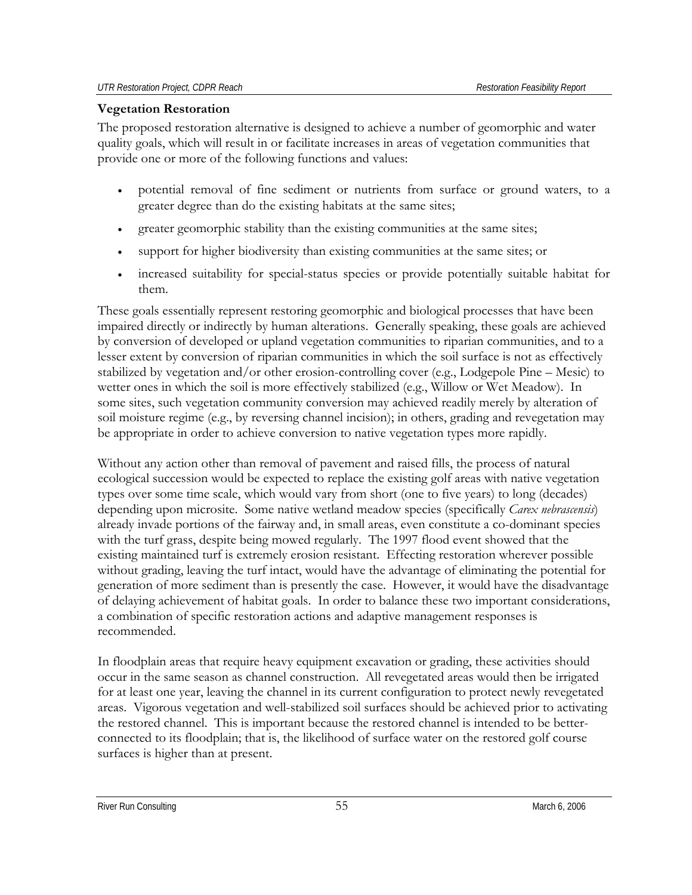### Vegetation Restoration

The proposed restoration alternative is designed to achieve a number of geomorphic and water quality goals, which will result in or facilitate increases in areas of vegetation communities that provide one or more of the following functions and values:

- potential removal of fine sediment or nutrients from surface or ground waters, to a greater degree than do the existing habitats at the same sites;
- greater geomorphic stability than the existing communities at the same sites;
- support for higher biodiversity than existing communities at the same sites; or
- increased suitability for special-status species or provide potentially suitable habitat for them.

These goals essentially represent restoring geomorphic and biological processes that have been impaired directly or indirectly by human alterations. Generally speaking, these goals are achieved by conversion of developed or upland vegetation communities to riparian communities, and to a lesser extent by conversion of riparian communities in which the soil surface is not as effectively stabilized by vegetation and/or other erosion-controlling cover (e.g., Lodgepole Pine – Mesic) to wetter ones in which the soil is more effectively stabilized (e.g., Willow or Wet Meadow). In some sites, such vegetation community conversion may achieved readily merely by alteration of soil moisture regime (e.g., by reversing channel incision); in others, grading and revegetation may be appropriate in order to achieve conversion to native vegetation types more rapidly.

Without any action other than removal of pavement and raised fills, the process of natural ecological succession would be expected to replace the existing golf areas with native vegetation types over some time scale, which would vary from short (one to five years) to long (decades) depending upon microsite. Some native wetland meadow species (specifically *Carex nebrascensis*) already invade portions of the fairway and, in small areas, even constitute a co-dominant species with the turf grass, despite being mowed regularly. The 1997 flood event showed that the existing maintained turf is extremely erosion resistant. Effecting restoration wherever possible without grading, leaving the turf intact, would have the advantage of eliminating the potential for generation of more sediment than is presently the case. However, it would have the disadvantage of delaying achievement of habitat goals. In order to balance these two important considerations, a combination of specific restoration actions and adaptive management responses is recommended.

In floodplain areas that require heavy equipment excavation or grading, these activities should occur in the same season as channel construction. All revegetated areas would then be irrigated for at least one year, leaving the channel in its current configuration to protect newly revegetated areas. Vigorous vegetation and well-stabilized soil surfaces should be achieved prior to activating the restored channel. This is important because the restored channel is intended to be better-connected to its floodplain; that is, the likelihood of surface water on the restored golf course surfaces is higher than at present.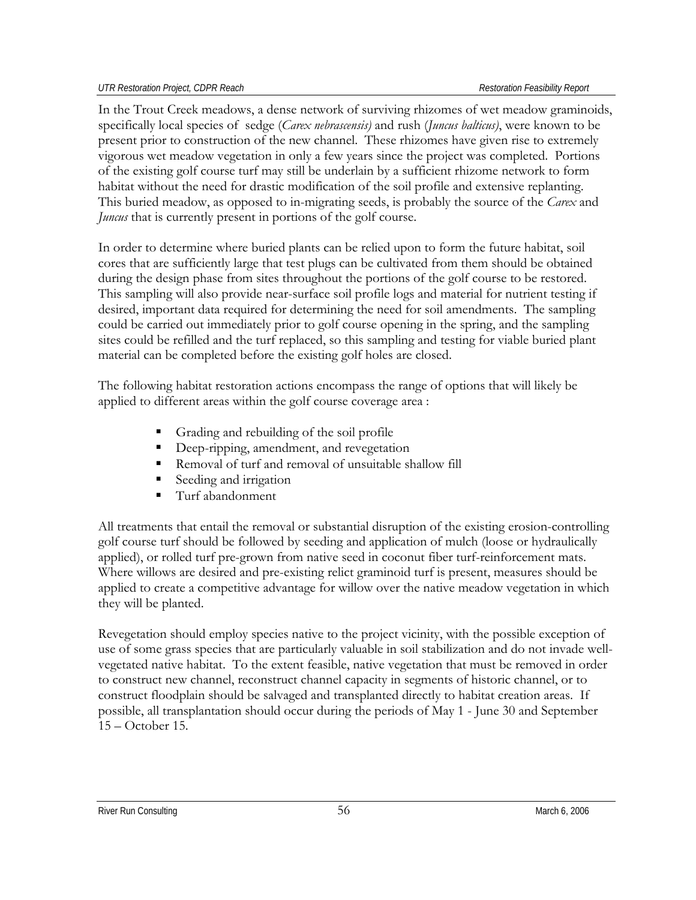In the Trout Creek meadows, a dense network of surviving rhizomes of wet meadow graminoids, specifically local species of sedge (*Carex nebrascensis)* and rush (*Juncus balticus)*, were known to be present prior to construction of the new channel. These rhizomes have given rise to extremely vigorous wet meadow vegetation in only a few years since the project was completed. Portions of the existing golf course turf may still be underlain by a sufficient rhizome network to form habitat without the need for drastic modification of the soil profile and extensive replanting. This buried meadow, as opposed to in-migrating seeds, is probably the source of the *Carex* and *Juncus* that is currently present in portions of the golf course.

In order to determine where buried plants can be relied upon to form the future habitat, soil cores that are sufficiently large that test plugs can be cultivated from them should be obtained during the design phase from sites throughout the portions of the golf course to be restored. This sampling will also provide near-surface soil profile logs and material for nutrient testing if desired, important data required for determining the need for soil amendments. The sampling could be carried out immediately prior to golf course opening in the spring, and the sampling sites could be refilled and the turf replaced, so this sampling and testing for viable buried plant material can be completed before the existing golf holes are closed.

The following habitat restoration actions encompass the range of options that will likely be applied to different areas within the golf course coverage area :

- Grading and rebuilding of the soil profile
- Deep-ripping, amendment, and revegetation
- Removal of turf and removal of unsuitable shallow fill
- Seeding and irrigation
- Turf abandonment

All treatments that entail the removal or substantial disruption of the existing erosion-controlling golf course turf should be followed by seeding and application of mulch (loose or hydraulically applied), or rolled turf pre-grown from native seed in coconut fiber turf-reinforcement mats. Where willows are desired and pre-existing relict graminoid turf is present, measures should be applied to create a competitive advantage for willow over the native meadow vegetation in which they will be planted.

Revegetation should employ species native to the project vicinity, with the possible exception of use of some grass species that are particularly valuable in soil stabilization and do not invade well-vegetated native habitat. To the extent feasible, native vegetation that must be removed in order to construct new channel, reconstruct channel capacity in segments of historic channel, or to construct floodplain should be salvaged and transplanted directly to habitat creation areas. If possible, all transplantation should occur during the periods of May 1 - June 30 and September 15 – October 15.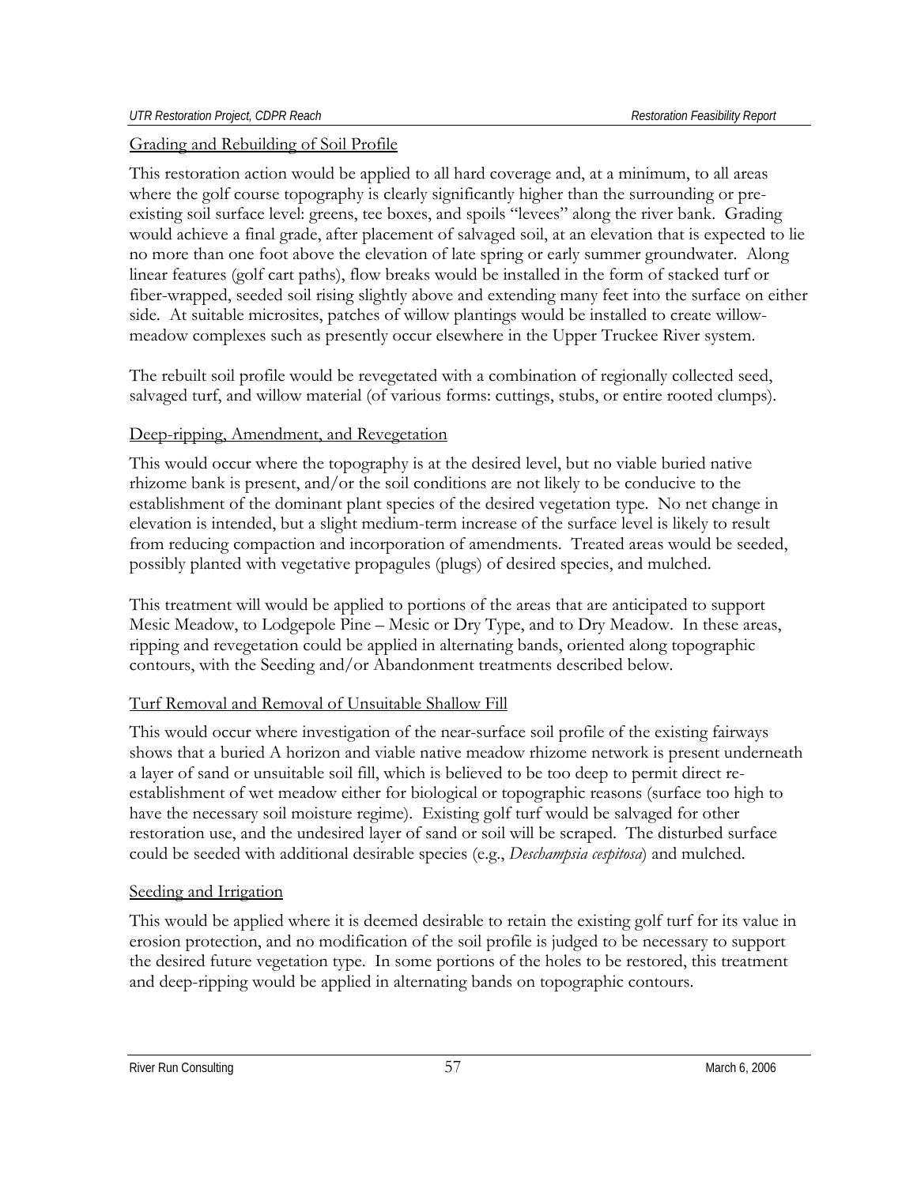## Grading and Rebuilding of Soil Profile

This restoration action would be applied to all hard coverage and, at a minimum, to all areas where the golf course topography is clearly significantly higher than the surrounding or pre-existing soil surface level: greens, tee boxes, and spoils "levees" along the river bank. Grading would achieve a final grade, after placement of salvaged soil, at an elevation that is expected to lie no more than one foot above the elevation of late spring or early summer groundwater. Along linear features (golf cart paths), flow breaks would be installed in the form of stacked turf or fiber-wrapped, seeded soil rising slightly above and extending many feet into the surface on either side. At suitable microsites, patches of willow plantings would be installed to create willow-meadow complexes such as presently occur elsewhere in the Upper Truckee River system.

The rebuilt soil profile would be revegetated with a combination of regionally collected seed, salvaged turf, and willow material (of various forms: cuttings, stubs, or entire rooted clumps).

## Deep-ripping, Amendment, and Revegetation

This would occur where the topography is at the desired level, but no viable buried native rhizome bank is present, and/or the soil conditions are not likely to be conducive to the establishment of the dominant plant species of the desired vegetation type. No net change in elevation is intended, but a slight medium-term increase of the surface level is likely to result from reducing compaction and incorporation of amendments. Treated areas would be seeded, possibly planted with vegetative propagules (plugs) of desired species, and mulched.

This treatment will would be applied to portions of the areas that are anticipated to support Mesic Meadow, to Lodgepole Pine – Mesic or Dry Type, and to Dry Meadow. In these areas, ripping and revegetation could be applied in alternating bands, oriented along topographic contours, with the Seeding and/or Abandonment treatments described below.

## Turf Removal and Removal of Unsuitable Shallow Fill

This would occur where investigation of the near-surface soil profile of the existing fairways shows that a buried A horizon and viable native meadow rhizome network is present underneath a layer of sand or unsuitable soil fill, which is believed to be too deep to permit direct re-establishment of wet meadow either for biological or topographic reasons (surface too high to have the necessary soil moisture regime). Existing golf turf would be salvaged for other restoration use, and the undesired layer of sand or soil will be scraped. The disturbed surface could be seeded with additional desirable species (e.g., *Deschampsia cespitosa*) and mulched.

## Seeding and Irrigation

This would be applied where it is deemed desirable to retain the existing golf turf for its value in erosion protection, and no modification of the soil profile is judged to be necessary to support the desired future vegetation type. In some portions of the holes to be restored, this treatment and deep-ripping would be applied in alternating bands on topographic contours.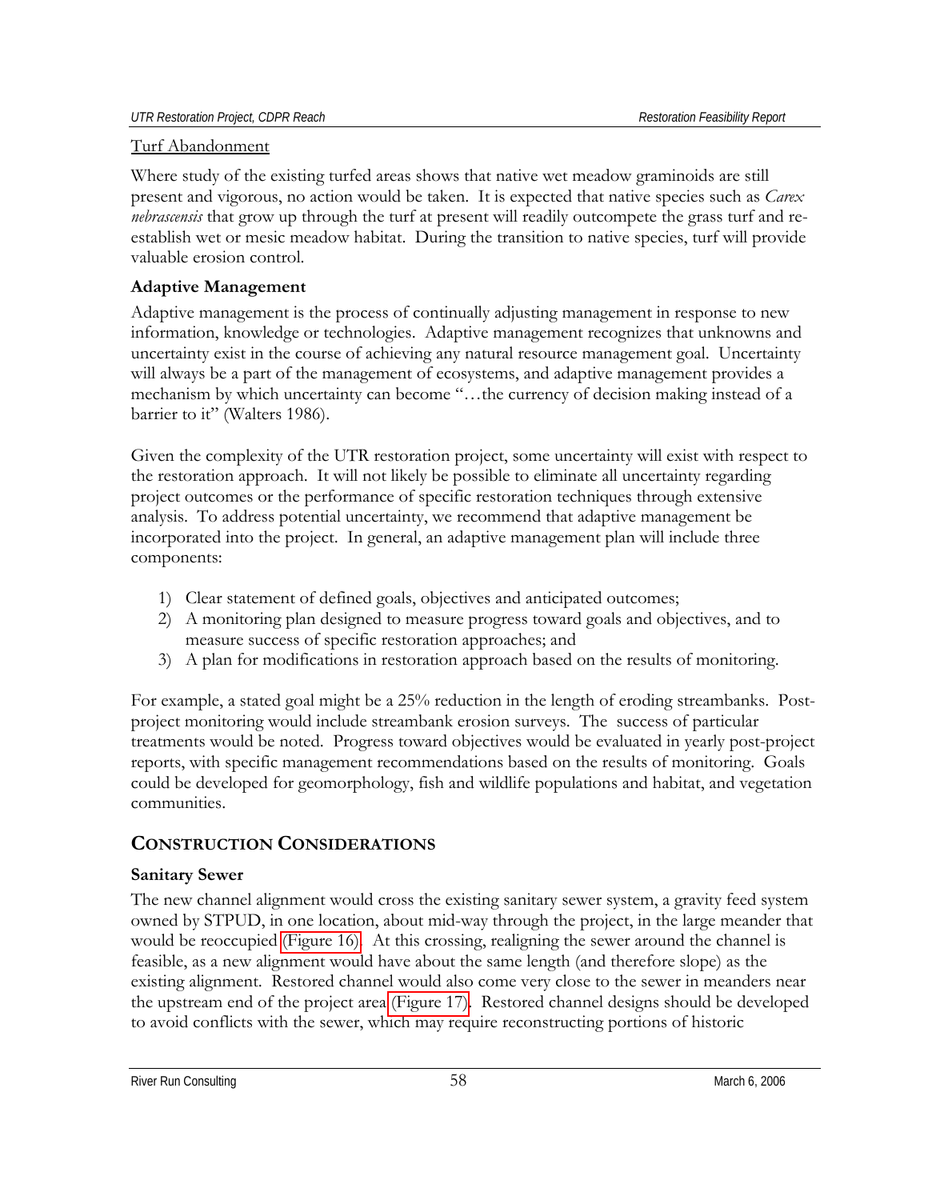Turf Abandonment

Where study of the existing turfed areas shows that native wet meadow graminoids are still present and vigorous, no action would be taken. It is expected that native species such as *Carex nebrascensis* that grow up through the turf at present will readily outcompete the grass turf and re-establish wet or mesic meadow habitat. During the transition to native species, turf will provide valuable erosion control.

### Adaptive Management

Adaptive management is the process of continually adjusting management in response to new information, knowledge or technologies. Adaptive management recognizes that unknowns and uncertainty exist in the course of achieving any natural resource management goal. Uncertainty will always be a part of the management of ecosystems, and adaptive management provides a mechanism by which uncertainty can become "…the currency of decision making instead of a barrier to it" (Walters 1986).

Given the complexity of the UTR restoration project, some uncertainty will exist with respect to the restoration approach. It will not likely be possible to eliminate all uncertainty regarding project outcomes or the performance of specific restoration techniques through extensive analysis. To address potential uncertainty, we recommend that adaptive management be incorporated into the project. In general, an adaptive management plan will include three components:

1) Clear statement of defined goals, objectives and anticipated outcomes;
2) A monitoring plan designed to measure progress toward goals and objectives, and to measure success of specific restoration approaches; and
3) A plan for modifications in restoration approach based on the results of monitoring.

For example, a stated goal might be a 25% reduction in the length of eroding streambanks. Post-project monitoring would include streambank erosion surveys. The success of particular treatments would be noted. Progress toward objectives would be evaluated in yearly post-project reports, with specific management recommendations based on the results of monitoring. Goals could be developed for geomorphology, fish and wildlife populations and habitat, and vegetation communities.

## CONSTRUCTION CONSIDERATIONS

### Sanitary Sewer

The new channel alignment would cross the existing sanitary sewer system, a gravity feed system owned by STPUD, in one location, about mid-way through the project, in the large meander that would be reoccupied (Figure 16). At this crossing, realigning the sewer around the channel is feasible, as a new alignment would have about the same length (and therefore slope) as the existing alignment. Restored channel would also come very close to the sewer in meanders near the upstream end of the project area (Figure 17). Restored channel designs should be developed to avoid conflicts with the sewer, which may require reconstructing portions of historic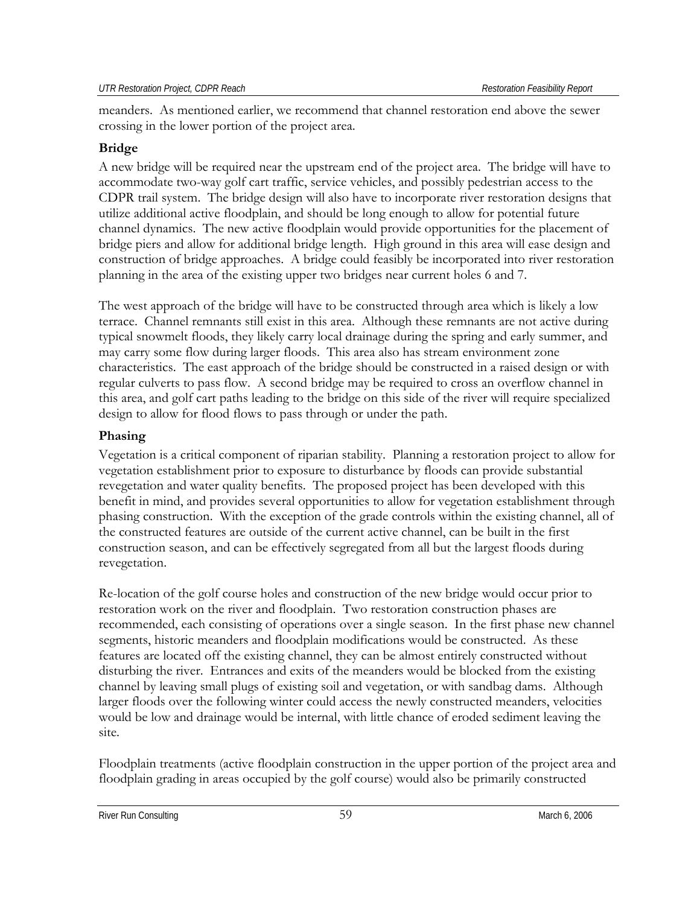meanders. As mentioned earlier, we recommend that channel restoration end above the sewer crossing in the lower portion of the project area.

### Bridge

A new bridge will be required near the upstream end of the project area. The bridge will have to accommodate two-way golf cart traffic, service vehicles, and possibly pedestrian access to the CDPR trail system. The bridge design will also have to incorporate river restoration designs that utilize additional active floodplain, and should be long enough to allow for potential future channel dynamics. The new active floodplain would provide opportunities for the placement of bridge piers and allow for additional bridge length. High ground in this area will ease design and construction of bridge approaches. A bridge could feasibly be incorporated into river restoration planning in the area of the existing upper two bridges near current holes 6 and 7.

The west approach of the bridge will have to be constructed through area which is likely a low terrace. Channel remnants still exist in this area. Although these remnants are not active during typical snowmelt floods, they likely carry local drainage during the spring and early summer, and may carry some flow during larger floods. This area also has stream environment zone characteristics. The east approach of the bridge should be constructed in a raised design or with regular culverts to pass flow. A second bridge may be required to cross an overflow channel in this area, and golf cart paths leading to the bridge on this side of the river will require specialized design to allow for flood flows to pass through or under the path.

### Phasing

Vegetation is a critical component of riparian stability. Planning a restoration project to allow for vegetation establishment prior to exposure to disturbance by floods can provide substantial revegetation and water quality benefits. The proposed project has been developed with this benefit in mind, and provides several opportunities to allow for vegetation establishment through phasing construction. With the exception of the grade controls within the existing channel, all of the constructed features are outside of the current active channel, can be built in the first construction season, and can be effectively segregated from all but the largest floods during revegetation.

Re-location of the golf course holes and construction of the new bridge would occur prior to restoration work on the river and floodplain. Two restoration construction phases are recommended, each consisting of operations over a single season. In the first phase new channel segments, historic meanders and floodplain modifications would be constructed. As these features are located off the existing channel, they can be almost entirely constructed without disturbing the river. Entrances and exits of the meanders would be blocked from the existing channel by leaving small plugs of existing soil and vegetation, or with sandbag dams. Although larger floods over the following winter could access the newly constructed meanders, velocities would be low and drainage would be internal, with little chance of eroded sediment leaving the site.

Floodplain treatments (active floodplain construction in the upper portion of the project area and floodplain grading in areas occupied by the golf course) would also be primarily constructed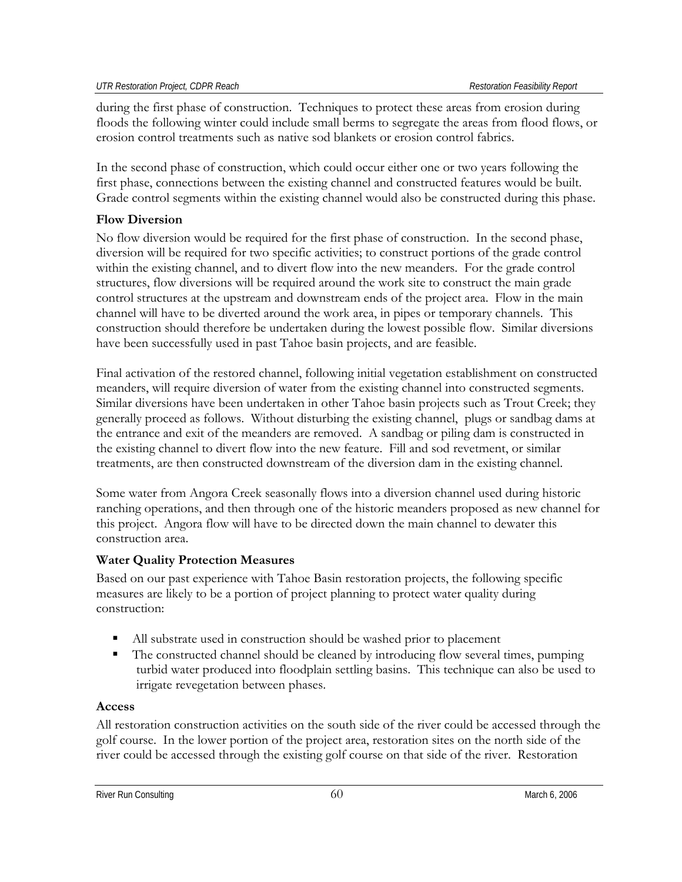during the first phase of construction. Techniques to protect these areas from erosion during floods the following winter could include small berms to segregate the areas from flood flows, or erosion control treatments such as native sod blankets or erosion control fabrics.

In the second phase of construction, which could occur either one or two years following the first phase, connections between the existing channel and constructed features would be built. Grade control segments within the existing channel would also be constructed during this phase.

**Flow Diversion**

No flow diversion would be required for the first phase of construction. In the second phase, diversion will be required for two specific activities; to construct portions of the grade control within the existing channel, and to divert flow into the new meanders. For the grade control structures, flow diversions will be required around the work site to construct the main grade control structures at the upstream and downstream ends of the project area. Flow in the main channel will have to be diverted around the work area, in pipes or temporary channels. This construction should therefore be undertaken during the lowest possible flow. Similar diversions have been successfully used in past Tahoe basin projects, and are feasible.

Final activation of the restored channel, following initial vegetation establishment on constructed meanders, will require diversion of water from the existing channel into constructed segments. Similar diversions have been undertaken in other Tahoe basin projects such as Trout Creek; they generally proceed as follows. Without disturbing the existing channel, plugs or sandbag dams at the entrance and exit of the meanders are removed. A sandbag or piling dam is constructed in the existing channel to divert flow into the new feature. Fill and sod revetment, or similar treatments, are then constructed downstream of the diversion dam in the existing channel.

Some water from Angora Creek seasonally flows into a diversion channel used during historic ranching operations, and then through one of the historic meanders proposed as new channel for this project. Angora flow will have to be directed down the main channel to dewater this construction area.

**Water Quality Protection Measures**

Based on our past experience with Tahoe Basin restoration projects, the following specific measures are likely to be a portion of project planning to protect water quality during construction:

- All substrate used in construction should be washed prior to placement
- The constructed channel should be cleaned by introducing flow several times, pumping turbid water produced into floodplain settling basins. This technique can also be used to irrigate revegetation between phases.

**Access**

All restoration construction activities on the south side of the river could be accessed through the golf course. In the lower portion of the project area, restoration sites on the north side of the river could be accessed through the existing golf course on that side of the river. Restoration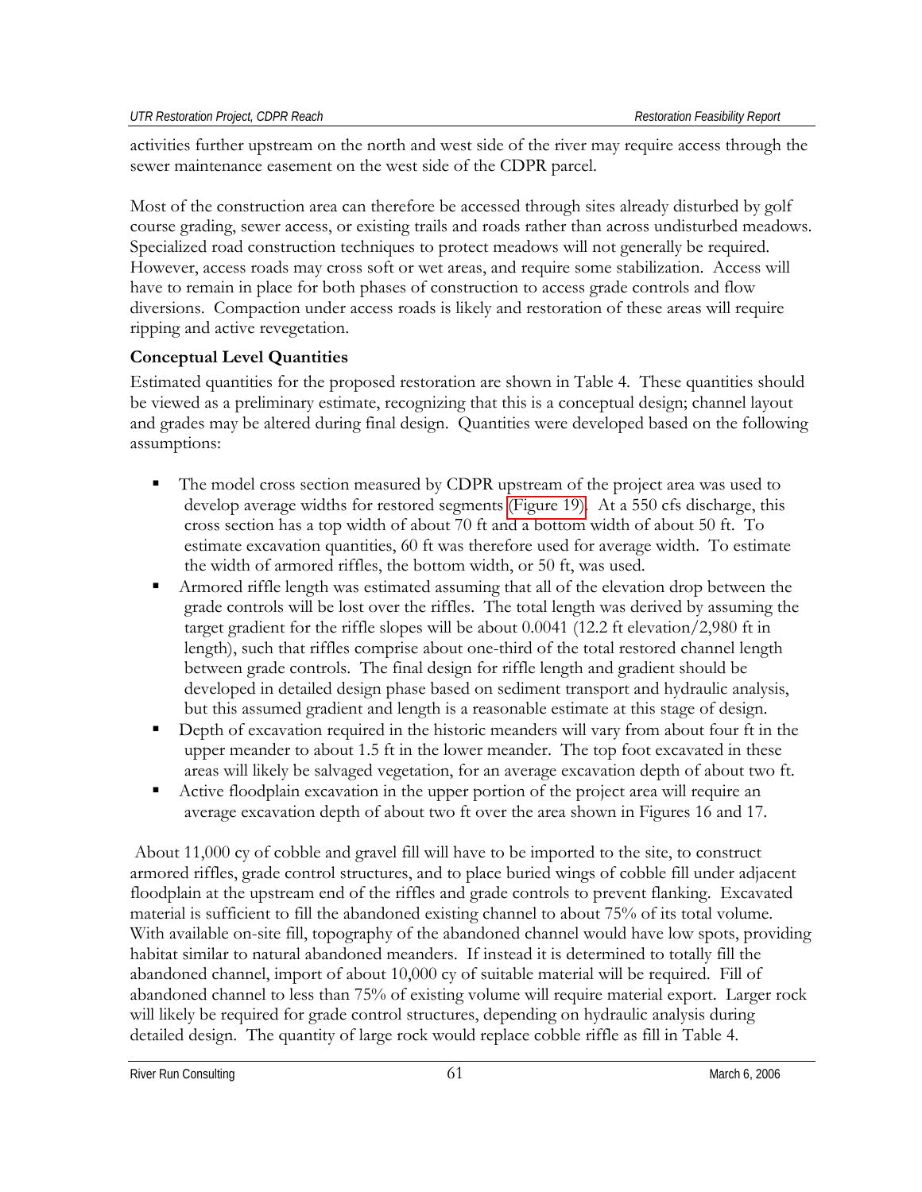activities further upstream on the north and west side of the river may require access through the sewer maintenance easement on the west side of the CDPR parcel.

Most of the construction area can therefore be accessed through sites already disturbed by golf course grading, sewer access, or existing trails and roads rather than across undisturbed meadows. Specialized road construction techniques to protect meadows will not generally be required. However, access roads may cross soft or wet areas, and require some stabilization. Access will have to remain in place for both phases of construction to access grade controls and flow diversions. Compaction under access roads is likely and restoration of these areas will require ripping and active revegetation.

### Conceptual Level Quantities

Estimated quantities for the proposed restoration are shown in Table 4. These quantities should be viewed as a preliminary estimate, recognizing that this is a conceptual design; channel layout and grades may be altered during final design. Quantities were developed based on the following assumptions:

- The model cross section measured by CDPR upstream of the project area was used to develop average widths for restored segments (Figure 19). At a 550 cfs discharge, this cross section has a top width of about 70 ft and a bottom width of about 50 ft. To estimate excavation quantities, 60 ft was therefore used for average width. To estimate the width of armored riffles, the bottom width, or 50 ft, was used.
- Armored riffle length was estimated assuming that all of the elevation drop between the grade controls will be lost over the riffles. The total length was derived by assuming the target gradient for the riffle slopes will be about 0.0041 (12.2 ft elevation/2,980 ft in length), such that riffles comprise about one-third of the total restored channel length between grade controls. The final design for riffle length and gradient should be developed in detailed design phase based on sediment transport and hydraulic analysis, but this assumed gradient and length is a reasonable estimate at this stage of design.
- Depth of excavation required in the historic meanders will vary from about four ft in the upper meander to about 1.5 ft in the lower meander. The top foot excavated in these areas will likely be salvaged vegetation, for an average excavation depth of about two ft.
- Active floodplain excavation in the upper portion of the project area will require an average excavation depth of about two ft over the area shown in Figures 16 and 17.

About 11,000 cy of cobble and gravel fill will have to be imported to the site, to construct armored riffles, grade control structures, and to place buried wings of cobble fill under adjacent floodplain at the upstream end of the riffles and grade controls to prevent flanking. Excavated material is sufficient to fill the abandoned existing channel to about 75% of its total volume. With available on-site fill, topography of the abandoned channel would have low spots, providing habitat similar to natural abandoned meanders. If instead it is determined to totally fill the abandoned channel, import of about 10,000 cy of suitable material will be required. Fill of abandoned channel to less than 75% of existing volume will require material export. Larger rock will likely be required for grade control structures, depending on hydraulic analysis during detailed design. The quantity of large rock would replace cobble riffle as fill in Table 4.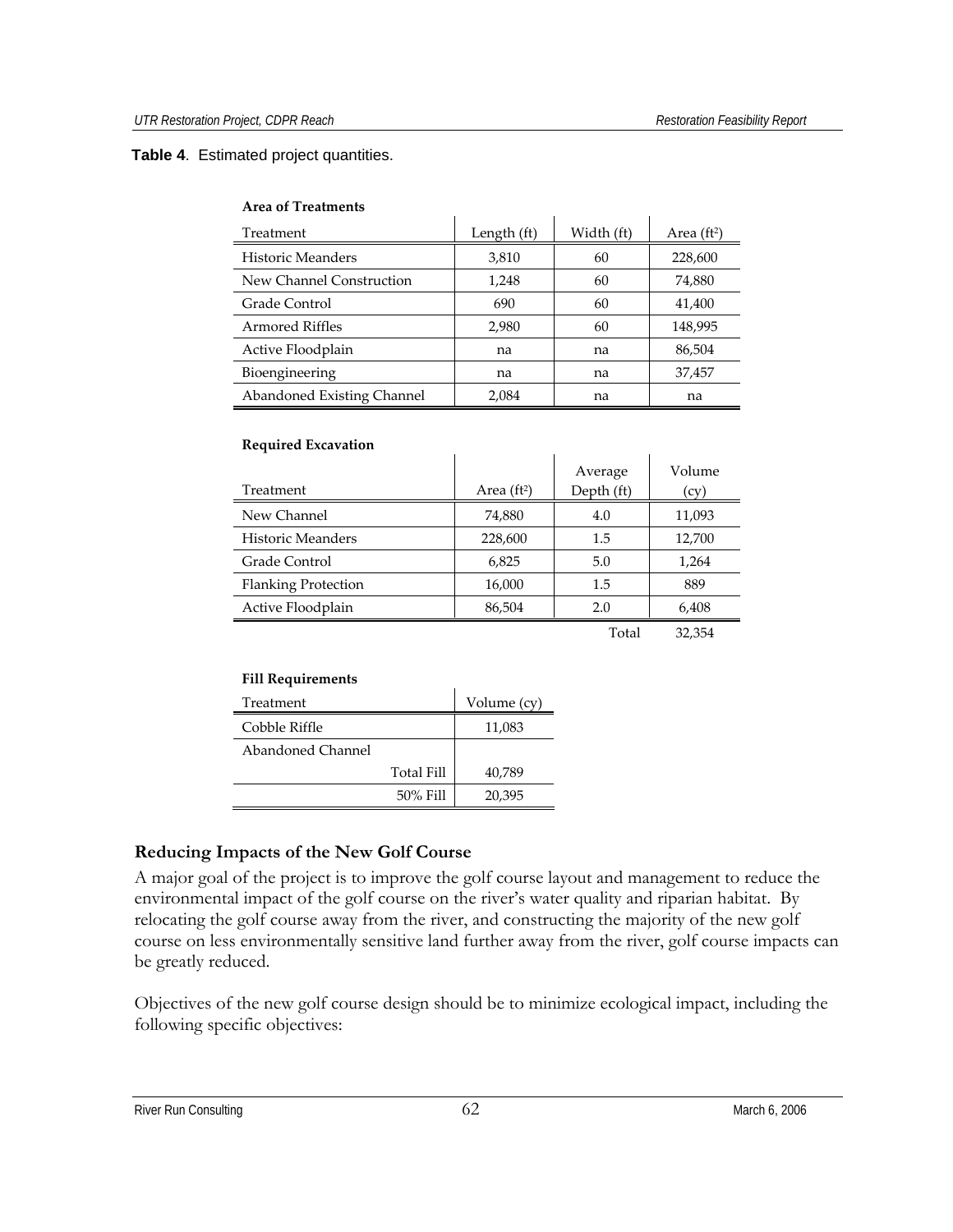**Table 4**. Estimated project quantities.

**Area of Treatments**

| Treatment | Length (ft) | Width (ft) | Area (ft$^2$) |
|---|---|---|---|
| Historic Meanders | 3,810 | 60 | 228,600 |
| New Channel Construction | 1,248 | 60 | 74,880 |
| Grade Control | 690 | 60 | 41,400 |
| Armored Riffles | 2,980 | 60 | 148,995 |
| Active Floodplain | na | na | 86,504 |
| Bioengineering | na | na | 37,457 |
| Abandoned Existing Channel | 2,084 | na | na |

**Required Excavation**

| Treatment | Area (ft$^2$) | Average Depth (ft) | Volume (cy) |
|---|---|---|---|
| New Channel | 74,880 | 4.0 | 11,093 |
| Historic Meanders | 228,600 | 1.5 | 12,700 |
| Grade Control | 6,825 | 5.0 | 1,264 |
| Flanking Protection | 16,000 | 1.5 | 889 |
| Active Floodplain | 86,504 | 2.0 | 6,408 |
| | | Total | 32,354 |

**Fill Requirements**

| Treatment | Volume (cy) |
|---|---|
| Cobble Riffle | 11,083 |
| Abandoned Channel | |
| Total Fill | 40,789 |
| 50% Fill | 20,395 |

## Reducing Impacts of the New Golf Course

A major goal of the project is to improve the golf course layout and management to reduce the environmental impact of the golf course on the river's water quality and riparian habitat. By relocating the golf course away from the river, and constructing the majority of the new golf course on less environmentally sensitive land further away from the river, golf course impacts can be greatly reduced.

Objectives of the new golf course design should be to minimize ecological impact, including the following specific objectives: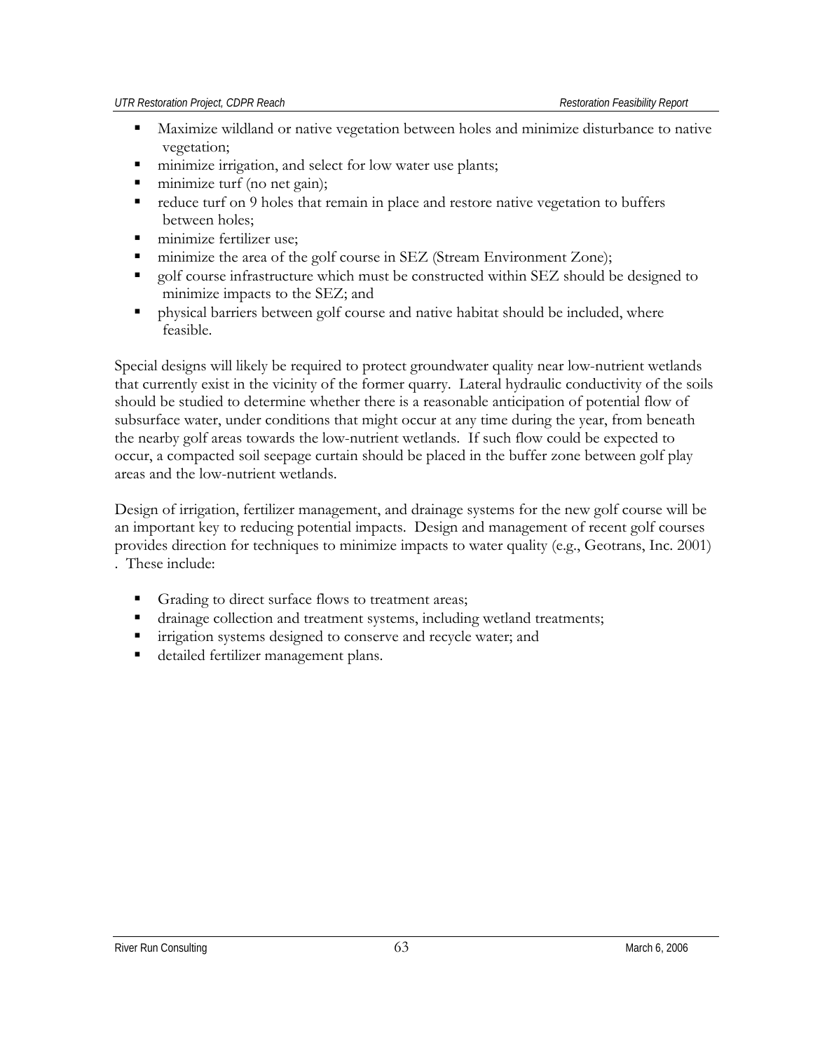- Maximize wildland or native vegetation between holes and minimize disturbance to native vegetation;
- minimize irrigation, and select for low water use plants;
- minimize turf (no net gain);
- reduce turf on 9 holes that remain in place and restore native vegetation to buffers between holes;
- minimize fertilizer use;
- minimize the area of the golf course in SEZ (Stream Environment Zone);
- golf course infrastructure which must be constructed within SEZ should be designed to minimize impacts to the SEZ; and
- physical barriers between golf course and native habitat should be included, where feasible.

Special designs will likely be required to protect groundwater quality near low-nutrient wetlands that currently exist in the vicinity of the former quarry. Lateral hydraulic conductivity of the soils should be studied to determine whether there is a reasonable anticipation of potential flow of subsurface water, under conditions that might occur at any time during the year, from beneath the nearby golf areas towards the low-nutrient wetlands. If such flow could be expected to occur, a compacted soil seepage curtain should be placed in the buffer zone between golf play areas and the low-nutrient wetlands.

Design of irrigation, fertilizer management, and drainage systems for the new golf course will be an important key to reducing potential impacts. Design and management of recent golf courses provides direction for techniques to minimize impacts to water quality (e.g., Geotrans, Inc. 2001) . These include:

- Grading to direct surface flows to treatment areas;
- drainage collection and treatment systems, including wetland treatments;
- irrigation systems designed to conserve and recycle water; and
- detailed fertilizer management plans.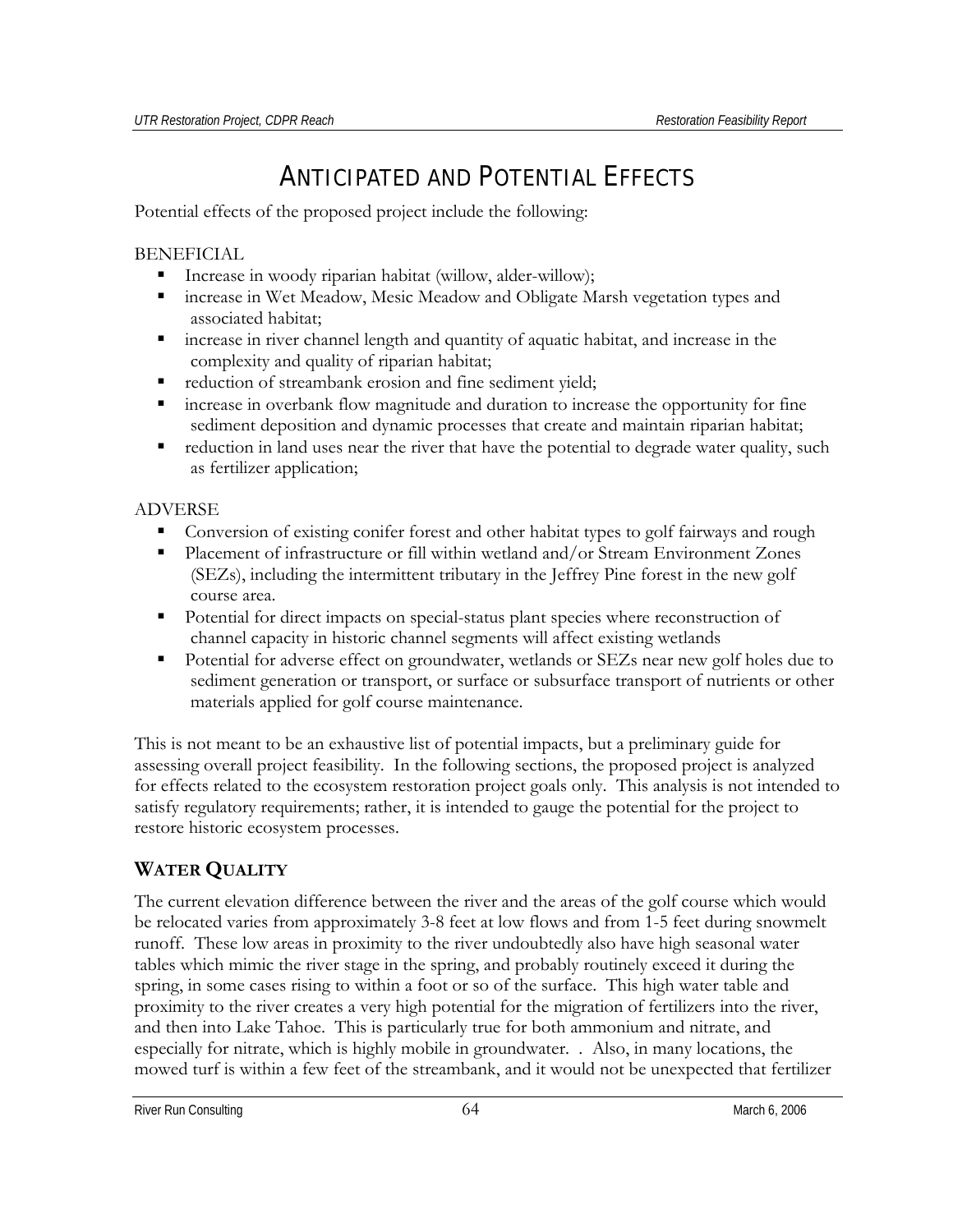# ANTICIPATED AND POTENTIAL EFFECTS

Potential effects of the proposed project include the following:

BENEFICIAL

- Increase in woody riparian habitat (willow, alder-willow);
- increase in Wet Meadow, Mesic Meadow and Obligate Marsh vegetation types and associated habitat;
- increase in river channel length and quantity of aquatic habitat, and increase in the complexity and quality of riparian habitat;
- reduction of streambank erosion and fine sediment yield;
- increase in overbank flow magnitude and duration to increase the opportunity for fine sediment deposition and dynamic processes that create and maintain riparian habitat;
- reduction in land uses near the river that have the potential to degrade water quality, such as fertilizer application;

ADVERSE

- Conversion of existing conifer forest and other habitat types to golf fairways and rough
- Placement of infrastructure or fill within wetland and/or Stream Environment Zones (SEZs), including the intermittent tributary in the Jeffrey Pine forest in the new golf course area.
- Potential for direct impacts on special-status plant species where reconstruction of channel capacity in historic channel segments will affect existing wetlands
- Potential for adverse effect on groundwater, wetlands or SEZs near new golf holes due to sediment generation or transport, or surface or subsurface transport of nutrients or other materials applied for golf course maintenance.

This is not meant to be an exhaustive list of potential impacts, but a preliminary guide for assessing overall project feasibility. In the following sections, the proposed project is analyzed for effects related to the ecosystem restoration project goals only. This analysis is not intended to satisfy regulatory requirements; rather, it is intended to gauge the potential for the project to restore historic ecosystem processes.

## WATER QUALITY

The current elevation difference between the river and the areas of the golf course which would be relocated varies from approximately 3-8 feet at low flows and from 1-5 feet during snowmelt runoff. These low areas in proximity to the river undoubtedly also have high seasonal water tables which mimic the river stage in the spring, and probably routinely exceed it during the spring, in some cases rising to within a foot or so of the surface. This high water table and proximity to the river creates a very high potential for the migration of fertilizers into the river, and then into Lake Tahoe. This is particularly true for both ammonium and nitrate, and especially for nitrate, which is highly mobile in groundwater. . Also, in many locations, the mowed turf is within a few feet of the streambank, and it would not be unexpected that fertilizer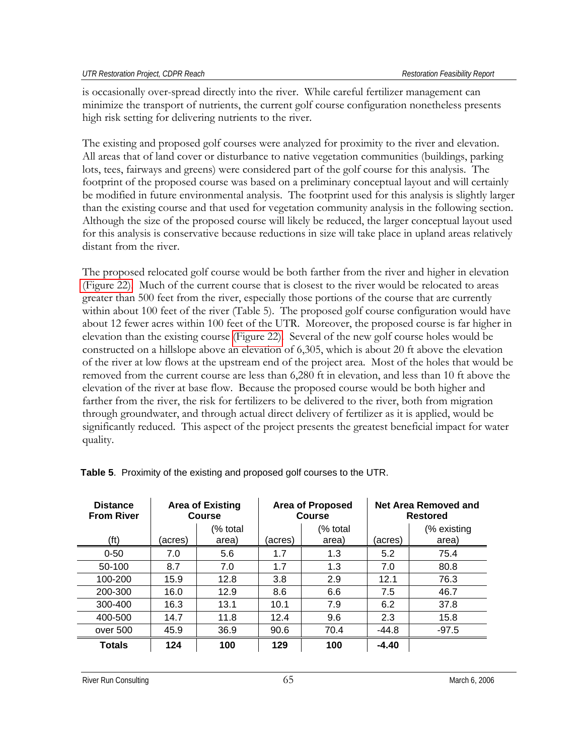is occasionally over-spread directly into the river. While careful fertilizer management can minimize the transport of nutrients, the current golf course configuration nonetheless presents high risk setting for delivering nutrients to the river.

The existing and proposed golf courses were analyzed for proximity to the river and elevation. All areas that of land cover or disturbance to native vegetation communities (buildings, parking lots, tees, fairways and greens) were considered part of the golf course for this analysis. The footprint of the proposed course was based on a preliminary conceptual layout and will certainly be modified in future environmental analysis. The footprint used for this analysis is slightly larger than the existing course and that used for vegetation community analysis in the following section. Although the size of the proposed course will likely be reduced, the larger conceptual layout used for this analysis is conservative because reductions in size will take place in upland areas relatively distant from the river.

The proposed relocated golf course would be both farther from the river and higher in elevation (Figure 22). Much of the current course that is closest to the river would be relocated to areas greater than 500 feet from the river, especially those portions of the course that are currently within about 100 feet of the river (Table 5). The proposed golf course configuration would have about 12 fewer acres within 100 feet of the UTR. Moreover, the proposed course is far higher in elevation than the existing course (Figure 22). Several of the new golf course holes would be constructed on a hillslope above an elevation of 6,305, which is about 20 ft above the elevation of the river at low flows at the upstream end of the project area. Most of the holes that would be removed from the current course are less than 6,280 ft in elevation, and less than 10 ft above the elevation of the river at base flow. Because the proposed course would be both higher and farther from the river, the risk for fertilizers to be delivered to the river, both from migration through groundwater, and through actual direct delivery of fertilizer as it is applied, would be significantly reduced. This aspect of the project presents the greatest beneficial impact for water quality.

**Table 5**. Proximity of the existing and proposed golf courses to the UTR.

| Distance From River | Area of Existing Course | | Area of Proposed Course | | Net Area Removed and Restored | |
|---|---|---|---|---|---|---|
| (ft) | (acres) | (% total area) | (acres) | (% total area) | (acres) | (% existing area) |
| 0-50 | 7.0 | 5.6 | 1.7 | 1.3 | 5.2 | 75.4 |
| 50-100 | 8.7 | 7.0 | 1.7 | 1.3 | 7.0 | 80.8 |
| 100-200 | 15.9 | 12.8 | 3.8 | 2.9 | 12.1 | 76.3 |
| 200-300 | 16.0 | 12.9 | 8.6 | 6.6 | 7.5 | 46.7 |
| 300-400 | 16.3 | 13.1 | 10.1 | 7.9 | 6.2 | 37.8 |
| 400-500 | 14.7 | 11.8 | 12.4 | 9.6 | 2.3 | 15.8 |
| over 500 | 45.9 | 36.9 | 90.6 | 70.4 | -44.8 | -97.5 |
| **Totals** | **124** | **100** | **129** | **100** | **-4.40** | |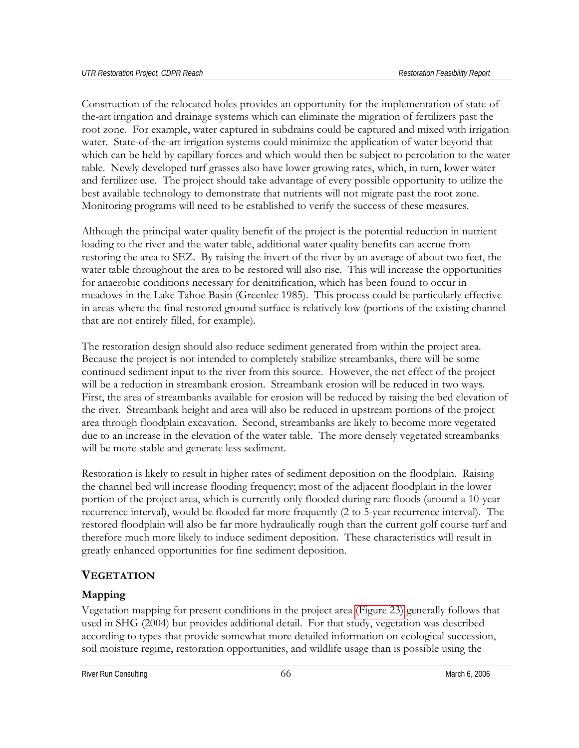Construction of the relocated holes provides an opportunity for the implementation of state-of-the-art irrigation and drainage systems which can eliminate the migration of fertilizers past the root zone. For example, water captured in subdrains could be captured and mixed with irrigation water. State-of-the-art irrigation systems could minimize the application of water beyond that which can be held by capillary forces and which would then be subject to percolation to the water table. Newly developed turf grasses also have lower growing rates, which, in turn, lower water and fertilizer use. The project should take advantage of every possible opportunity to utilize the best available technology to demonstrate that nutrients will not migrate past the root zone. Monitoring programs will need to be established to verify the success of these measures.

Although the principal water quality benefit of the project is the potential reduction in nutrient loading to the river and the water table, additional water quality benefits can accrue from restoring the area to SEZ. By raising the invert of the river by an average of about two feet, the water table throughout the area to be restored will also rise. This will increase the opportunities for anaerobic conditions necessary for denitrification, which has been found to occur in meadows in the Lake Tahoe Basin (Greenlee 1985). This process could be particularly effective in areas where the final restored ground surface is relatively low (portions of the existing channel that are not entirely filled, for example).

The restoration design should also reduce sediment generated from within the project area. Because the project is not intended to completely stabilize streambanks, there will be some continued sediment input to the river from this source. However, the net effect of the project will be a reduction in streambank erosion. Streambank erosion will be reduced in two ways. First, the area of streambanks available for erosion will be reduced by raising the bed elevation of the river. Streambank height and area will also be reduced in upstream portions of the project area through floodplain excavation. Second, streambanks are likely to become more vegetated due to an increase in the elevation of the water table. The more densely vegetated streambanks will be more stable and generate less sediment.

Restoration is likely to result in higher rates of sediment deposition on the floodplain. Raising the channel bed will increase flooding frequency; most of the adjacent floodplain in the lower portion of the project area, which is currently only flooded during rare floods (around a 10-year recurrence interval), would be flooded far more frequently (2 to 5-year recurrence interval). The restored floodplain will also be far more hydraulically rough than the current golf course turf and therefore much more likely to induce sediment deposition. These characteristics will result in greatly enhanced opportunities for fine sediment deposition.

## VEGETATION

### Mapping

Vegetation mapping for present conditions in the project area (Figure 23) generally follows that used in SHG (2004) but provides additional detail. For that study, vegetation was described according to types that provide somewhat more detailed information on ecological succession, soil moisture regime, restoration opportunities, and wildlife usage than is possible using the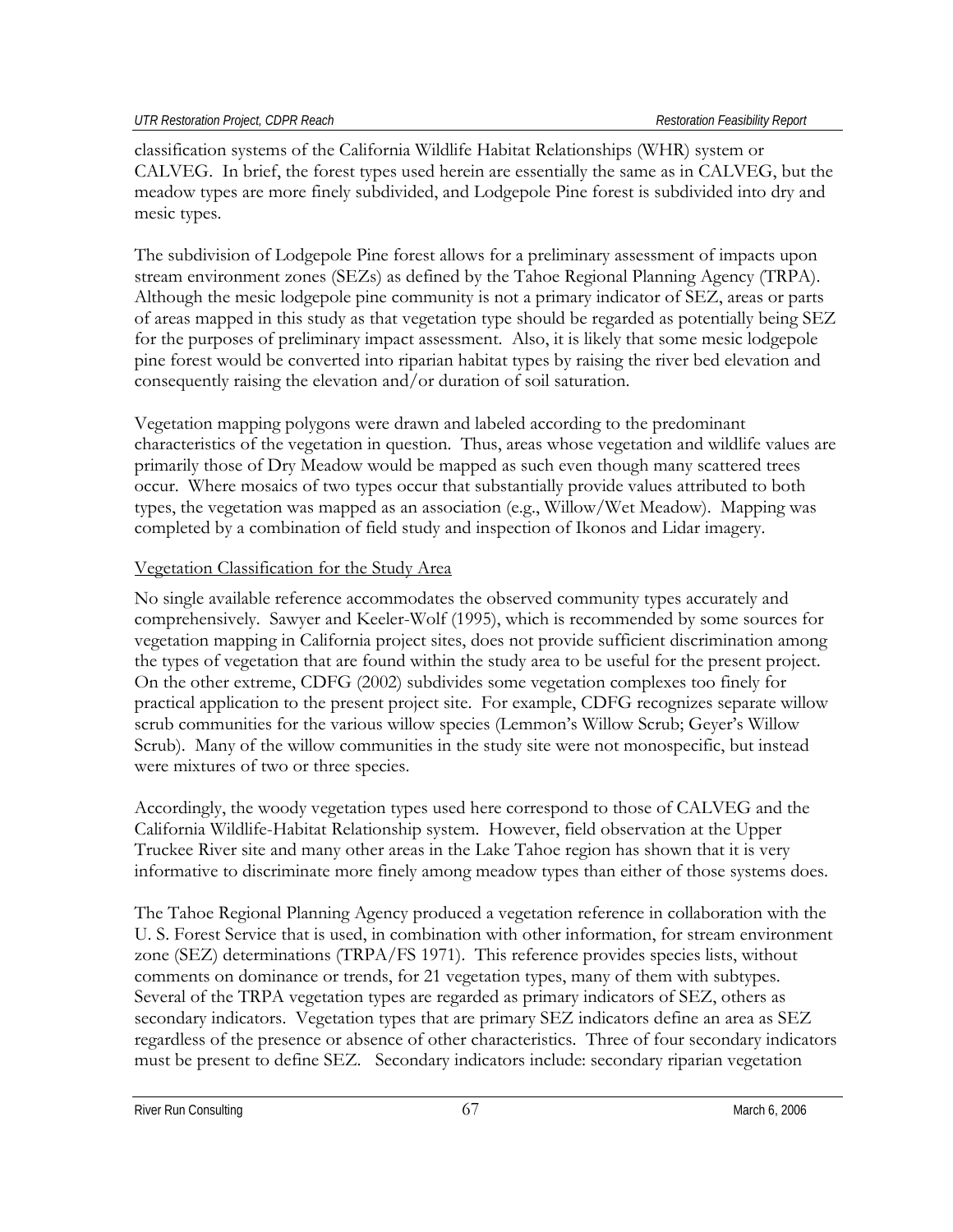classification systems of the California Wildlife Habitat Relationships (WHR) system or CALVEG. In brief, the forest types used herein are essentially the same as in CALVEG, but the meadow types are more finely subdivided, and Lodgepole Pine forest is subdivided into dry and mesic types.

The subdivision of Lodgepole Pine forest allows for a preliminary assessment of impacts upon stream environment zones (SEZs) as defined by the Tahoe Regional Planning Agency (TRPA). Although the mesic lodgepole pine community is not a primary indicator of SEZ, areas or parts of areas mapped in this study as that vegetation type should be regarded as potentially being SEZ for the purposes of preliminary impact assessment. Also, it is likely that some mesic lodgepole pine forest would be converted into riparian habitat types by raising the river bed elevation and consequently raising the elevation and/or duration of soil saturation.

Vegetation mapping polygons were drawn and labeled according to the predominant characteristics of the vegetation in question. Thus, areas whose vegetation and wildlife values are primarily those of Dry Meadow would be mapped as such even though many scattered trees occur. Where mosaics of two types occur that substantially provide values attributed to both types, the vegetation was mapped as an association (e.g., Willow/Wet Meadow). Mapping was completed by a combination of field study and inspection of Ikonos and Lidar imagery.

<u>Vegetation Classification for the Study Area</u>

No single available reference accommodates the observed community types accurately and comprehensively. Sawyer and Keeler-Wolf (1995), which is recommended by some sources for vegetation mapping in California project sites, does not provide sufficient discrimination among the types of vegetation that are found within the study area to be useful for the present project. On the other extreme, CDFG (2002) subdivides some vegetation complexes too finely for practical application to the present project site. For example, CDFG recognizes separate willow scrub communities for the various willow species (Lemmon's Willow Scrub; Geyer's Willow Scrub). Many of the willow communities in the study site were not monospecific, but instead were mixtures of two or three species.

Accordingly, the woody vegetation types used here correspond to those of CALVEG and the California Wildlife-Habitat Relationship system. However, field observation at the Upper Truckee River site and many other areas in the Lake Tahoe region has shown that it is very informative to discriminate more finely among meadow types than either of those systems does.

The Tahoe Regional Planning Agency produced a vegetation reference in collaboration with the U. S. Forest Service that is used, in combination with other information, for stream environment zone (SEZ) determinations (TRPA/FS 1971). This reference provides species lists, without comments on dominance or trends, for 21 vegetation types, many of them with subtypes. Several of the TRPA vegetation types are regarded as primary indicators of SEZ, others as secondary indicators. Vegetation types that are primary SEZ indicators define an area as SEZ regardless of the presence or absence of other characteristics. Three of four secondary indicators must be present to define SEZ. Secondary indicators include: secondary riparian vegetation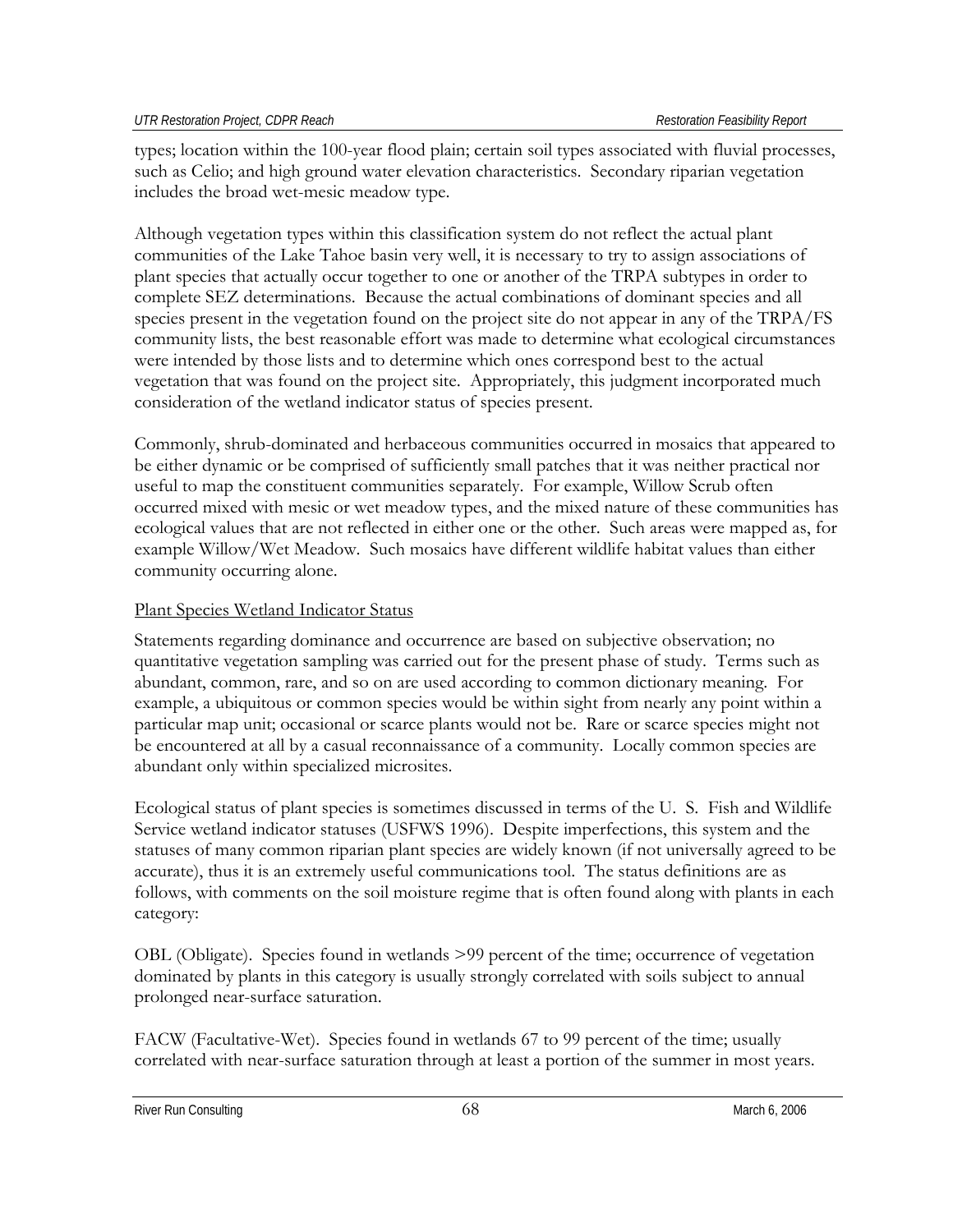types; location within the 100-year flood plain; certain soil types associated with fluvial processes, such as Celio; and high ground water elevation characteristics. Secondary riparian vegetation includes the broad wet-mesic meadow type.

Although vegetation types within this classification system do not reflect the actual plant communities of the Lake Tahoe basin very well, it is necessary to try to assign associations of plant species that actually occur together to one or another of the TRPA subtypes in order to complete SEZ determinations. Because the actual combinations of dominant species and all species present in the vegetation found on the project site do not appear in any of the TRPA/FS community lists, the best reasonable effort was made to determine what ecological circumstances were intended by those lists and to determine which ones correspond best to the actual vegetation that was found on the project site. Appropriately, this judgment incorporated much consideration of the wetland indicator status of species present.

Commonly, shrub-dominated and herbaceous communities occurred in mosaics that appeared to be either dynamic or be comprised of sufficiently small patches that it was neither practical nor useful to map the constituent communities separately. For example, Willow Scrub often occurred mixed with mesic or wet meadow types, and the mixed nature of these communities has ecological values that are not reflected in either one or the other. Such areas were mapped as, for example Willow/Wet Meadow. Such mosaics have different wildlife habitat values than either community occurring alone.

Plant Species Wetland Indicator Status

Statements regarding dominance and occurrence are based on subjective observation; no quantitative vegetation sampling was carried out for the present phase of study. Terms such as abundant, common, rare, and so on are used according to common dictionary meaning. For example, a ubiquitous or common species would be within sight from nearly any point within a particular map unit; occasional or scarce plants would not be. Rare or scarce species might not be encountered at all by a casual reconnaissance of a community. Locally common species are abundant only within specialized microsites.

Ecological status of plant species is sometimes discussed in terms of the U. S. Fish and Wildlife Service wetland indicator statuses (USFWS 1996). Despite imperfections, this system and the statuses of many common riparian plant species are widely known (if not universally agreed to be accurate), thus it is an extremely useful communications tool. The status definitions are as follows, with comments on the soil moisture regime that is often found along with plants in each category:

OBL (Obligate). Species found in wetlands >99 percent of the time; occurrence of vegetation dominated by plants in this category is usually strongly correlated with soils subject to annual prolonged near-surface saturation.

FACW (Facultative-Wet). Species found in wetlands 67 to 99 percent of the time; usually correlated with near-surface saturation through at least a portion of the summer in most years.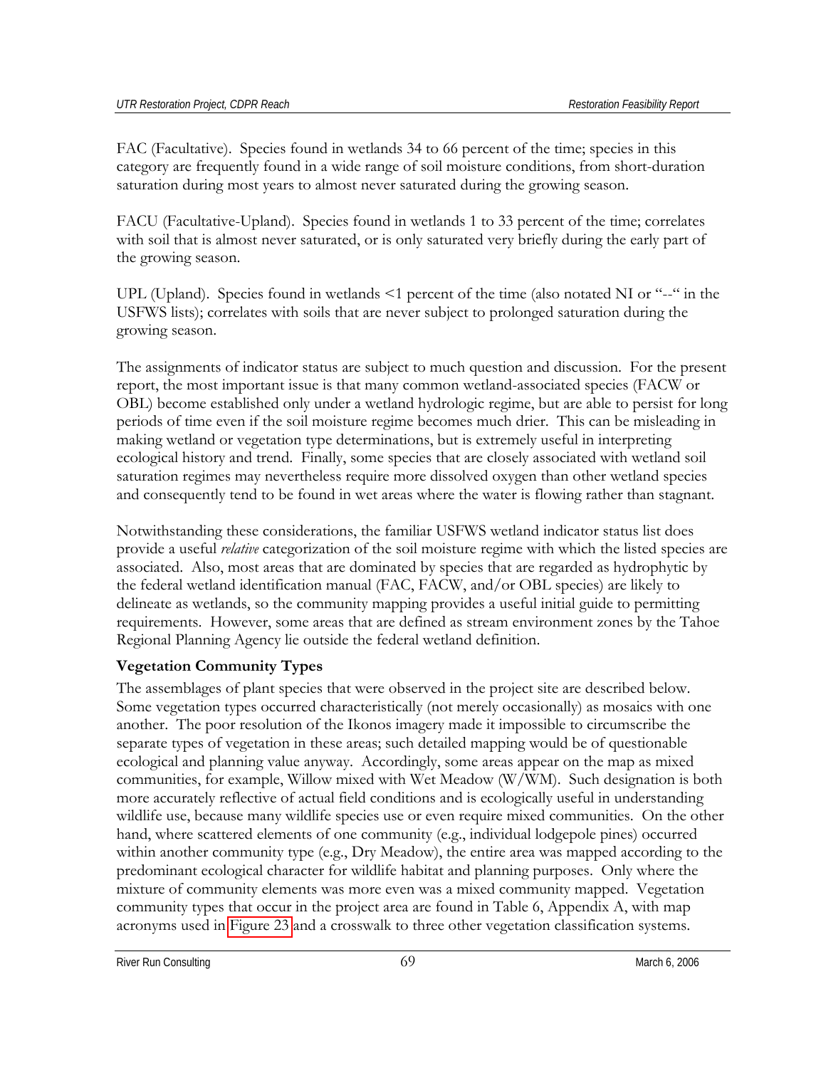FAC (Facultative). Species found in wetlands 34 to 66 percent of the time; species in this category are frequently found in a wide range of soil moisture conditions, from short-duration saturation during most years to almost never saturated during the growing season.

FACU (Facultative-Upland). Species found in wetlands 1 to 33 percent of the time; correlates with soil that is almost never saturated, or is only saturated very briefly during the early part of the growing season.

UPL (Upland). Species found in wetlands <1 percent of the time (also notated NI or "--" in the USFWS lists); correlates with soils that are never subject to prolonged saturation during the growing season.

The assignments of indicator status are subject to much question and discussion. For the present report, the most important issue is that many common wetland-associated species (FACW or OBL) become established only under a wetland hydrologic regime, but are able to persist for long periods of time even if the soil moisture regime becomes much drier. This can be misleading in making wetland or vegetation type determinations, but is extremely useful in interpreting ecological history and trend. Finally, some species that are closely associated with wetland soil saturation regimes may nevertheless require more dissolved oxygen than other wetland species and consequently tend to be found in wet areas where the water is flowing rather than stagnant.

Notwithstanding these considerations, the familiar USFWS wetland indicator status list does provide a useful *relative* categorization of the soil moisture regime with which the listed species are associated. Also, most areas that are dominated by species that are regarded as hydrophytic by the federal wetland identification manual (FAC, FACW, and/or OBL species) are likely to delineate as wetlands, so the community mapping provides a useful initial guide to permitting requirements. However, some areas that are defined as stream environment zones by the Tahoe Regional Planning Agency lie outside the federal wetland definition.

### Vegetation Community Types

The assemblages of plant species that were observed in the project site are described below. Some vegetation types occurred characteristically (not merely occasionally) as mosaics with one another. The poor resolution of the Ikonos imagery made it impossible to circumscribe the separate types of vegetation in these areas; such detailed mapping would be of questionable ecological and planning value anyway. Accordingly, some areas appear on the map as mixed communities, for example, Willow mixed with Wet Meadow (W/WM). Such designation is both more accurately reflective of actual field conditions and is ecologically useful in understanding wildlife use, because many wildlife species use or even require mixed communities. On the other hand, where scattered elements of one community (e.g., individual lodgepole pines) occurred within another community type (e.g., Dry Meadow), the entire area was mapped according to the predominant ecological character for wildlife habitat and planning purposes. Only where the mixture of community elements was more even was a mixed community mapped. Vegetation community types that occur in the project area are found in Table 6, Appendix A, with map acronyms used in Figure 23 and a crosswalk to three other vegetation classification systems.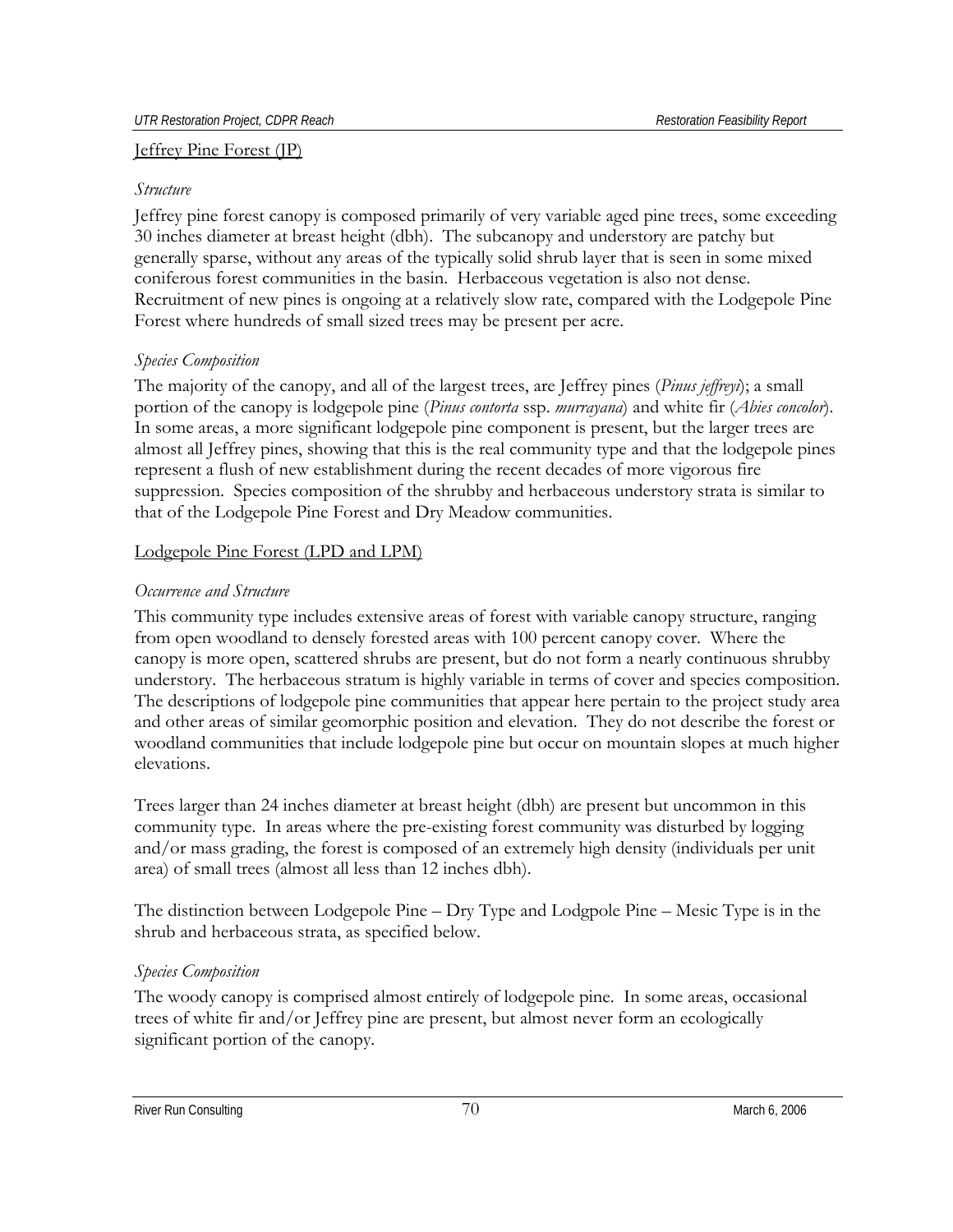Jeffrey Pine Forest (JP)

*Structure*

Jeffrey pine forest canopy is composed primarily of very variable aged pine trees, some exceeding 30 inches diameter at breast height (dbh). The subcanopy and understory are patchy but generally sparse, without any areas of the typically solid shrub layer that is seen in some mixed coniferous forest communities in the basin. Herbaceous vegetation is also not dense. Recruitment of new pines is ongoing at a relatively slow rate, compared with the Lodgepole Pine Forest where hundreds of small sized trees may be present per acre.

*Species Composition*

The majority of the canopy, and all of the largest trees, are Jeffrey pines (*Pinus jeffreyi*); a small portion of the canopy is lodgepole pine (*Pinus contorta* ssp. *murrayana*) and white fir (*Abies concolor*). In some areas, a more significant lodgepole pine component is present, but the larger trees are almost all Jeffrey pines, showing that this is the real community type and that the lodgepole pines represent a flush of new establishment during the recent decades of more vigorous fire suppression. Species composition of the shrubby and herbaceous understory strata is similar to that of the Lodgepole Pine Forest and Dry Meadow communities.

Lodgepole Pine Forest (LPD and LPM)

*Occurrence and Structure*

This community type includes extensive areas of forest with variable canopy structure, ranging from open woodland to densely forested areas with 100 percent canopy cover. Where the canopy is more open, scattered shrubs are present, but do not form a nearly continuous shrubby understory. The herbaceous stratum is highly variable in terms of cover and species composition. The descriptions of lodgepole pine communities that appear here pertain to the project study area and other areas of similar geomorphic position and elevation. They do not describe the forest or woodland communities that include lodgepole pine but occur on mountain slopes at much higher elevations.

Trees larger than 24 inches diameter at breast height (dbh) are present but uncommon in this community type. In areas where the pre-existing forest community was disturbed by logging and/or mass grading, the forest is composed of an extremely high density (individuals per unit area) of small trees (almost all less than 12 inches dbh).

The distinction between Lodgepole Pine – Dry Type and Lodgpole Pine – Mesic Type is in the shrub and herbaceous strata, as specified below.

*Species Composition*

The woody canopy is comprised almost entirely of lodgepole pine. In some areas, occasional trees of white fir and/or Jeffrey pine are present, but almost never form an ecologically significant portion of the canopy.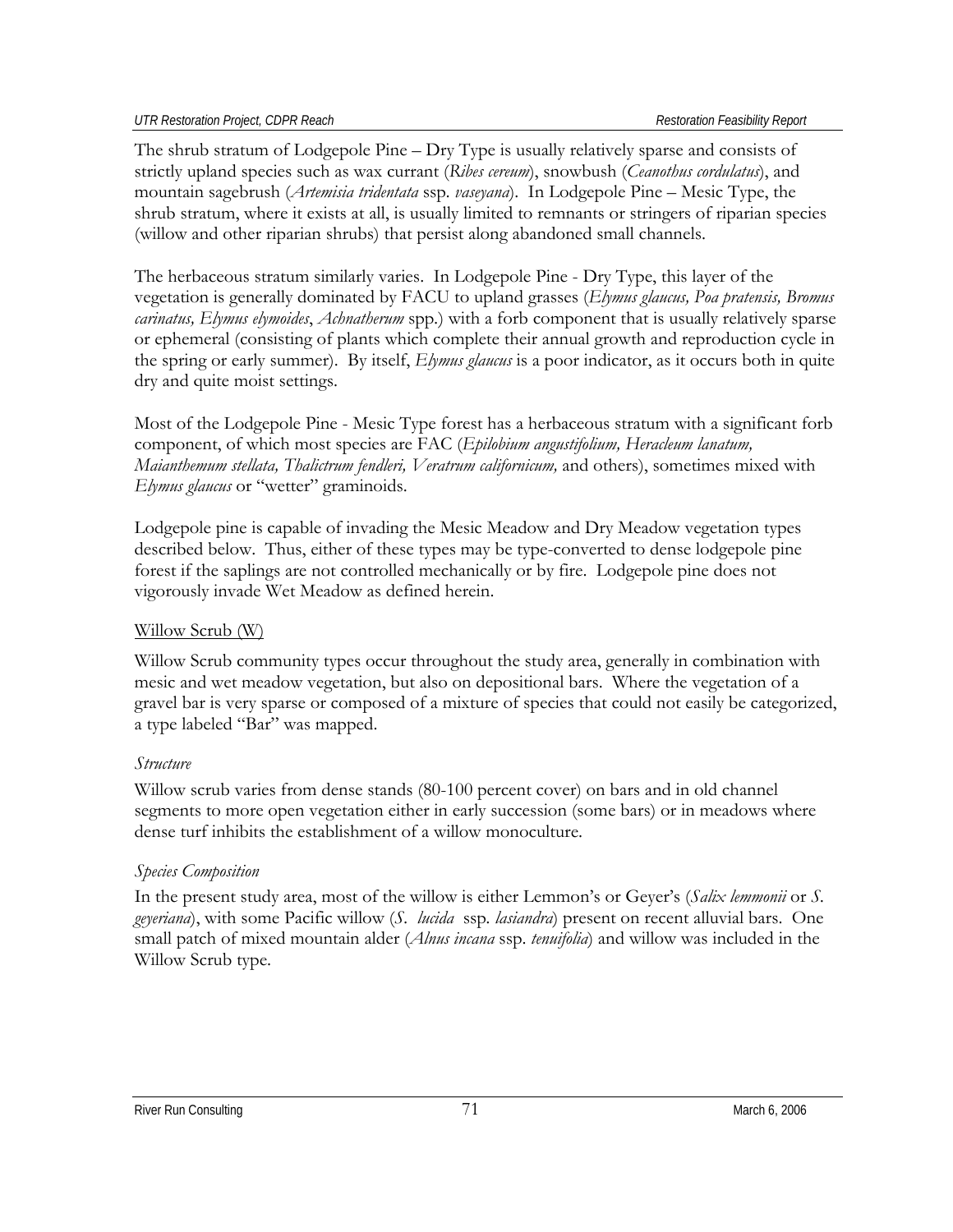The shrub stratum of Lodgepole Pine – Dry Type is usually relatively sparse and consists of strictly upland species such as wax currant (*Ribes cereum*), snowbush (*Ceanothus cordulatus*), and mountain sagebrush (*Artemisia tridentata* ssp. *vaseyana*). In Lodgepole Pine – Mesic Type, the shrub stratum, where it exists at all, is usually limited to remnants or stringers of riparian species (willow and other riparian shrubs) that persist along abandoned small channels.

The herbaceous stratum similarly varies. In Lodgepole Pine - Dry Type, this layer of the vegetation is generally dominated by FACU to upland grasses (*Elymus glaucus, Poa pratensis, Bromus carinatus, Elymus elymoides*, *Achnatherum* spp.) with a forb component that is usually relatively sparse or ephemeral (consisting of plants which complete their annual growth and reproduction cycle in the spring or early summer). By itself, *Elymus glaucus* is a poor indicator, as it occurs both in quite dry and quite moist settings.

Most of the Lodgepole Pine - Mesic Type forest has a herbaceous stratum with a significant forb component, of which most species are FAC (*Epilobium angustifolium, Heracleum lanatum, Maianthemum stellata, Thalictrum fendleri, Veratrum californicum,* and others), sometimes mixed with *Elymus glaucus* or "wetter" graminoids.

Lodgepole pine is capable of invading the Mesic Meadow and Dry Meadow vegetation types described below. Thus, either of these types may be type-converted to dense lodgepole pine forest if the saplings are not controlled mechanically or by fire. Lodgepole pine does not vigorously invade Wet Meadow as defined herein.

### Willow Scrub (W)

Willow Scrub community types occur throughout the study area, generally in combination with mesic and wet meadow vegetation, but also on depositional bars. Where the vegetation of a gravel bar is very sparse or composed of a mixture of species that could not easily be categorized, a type labeled "Bar" was mapped.

#### *Structure*

Willow scrub varies from dense stands (80-100 percent cover) on bars and in old channel segments to more open vegetation either in early succession (some bars) or in meadows where dense turf inhibits the establishment of a willow monoculture.

#### *Species Composition*

In the present study area, most of the willow is either Lemmon's or Geyer's (*Salix lemmonii* or *S. geyeriana*), with some Pacific willow (*S. lucida* ssp. *lasiandra*) present on recent alluvial bars. One small patch of mixed mountain alder (*Alnus incana* ssp. *tenuifolia*) and willow was included in the Willow Scrub type.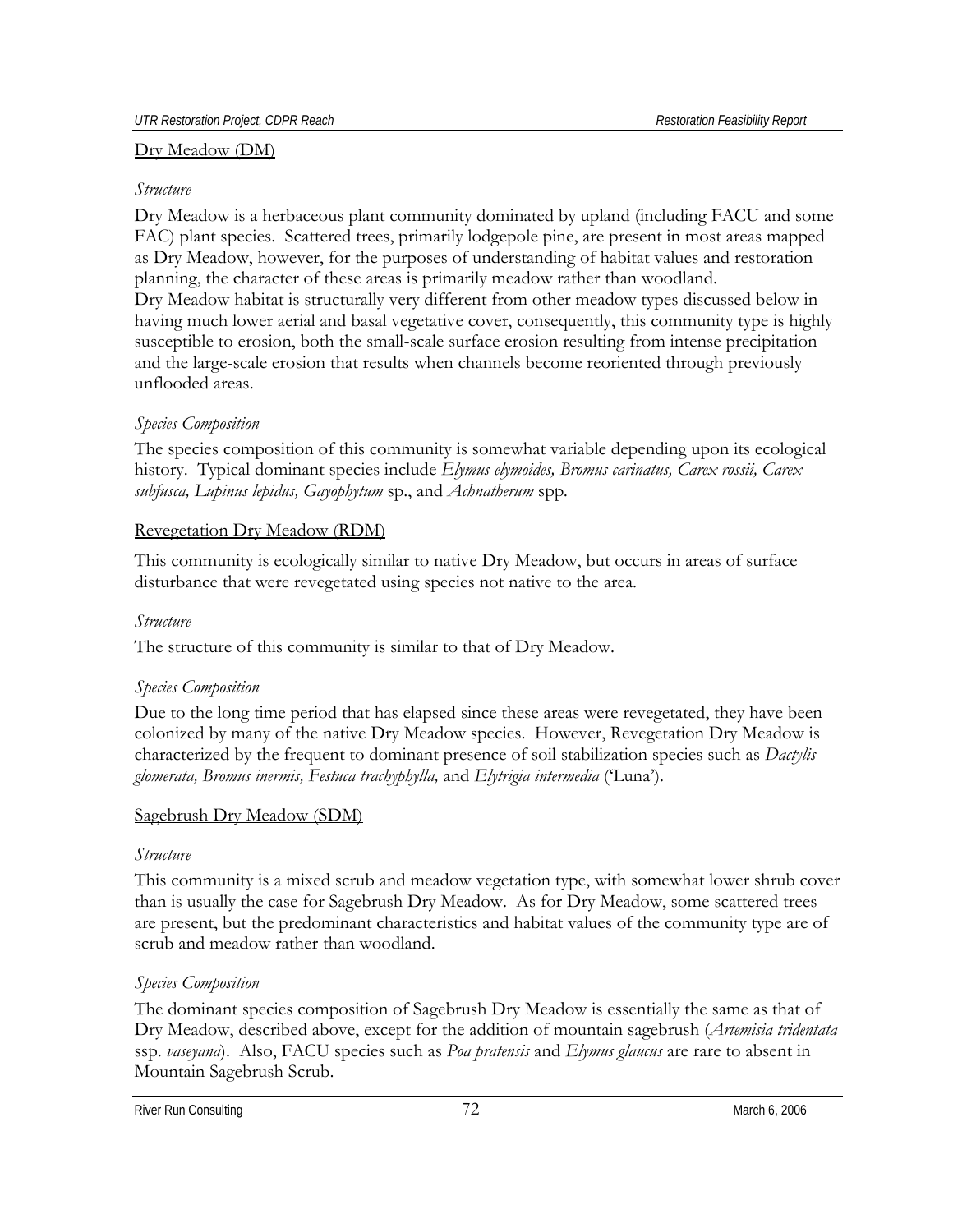## Dry Meadow (DM)

*Structure*

Dry Meadow is a herbaceous plant community dominated by upland (including FACU and some FAC) plant species. Scattered trees, primarily lodgepole pine, are present in most areas mapped as Dry Meadow, however, for the purposes of understanding of habitat values and restoration planning, the character of these areas is primarily meadow rather than woodland.
Dry Meadow habitat is structurally very different from other meadow types discussed below in having much lower aerial and basal vegetative cover, consequently, this community type is highly susceptible to erosion, both the small-scale surface erosion resulting from intense precipitation and the large-scale erosion that results when channels become reoriented through previously unflooded areas.

*Species Composition*

The species composition of this community is somewhat variable depending upon its ecological history. Typical dominant species include *Elymus elymoides, Bromus carinatus, Carex rossii, Carex subfusca, Lupinus lepidus, Gayophytum* sp., and *Achnatherum* spp.

## Revegetation Dry Meadow (RDM)

This community is ecologically similar to native Dry Meadow, but occurs in areas of surface disturbance that were revegetated using species not native to the area.

*Structure*

The structure of this community is similar to that of Dry Meadow.

*Species Composition*

Due to the long time period that has elapsed since these areas were revegetated, they have been colonized by many of the native Dry Meadow species. However, Revegetation Dry Meadow is characterized by the frequent to dominant presence of soil stabilization species such as *Dactylis glomerata, Bromus inermis, Festuca trachyphylla,* and *Elytrigia intermedia* ('Luna').

## Sagebrush Dry Meadow (SDM)

*Structure*

This community is a mixed scrub and meadow vegetation type, with somewhat lower shrub cover than is usually the case for Sagebrush Dry Meadow. As for Dry Meadow, some scattered trees are present, but the predominant characteristics and habitat values of the community type are of scrub and meadow rather than woodland.

*Species Composition*

The dominant species composition of Sagebrush Dry Meadow is essentially the same as that of Dry Meadow, described above, except for the addition of mountain sagebrush (*Artemisia tridentata* ssp. *vaseyana*). Also, FACU species such as *Poa pratensis* and *Elymus glaucus* are rare to absent in Mountain Sagebrush Scrub.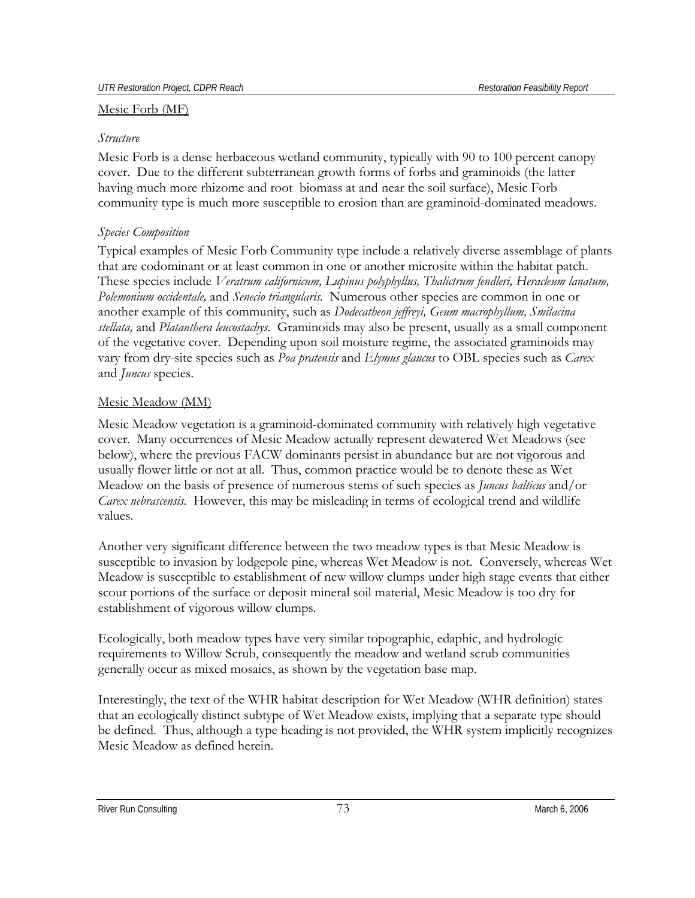Mesic Forb (MF)

*Structure*

Mesic Forb is a dense herbaceous wetland community, typically with 90 to 100 percent canopy cover. Due to the different subterranean growth forms of forbs and graminoids (the latter having much more rhizome and root biomass at and near the soil surface), Mesic Forb community type is much more susceptible to erosion than are graminoid-dominated meadows.

*Species Composition*

Typical examples of Mesic Forb Community type include a relatively diverse assemblage of plants that are codominant or at least common in one or another microsite within the habitat patch. These species include *Veratrum californicum, Lupinus polyphyllus, Thalictrum fendleri, Heracleum lanatum, Polemonium occidentale,* and *Senecio triangularis*. Numerous other species are common in one or another example of this community, such as *Dodecatheon jeffreyi, Geum macrophyllum, Smilacina stellata,* and *Platanthera leucostachys*. Graminoids may also be present, usually as a small component of the vegetative cover. Depending upon soil moisture regime, the associated graminoids may vary from dry-site species such as *Poa pratensis* and *Elymus glaucus* to OBL species such as *Carex* and *Juncus* species.

Mesic Meadow (MM)

Mesic Meadow vegetation is a graminoid-dominated community with relatively high vegetative cover. Many occurrences of Mesic Meadow actually represent dewatered Wet Meadows (see below), where the previous FACW dominants persist in abundance but are not vigorous and usually flower little or not at all. Thus, common practice would be to denote these as Wet Meadow on the basis of presence of numerous stems of such species as *Juncus balticus* and/or *Carex nebrascensis*. However, this may be misleading in terms of ecological trend and wildlife values.

Another very significant difference between the two meadow types is that Mesic Meadow is susceptible to invasion by lodgepole pine, whereas Wet Meadow is not. Conversely, whereas Wet Meadow is susceptible to establishment of new willow clumps under high stage events that either scour portions of the surface or deposit mineral soil material, Mesic Meadow is too dry for establishment of vigorous willow clumps.

Ecologically, both meadow types have very similar topographic, edaphic, and hydrologic requirements to Willow Scrub, consequently the meadow and wetland scrub communities generally occur as mixed mosaics, as shown by the vegetation base map.

Interestingly, the text of the WHR habitat description for Wet Meadow (WHR definition) states that an ecologically distinct subtype of Wet Meadow exists, implying that a separate type should be defined. Thus, although a type heading is not provided, the WHR system implicitly recognizes Mesic Meadow as defined herein.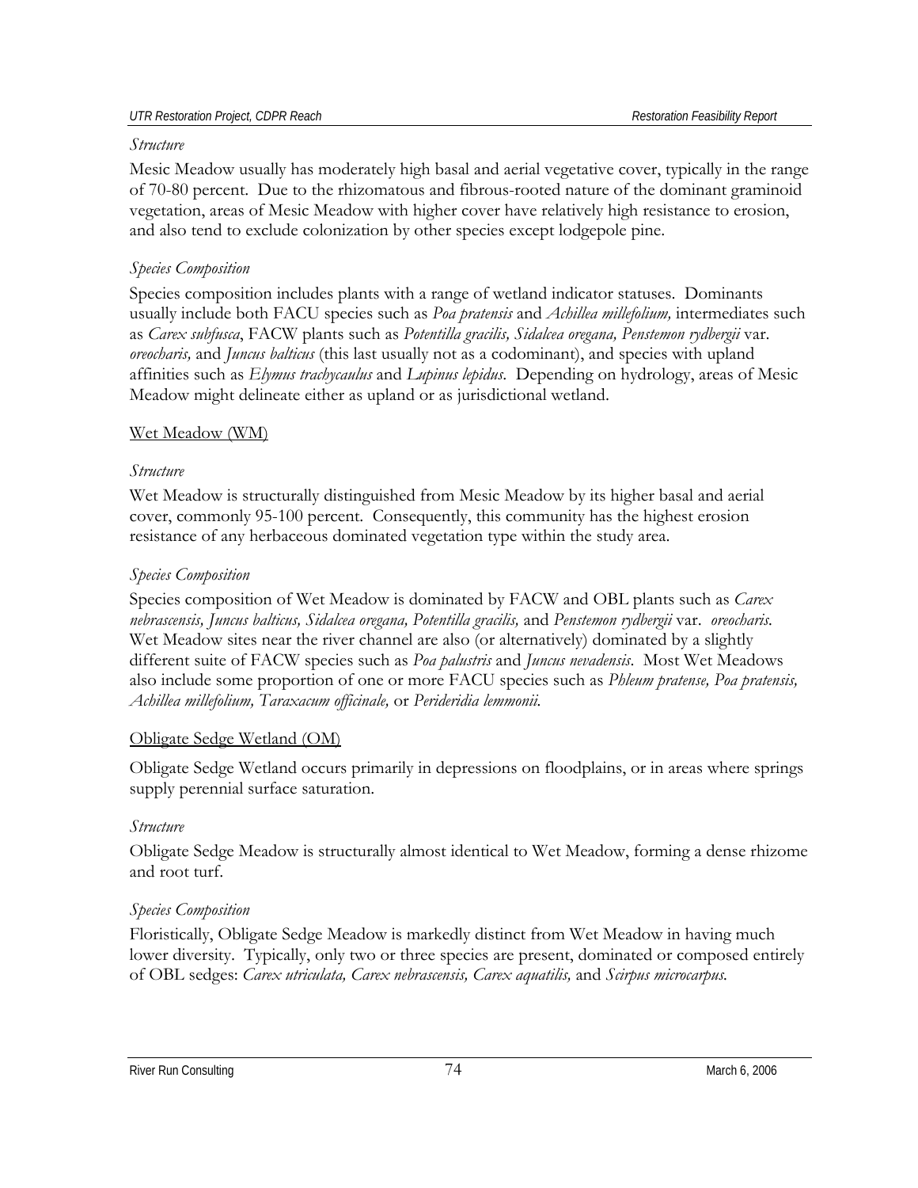*Structure*

Mesic Meadow usually has moderately high basal and aerial vegetative cover, typically in the range of 70-80 percent. Due to the rhizomatous and fibrous-rooted nature of the dominant graminoid vegetation, areas of Mesic Meadow with higher cover have relatively high resistance to erosion, and also tend to exclude colonization by other species except lodgepole pine.

*Species Composition*

Species composition includes plants with a range of wetland indicator statuses. Dominants usually include both FACU species such as *Poa pratensis* and *Achillea millefolium,* intermediates such as *Carex subfusca*, FACW plants such as *Potentilla gracilis, Sidalcea oregana, Penstemon rydbergii* var. *oreocharis,* and *Juncus balticus* (this last usually not as a codominant), and species with upland affinities such as *Elymus trachycaulus* and *Lupinus lepidus*. Depending on hydrology, areas of Mesic Meadow might delineate either as upland or as jurisdictional wetland.

Wet Meadow (WM)

*Structure*

Wet Meadow is structurally distinguished from Mesic Meadow by its higher basal and aerial cover, commonly 95-100 percent. Consequently, this community has the highest erosion resistance of any herbaceous dominated vegetation type within the study area.

*Species Composition*

Species composition of Wet Meadow is dominated by FACW and OBL plants such as *Carex nebrascensis, Juncus balticus, Sidalcea oregana, Potentilla gracilis,* and *Penstemon rydbergii* var. *oreocharis*. Wet Meadow sites near the river channel are also (or alternatively) dominated by a slightly different suite of FACW species such as *Poa palustris* and *Juncus nevadensis*. Most Wet Meadows also include some proportion of one or more FACU species such as *Phleum pratense, Poa pratensis, Achillea millefolium, Taraxacum officinale,* or *Perideridia lemmonii.*

Obligate Sedge Wetland (OM)

Obligate Sedge Wetland occurs primarily in depressions on floodplains, or in areas where springs supply perennial surface saturation.

*Structure*

Obligate Sedge Meadow is structurally almost identical to Wet Meadow, forming a dense rhizome and root turf.

*Species Composition*

Floristically, Obligate Sedge Meadow is markedly distinct from Wet Meadow in having much lower diversity. Typically, only two or three species are present, dominated or composed entirely of OBL sedges: *Carex utriculata, Carex nebrascensis, Carex aquatilis,* and *Scirpus microcarpus.*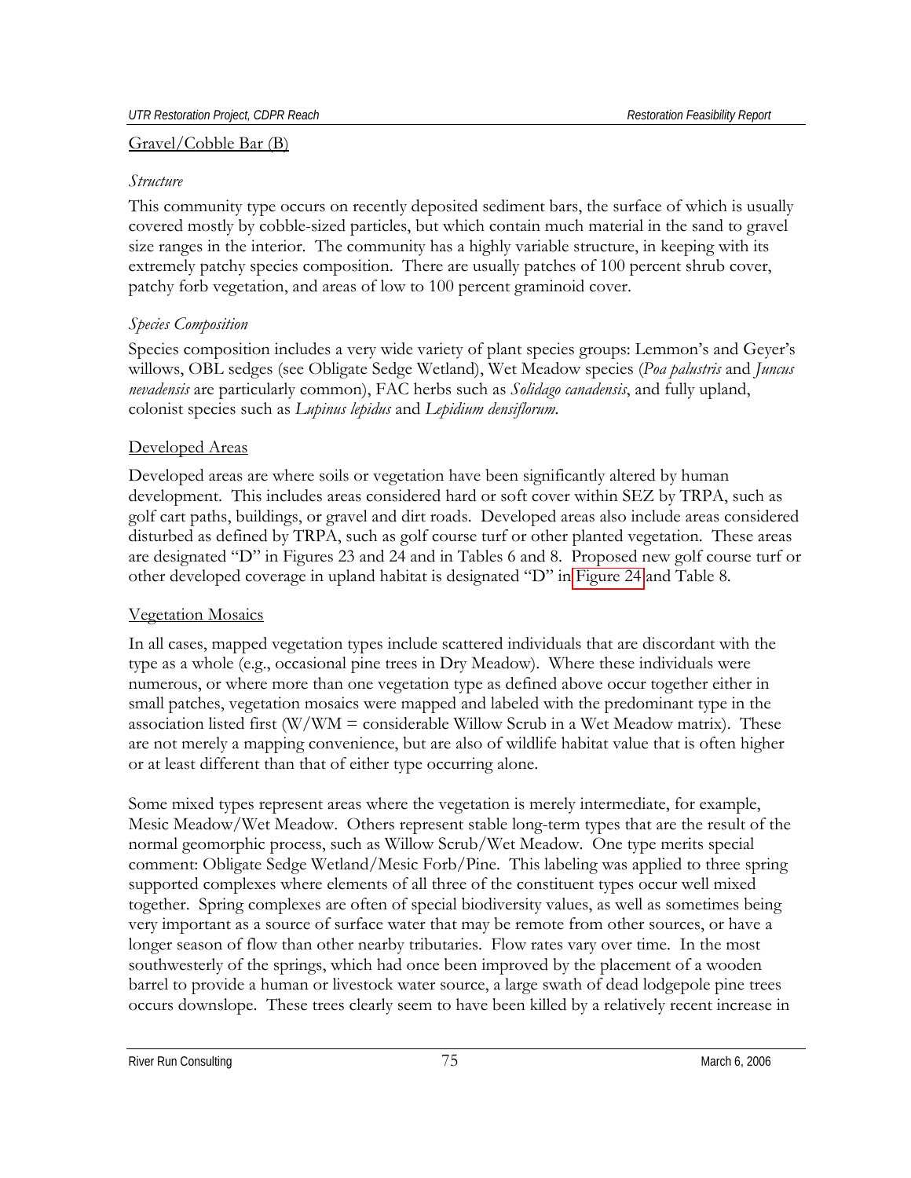Gravel/Cobble Bar (B)

*Structure*

This community type occurs on recently deposited sediment bars, the surface of which is usually covered mostly by cobble-sized particles, but which contain much material in the sand to gravel size ranges in the interior. The community has a highly variable structure, in keeping with its extremely patchy species composition. There are usually patches of 100 percent shrub cover, patchy forb vegetation, and areas of low to 100 percent graminoid cover.

*Species Composition*

Species composition includes a very wide variety of plant species groups: Lemmon's and Geyer's willows, OBL sedges (see Obligate Sedge Wetland), Wet Meadow species (*Poa palustris* and *Juncus nevadensis* are particularly common), FAC herbs such as *Solidago canadensis*, and fully upland, colonist species such as *Lupinus lepidus* and *Lepidium densiflorum*.

Developed Areas

Developed areas are where soils or vegetation have been significantly altered by human development. This includes areas considered hard or soft cover within SEZ by TRPA, such as golf cart paths, buildings, or gravel and dirt roads. Developed areas also include areas considered disturbed as defined by TRPA, such as golf course turf or other planted vegetation. These areas are designated "D" in Figures 23 and 24 and in Tables 6 and 8. Proposed new golf course turf or other developed coverage in upland habitat is designated "D" in Figure 24 and Table 8.

Vegetation Mosaics

In all cases, mapped vegetation types include scattered individuals that are discordant with the type as a whole (e.g., occasional pine trees in Dry Meadow). Where these individuals were numerous, or where more than one vegetation type as defined above occur together either in small patches, vegetation mosaics were mapped and labeled with the predominant type in the association listed first (W/WM = considerable Willow Scrub in a Wet Meadow matrix). These are not merely a mapping convenience, but are also of wildlife habitat value that is often higher or at least different than that of either type occurring alone.

Some mixed types represent areas where the vegetation is merely intermediate, for example, Mesic Meadow/Wet Meadow. Others represent stable long-term types that are the result of the normal geomorphic process, such as Willow Scrub/Wet Meadow. One type merits special comment: Obligate Sedge Wetland/Mesic Forb/Pine. This labeling was applied to three spring supported complexes where elements of all three of the constituent types occur well mixed together. Spring complexes are often of special biodiversity values, as well as sometimes being very important as a source of surface water that may be remote from other sources, or have a longer season of flow than other nearby tributaries. Flow rates vary over time. In the most southwesterly of the springs, which had once been improved by the placement of a wooden barrel to provide a human or livestock water source, a large swath of dead lodgepole pine trees occurs downslope. These trees clearly seem to have been killed by a relatively recent increase in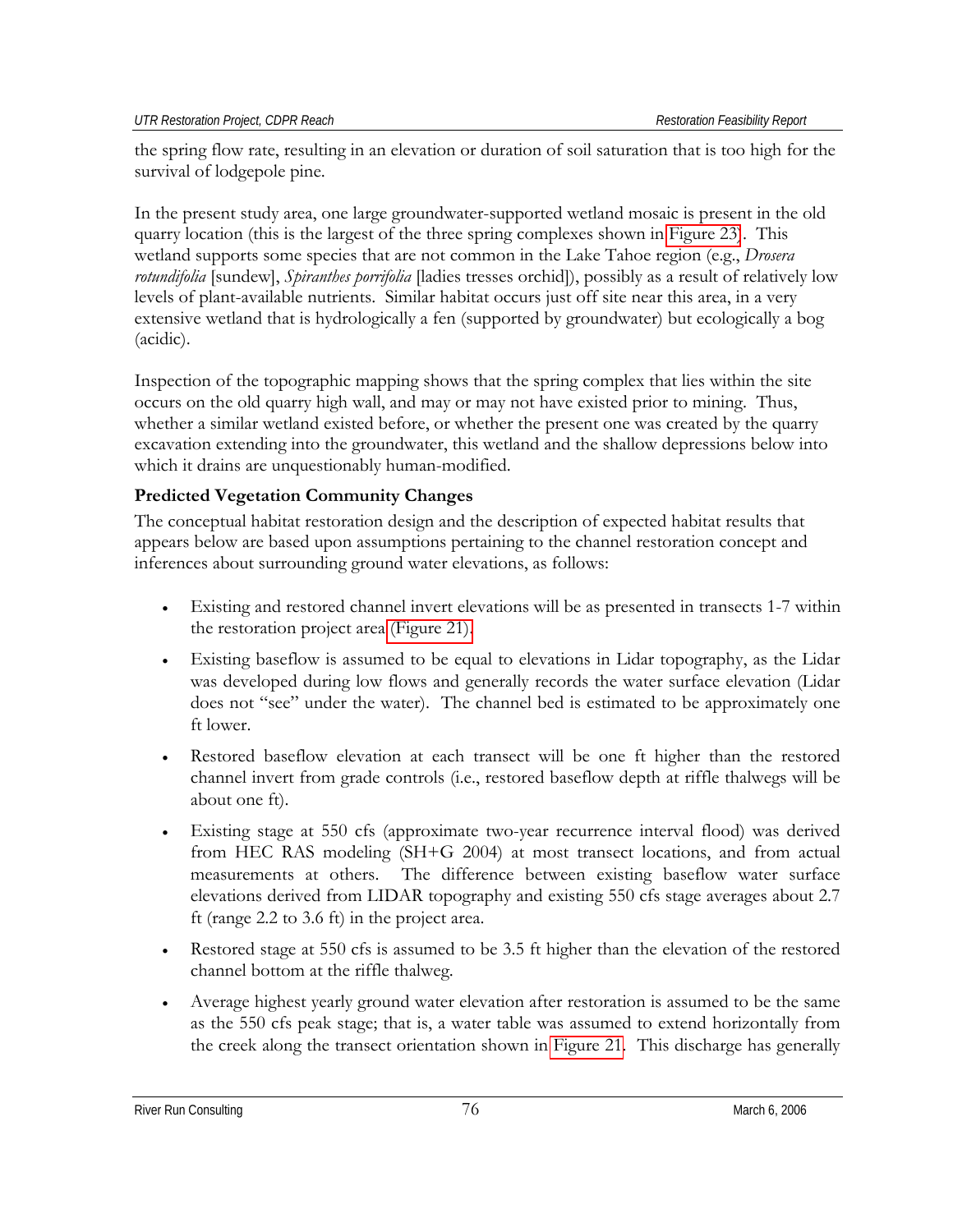the spring flow rate, resulting in an elevation or duration of soil saturation that is too high for the survival of lodgepole pine.

In the present study area, one large groundwater-supported wetland mosaic is present in the old quarry location (this is the largest of the three spring complexes shown in Figure 23). This wetland supports some species that are not common in the Lake Tahoe region (e.g., *Drosera rotundifolia* [sundew], *Spiranthes porrifolia* [ladies tresses orchid]), possibly as a result of relatively low levels of plant-available nutrients. Similar habitat occurs just off site near this area, in a very extensive wetland that is hydrologically a fen (supported by groundwater) but ecologically a bog (acidic).

Inspection of the topographic mapping shows that the spring complex that lies within the site occurs on the old quarry high wall, and may or may not have existed prior to mining. Thus, whether a similar wetland existed before, or whether the present one was created by the quarry excavation extending into the groundwater, this wetland and the shallow depressions below into which it drains are unquestionably human-modified.

**Predicted Vegetation Community Changes**

The conceptual habitat restoration design and the description of expected habitat results that appears below are based upon assumptions pertaining to the channel restoration concept and inferences about surrounding ground water elevations, as follows:

- Existing and restored channel invert elevations will be as presented in transects 1-7 within the restoration project area (Figure 21).
- Existing baseflow is assumed to be equal to elevations in Lidar topography, as the Lidar was developed during low flows and generally records the water surface elevation (Lidar does not "see" under the water). The channel bed is estimated to be approximately one ft lower.
- Restored baseflow elevation at each transect will be one ft higher than the restored channel invert from grade controls (i.e., restored baseflow depth at riffle thalwegs will be about one ft).
- Existing stage at 550 cfs (approximate two-year recurrence interval flood) was derived from HEC RAS modeling (SH+G 2004) at most transect locations, and from actual measurements at others. The difference between existing baseflow water surface elevations derived from LIDAR topography and existing 550 cfs stage averages about 2.7 ft (range 2.2 to 3.6 ft) in the project area.
- Restored stage at 550 cfs is assumed to be 3.5 ft higher than the elevation of the restored channel bottom at the riffle thalweg.
- Average highest yearly ground water elevation after restoration is assumed to be the same as the 550 cfs peak stage; that is, a water table was assumed to extend horizontally from the creek along the transect orientation shown in Figure 21. This discharge has generally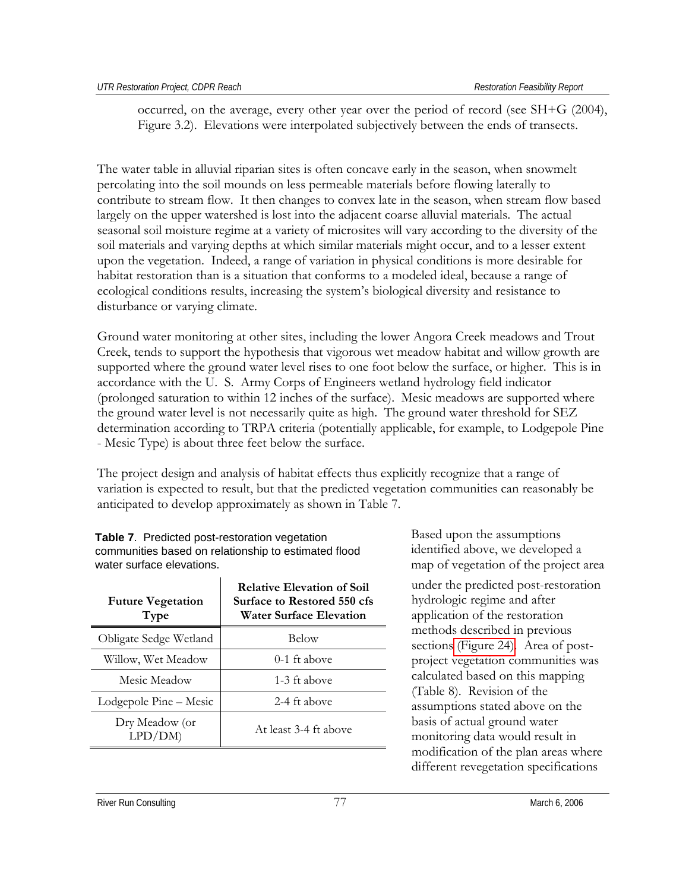occurred, on the average, every other year over the period of record (see SH+G (2004), Figure 3.2). Elevations were interpolated subjectively between the ends of transects.

The water table in alluvial riparian sites is often concave early in the season, when snowmelt percolating into the soil mounds on less permeable materials before flowing laterally to contribute to stream flow. It then changes to convex late in the season, when stream flow based largely on the upper watershed is lost into the adjacent coarse alluvial materials. The actual seasonal soil moisture regime at a variety of microsites will vary according to the diversity of the soil materials and varying depths at which similar materials might occur, and to a lesser extent upon the vegetation. Indeed, a range of variation in physical conditions is more desirable for habitat restoration than is a situation that conforms to a modeled ideal, because a range of ecological conditions results, increasing the system's biological diversity and resistance to disturbance or varying climate.

Ground water monitoring at other sites, including the lower Angora Creek meadows and Trout Creek, tends to support the hypothesis that vigorous wet meadow habitat and willow growth are supported where the ground water level rises to one foot below the surface, or higher. This is in accordance with the U. S. Army Corps of Engineers wetland hydrology field indicator (prolonged saturation to within 12 inches of the surface). Mesic meadows are supported where the ground water level is not necessarily quite as high. The ground water threshold for SEZ determination according to TRPA criteria (potentially applicable, for example, to Lodgepole Pine - Mesic Type) is about three feet below the surface.

The project design and analysis of habitat effects thus explicitly recognize that a range of variation is expected to result, but that the predicted vegetation communities can reasonably be anticipated to develop approximately as shown in Table 7.

**Table 7**. Predicted post-restoration vegetation communities based on relationship to estimated flood water surface elevations.

| Future Vegetation Type | Relative Elevation of Soil Surface to Restored 550 cfs Water Surface Elevation |
|---|---|
| Obligate Sedge Wetland | Below |
| Willow, Wet Meadow | 0-1 ft above |
| Mesic Meadow | 1-3 ft above |
| Lodgepole Pine – Mesic | 2-4 ft above |
| Dry Meadow (or LPD/DM) | At least 3-4 ft above |

Based upon the assumptions identified above, we developed a map of vegetation of the project area under the predicted post-restoration hydrologic regime and after application of the restoration methods described in previous sections (Figure 24). Area of post-project vegetation communities was calculated based on this mapping (Table 8). Revision of the assumptions stated above on the basis of actual ground water monitoring data would result in modification of the plan areas where different revegetation specifications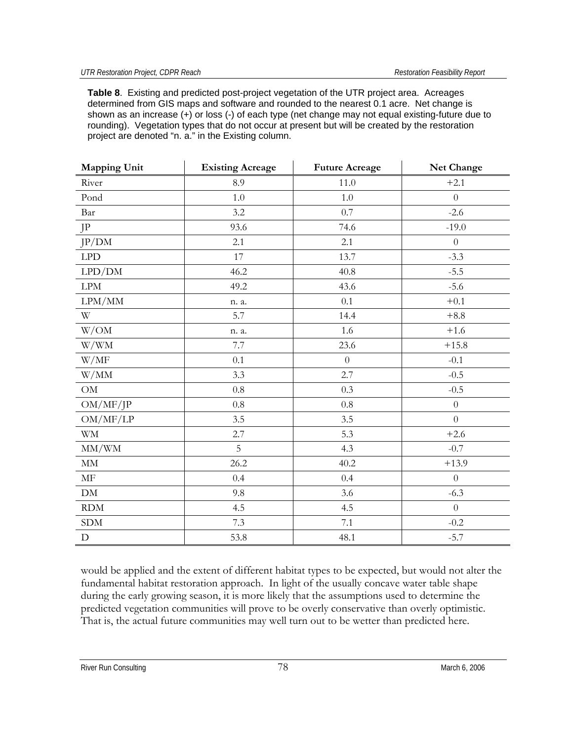**Table 8**. Existing and predicted post-project vegetation of the UTR project area. Acreages determined from GIS maps and software and rounded to the nearest 0.1 acre. Net change is shown as an increase (+) or loss (-) of each type (net change may not equal existing-future due to rounding). Vegetation types that do not occur at present but will be created by the restoration project are denoted "n. a." in the Existing column.

| Mapping Unit | Existing Acreage | Future Acreage | Net Change |
|---|---|---|---|
| River | 8.9 | 11.0 | +2.1 |
| Pond | 1.0 | 1.0 | 0 |
| Bar | 3.2 | 0.7 | -2.6 |
| JP | 93.6 | 74.6 | -19.0 |
| JP/DM | 2.1 | 2.1 | 0 |
| LPD | 17 | 13.7 | -3.3 |
| LPD/DM | 46.2 | 40.8 | -5.5 |
| LPM | 49.2 | 43.6 | -5.6 |
| LPM/MM | n. a. | 0.1 | +0.1 |
| W | 5.7 | 14.4 | +8.8 |
| W/OM | n. a. | 1.6 | +1.6 |
| W/WM | 7.7 | 23.6 | +15.8 |
| W/MF | 0.1 | 0 | -0.1 |
| W/MM | 3.3 | 2.7 | -0.5 |
| OM | 0.8 | 0.3 | -0.5 |
| OM/MF/JP | 0.8 | 0.8 | 0 |
| OM/MF/LP | 3.5 | 3.5 | 0 |
| WM | 2.7 | 5.3 | +2.6 |
| MM/WM | 5 | 4.3 | -0.7 |
| MM | 26.2 | 40.2 | +13.9 |
| MF | 0.4 | 0.4 | 0 |
| DM | 9.8 | 3.6 | -6.3 |
| RDM | 4.5 | 4.5 | 0 |
| SDM | 7.3 | 7.1 | -0.2 |
| D | 53.8 | 48.1 | -5.7 |

would be applied and the extent of different habitat types to be expected, but would not alter the fundamental habitat restoration approach. In light of the usually concave water table shape during the early growing season, it is more likely that the assumptions used to determine the predicted vegetation communities will prove to be overly conservative than overly optimistic. That is, the actual future communities may well turn out to be wetter than predicted here.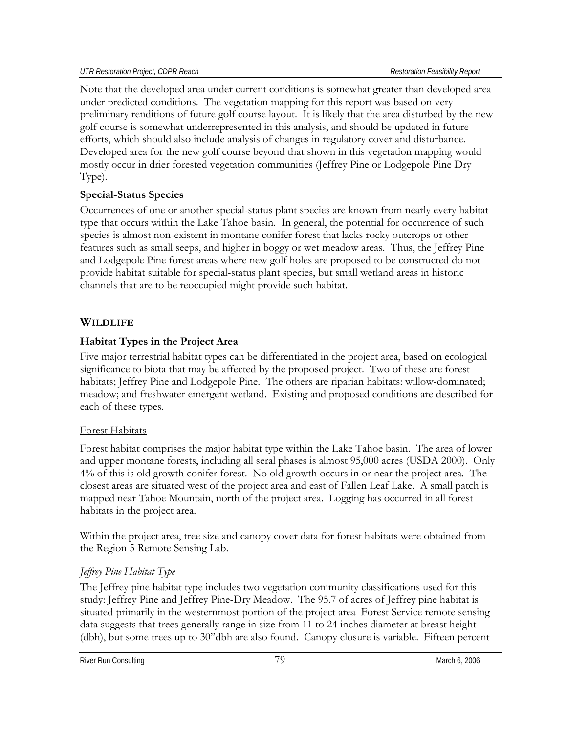Note that the developed area under current conditions is somewhat greater than developed area under predicted conditions. The vegetation mapping for this report was based on very preliminary renditions of future golf course layout. It is likely that the area disturbed by the new golf course is somewhat underrepresented in this analysis, and should be updated in future efforts, which should also include analysis of changes in regulatory cover and disturbance. Developed area for the new golf course beyond that shown in this vegetation mapping would mostly occur in drier forested vegetation communities (Jeffrey Pine or Lodgepole Pine Dry Type).

### Special-Status Species

Occurrences of one or another special-status plant species are known from nearly every habitat type that occurs within the Lake Tahoe basin. In general, the potential for occurrence of such species is almost non-existent in montane conifer forest that lacks rocky outcrops or other features such as small seeps, and higher in boggy or wet meadow areas. Thus, the Jeffrey Pine and Lodgepole Pine forest areas where new golf holes are proposed to be constructed do not provide habitat suitable for special-status plant species, but small wetland areas in historic channels that are to be reoccupied might provide such habitat.

## WILDLIFE

### Habitat Types in the Project Area

Five major terrestrial habitat types can be differentiated in the project area, based on ecological significance to biota that may be affected by the proposed project. Two of these are forest habitats; Jeffrey Pine and Lodgepole Pine. The others are riparian habitats: willow-dominated; meadow; and freshwater emergent wetland. Existing and proposed conditions are described for each of these types.

#### Forest Habitats

Forest habitat comprises the major habitat type within the Lake Tahoe basin. The area of lower and upper montane forests, including all seral phases is almost 95,000 acres (USDA 2000). Only 4% of this is old growth conifer forest. No old growth occurs in or near the project area. The closest areas are situated west of the project area and east of Fallen Leaf Lake. A small patch is mapped near Tahoe Mountain, north of the project area. Logging has occurred in all forest habitats in the project area.

Within the project area, tree size and canopy cover data for forest habitats were obtained from the Region 5 Remote Sensing Lab.

*Jeffrey Pine Habitat Type*

The Jeffrey pine habitat type includes two vegetation community classifications used for this study: Jeffrey Pine and Jeffrey Pine-Dry Meadow. The 95.7 of acres of Jeffrey pine habitat is situated primarily in the westernmost portion of the project area Forest Service remote sensing data suggests that trees generally range in size from 11 to 24 inches diameter at breast height (dbh), but some trees up to 30"dbh are also found. Canopy closure is variable. Fifteen percent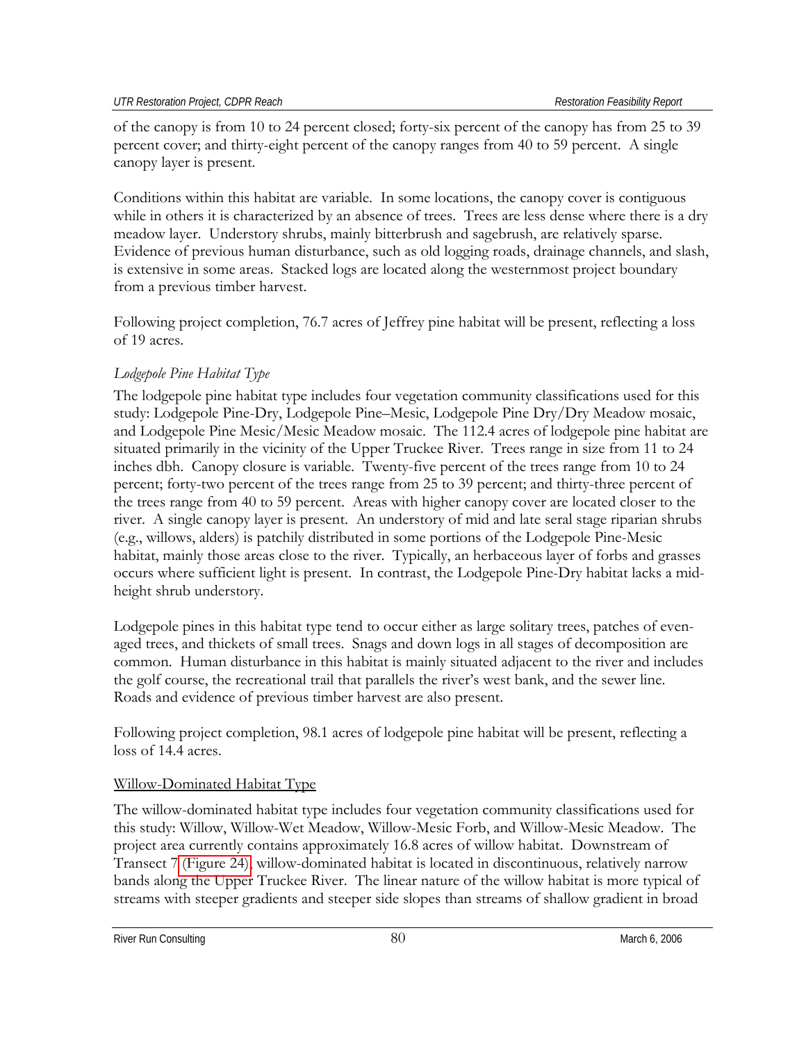of the canopy is from 10 to 24 percent closed; forty-six percent of the canopy has from 25 to 39 percent cover; and thirty-eight percent of the canopy ranges from 40 to 59 percent. A single canopy layer is present.

Conditions within this habitat are variable. In some locations, the canopy cover is contiguous while in others it is characterized by an absence of trees. Trees are less dense where there is a dry meadow layer. Understory shrubs, mainly bitterbrush and sagebrush, are relatively sparse. Evidence of previous human disturbance, such as old logging roads, drainage channels, and slash, is extensive in some areas. Stacked logs are located along the westernmost project boundary from a previous timber harvest.

Following project completion, 76.7 acres of Jeffrey pine habitat will be present, reflecting a loss of 19 acres.

*Lodgepole Pine Habitat Type*

The lodgepole pine habitat type includes four vegetation community classifications used for this study: Lodgepole Pine-Dry, Lodgepole Pine–Mesic, Lodgepole Pine Dry/Dry Meadow mosaic, and Lodgepole Pine Mesic/Mesic Meadow mosaic. The 112.4 acres of lodgepole pine habitat are situated primarily in the vicinity of the Upper Truckee River. Trees range in size from 11 to 24 inches dbh. Canopy closure is variable. Twenty-five percent of the trees range from 10 to 24 percent; forty-two percent of the trees range from 25 to 39 percent; and thirty-three percent of the trees range from 40 to 59 percent. Areas with higher canopy cover are located closer to the river. A single canopy layer is present. An understory of mid and late seral stage riparian shrubs (e.g., willows, alders) is patchily distributed in some portions of the Lodgepole Pine-Mesic habitat, mainly those areas close to the river. Typically, an herbaceous layer of forbs and grasses occurs where sufficient light is present. In contrast, the Lodgepole Pine-Dry habitat lacks a mid-height shrub understory.

Lodgepole pines in this habitat type tend to occur either as large solitary trees, patches of even-aged trees, and thickets of small trees. Snags and down logs in all stages of decomposition are common. Human disturbance in this habitat is mainly situated adjacent to the river and includes the golf course, the recreational trail that parallels the river's west bank, and the sewer line. Roads and evidence of previous timber harvest are also present.

Following project completion, 98.1 acres of lodgepole pine habitat will be present, reflecting a loss of 14.4 acres.

<u>Willow-Dominated Habitat Type</u>

The willow-dominated habitat type includes four vegetation community classifications used for this study: Willow, Willow-Wet Meadow, Willow-Mesic Forb, and Willow-Mesic Meadow. The project area currently contains approximately 16.8 acres of willow habitat. Downstream of Transect 7 (Figure 24), willow-dominated habitat is located in discontinuous, relatively narrow bands along the Upper Truckee River. The linear nature of the willow habitat is more typical of streams with steeper gradients and steeper side slopes than streams of shallow gradient in broad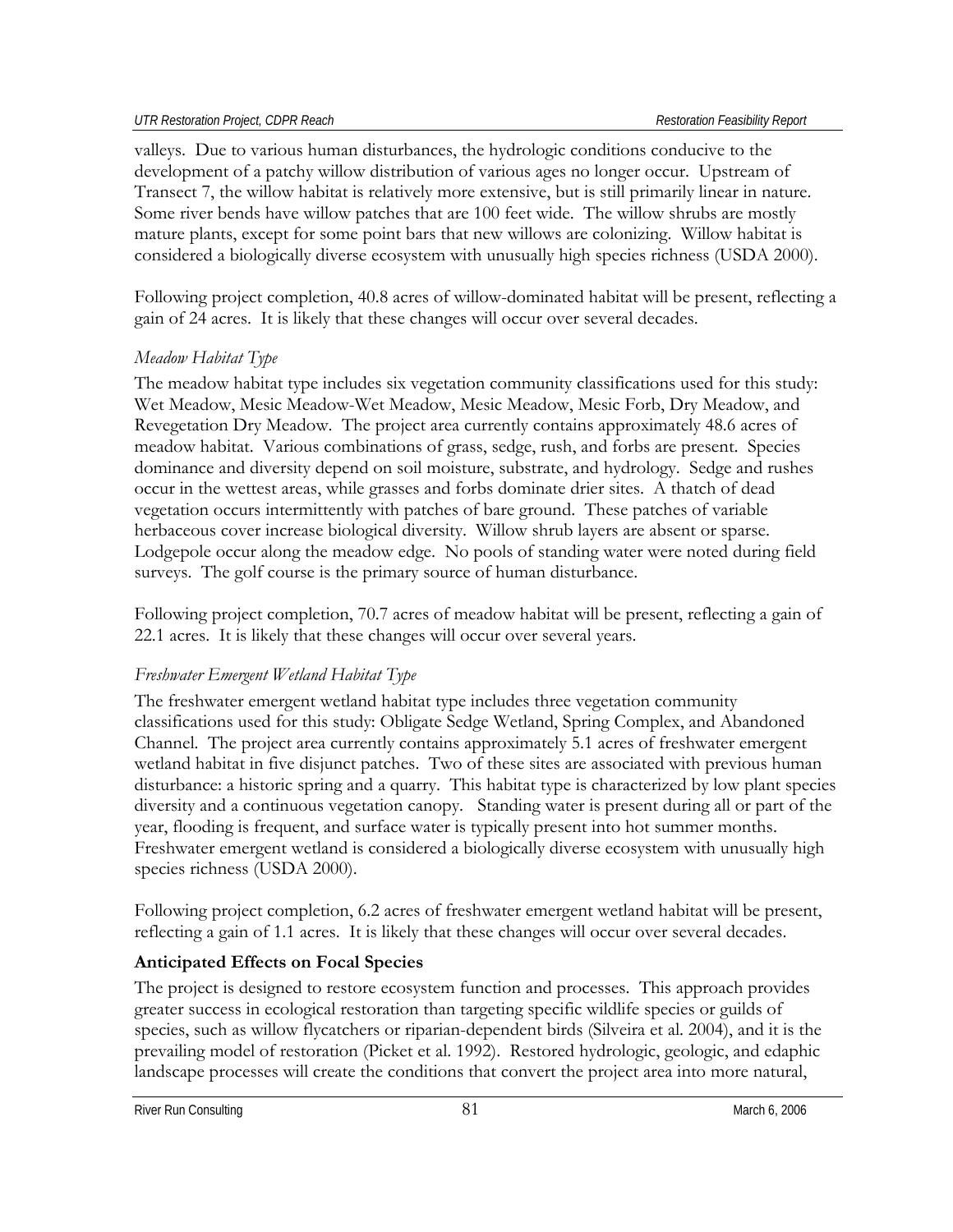valleys. Due to various human disturbances, the hydrologic conditions conducive to the development of a patchy willow distribution of various ages no longer occur. Upstream of Transect 7, the willow habitat is relatively more extensive, but is still primarily linear in nature. Some river bends have willow patches that are 100 feet wide. The willow shrubs are mostly mature plants, except for some point bars that new willows are colonizing. Willow habitat is considered a biologically diverse ecosystem with unusually high species richness (USDA 2000).

Following project completion, 40.8 acres of willow-dominated habitat will be present, reflecting a gain of 24 acres. It is likely that these changes will occur over several decades.

*Meadow Habitat Type*

The meadow habitat type includes six vegetation community classifications used for this study: Wet Meadow, Mesic Meadow-Wet Meadow, Mesic Meadow, Mesic Forb, Dry Meadow, and Revegetation Dry Meadow. The project area currently contains approximately 48.6 acres of meadow habitat. Various combinations of grass, sedge, rush, and forbs are present. Species dominance and diversity depend on soil moisture, substrate, and hydrology. Sedge and rushes occur in the wettest areas, while grasses and forbs dominate drier sites. A thatch of dead vegetation occurs intermittently with patches of bare ground. These patches of variable herbaceous cover increase biological diversity. Willow shrub layers are absent or sparse. Lodgepole occur along the meadow edge. No pools of standing water were noted during field surveys. The golf course is the primary source of human disturbance.

Following project completion, 70.7 acres of meadow habitat will be present, reflecting a gain of 22.1 acres. It is likely that these changes will occur over several years.

*Freshwater Emergent Wetland Habitat Type*

The freshwater emergent wetland habitat type includes three vegetation community classifications used for this study: Obligate Sedge Wetland, Spring Complex, and Abandoned Channel. The project area currently contains approximately 5.1 acres of freshwater emergent wetland habitat in five disjunct patches. Two of these sites are associated with previous human disturbance: a historic spring and a quarry. This habitat type is characterized by low plant species diversity and a continuous vegetation canopy. Standing water is present during all or part of the year, flooding is frequent, and surface water is typically present into hot summer months. Freshwater emergent wetland is considered a biologically diverse ecosystem with unusually high species richness (USDA 2000).

Following project completion, 6.2 acres of freshwater emergent wetland habitat will be present, reflecting a gain of 1.1 acres. It is likely that these changes will occur over several decades.

**Anticipated Effects on Focal Species**

The project is designed to restore ecosystem function and processes. This approach provides greater success in ecological restoration than targeting specific wildlife species or guilds of species, such as willow flycatchers or riparian-dependent birds (Silveira et al. 2004), and it is the prevailing model of restoration (Picket et al. 1992). Restored hydrologic, geologic, and edaphic landscape processes will create the conditions that convert the project area into more natural,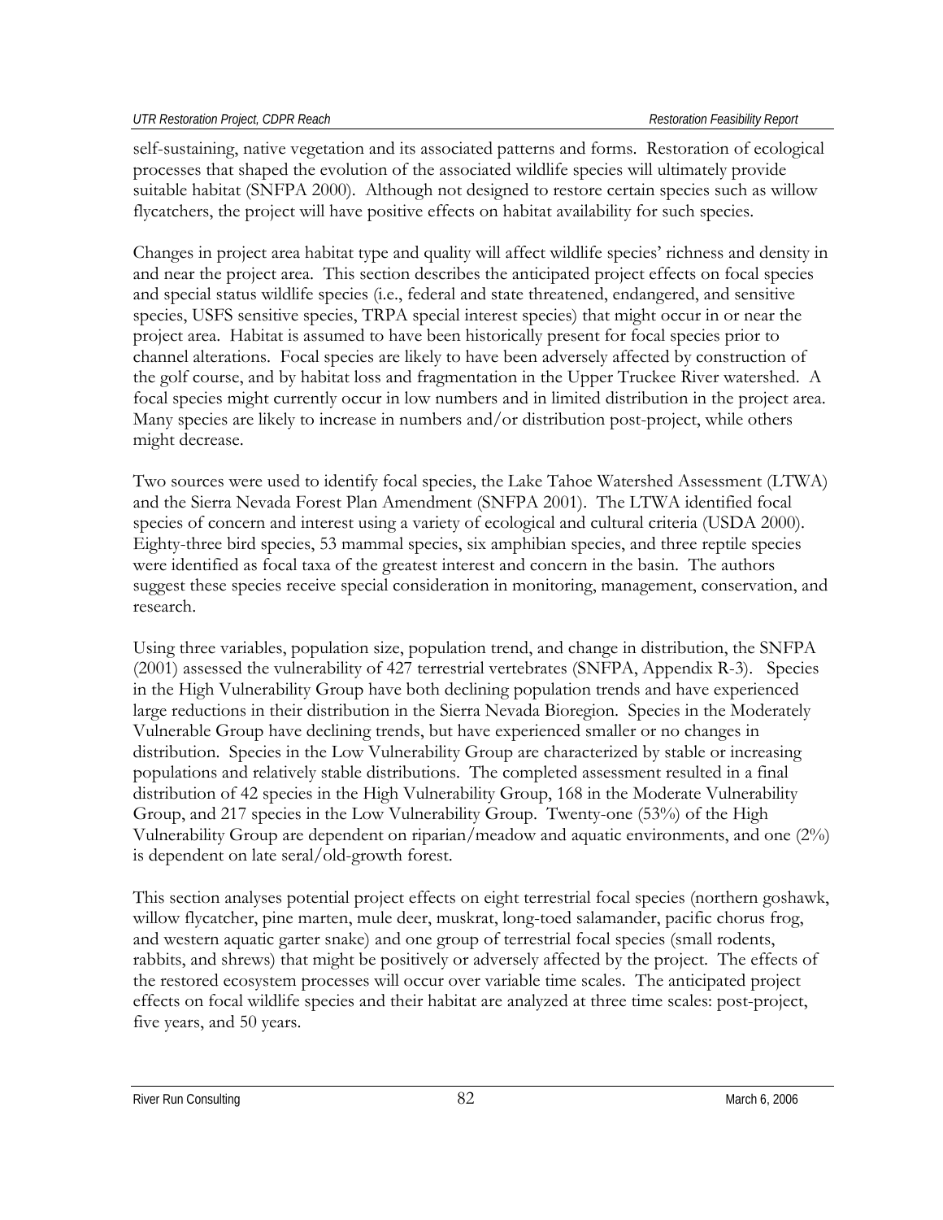self-sustaining, native vegetation and its associated patterns and forms. Restoration of ecological processes that shaped the evolution of the associated wildlife species will ultimately provide suitable habitat (SNFPA 2000). Although not designed to restore certain species such as willow flycatchers, the project will have positive effects on habitat availability for such species.

Changes in project area habitat type and quality will affect wildlife species' richness and density in and near the project area. This section describes the anticipated project effects on focal species and special status wildlife species (i.e., federal and state threatened, endangered, and sensitive species, USFS sensitive species, TRPA special interest species) that might occur in or near the project area. Habitat is assumed to have been historically present for focal species prior to channel alterations. Focal species are likely to have been adversely affected by construction of the golf course, and by habitat loss and fragmentation in the Upper Truckee River watershed. A focal species might currently occur in low numbers and in limited distribution in the project area. Many species are likely to increase in numbers and/or distribution post-project, while others might decrease.

Two sources were used to identify focal species, the Lake Tahoe Watershed Assessment (LTWA) and the Sierra Nevada Forest Plan Amendment (SNFPA 2001). The LTWA identified focal species of concern and interest using a variety of ecological and cultural criteria (USDA 2000). Eighty-three bird species, 53 mammal species, six amphibian species, and three reptile species were identified as focal taxa of the greatest interest and concern in the basin. The authors suggest these species receive special consideration in monitoring, management, conservation, and research.

Using three variables, population size, population trend, and change in distribution, the SNFPA (2001) assessed the vulnerability of 427 terrestrial vertebrates (SNFPA, Appendix R-3). Species in the High Vulnerability Group have both declining population trends and have experienced large reductions in their distribution in the Sierra Nevada Bioregion. Species in the Moderately Vulnerable Group have declining trends, but have experienced smaller or no changes in distribution. Species in the Low Vulnerability Group are characterized by stable or increasing populations and relatively stable distributions. The completed assessment resulted in a final distribution of 42 species in the High Vulnerability Group, 168 in the Moderate Vulnerability Group, and 217 species in the Low Vulnerability Group. Twenty-one (53%) of the High Vulnerability Group are dependent on riparian/meadow and aquatic environments, and one (2%) is dependent on late seral/old-growth forest.

This section analyses potential project effects on eight terrestrial focal species (northern goshawk, willow flycatcher, pine marten, mule deer, muskrat, long-toed salamander, pacific chorus frog, and western aquatic garter snake) and one group of terrestrial focal species (small rodents, rabbits, and shrews) that might be positively or adversely affected by the project. The effects of the restored ecosystem processes will occur over variable time scales. The anticipated project effects on focal wildlife species and their habitat are analyzed at three time scales: post-project, five years, and 50 years.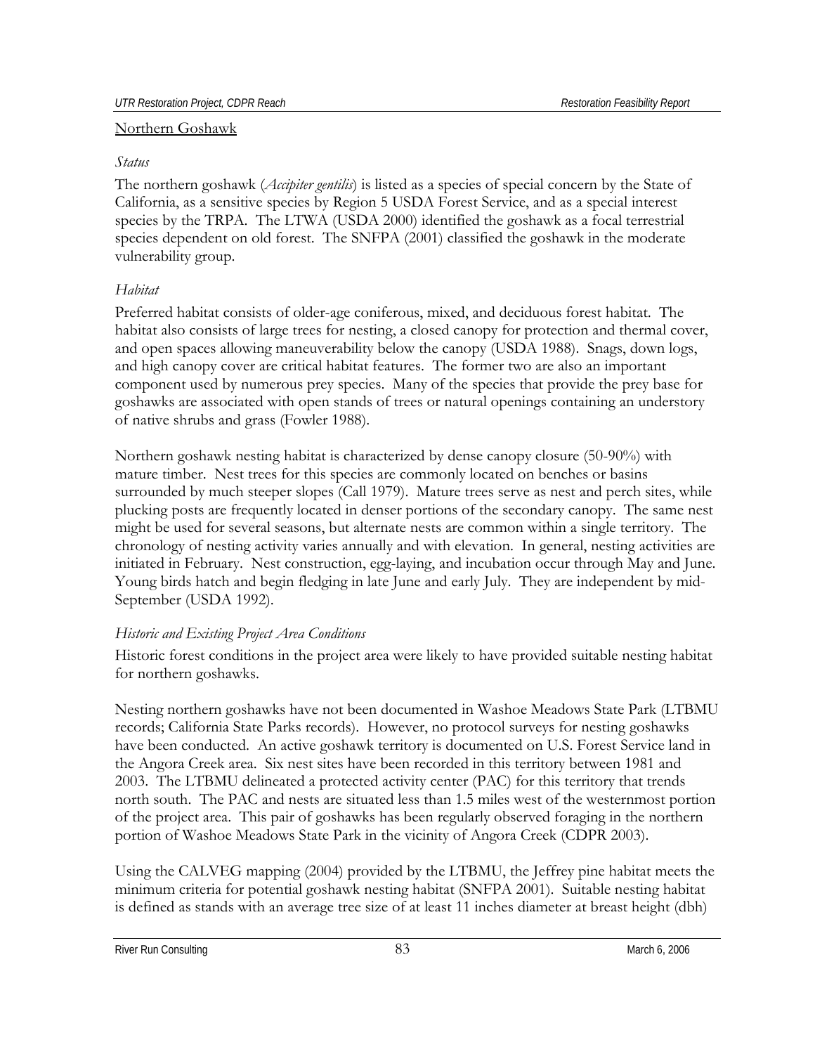Northern Goshawk

*Status*

The northern goshawk (*Accipiter gentilis*) is listed as a species of special concern by the State of California, as a sensitive species by Region 5 USDA Forest Service, and as a special interest species by the TRPA. The LTWA (USDA 2000) identified the goshawk as a focal terrestrial species dependent on old forest. The SNFPA (2001) classified the goshawk in the moderate vulnerability group.

*Habitat*

Preferred habitat consists of older-age coniferous, mixed, and deciduous forest habitat. The habitat also consists of large trees for nesting, a closed canopy for protection and thermal cover, and open spaces allowing maneuverability below the canopy (USDA 1988). Snags, down logs, and high canopy cover are critical habitat features. The former two are also an important component used by numerous prey species. Many of the species that provide the prey base for goshawks are associated with open stands of trees or natural openings containing an understory of native shrubs and grass (Fowler 1988).

Northern goshawk nesting habitat is characterized by dense canopy closure (50-90%) with mature timber. Nest trees for this species are commonly located on benches or basins surrounded by much steeper slopes (Call 1979). Mature trees serve as nest and perch sites, while plucking posts are frequently located in denser portions of the secondary canopy. The same nest might be used for several seasons, but alternate nests are common within a single territory. The chronology of nesting activity varies annually and with elevation. In general, nesting activities are initiated in February. Nest construction, egg-laying, and incubation occur through May and June. Young birds hatch and begin fledging in late June and early July. They are independent by mid-September (USDA 1992).

*Historic and Existing Project Area Conditions*

Historic forest conditions in the project area were likely to have provided suitable nesting habitat for northern goshawks.

Nesting northern goshawks have not been documented in Washoe Meadows State Park (LTBMU records; California State Parks records). However, no protocol surveys for nesting goshawks have been conducted. An active goshawk territory is documented on U.S. Forest Service land in the Angora Creek area. Six nest sites have been recorded in this territory between 1981 and 2003. The LTBMU delineated a protected activity center (PAC) for this territory that trends north south. The PAC and nests are situated less than 1.5 miles west of the westernmost portion of the project area. This pair of goshawks has been regularly observed foraging in the northern portion of Washoe Meadows State Park in the vicinity of Angora Creek (CDPR 2003).

Using the CALVEG mapping (2004) provided by the LTBMU, the Jeffrey pine habitat meets the minimum criteria for potential goshawk nesting habitat (SNFPA 2001). Suitable nesting habitat is defined as stands with an average tree size of at least 11 inches diameter at breast height (dbh)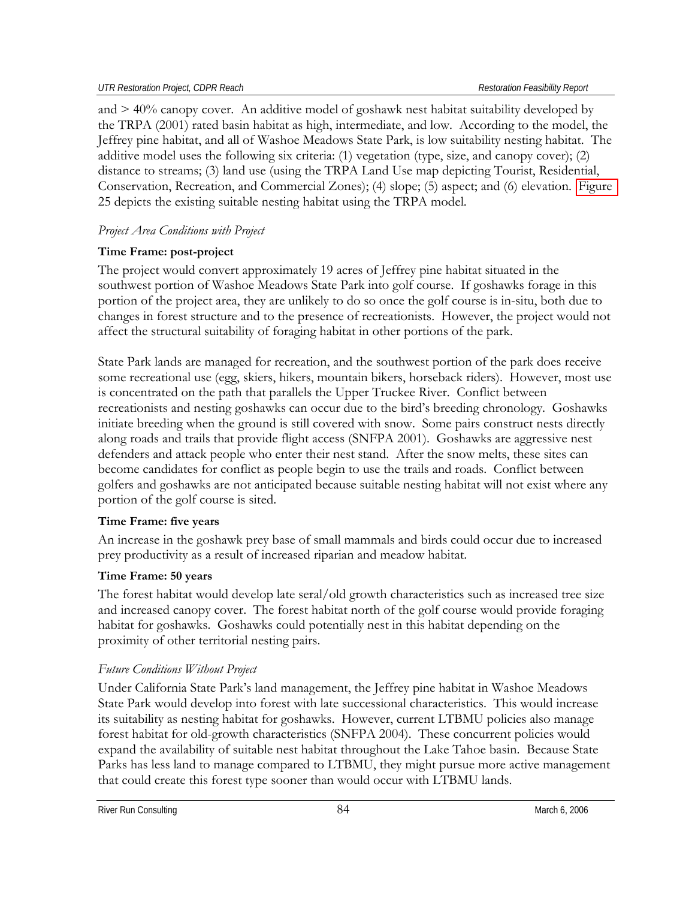and > 40% canopy cover. An additive model of goshawk nest habitat suitability developed by the TRPA (2001) rated basin habitat as high, intermediate, and low. According to the model, the Jeffrey pine habitat, and all of Washoe Meadows State Park, is low suitability nesting habitat. The additive model uses the following six criteria: (1) vegetation (type, size, and canopy cover); (2) distance to streams; (3) land use (using the TRPA Land Use map depicting Tourist, Residential, Conservation, Recreation, and Commercial Zones); (4) slope; (5) aspect; and (6) elevation. Figure 25 depicts the existing suitable nesting habitat using the TRPA model.

*Project Area Conditions with Project*

**Time Frame: post-project**

The project would convert approximately 19 acres of Jeffrey pine habitat situated in the southwest portion of Washoe Meadows State Park into golf course. If goshawks forage in this portion of the project area, they are unlikely to do so once the golf course is in-situ, both due to changes in forest structure and to the presence of recreationists. However, the project would not affect the structural suitability of foraging habitat in other portions of the park.

State Park lands are managed for recreation, and the southwest portion of the park does receive some recreational use (egg, skiers, hikers, mountain bikers, horseback riders). However, most use is concentrated on the path that parallels the Upper Truckee River. Conflict between recreationists and nesting goshawks can occur due to the bird's breeding chronology. Goshawks initiate breeding when the ground is still covered with snow. Some pairs construct nests directly along roads and trails that provide flight access (SNFPA 2001). Goshawks are aggressive nest defenders and attack people who enter their nest stand. After the snow melts, these sites can become candidates for conflict as people begin to use the trails and roads. Conflict between golfers and goshawks are not anticipated because suitable nesting habitat will not exist where any portion of the golf course is sited.

**Time Frame: five years**

An increase in the goshawk prey base of small mammals and birds could occur due to increased prey productivity as a result of increased riparian and meadow habitat.

**Time Frame: 50 years**

The forest habitat would develop late seral/old growth characteristics such as increased tree size and increased canopy cover. The forest habitat north of the golf course would provide foraging habitat for goshawks. Goshawks could potentially nest in this habitat depending on the proximity of other territorial nesting pairs.

*Future Conditions Without Project*

Under California State Park's land management, the Jeffrey pine habitat in Washoe Meadows State Park would develop into forest with late successional characteristics. This would increase its suitability as nesting habitat for goshawks. However, current LTBMU policies also manage forest habitat for old-growth characteristics (SNFPA 2004). These concurrent policies would expand the availability of suitable nest habitat throughout the Lake Tahoe basin. Because State Parks has less land to manage compared to LTBMU, they might pursue more active management that could create this forest type sooner than would occur with LTBMU lands.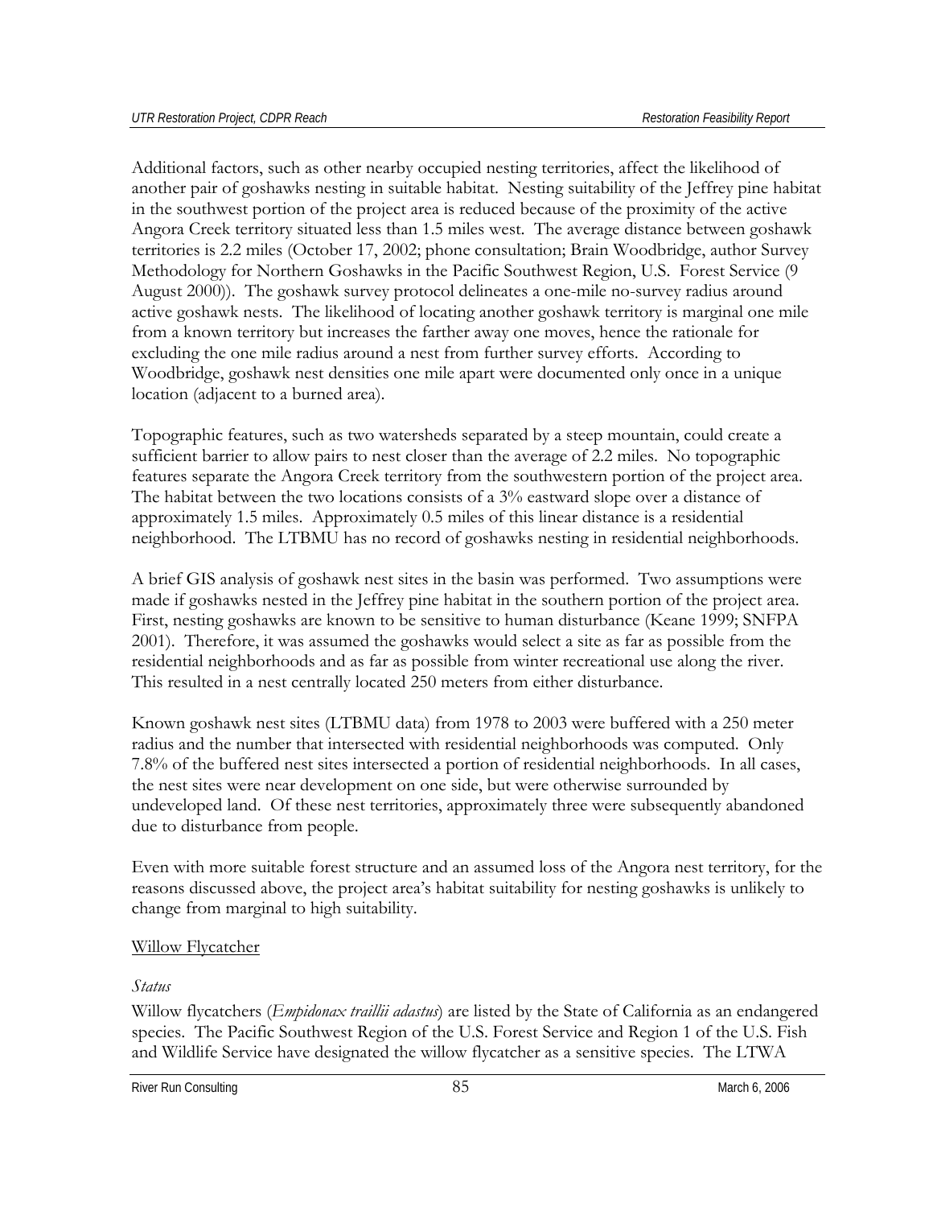Additional factors, such as other nearby occupied nesting territories, affect the likelihood of another pair of goshawks nesting in suitable habitat. Nesting suitability of the Jeffrey pine habitat in the southwest portion of the project area is reduced because of the proximity of the active Angora Creek territory situated less than 1.5 miles west. The average distance between goshawk territories is 2.2 miles (October 17, 2002; phone consultation; Brain Woodbridge, author Survey Methodology for Northern Goshawks in the Pacific Southwest Region, U.S. Forest Service (9 August 2000)). The goshawk survey protocol delineates a one-mile no-survey radius around active goshawk nests. The likelihood of locating another goshawk territory is marginal one mile from a known territory but increases the farther away one moves, hence the rationale for excluding the one mile radius around a nest from further survey efforts. According to Woodbridge, goshawk nest densities one mile apart were documented only once in a unique location (adjacent to a burned area).

Topographic features, such as two watersheds separated by a steep mountain, could create a sufficient barrier to allow pairs to nest closer than the average of 2.2 miles. No topographic features separate the Angora Creek territory from the southwestern portion of the project area. The habitat between the two locations consists of a 3% eastward slope over a distance of approximately 1.5 miles. Approximately 0.5 miles of this linear distance is a residential neighborhood. The LTBMU has no record of goshawks nesting in residential neighborhoods.

A brief GIS analysis of goshawk nest sites in the basin was performed. Two assumptions were made if goshawks nested in the Jeffrey pine habitat in the southern portion of the project area. First, nesting goshawks are known to be sensitive to human disturbance (Keane 1999; SNFPA 2001). Therefore, it was assumed the goshawks would select a site as far as possible from the residential neighborhoods and as far as possible from winter recreational use along the river. This resulted in a nest centrally located 250 meters from either disturbance.

Known goshawk nest sites (LTBMU data) from 1978 to 2003 were buffered with a 250 meter radius and the number that intersected with residential neighborhoods was computed. Only 7.8% of the buffered nest sites intersected a portion of residential neighborhoods. In all cases, the nest sites were near development on one side, but were otherwise surrounded by undeveloped land. Of these nest territories, approximately three were subsequently abandoned due to disturbance from people.

Even with more suitable forest structure and an assumed loss of the Angora nest territory, for the reasons discussed above, the project area's habitat suitability for nesting goshawks is unlikely to change from marginal to high suitability.

Willow Flycatcher

*Status*

Willow flycatchers (*Empidonax traillii adastus*) are listed by the State of California as an endangered species. The Pacific Southwest Region of the U.S. Forest Service and Region 1 of the U.S. Fish and Wildlife Service have designated the willow flycatcher as a sensitive species. The LTWA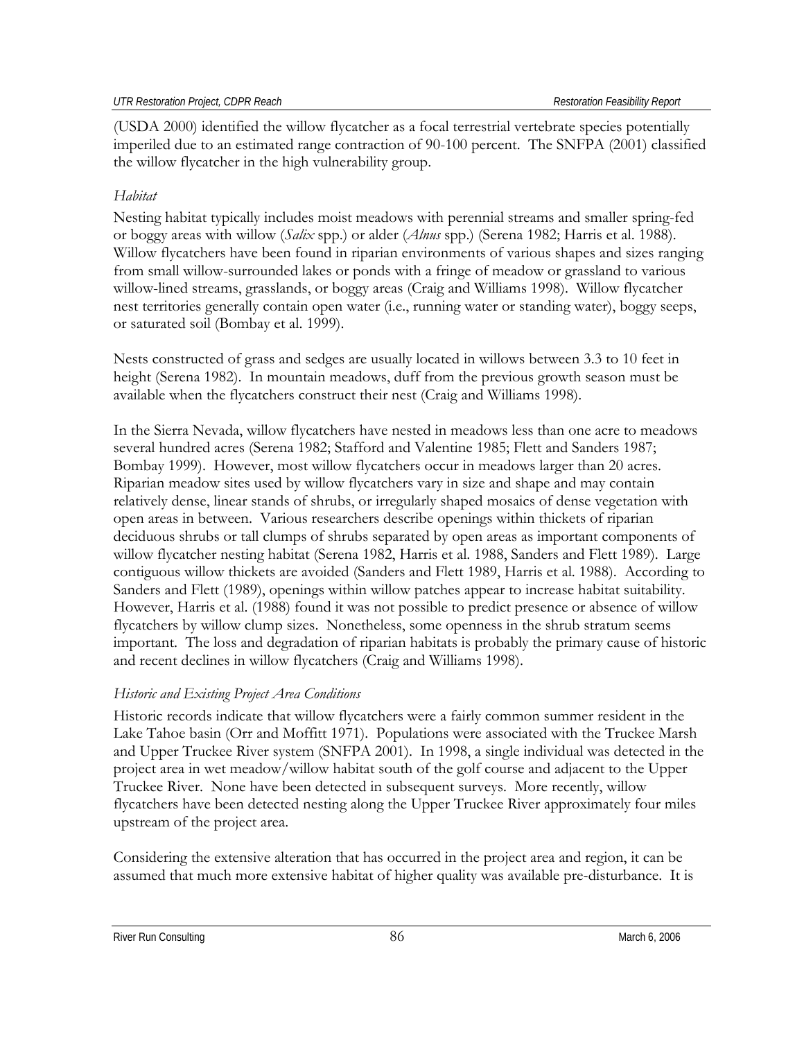(USDA 2000) identified the willow flycatcher as a focal terrestrial vertebrate species potentially imperiled due to an estimated range contraction of 90-100 percent. The SNFPA (2001) classified the willow flycatcher in the high vulnerability group.

*Habitat*

Nesting habitat typically includes moist meadows with perennial streams and smaller spring-fed or boggy areas with willow (*Salix* spp.) or alder (*Alnus* spp.) (Serena 1982; Harris et al. 1988). Willow flycatchers have been found in riparian environments of various shapes and sizes ranging from small willow-surrounded lakes or ponds with a fringe of meadow or grassland to various willow-lined streams, grasslands, or boggy areas (Craig and Williams 1998). Willow flycatcher nest territories generally contain open water (i.e., running water or standing water), boggy seeps, or saturated soil (Bombay et al. 1999).

Nests constructed of grass and sedges are usually located in willows between 3.3 to 10 feet in height (Serena 1982). In mountain meadows, duff from the previous growth season must be available when the flycatchers construct their nest (Craig and Williams 1998).

In the Sierra Nevada, willow flycatchers have nested in meadows less than one acre to meadows several hundred acres (Serena 1982; Stafford and Valentine 1985; Flett and Sanders 1987; Bombay 1999). However, most willow flycatchers occur in meadows larger than 20 acres. Riparian meadow sites used by willow flycatchers vary in size and shape and may contain relatively dense, linear stands of shrubs, or irregularly shaped mosaics of dense vegetation with open areas in between. Various researchers describe openings within thickets of riparian deciduous shrubs or tall clumps of shrubs separated by open areas as important components of willow flycatcher nesting habitat (Serena 1982, Harris et al. 1988, Sanders and Flett 1989). Large contiguous willow thickets are avoided (Sanders and Flett 1989, Harris et al. 1988). According to Sanders and Flett (1989), openings within willow patches appear to increase habitat suitability. However, Harris et al. (1988) found it was not possible to predict presence or absence of willow flycatchers by willow clump sizes. Nonetheless, some openness in the shrub stratum seems important. The loss and degradation of riparian habitats is probably the primary cause of historic and recent declines in willow flycatchers (Craig and Williams 1998).

*Historic and Existing Project Area Conditions*

Historic records indicate that willow flycatchers were a fairly common summer resident in the Lake Tahoe basin (Orr and Moffitt 1971). Populations were associated with the Truckee Marsh and Upper Truckee River system (SNFPA 2001). In 1998, a single individual was detected in the project area in wet meadow/willow habitat south of the golf course and adjacent to the Upper Truckee River. None have been detected in subsequent surveys. More recently, willow flycatchers have been detected nesting along the Upper Truckee River approximately four miles upstream of the project area.

Considering the extensive alteration that has occurred in the project area and region, it can be assumed that much more extensive habitat of higher quality was available pre-disturbance. It is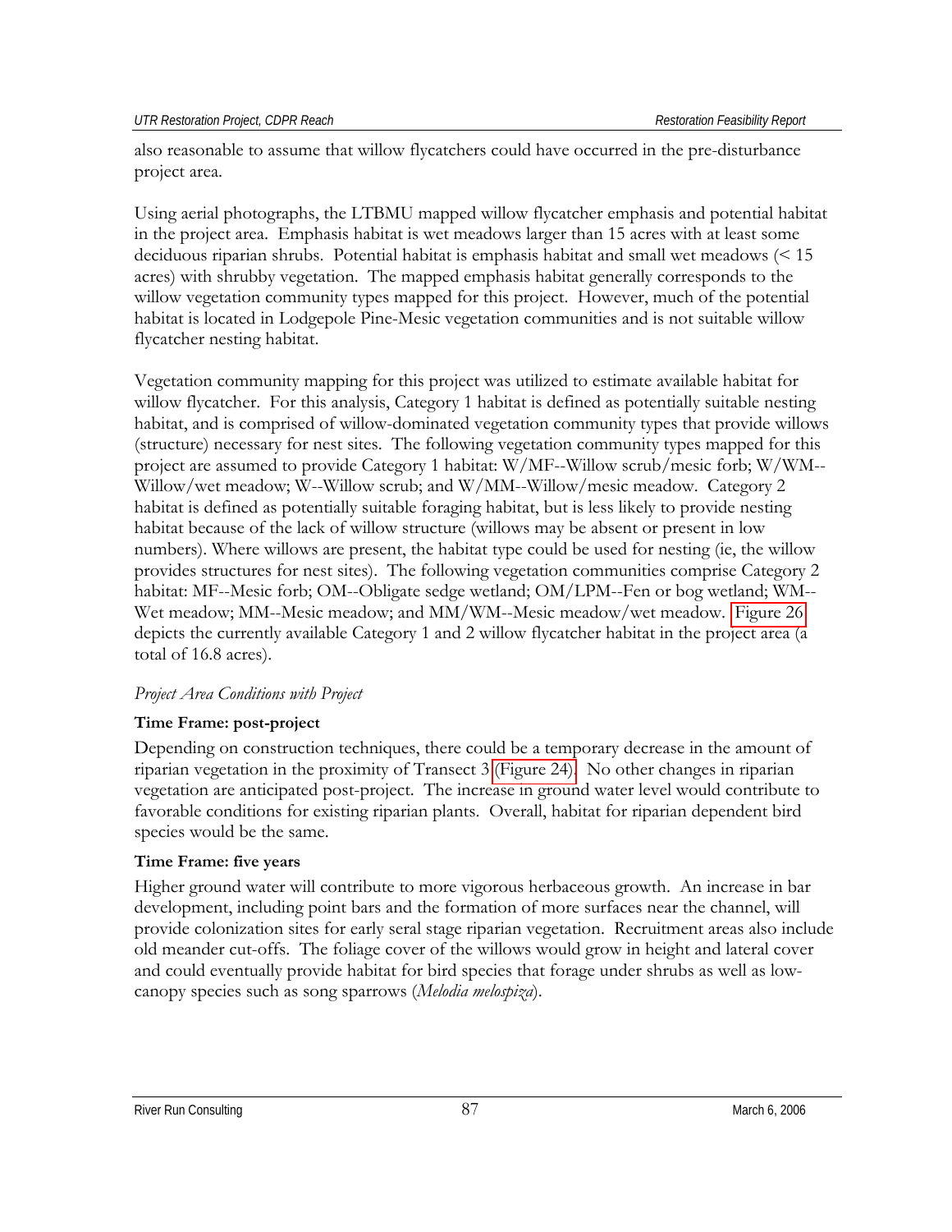also reasonable to assume that willow flycatchers could have occurred in the pre-disturbance project area.

Using aerial photographs, the LTBMU mapped willow flycatcher emphasis and potential habitat in the project area. Emphasis habitat is wet meadows larger than 15 acres with at least some deciduous riparian shrubs. Potential habitat is emphasis habitat and small wet meadows (< 15 acres) with shrubby vegetation. The mapped emphasis habitat generally corresponds to the willow vegetation community types mapped for this project. However, much of the potential habitat is located in Lodgepole Pine-Mesic vegetation communities and is not suitable willow flycatcher nesting habitat.

Vegetation community mapping for this project was utilized to estimate available habitat for willow flycatcher. For this analysis, Category 1 habitat is defined as potentially suitable nesting habitat, and is comprised of willow-dominated vegetation community types that provide willows (structure) necessary for nest sites. The following vegetation community types mapped for this project are assumed to provide Category 1 habitat: W/MF--Willow scrub/mesic forb; W/WM--Willow/wet meadow; W--Willow scrub; and W/MM--Willow/mesic meadow. Category 2 habitat is defined as potentially suitable foraging habitat, but is less likely to provide nesting habitat because of the lack of willow structure (willows may be absent or present in low numbers). Where willows are present, the habitat type could be used for nesting (ie, the willow provides structures for nest sites). The following vegetation communities comprise Category 2 habitat: MF--Mesic forb; OM--Obligate sedge wetland; OM/LPM--Fen or bog wetland; WM--Wet meadow; MM--Mesic meadow; and MM/WM--Mesic meadow/wet meadow. Figure 26 depicts the currently available Category 1 and 2 willow flycatcher habitat in the project area (a total of 16.8 acres).

*Project Area Conditions with Project*

**Time Frame: post-project**

Depending on construction techniques, there could be a temporary decrease in the amount of riparian vegetation in the proximity of Transect 3 (Figure 24). No other changes in riparian vegetation are anticipated post-project. The increase in ground water level would contribute to favorable conditions for existing riparian plants. Overall, habitat for riparian dependent bird species would be the same.

**Time Frame: five years**

Higher ground water will contribute to more vigorous herbaceous growth. An increase in bar development, including point bars and the formation of more surfaces near the channel, will provide colonization sites for early seral stage riparian vegetation. Recruitment areas also include old meander cut-offs. The foliage cover of the willows would grow in height and lateral cover and could eventually provide habitat for bird species that forage under shrubs as well as low-canopy species such as song sparrows (*Melodia melospiza*).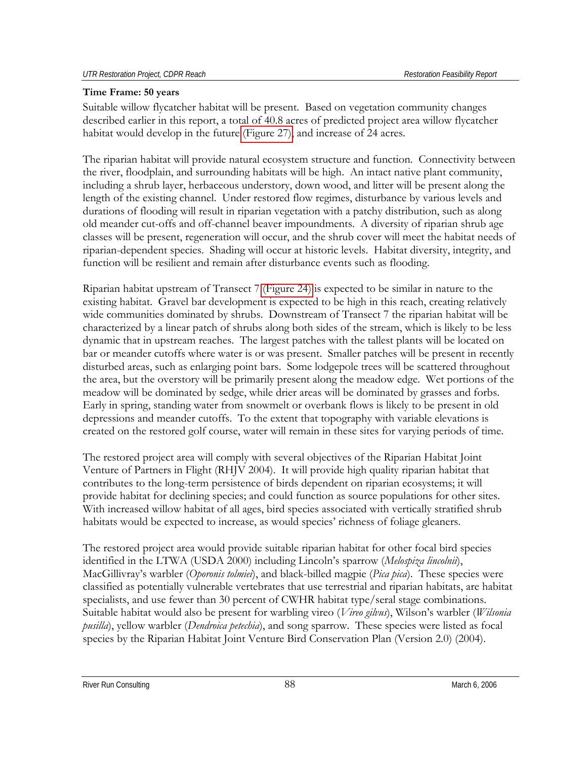**Time Frame: 50 years**

Suitable willow flycatcher habitat will be present. Based on vegetation community changes described earlier in this report, a total of 40.8 acres of predicted project area willow flycatcher habitat would develop in the future (Figure 27), and increase of 24 acres.

The riparian habitat will provide natural ecosystem structure and function. Connectivity between the river, floodplain, and surrounding habitats will be high. An intact native plant community, including a shrub layer, herbaceous understory, down wood, and litter will be present along the length of the existing channel. Under restored flow regimes, disturbance by various levels and durations of flooding will result in riparian vegetation with a patchy distribution, such as along old meander cut-offs and off-channel beaver impoundments. A diversity of riparian shrub age classes will be present, regeneration will occur, and the shrub cover will meet the habitat needs of riparian-dependent species. Shading will occur at historic levels. Habitat diversity, integrity, and function will be resilient and remain after disturbance events such as flooding.

Riparian habitat upstream of Transect 7 (Figure 24) is expected to be similar in nature to the existing habitat. Gravel bar development is expected to be high in this reach, creating relatively wide communities dominated by shrubs. Downstream of Transect 7 the riparian habitat will be characterized by a linear patch of shrubs along both sides of the stream, which is likely to be less dynamic that in upstream reaches. The largest patches with the tallest plants will be located on bar or meander cutoffs where water is or was present. Smaller patches will be present in recently disturbed areas, such as enlarging point bars. Some lodgepole trees will be scattered throughout the area, but the overstory will be primarily present along the meadow edge. Wet portions of the meadow will be dominated by sedge, while drier areas will be dominated by grasses and forbs. Early in spring, standing water from snowmelt or overbank flows is likely to be present in old depressions and meander cutoffs. To the extent that topography with variable elevations is created on the restored golf course, water will remain in these sites for varying periods of time.

The restored project area will comply with several objectives of the Riparian Habitat Joint Venture of Partners in Flight (RHJV 2004). It will provide high quality riparian habitat that contributes to the long-term persistence of birds dependent on riparian ecosystems; it will provide habitat for declining species; and could function as source populations for other sites. With increased willow habitat of all ages, bird species associated with vertically stratified shrub habitats would be expected to increase, as would species' richness of foliage gleaners.

The restored project area would provide suitable riparian habitat for other focal bird species identified in the LTWA (USDA 2000) including Lincoln's sparrow (*Melospiza lincolnii*), MacGillivray's warbler (*Oporonis tolmiei*), and black-billed magpie (*Pica pica*). These species were classified as potentially vulnerable vertebrates that use terrestrial and riparian habitats, are habitat specialists, and use fewer than 30 percent of CWHR habitat type/seral stage combinations. Suitable habitat would also be present for warbling vireo (*Vireo gilvus*), Wilson's warbler (*Wilsonia pusilla*), yellow warbler (*Dendroica petechia*), and song sparrow. These species were listed as focal species by the Riparian Habitat Joint Venture Bird Conservation Plan (Version 2.0) (2004).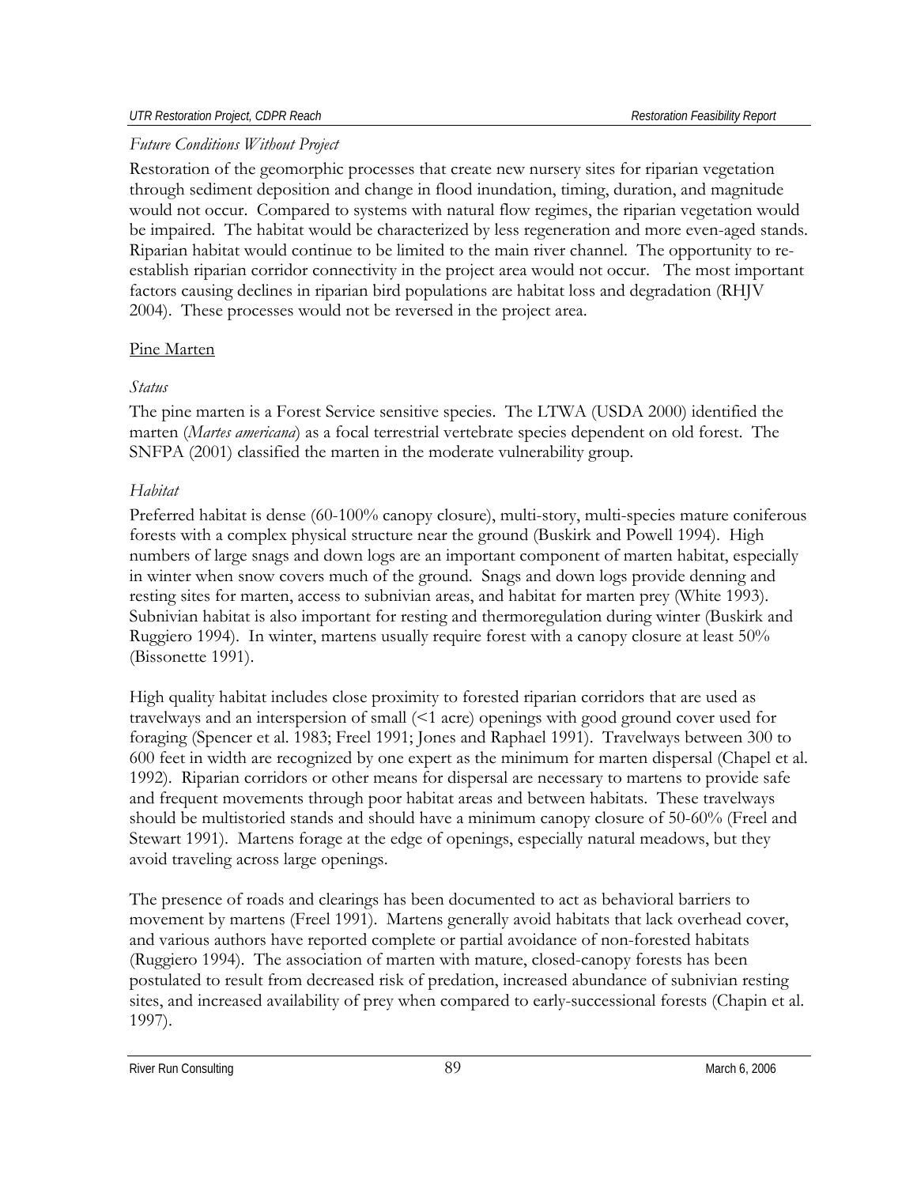*Future Conditions Without Project*

Restoration of the geomorphic processes that create new nursery sites for riparian vegetation through sediment deposition and change in flood inundation, timing, duration, and magnitude would not occur. Compared to systems with natural flow regimes, the riparian vegetation would be impaired. The habitat would be characterized by less regeneration and more even-aged stands. Riparian habitat would continue to be limited to the main river channel. The opportunity to re-establish riparian corridor connectivity in the project area would not occur. The most important factors causing declines in riparian bird populations are habitat loss and degradation (RHJV 2004). These processes would not be reversed in the project area.

Pine Marten

*Status*

The pine marten is a Forest Service sensitive species. The LTWA (USDA 2000) identified the marten (*Martes americana*) as a focal terrestrial vertebrate species dependent on old forest. The SNFPA (2001) classified the marten in the moderate vulnerability group.

*Habitat*

Preferred habitat is dense (60-100% canopy closure), multi-story, multi-species mature coniferous forests with a complex physical structure near the ground (Buskirk and Powell 1994). High numbers of large snags and down logs are an important component of marten habitat, especially in winter when snow covers much of the ground. Snags and down logs provide denning and resting sites for marten, access to subnivian areas, and habitat for marten prey (White 1993). Subnivian habitat is also important for resting and thermoregulation during winter (Buskirk and Ruggiero 1994). In winter, martens usually require forest with a canopy closure at least 50% (Bissonette 1991).

High quality habitat includes close proximity to forested riparian corridors that are used as travelways and an interspersion of small (<1 acre) openings with good ground cover used for foraging (Spencer et al. 1983; Freel 1991; Jones and Raphael 1991). Travelways between 300 to 600 feet in width are recognized by one expert as the minimum for marten dispersal (Chapel et al. 1992). Riparian corridors or other means for dispersal are necessary to martens to provide safe and frequent movements through poor habitat areas and between habitats. These travelways should be multistoried stands and should have a minimum canopy closure of 50-60% (Freel and Stewart 1991). Martens forage at the edge of openings, especially natural meadows, but they avoid traveling across large openings.

The presence of roads and clearings has been documented to act as behavioral barriers to movement by martens (Freel 1991). Martens generally avoid habitats that lack overhead cover, and various authors have reported complete or partial avoidance of non-forested habitats (Ruggiero 1994). The association of marten with mature, closed-canopy forests has been postulated to result from decreased risk of predation, increased abundance of subnivian resting sites, and increased availability of prey when compared to early-successional forests (Chapin et al. 1997).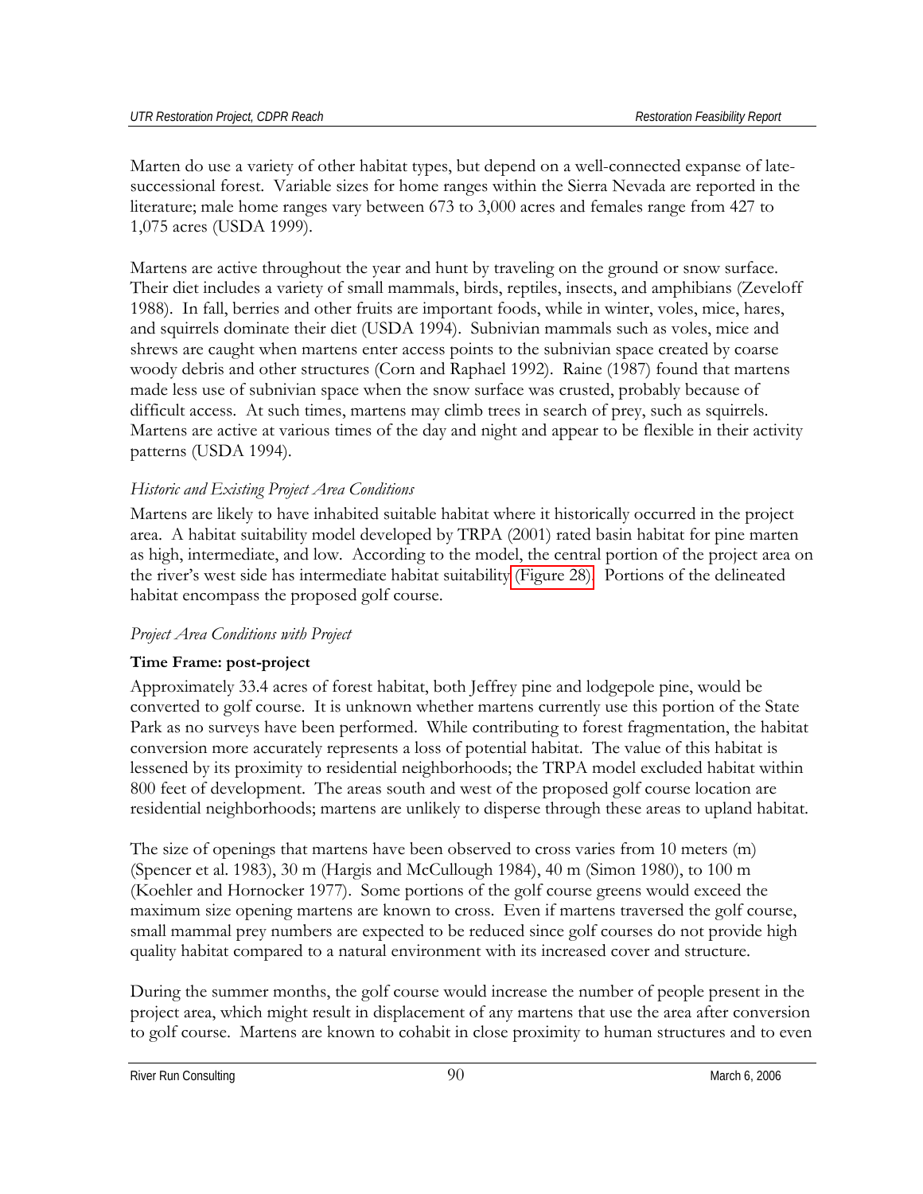Marten do use a variety of other habitat types, but depend on a well-connected expanse of late-successional forest. Variable sizes for home ranges within the Sierra Nevada are reported in the literature; male home ranges vary between 673 to 3,000 acres and females range from 427 to 1,075 acres (USDA 1999).

Martens are active throughout the year and hunt by traveling on the ground or snow surface. Their diet includes a variety of small mammals, birds, reptiles, insects, and amphibians (Zeveloff 1988). In fall, berries and other fruits are important foods, while in winter, voles, mice, hares, and squirrels dominate their diet (USDA 1994). Subnivian mammals such as voles, mice and shrews are caught when martens enter access points to the subnivian space created by coarse woody debris and other structures (Corn and Raphael 1992). Raine (1987) found that martens made less use of subnivian space when the snow surface was crusted, probably because of difficult access. At such times, martens may climb trees in search of prey, such as squirrels. Martens are active at various times of the day and night and appear to be flexible in their activity patterns (USDA 1994).

*Historic and Existing Project Area Conditions*

Martens are likely to have inhabited suitable habitat where it historically occurred in the project area. A habitat suitability model developed by TRPA (2001) rated basin habitat for pine marten as high, intermediate, and low. According to the model, the central portion of the project area on the river's west side has intermediate habitat suitability (Figure 28). Portions of the delineated habitat encompass the proposed golf course.

*Project Area Conditions with Project*

**Time Frame: post-project**

Approximately 33.4 acres of forest habitat, both Jeffrey pine and lodgepole pine, would be converted to golf course. It is unknown whether martens currently use this portion of the State Park as no surveys have been performed. While contributing to forest fragmentation, the habitat conversion more accurately represents a loss of potential habitat. The value of this habitat is lessened by its proximity to residential neighborhoods; the TRPA model excluded habitat within 800 feet of development. The areas south and west of the proposed golf course location are residential neighborhoods; martens are unlikely to disperse through these areas to upland habitat.

The size of openings that martens have been observed to cross varies from 10 meters (m) (Spencer et al. 1983), 30 m (Hargis and McCullough 1984), 40 m (Simon 1980), to 100 m (Koehler and Hornocker 1977). Some portions of the golf course greens would exceed the maximum size opening martens are known to cross. Even if martens traversed the golf course, small mammal prey numbers are expected to be reduced since golf courses do not provide high quality habitat compared to a natural environment with its increased cover and structure.

During the summer months, the golf course would increase the number of people present in the project area, which might result in displacement of any martens that use the area after conversion to golf course. Martens are known to cohabit in close proximity to human structures and to even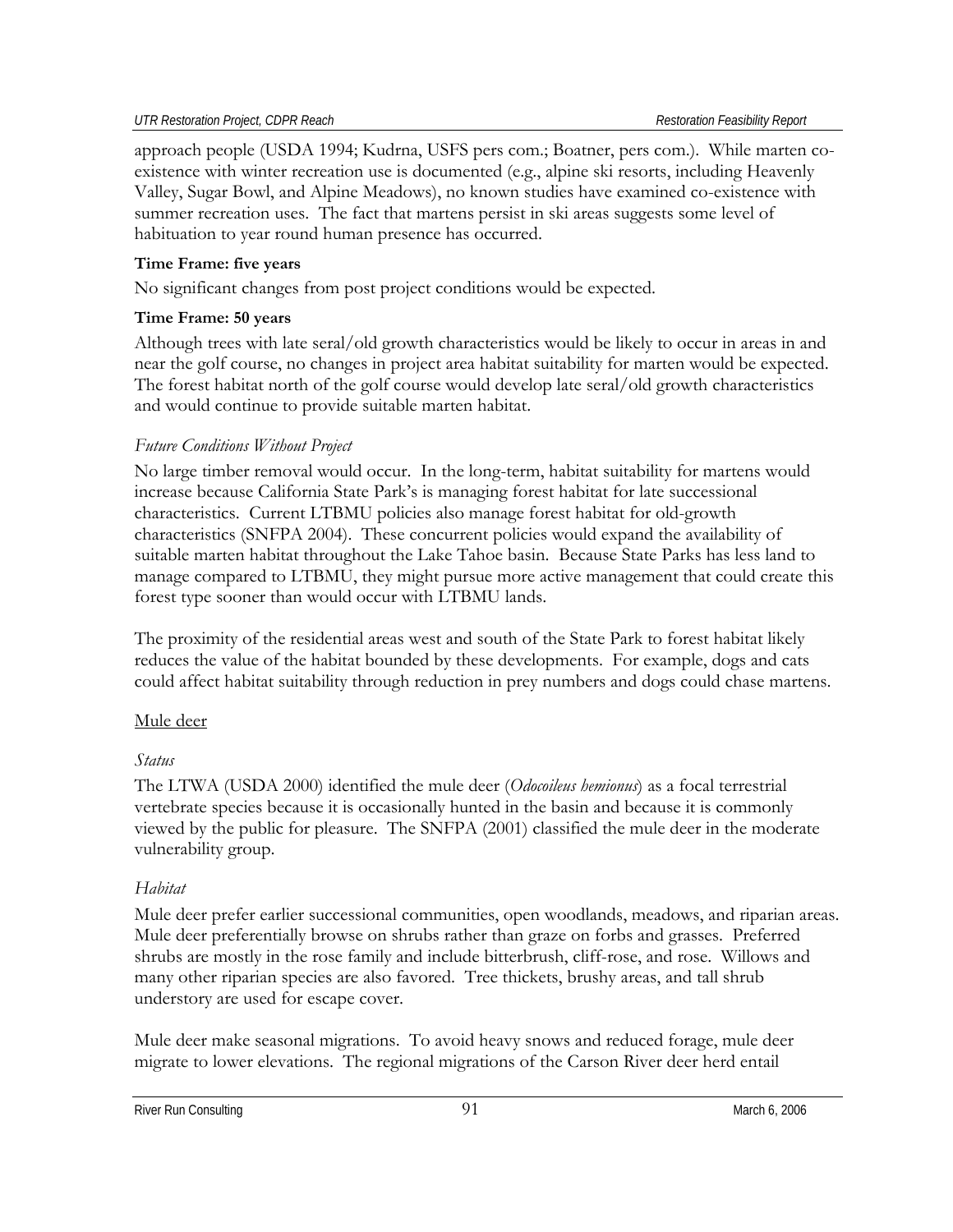approach people (USDA 1994; Kudrna, USFS pers com.; Boatner, pers com.). While marten co-existence with winter recreation use is documented (e.g., alpine ski resorts, including Heavenly Valley, Sugar Bowl, and Alpine Meadows), no known studies have examined co-existence with summer recreation uses. The fact that martens persist in ski areas suggests some level of habituation to year round human presence has occurred.

**Time Frame: five years**

No significant changes from post project conditions would be expected.

**Time Frame: 50 years**

Although trees with late seral/old growth characteristics would be likely to occur in areas in and near the golf course, no changes in project area habitat suitability for marten would be expected. The forest habitat north of the golf course would develop late seral/old growth characteristics and would continue to provide suitable marten habitat.

*Future Conditions Without Project*

No large timber removal would occur. In the long-term, habitat suitability for martens would increase because California State Park's is managing forest habitat for late successional characteristics. Current LTBMU policies also manage forest habitat for old-growth characteristics (SNFPA 2004). These concurrent policies would expand the availability of suitable marten habitat throughout the Lake Tahoe basin. Because State Parks has less land to manage compared to LTBMU, they might pursue more active management that could create this forest type sooner than would occur with LTBMU lands.

The proximity of the residential areas west and south of the State Park to forest habitat likely reduces the value of the habitat bounded by these developments. For example, dogs and cats could affect habitat suitability through reduction in prey numbers and dogs could chase martens.

<u>Mule deer</u>

*Status*

The LTWA (USDA 2000) identified the mule deer (*Odocoileus hemionus*) as a focal terrestrial vertebrate species because it is occasionally hunted in the basin and because it is commonly viewed by the public for pleasure. The SNFPA (2001) classified the mule deer in the moderate vulnerability group.

*Habitat*

Mule deer prefer earlier successional communities, open woodlands, meadows, and riparian areas. Mule deer preferentially browse on shrubs rather than graze on forbs and grasses. Preferred shrubs are mostly in the rose family and include bitterbrush, cliff-rose, and rose. Willows and many other riparian species are also favored. Tree thickets, brushy areas, and tall shrub understory are used for escape cover.

Mule deer make seasonal migrations. To avoid heavy snows and reduced forage, mule deer migrate to lower elevations. The regional migrations of the Carson River deer herd entail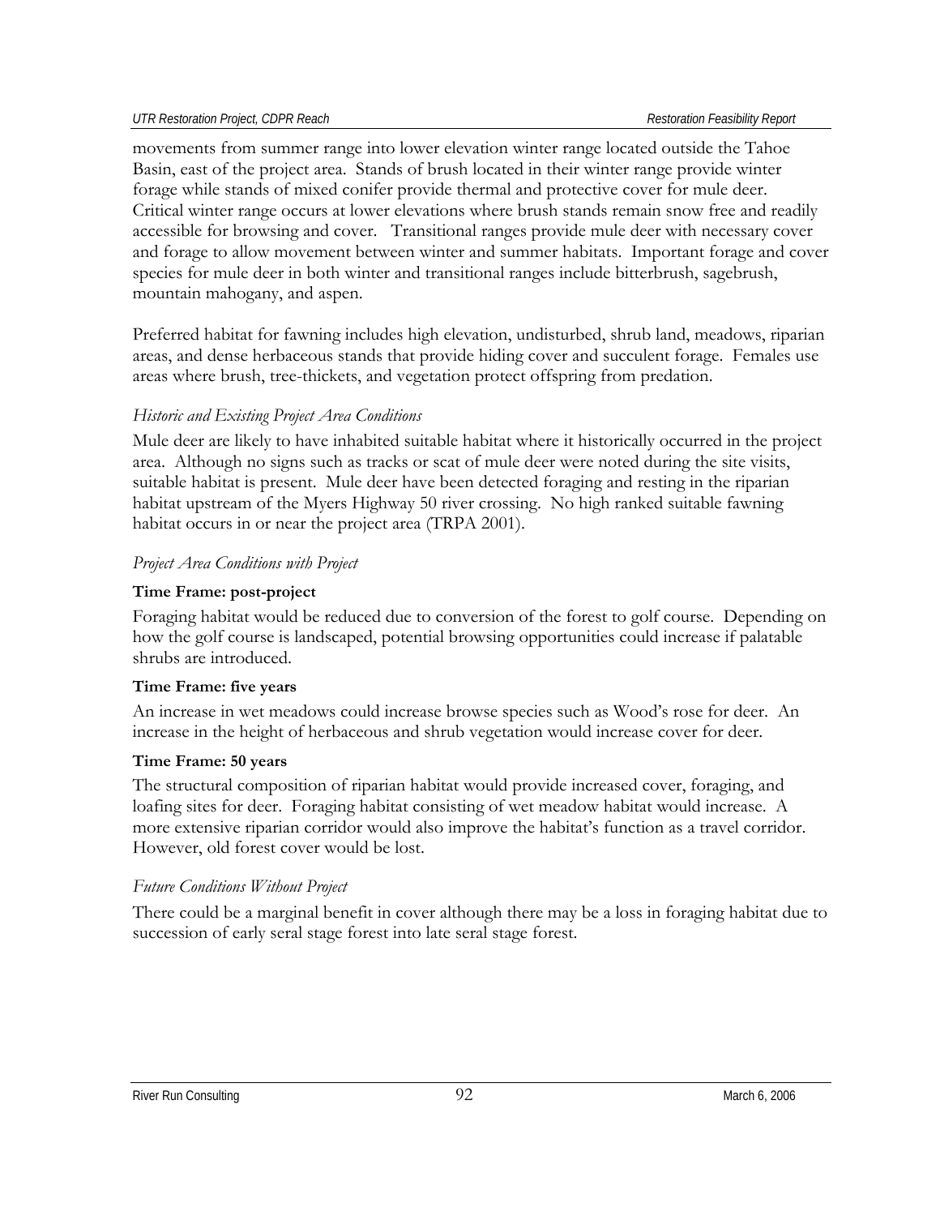movements from summer range into lower elevation winter range located outside the Tahoe Basin, east of the project area. Stands of brush located in their winter range provide winter forage while stands of mixed conifer provide thermal and protective cover for mule deer. Critical winter range occurs at lower elevations where brush stands remain snow free and readily accessible for browsing and cover. Transitional ranges provide mule deer with necessary cover and forage to allow movement between winter and summer habitats. Important forage and cover species for mule deer in both winter and transitional ranges include bitterbrush, sagebrush, mountain mahogany, and aspen.

Preferred habitat for fawning includes high elevation, undisturbed, shrub land, meadows, riparian areas, and dense herbaceous stands that provide hiding cover and succulent forage. Females use areas where brush, tree-thickets, and vegetation protect offspring from predation.

*Historic and Existing Project Area Conditions*

Mule deer are likely to have inhabited suitable habitat where it historically occurred in the project area. Although no signs such as tracks or scat of mule deer were noted during the site visits, suitable habitat is present. Mule deer have been detected foraging and resting in the riparian habitat upstream of the Myers Highway 50 river crossing. No high ranked suitable fawning habitat occurs in or near the project area (TRPA 2001).

*Project Area Conditions with Project*

**Time Frame: post-project**

Foraging habitat would be reduced due to conversion of the forest to golf course. Depending on how the golf course is landscaped, potential browsing opportunities could increase if palatable shrubs are introduced.

**Time Frame: five years**

An increase in wet meadows could increase browse species such as Wood's rose for deer. An increase in the height of herbaceous and shrub vegetation would increase cover for deer.

**Time Frame: 50 years**

The structural composition of riparian habitat would provide increased cover, foraging, and loafing sites for deer. Foraging habitat consisting of wet meadow habitat would increase. A more extensive riparian corridor would also improve the habitat's function as a travel corridor. However, old forest cover would be lost.

*Future Conditions Without Project*

There could be a marginal benefit in cover although there may be a loss in foraging habitat due to succession of early seral stage forest into late seral stage forest.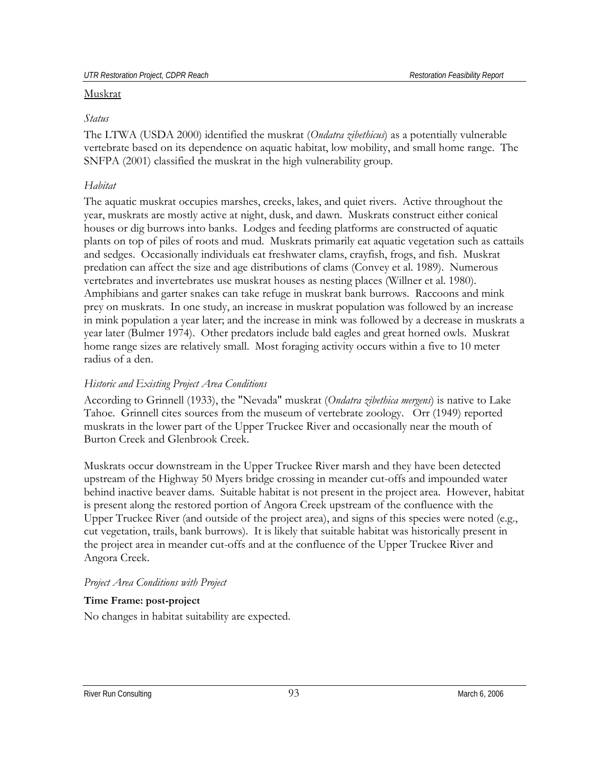## Muskrat

### *Status*

The LTWA (USDA 2000) identified the muskrat (*Ondatra zibethicus*) as a potentially vulnerable vertebrate based on its dependence on aquatic habitat, low mobility, and small home range. The SNFPA (2001) classified the muskrat in the high vulnerability group.

### *Habitat*

The aquatic muskrat occupies marshes, creeks, lakes, and quiet rivers. Active throughout the year, muskrats are mostly active at night, dusk, and dawn. Muskrats construct either conical houses or dig burrows into banks. Lodges and feeding platforms are constructed of aquatic plants on top of piles of roots and mud. Muskrats primarily eat aquatic vegetation such as cattails and sedges. Occasionally individuals eat freshwater clams, crayfish, frogs, and fish. Muskrat predation can affect the size and age distributions of clams (Convey et al. 1989). Numerous vertebrates and invertebrates use muskrat houses as nesting places (Willner et al. 1980). Amphibians and garter snakes can take refuge in muskrat bank burrows. Raccoons and mink prey on muskrats. In one study, an increase in muskrat population was followed by an increase in mink population a year later; and the increase in mink was followed by a decrease in muskrats a year later (Bulmer 1974). Other predators include bald eagles and great horned owls. Muskrat home range sizes are relatively small. Most foraging activity occurs within a five to 10 meter radius of a den.

### *Historic and Existing Project Area Conditions*

According to Grinnell (1933), the "Nevada" muskrat (*Ondatra zibethica mergens*) is native to Lake Tahoe. Grinnell cites sources from the museum of vertebrate zoology. Orr (1949) reported muskrats in the lower part of the Upper Truckee River and occasionally near the mouth of Burton Creek and Glenbrook Creek.

Muskrats occur downstream in the Upper Truckee River marsh and they have been detected upstream of the Highway 50 Myers bridge crossing in meander cut-offs and impounded water behind inactive beaver dams. Suitable habitat is not present in the project area. However, habitat is present along the restored portion of Angora Creek upstream of the confluence with the Upper Truckee River (and outside of the project area), and signs of this species were noted (e.g., cut vegetation, trails, bank burrows). It is likely that suitable habitat was historically present in the project area in meander cut-offs and at the confluence of the Upper Truckee River and Angora Creek.

### *Project Area Conditions with Project*

**Time Frame: post-project**

No changes in habitat suitability are expected.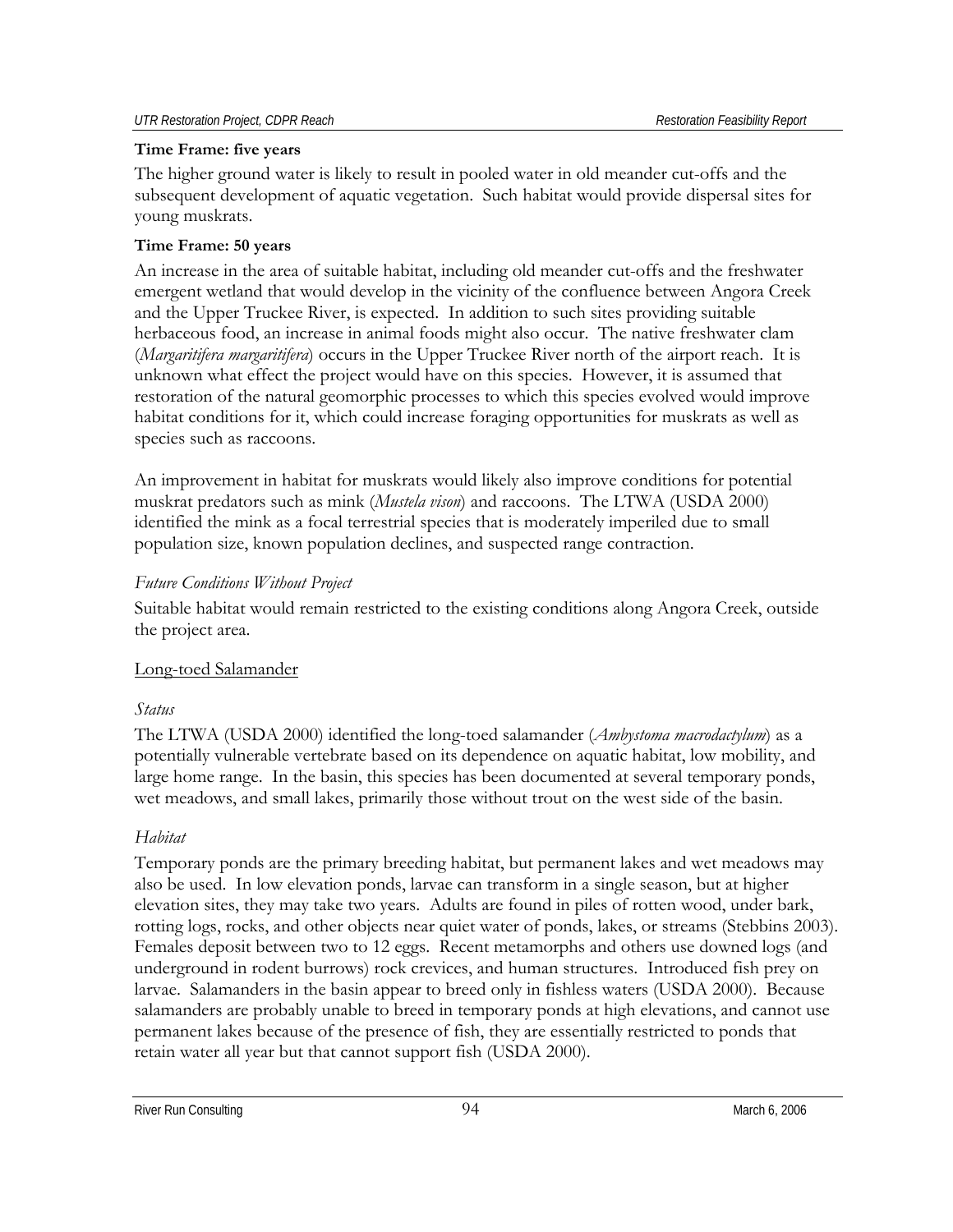**Time Frame: five years**

The higher ground water is likely to result in pooled water in old meander cut-offs and the subsequent development of aquatic vegetation. Such habitat would provide dispersal sites for young muskrats.

**Time Frame: 50 years**

An increase in the area of suitable habitat, including old meander cut-offs and the freshwater emergent wetland that would develop in the vicinity of the confluence between Angora Creek and the Upper Truckee River, is expected. In addition to such sites providing suitable herbaceous food, an increase in animal foods might also occur. The native freshwater clam (*Margaritifera margaritifera*) occurs in the Upper Truckee River north of the airport reach. It is unknown what effect the project would have on this species. However, it is assumed that restoration of the natural geomorphic processes to which this species evolved would improve habitat conditions for it, which could increase foraging opportunities for muskrats as well as species such as raccoons.

An improvement in habitat for muskrats would likely also improve conditions for potential muskrat predators such as mink (*Mustela vison*) and raccoons. The LTWA (USDA 2000) identified the mink as a focal terrestrial species that is moderately imperiled due to small population size, known population declines, and suspected range contraction.

*Future Conditions Without Project*

Suitable habitat would remain restricted to the existing conditions along Angora Creek, outside the project area.

<u>Long-toed Salamander</u>

*Status*

The LTWA (USDA 2000) identified the long-toed salamander (*Ambystoma macrodactylum*) as a potentially vulnerable vertebrate based on its dependence on aquatic habitat, low mobility, and large home range. In the basin, this species has been documented at several temporary ponds, wet meadows, and small lakes, primarily those without trout on the west side of the basin.

*Habitat*

Temporary ponds are the primary breeding habitat, but permanent lakes and wet meadows may also be used. In low elevation ponds, larvae can transform in a single season, but at higher elevation sites, they may take two years. Adults are found in piles of rotten wood, under bark, rotting logs, rocks, and other objects near quiet water of ponds, lakes, or streams (Stebbins 2003). Females deposit between two to 12 eggs. Recent metamorphs and others use downed logs (and underground in rodent burrows) rock crevices, and human structures. Introduced fish prey on larvae. Salamanders in the basin appear to breed only in fishless waters (USDA 2000). Because salamanders are probably unable to breed in temporary ponds at high elevations, and cannot use permanent lakes because of the presence of fish, they are essentially restricted to ponds that retain water all year but that cannot support fish (USDA 2000).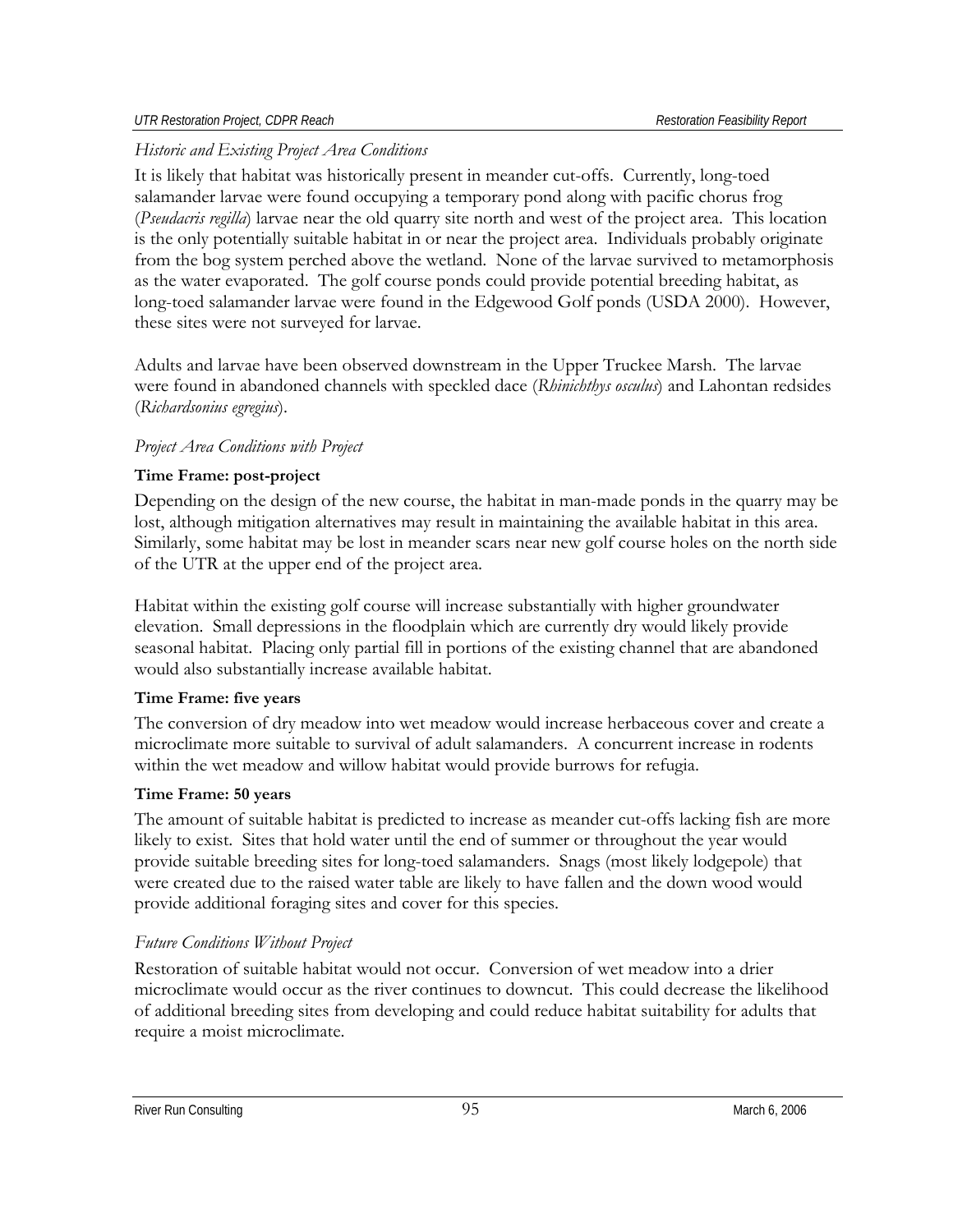*Historic and Existing Project Area Conditions*

It is likely that habitat was historically present in meander cut-offs. Currently, long-toed salamander larvae were found occupying a temporary pond along with pacific chorus frog (*Pseudacris regilla*) larvae near the old quarry site north and west of the project area. This location is the only potentially suitable habitat in or near the project area. Individuals probably originate from the bog system perched above the wetland. None of the larvae survived to metamorphosis as the water evaporated. The golf course ponds could provide potential breeding habitat, as long-toed salamander larvae were found in the Edgewood Golf ponds (USDA 2000). However, these sites were not surveyed for larvae.

Adults and larvae have been observed downstream in the Upper Truckee Marsh. The larvae were found in abandoned channels with speckled dace (*Rhinichthys osculus*) and Lahontan redsides (*Richardsonius egregius*).

*Project Area Conditions with Project*

**Time Frame: post-project**

Depending on the design of the new course, the habitat in man-made ponds in the quarry may be lost, although mitigation alternatives may result in maintaining the available habitat in this area. Similarly, some habitat may be lost in meander scars near new golf course holes on the north side of the UTR at the upper end of the project area.

Habitat within the existing golf course will increase substantially with higher groundwater elevation. Small depressions in the floodplain which are currently dry would likely provide seasonal habitat. Placing only partial fill in portions of the existing channel that are abandoned would also substantially increase available habitat.

**Time Frame: five years**

The conversion of dry meadow into wet meadow would increase herbaceous cover and create a microclimate more suitable to survival of adult salamanders. A concurrent increase in rodents within the wet meadow and willow habitat would provide burrows for refugia.

**Time Frame: 50 years**

The amount of suitable habitat is predicted to increase as meander cut-offs lacking fish are more likely to exist. Sites that hold water until the end of summer or throughout the year would provide suitable breeding sites for long-toed salamanders. Snags (most likely lodgepole) that were created due to the raised water table are likely to have fallen and the down wood would provide additional foraging sites and cover for this species.

*Future Conditions Without Project*

Restoration of suitable habitat would not occur. Conversion of wet meadow into a drier microclimate would occur as the river continues to downcut. This could decrease the likelihood of additional breeding sites from developing and could reduce habitat suitability for adults that require a moist microclimate.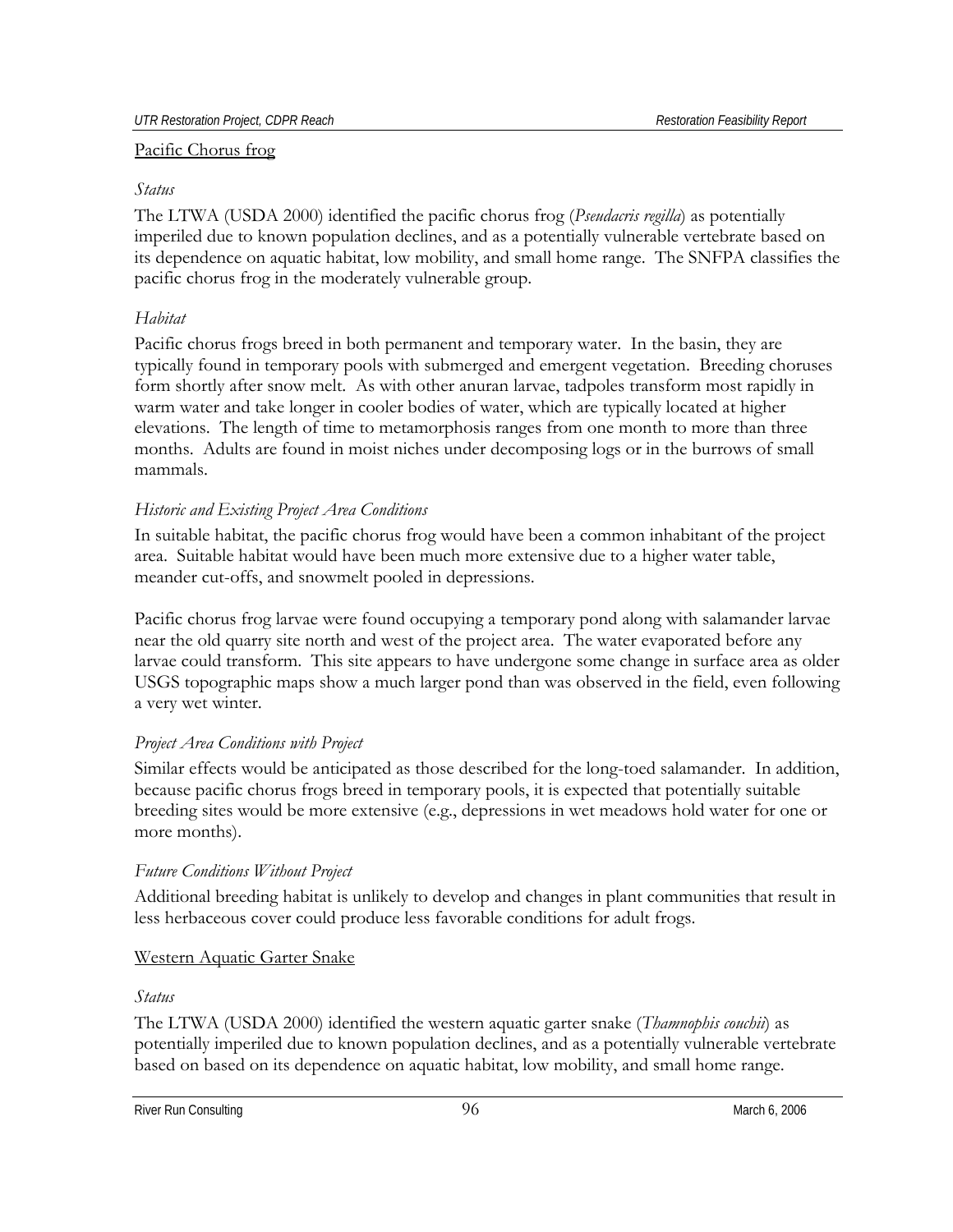## Pacific Chorus frog

### *Status*

The LTWA (USDA 2000) identified the pacific chorus frog (*Pseudacris regilla*) as potentially imperiled due to known population declines, and as a potentially vulnerable vertebrate based on its dependence on aquatic habitat, low mobility, and small home range. The SNFPA classifies the pacific chorus frog in the moderately vulnerable group.

### *Habitat*

Pacific chorus frogs breed in both permanent and temporary water. In the basin, they are typically found in temporary pools with submerged and emergent vegetation. Breeding choruses form shortly after snow melt. As with other anuran larvae, tadpoles transform most rapidly in warm water and take longer in cooler bodies of water, which are typically located at higher elevations. The length of time to metamorphosis ranges from one month to more than three months. Adults are found in moist niches under decomposing logs or in the burrows of small mammals.

### *Historic and Existing Project Area Conditions*

In suitable habitat, the pacific chorus frog would have been a common inhabitant of the project area. Suitable habitat would have been much more extensive due to a higher water table, meander cut-offs, and snowmelt pooled in depressions.

Pacific chorus frog larvae were found occupying a temporary pond along with salamander larvae near the old quarry site north and west of the project area. The water evaporated before any larvae could transform. This site appears to have undergone some change in surface area as older USGS topographic maps show a much larger pond than was observed in the field, even following a very wet winter.

### *Project Area Conditions with Project*

Similar effects would be anticipated as those described for the long-toed salamander. In addition, because pacific chorus frogs breed in temporary pools, it is expected that potentially suitable breeding sites would be more extensive (e.g., depressions in wet meadows hold water for one or more months).

### *Future Conditions Without Project*

Additional breeding habitat is unlikely to develop and changes in plant communities that result in less herbaceous cover could produce less favorable conditions for adult frogs.

## Western Aquatic Garter Snake

### *Status*

The LTWA (USDA 2000) identified the western aquatic garter snake (*Thamnophis couchii*) as potentially imperiled due to known population declines, and as a potentially vulnerable vertebrate based on based on its dependence on aquatic habitat, low mobility, and small home range.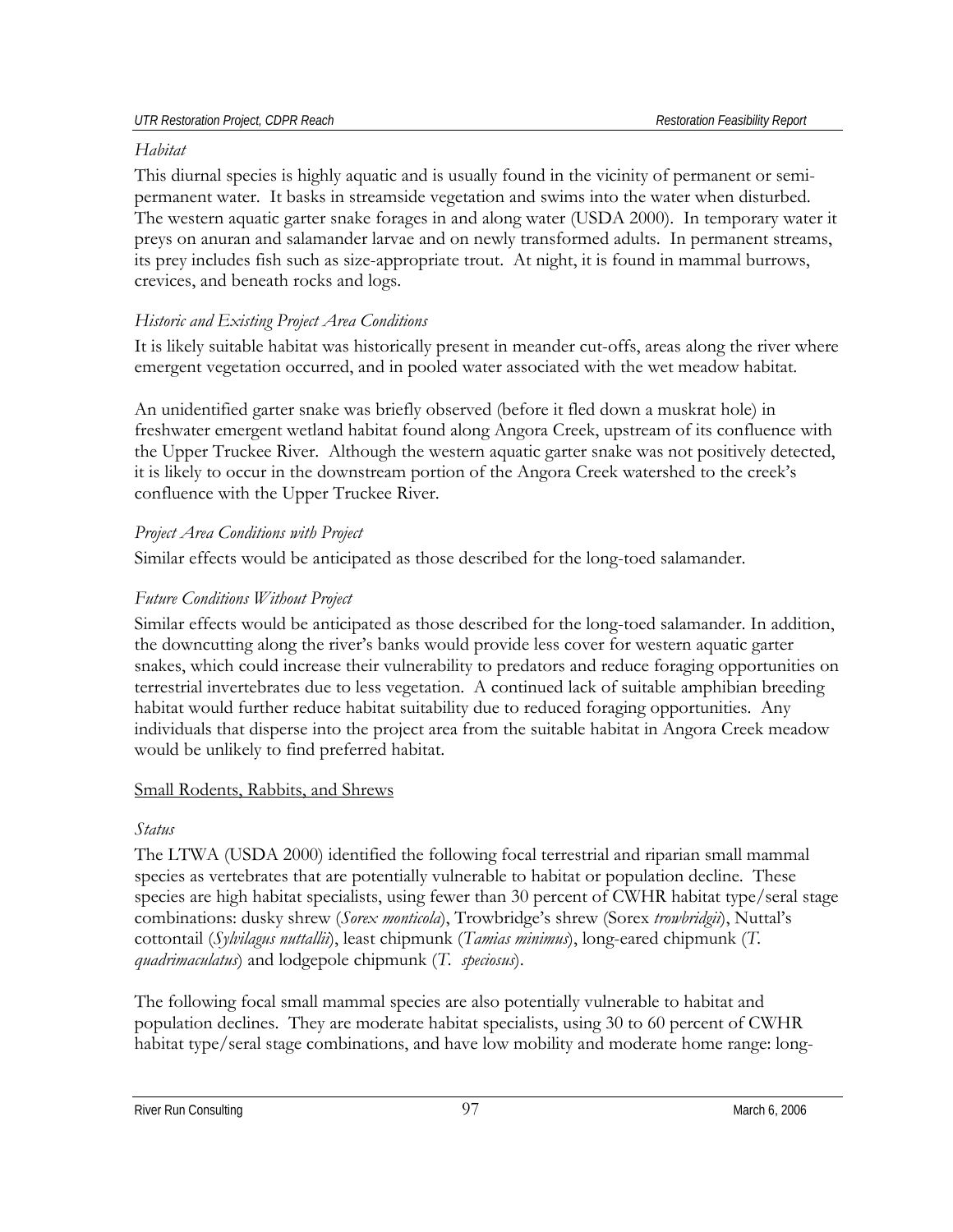*Habitat*

This diurnal species is highly aquatic and is usually found in the vicinity of permanent or semi-permanent water. It basks in streamside vegetation and swims into the water when disturbed. The western aquatic garter snake forages in and along water (USDA 2000). In temporary water it preys on anuran and salamander larvae and on newly transformed adults. In permanent streams, its prey includes fish such as size-appropriate trout. At night, it is found in mammal burrows, crevices, and beneath rocks and logs.

*Historic and Existing Project Area Conditions*

It is likely suitable habitat was historically present in meander cut-offs, areas along the river where emergent vegetation occurred, and in pooled water associated with the wet meadow habitat.

An unidentified garter snake was briefly observed (before it fled down a muskrat hole) in freshwater emergent wetland habitat found along Angora Creek, upstream of its confluence with the Upper Truckee River. Although the western aquatic garter snake was not positively detected, it is likely to occur in the downstream portion of the Angora Creek watershed to the creek's confluence with the Upper Truckee River.

*Project Area Conditions with Project*

Similar effects would be anticipated as those described for the long-toed salamander.

*Future Conditions Without Project*

Similar effects would be anticipated as those described for the long-toed salamander. In addition, the downcutting along the river's banks would provide less cover for western aquatic garter snakes, which could increase their vulnerability to predators and reduce foraging opportunities on terrestrial invertebrates due to less vegetation. A continued lack of suitable amphibian breeding habitat would further reduce habitat suitability due to reduced foraging opportunities. Any individuals that disperse into the project area from the suitable habitat in Angora Creek meadow would be unlikely to find preferred habitat.

<u>Small Rodents, Rabbits, and Shrews</u>

*Status*

The LTWA (USDA 2000) identified the following focal terrestrial and riparian small mammal species as vertebrates that are potentially vulnerable to habitat or population decline. These species are high habitat specialists, using fewer than 30 percent of CWHR habitat type/seral stage combinations: dusky shrew (*Sorex monticola*), Trowbridge's shrew (Sorex *trowbridgii*), Nuttal's cottontail (*Sylvilagus nuttallii*), least chipmunk (*Tamias minimus*), long-eared chipmunk (*T. quadrimaculatus*) and lodgepole chipmunk (*T. speciosus*).

The following focal small mammal species are also potentially vulnerable to habitat and population declines. They are moderate habitat specialists, using 30 to 60 percent of CWHR habitat type/seral stage combinations, and have low mobility and moderate home range: long-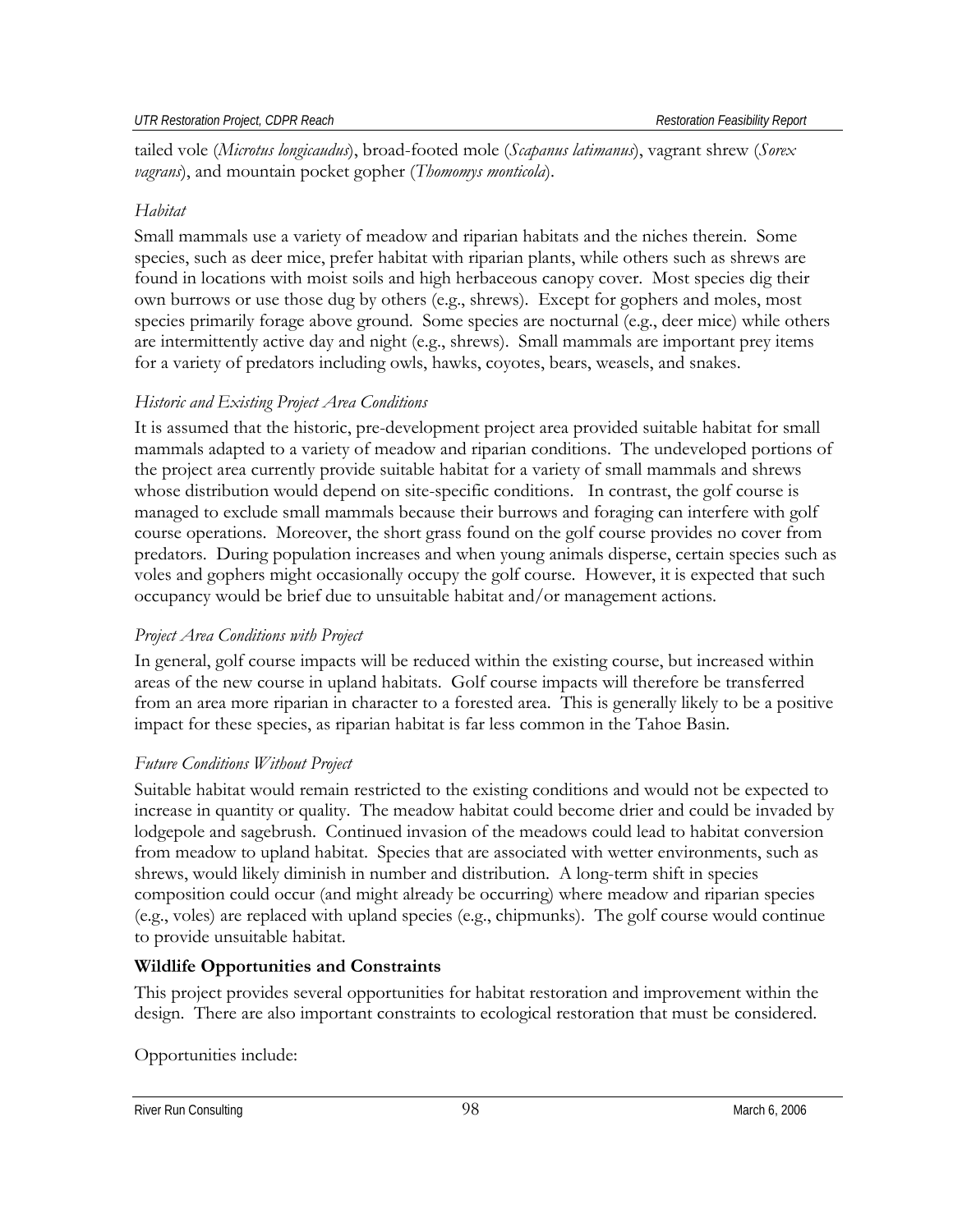tailed vole (*Microtus longicaudus*), broad-footed mole (*Scapanus latimanus*), vagrant shrew (*Sorex vagrans*), and mountain pocket gopher (*Thomomys monticola*).

*Habitat*

Small mammals use a variety of meadow and riparian habitats and the niches therein. Some species, such as deer mice, prefer habitat with riparian plants, while others such as shrews are found in locations with moist soils and high herbaceous canopy cover. Most species dig their own burrows or use those dug by others (e.g., shrews). Except for gophers and moles, most species primarily forage above ground. Some species are nocturnal (e.g., deer mice) while others are intermittently active day and night (e.g., shrews). Small mammals are important prey items for a variety of predators including owls, hawks, coyotes, bears, weasels, and snakes.

*Historic and Existing Project Area Conditions*

It is assumed that the historic, pre-development project area provided suitable habitat for small mammals adapted to a variety of meadow and riparian conditions. The undeveloped portions of the project area currently provide suitable habitat for a variety of small mammals and shrews whose distribution would depend on site-specific conditions. In contrast, the golf course is managed to exclude small mammals because their burrows and foraging can interfere with golf course operations. Moreover, the short grass found on the golf course provides no cover from predators. During population increases and when young animals disperse, certain species such as voles and gophers might occasionally occupy the golf course. However, it is expected that such occupancy would be brief due to unsuitable habitat and/or management actions.

*Project Area Conditions with Project*

In general, golf course impacts will be reduced within the existing course, but increased within areas of the new course in upland habitats. Golf course impacts will therefore be transferred from an area more riparian in character to a forested area. This is generally likely to be a positive impact for these species, as riparian habitat is far less common in the Tahoe Basin.

*Future Conditions Without Project*

Suitable habitat would remain restricted to the existing conditions and would not be expected to increase in quantity or quality. The meadow habitat could become drier and could be invaded by lodgepole and sagebrush. Continued invasion of the meadows could lead to habitat conversion from meadow to upland habitat. Species that are associated with wetter environments, such as shrews, would likely diminish in number and distribution. A long-term shift in species composition could occur (and might already be occurring) where meadow and riparian species (e.g., voles) are replaced with upland species (e.g., chipmunks). The golf course would continue to provide unsuitable habitat.

**Wildlife Opportunities and Constraints**

This project provides several opportunities for habitat restoration and improvement within the design. There are also important constraints to ecological restoration that must be considered.

Opportunities include: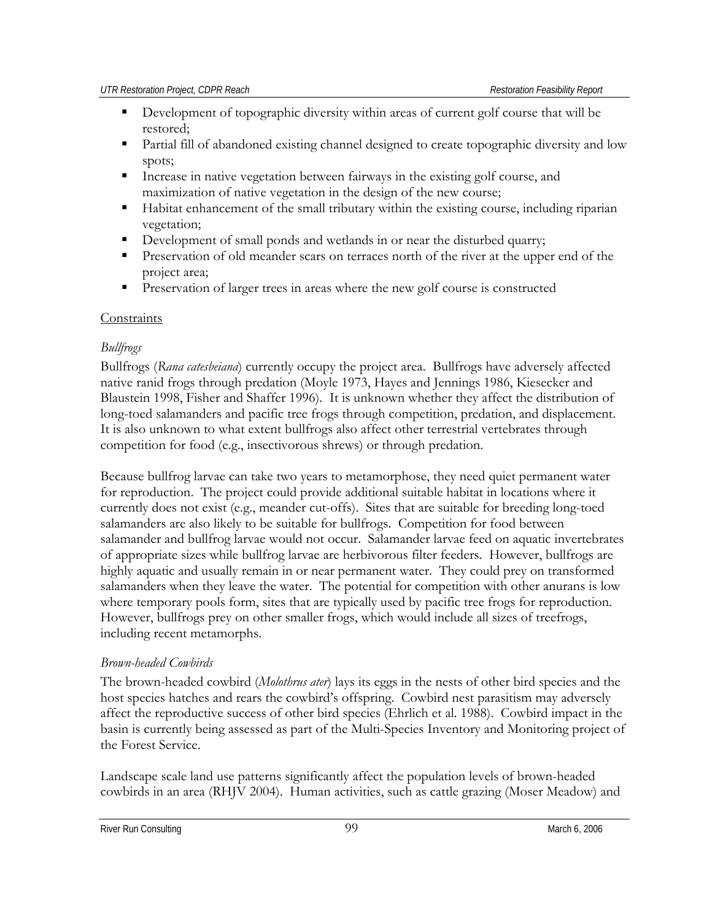- Development of topographic diversity within areas of current golf course that will be restored;
- Partial fill of abandoned existing channel designed to create topographic diversity and low spots;
- Increase in native vegetation between fairways in the existing golf course, and maximization of native vegetation in the design of the new course;
- Habitat enhancement of the small tributary within the existing course, including riparian vegetation;
- Development of small ponds and wetlands in or near the disturbed quarry;
- Preservation of old meander scars on terraces north of the river at the upper end of the project area;
- Preservation of larger trees in areas where the new golf course is constructed

<u>Constraints</u>

*Bullfrogs*

Bullfrogs (*Rana catesbeiana*) currently occupy the project area. Bullfrogs have adversely affected native ranid frogs through predation (Moyle 1973, Hayes and Jennings 1986, Kiesecker and Blaustein 1998, Fisher and Shaffer 1996). It is unknown whether they affect the distribution of long-toed salamanders and pacific tree frogs through competition, predation, and displacement. It is also unknown to what extent bullfrogs also affect other terrestrial vertebrates through competition for food (e.g., insectivorous shrews) or through predation.

Because bullfrog larvae can take two years to metamorphose, they need quiet permanent water for reproduction. The project could provide additional suitable habitat in locations where it currently does not exist (e.g., meander cut-offs). Sites that are suitable for breeding long-toed salamanders are also likely to be suitable for bullfrogs. Competition for food between salamander and bullfrog larvae would not occur. Salamander larvae feed on aquatic invertebrates of appropriate sizes while bullfrog larvae are herbivorous filter feeders. However, bullfrogs are highly aquatic and usually remain in or near permanent water. They could prey on transformed salamanders when they leave the water. The potential for competition with other anurans is low where temporary pools form, sites that are typically used by pacific tree frogs for reproduction. However, bullfrogs prey on other smaller frogs, which would include all sizes of treefrogs, including recent metamorphs.

*Brown-headed Cowbirds*

The brown-headed cowbird (*Molothrus ater*) lays its eggs in the nests of other bird species and the host species hatches and rears the cowbird's offspring. Cowbird nest parasitism may adversely affect the reproductive success of other bird species (Ehrlich et al. 1988). Cowbird impact in the basin is currently being assessed as part of the Multi-Species Inventory and Monitoring project of the Forest Service.

Landscape scale land use patterns significantly affect the population levels of brown-headed cowbirds in an area (RHJV 2004). Human activities, such as cattle grazing (Moser Meadow) and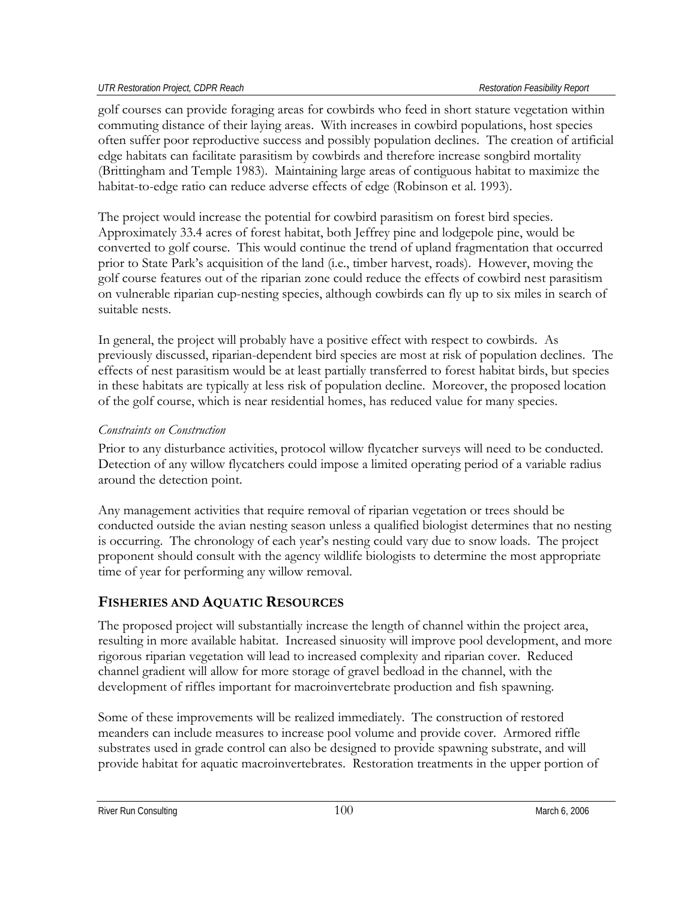golf courses can provide foraging areas for cowbirds who feed in short stature vegetation within commuting distance of their laying areas. With increases in cowbird populations, host species often suffer poor reproductive success and possibly population declines. The creation of artificial edge habitats can facilitate parasitism by cowbirds and therefore increase songbird mortality (Brittingham and Temple 1983). Maintaining large areas of contiguous habitat to maximize the habitat-to-edge ratio can reduce adverse effects of edge (Robinson et al. 1993).

The project would increase the potential for cowbird parasitism on forest bird species. Approximately 33.4 acres of forest habitat, both Jeffrey pine and lodgepole pine, would be converted to golf course. This would continue the trend of upland fragmentation that occurred prior to State Park's acquisition of the land (i.e., timber harvest, roads). However, moving the golf course features out of the riparian zone could reduce the effects of cowbird nest parasitism on vulnerable riparian cup-nesting species, although cowbirds can fly up to six miles in search of suitable nests.

In general, the project will probably have a positive effect with respect to cowbirds. As previously discussed, riparian-dependent bird species are most at risk of population declines. The effects of nest parasitism would be at least partially transferred to forest habitat birds, but species in these habitats are typically at less risk of population decline. Moreover, the proposed location of the golf course, which is near residential homes, has reduced value for many species.

*Constraints on Construction*

Prior to any disturbance activities, protocol willow flycatcher surveys will need to be conducted. Detection of any willow flycatchers could impose a limited operating period of a variable radius around the detection point.

Any management activities that require removal of riparian vegetation or trees should be conducted outside the avian nesting season unless a qualified biologist determines that no nesting is occurring. The chronology of each year's nesting could vary due to snow loads. The project proponent should consult with the agency wildlife biologists to determine the most appropriate time of year for performing any willow removal.

## FISHERIES AND AQUATIC RESOURCES

The proposed project will substantially increase the length of channel within the project area, resulting in more available habitat. Increased sinuosity will improve pool development, and more rigorous riparian vegetation will lead to increased complexity and riparian cover. Reduced channel gradient will allow for more storage of gravel bedload in the channel, with the development of riffles important for macroinvertebrate production and fish spawning.

Some of these improvements will be realized immediately. The construction of restored meanders can include measures to increase pool volume and provide cover. Armored riffle substrates used in grade control can also be designed to provide spawning substrate, and will provide habitat for aquatic macroinvertebrates. Restoration treatments in the upper portion of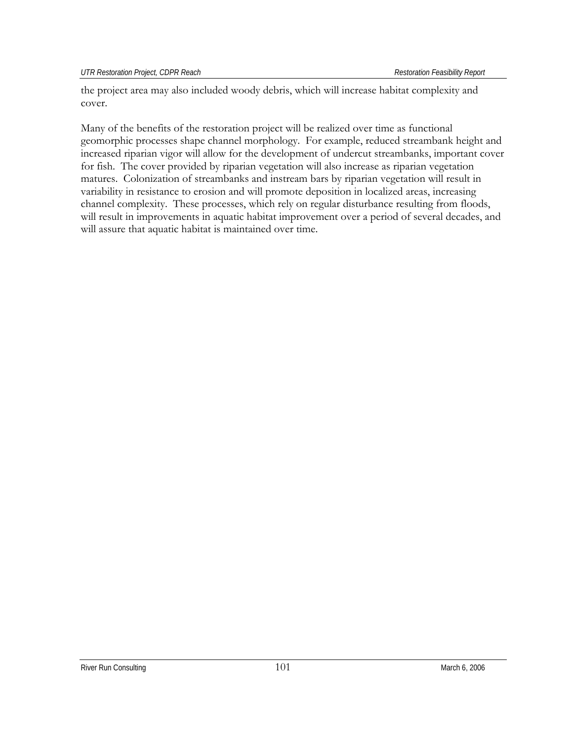the project area may also included woody debris, which will increase habitat complexity and cover.

Many of the benefits of the restoration project will be realized over time as functional geomorphic processes shape channel morphology. For example, reduced streambank height and increased riparian vigor will allow for the development of undercut streambanks, important cover for fish. The cover provided by riparian vegetation will also increase as riparian vegetation matures. Colonization of streambanks and instream bars by riparian vegetation will result in variability in resistance to erosion and will promote deposition in localized areas, increasing channel complexity. These processes, which rely on regular disturbance resulting from floods, will result in improvements in aquatic habitat improvement over a period of several decades, and will assure that aquatic habitat is maintained over time.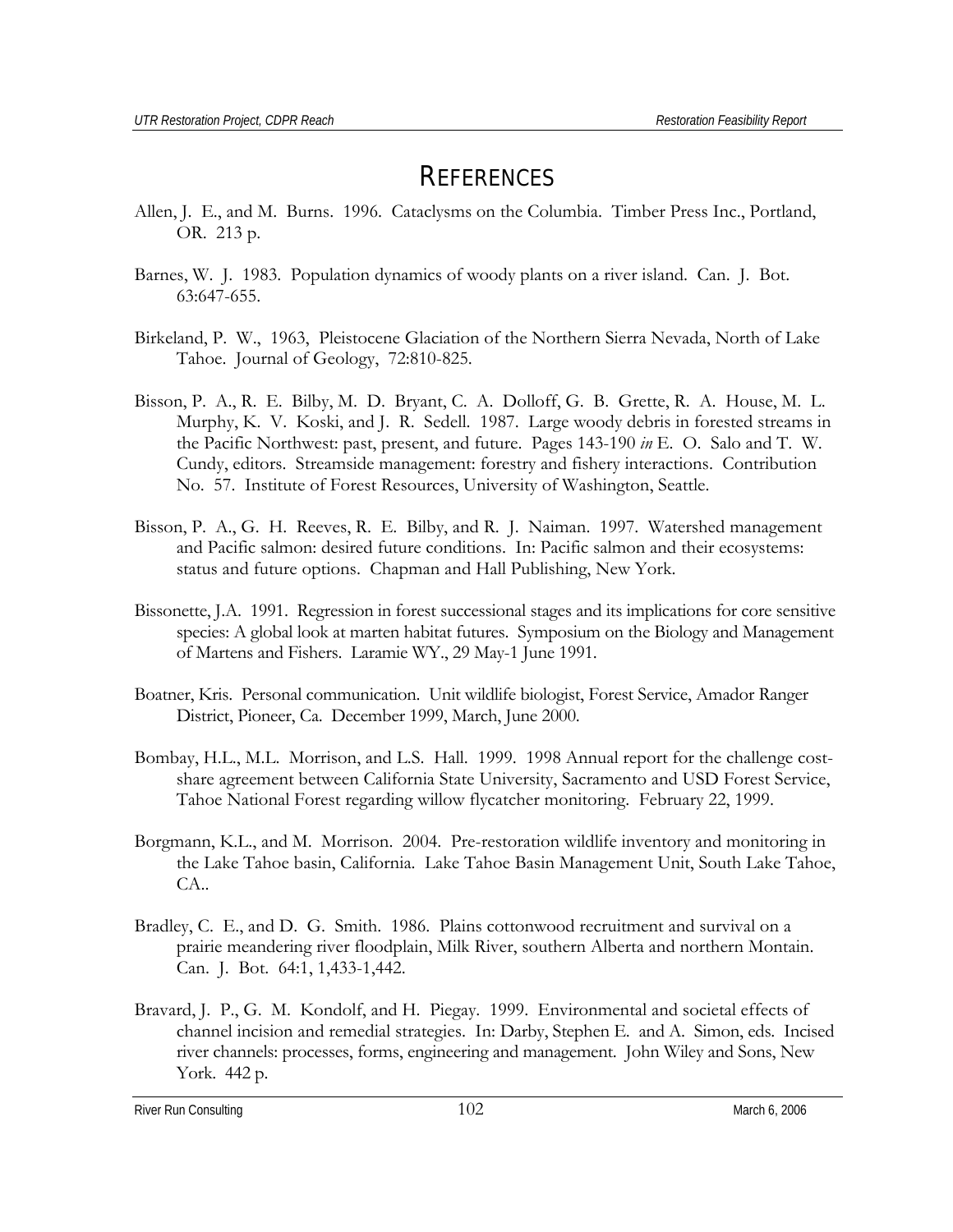# REFERENCES

Allen, J. E., and M. Burns. 1996. Cataclysms on the Columbia. Timber Press Inc., Portland, OR. 213 p.

Barnes, W. J. 1983. Population dynamics of woody plants on a river island. Can. J. Bot. 63:647-655.

Birkeland, P. W., 1963, Pleistocene Glaciation of the Northern Sierra Nevada, North of Lake Tahoe. Journal of Geology, 72:810-825.

Bisson, P. A., R. E. Bilby, M. D. Bryant, C. A. Dolloff, G. B. Grette, R. A. House, M. L. Murphy, K. V. Koski, and J. R. Sedell. 1987. Large woody debris in forested streams in the Pacific Northwest: past, present, and future. Pages 143-190 *in* E. O. Salo and T. W. Cundy, editors. Streamside management: forestry and fishery interactions. Contribution No. 57. Institute of Forest Resources, University of Washington, Seattle.

Bisson, P. A., G. H. Reeves, R. E. Bilby, and R. J. Naiman. 1997. Watershed management and Pacific salmon: desired future conditions. In: Pacific salmon and their ecosystems: status and future options. Chapman and Hall Publishing, New York.

Bissonette, J.A. 1991. Regression in forest successional stages and its implications for core sensitive species: A global look at marten habitat futures. Symposium on the Biology and Management of Martens and Fishers. Laramie WY., 29 May-1 June 1991.

Boatner, Kris. Personal communication. Unit wildlife biologist, Forest Service, Amador Ranger District, Pioneer, Ca. December 1999, March, June 2000.

Bombay, H.L., M.L. Morrison, and L.S. Hall. 1999. 1998 Annual report for the challenge cost-share agreement between California State University, Sacramento and USD Forest Service, Tahoe National Forest regarding willow flycatcher monitoring. February 22, 1999.

Borgmann, K.L., and M. Morrison. 2004. Pre-restoration wildlife inventory and monitoring in the Lake Tahoe basin, California. Lake Tahoe Basin Management Unit, South Lake Tahoe, CA..

Bradley, C. E., and D. G. Smith. 1986. Plains cottonwood recruitment and survival on a prairie meandering river floodplain, Milk River, southern Alberta and northern Montain. Can. J. Bot. 64:1, 1,433-1,442.

Bravard, J. P., G. M. Kondolf, and H. Piegay. 1999. Environmental and societal effects of channel incision and remedial strategies. In: Darby, Stephen E. and A. Simon, eds. Incised river channels: processes, forms, engineering and management. John Wiley and Sons, New York. 442 p.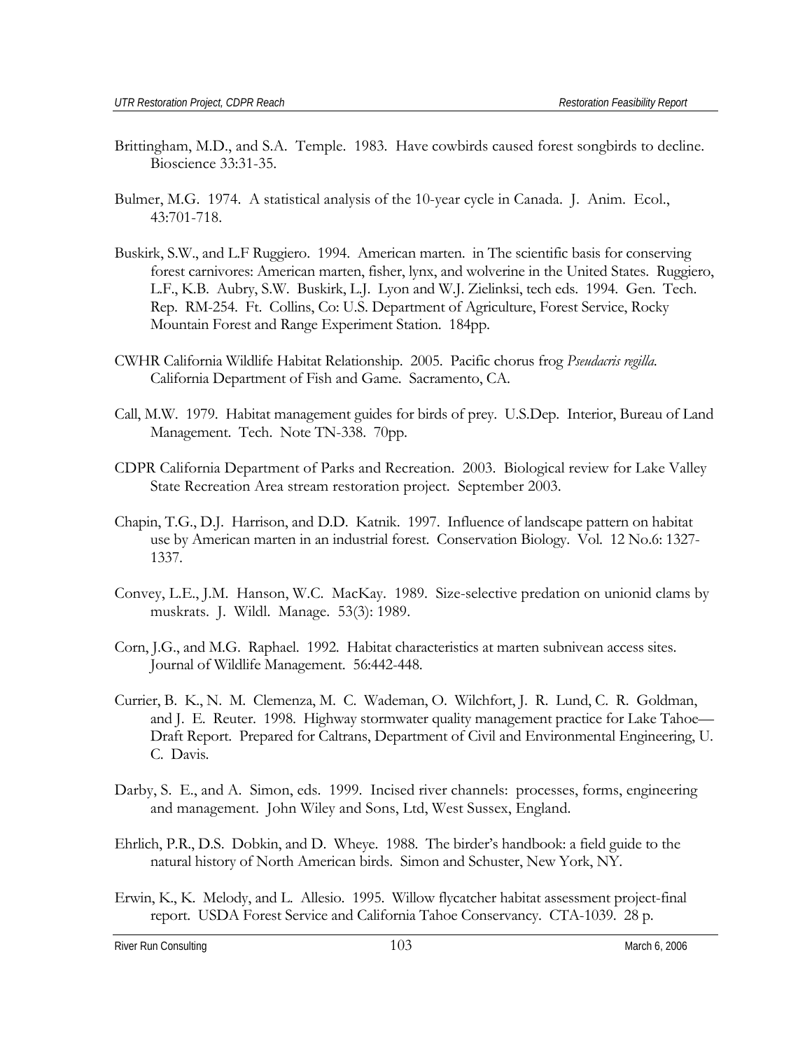Brittingham, M.D., and S.A. Temple. 1983. Have cowbirds caused forest songbirds to decline. Bioscience 33:31-35.

Bulmer, M.G. 1974. A statistical analysis of the 10-year cycle in Canada. J. Anim. Ecol., 43:701-718.

Buskirk, S.W., and L.F Ruggiero. 1994. American marten. in The scientific basis for conserving forest carnivores: American marten, fisher, lynx, and wolverine in the United States. Ruggiero, L.F., K.B. Aubry, S.W. Buskirk, L.J. Lyon and W.J. Zielinksi, tech eds. 1994. Gen. Tech. Rep. RM-254. Ft. Collins, Co: U.S. Department of Agriculture, Forest Service, Rocky Mountain Forest and Range Experiment Station. 184pp.

CWHR California Wildlife Habitat Relationship. 2005. Pacific chorus frog *Pseudacris regilla*. California Department of Fish and Game. Sacramento, CA.

Call, M.W. 1979. Habitat management guides for birds of prey. U.S.Dep. Interior, Bureau of Land Management. Tech. Note TN-338. 70pp.

CDPR California Department of Parks and Recreation. 2003. Biological review for Lake Valley State Recreation Area stream restoration project. September 2003.

Chapin, T.G., D.J. Harrison, and D.D. Katnik. 1997. Influence of landscape pattern on habitat use by American marten in an industrial forest. Conservation Biology. Vol. 12 No.6: 1327-1337.

Convey, L.E., J.M. Hanson, W.C. MacKay. 1989. Size-selective predation on unionid clams by muskrats. J. Wildl. Manage. 53(3): 1989.

Corn, J.G., and M.G. Raphael. 1992. Habitat characteristics at marten subnivean access sites. Journal of Wildlife Management. 56:442-448.

Currier, B. K., N. M. Clemenza, M. C. Wademan, O. Wilchfort, J. R. Lund, C. R. Goldman, and J. E. Reuter. 1998. Highway stormwater quality management practice for Lake Tahoe—Draft Report. Prepared for Caltrans, Department of Civil and Environmental Engineering, U. C. Davis.

Darby, S. E., and A. Simon, eds. 1999. Incised river channels: processes, forms, engineering and management. John Wiley and Sons, Ltd, West Sussex, England.

Ehrlich, P.R., D.S. Dobkin, and D. Wheye. 1988. The birder's handbook: a field guide to the natural history of North American birds. Simon and Schuster, New York, NY.

Erwin, K., K. Melody, and L. Allesio. 1995. Willow flycatcher habitat assessment project-final report. USDA Forest Service and California Tahoe Conservancy. CTA-1039. 28 p.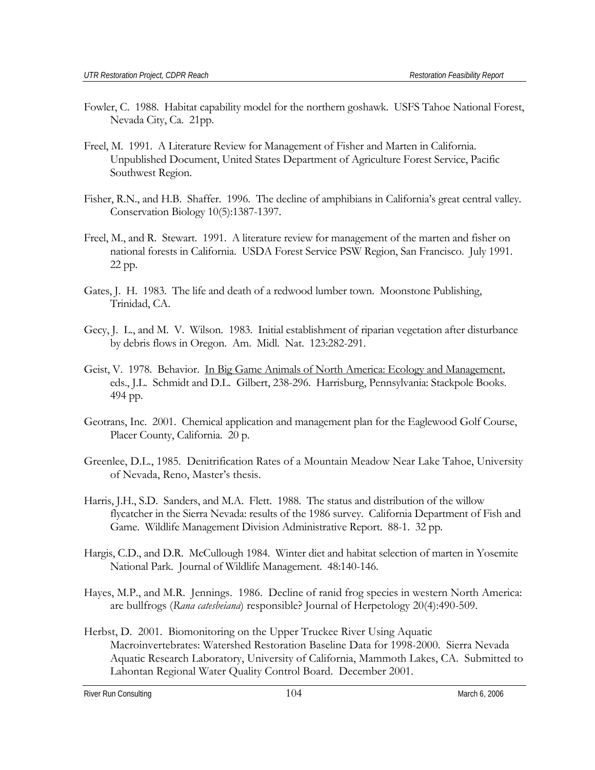Fowler, C. 1988. Habitat capability model for the northern goshawk. USFS Tahoe National Forest, Nevada City, Ca. 21pp.

Freel, M. 1991. A Literature Review for Management of Fisher and Marten in California. Unpublished Document, United States Department of Agriculture Forest Service, Pacific Southwest Region.

Fisher, R.N., and H.B. Shaffer. 1996. The decline of amphibians in California's great central valley. Conservation Biology 10(5):1387-1397.

Freel, M., and R. Stewart. 1991. A literature review for management of the marten and fisher on national forests in California. USDA Forest Service PSW Region, San Francisco. July 1991. 22 pp.

Gates, J. H. 1983. The life and death of a redwood lumber town. Moonstone Publishing, Trinidad, CA.

Gecy, J. L., and M. V. Wilson. 1983. Initial establishment of riparian vegetation after disturbance by debris flows in Oregon. Am. Midl. Nat. 123:282-291.

Geist, V. 1978. Behavior. In Big Game Animals of North America: Ecology and Management, eds., J.L. Schmidt and D.L. Gilbert, 238-296. Harrisburg, Pennsylvania: Stackpole Books. 494 pp.

Geotrans, Inc. 2001. Chemical application and management plan for the Eaglewood Golf Course, Placer County, California. 20 p.

Greenlee, D.L., 1985. Denitrification Rates of a Mountain Meadow Near Lake Tahoe, University of Nevada, Reno, Master's thesis.

Harris, J.H., S.D. Sanders, and M.A. Flett. 1988. The status and distribution of the willow flycatcher in the Sierra Nevada: results of the 1986 survey. California Department of Fish and Game. Wildlife Management Division Administrative Report. 88-1. 32 pp.

Hargis, C.D., and D.R. McCullough 1984. Winter diet and habitat selection of marten in Yosemite National Park. Journal of Wildlife Management. 48:140-146.

Hayes, M.P., and M.R. Jennings. 1986. Decline of ranid frog species in western North America: are bullfrogs (*Rana catesbeiana*) responsible? Journal of Herpetology 20(4):490-509.

Herbst, D. 2001. Biomonitoring on the Upper Truckee River Using Aquatic Macroinvertebrates: Watershed Restoration Baseline Data for 1998-2000. Sierra Nevada Aquatic Research Laboratory, University of California, Mammoth Lakes, CA. Submitted to Lahontan Regional Water Quality Control Board. December 2001.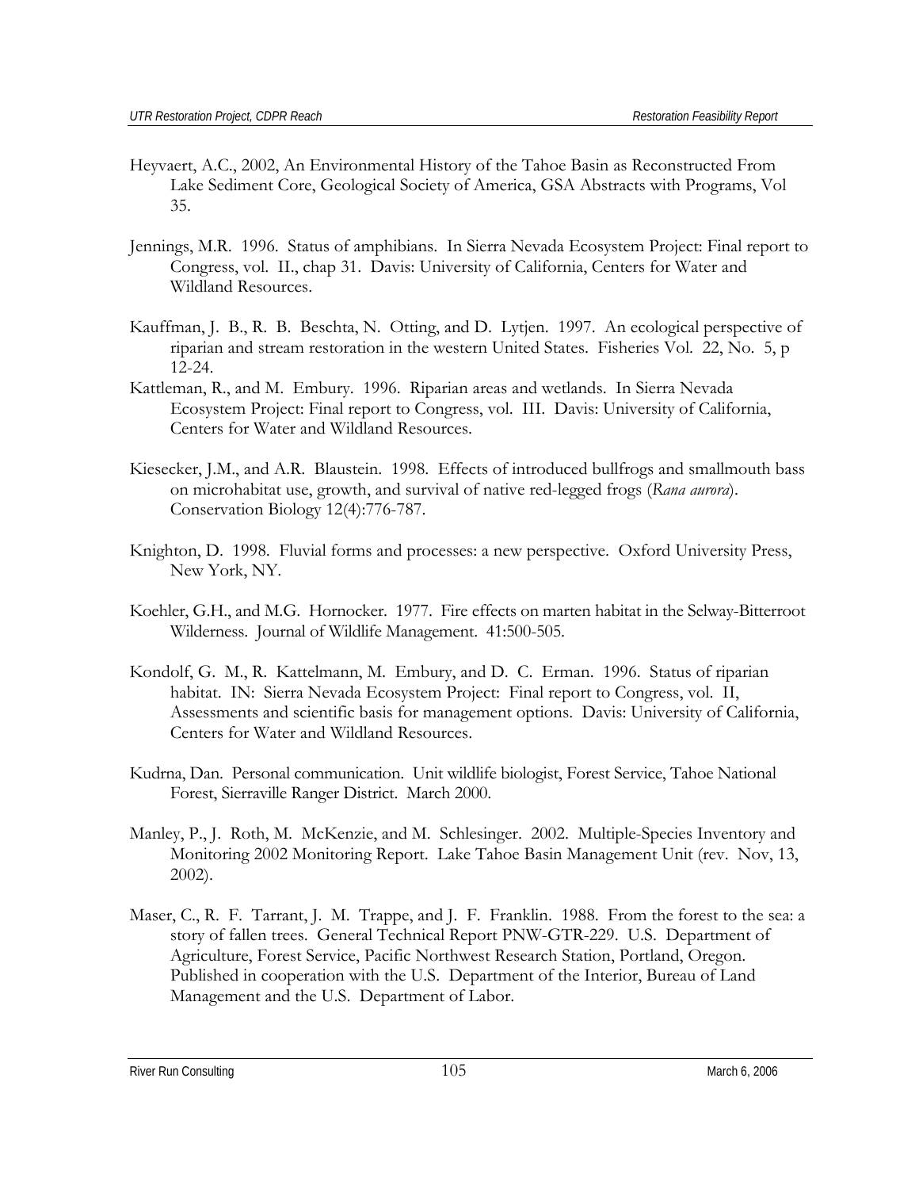Heyvaert, A.C., 2002, An Environmental History of the Tahoe Basin as Reconstructed From Lake Sediment Core, Geological Society of America, GSA Abstracts with Programs, Vol 35.

Jennings, M.R. 1996. Status of amphibians. In Sierra Nevada Ecosystem Project: Final report to Congress, vol. II., chap 31. Davis: University of California, Centers for Water and Wildland Resources.

Kauffman, J. B., R. B. Beschta, N. Otting, and D. Lytjen. 1997. An ecological perspective of riparian and stream restoration in the western United States. Fisheries Vol. 22, No. 5, p 12-24.

Kattleman, R., and M. Embury. 1996. Riparian areas and wetlands. In Sierra Nevada Ecosystem Project: Final report to Congress, vol. III. Davis: University of California, Centers for Water and Wildland Resources.

Kiesecker, J.M., and A.R. Blaustein. 1998. Effects of introduced bullfrogs and smallmouth bass on microhabitat use, growth, and survival of native red-legged frogs (*Rana aurora*). Conservation Biology 12(4):776-787.

Knighton, D. 1998. Fluvial forms and processes: a new perspective. Oxford University Press, New York, NY.

Koehler, G.H., and M.G. Hornocker. 1977. Fire effects on marten habitat in the Selway-Bitterroot Wilderness. Journal of Wildlife Management. 41:500-505.

Kondolf, G. M., R. Kattelmann, M. Embury, and D. C. Erman. 1996. Status of riparian habitat. IN: Sierra Nevada Ecosystem Project: Final report to Congress, vol. II, Assessments and scientific basis for management options. Davis: University of California, Centers for Water and Wildland Resources.

Kudrna, Dan. Personal communication. Unit wildlife biologist, Forest Service, Tahoe National Forest, Sierraville Ranger District. March 2000.

Manley, P., J. Roth, M. McKenzie, and M. Schlesinger. 2002. Multiple-Species Inventory and Monitoring 2002 Monitoring Report. Lake Tahoe Basin Management Unit (rev. Nov, 13, 2002).

Maser, C., R. F. Tarrant, J. M. Trappe, and J. F. Franklin. 1988. From the forest to the sea: a story of fallen trees. General Technical Report PNW-GTR-229. U.S. Department of Agriculture, Forest Service, Pacific Northwest Research Station, Portland, Oregon. Published in cooperation with the U.S. Department of the Interior, Bureau of Land Management and the U.S. Department of Labor.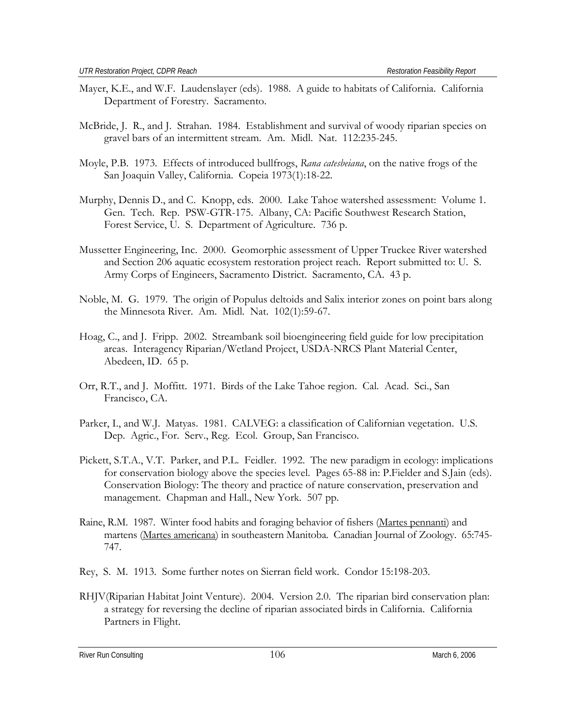Mayer, K.E., and W.F. Laudenslayer (eds). 1988. A guide to habitats of California. California Department of Forestry. Sacramento.

McBride, J. R., and J. Strahan. 1984. Establishment and survival of woody riparian species on gravel bars of an intermittent stream. Am. Midl. Nat. 112:235-245.

Moyle, P.B. 1973. Effects of introduced bullfrogs, *Rana catesbeiana*, on the native frogs of the San Joaquin Valley, California. Copeia 1973(1):18-22.

Murphy, Dennis D., and C. Knopp, eds. 2000. Lake Tahoe watershed assessment: Volume 1. Gen. Tech. Rep. PSW-GTR-175. Albany, CA: Pacific Southwest Research Station, Forest Service, U. S. Department of Agriculture. 736 p.

Mussetter Engineering, Inc. 2000. Geomorphic assessment of Upper Truckee River watershed and Section 206 aquatic ecosystem restoration project reach. Report submitted to: U. S. Army Corps of Engineers, Sacramento District. Sacramento, CA. 43 p.

Noble, M. G. 1979. The origin of Populus deltoids and Salix interior zones on point bars along the Minnesota River. Am. Midl. Nat. 102(1):59-67.

Hoag, C., and J. Fripp. 2002. Streambank soil bioengineering field guide for low precipitation areas. Interagency Riparian/Wetland Project, USDA-NRCS Plant Material Center, Abedeen, ID. 65 p.

Orr, R.T., and J. Moffitt. 1971. Birds of the Lake Tahoe region. Cal. Acad. Sci., San Francisco, CA.

Parker, I., and W.J. Matyas. 1981. CALVEG: a classification of Californian vegetation. U.S. Dep. Agric., For. Serv., Reg. Ecol. Group, San Francisco.

Pickett, S.T.A., V.T. Parker, and P.L. Feidler. 1992. The new paradigm in ecology: implications for conservation biology above the species level. Pages 65-88 in: P.Fielder and S.Jain (eds). Conservation Biology: The theory and practice of nature conservation, preservation and management. Chapman and Hall., New York. 507 pp.

Raine, R.M. 1987. Winter food habits and foraging behavior of fishers (Martes pennanti) and martens (Martes americana) in southeastern Manitoba. Canadian Journal of Zoology. 65:745-747.

Rey, S. M. 1913. Some further notes on Sierran field work. Condor 15:198-203.

RHJV(Riparian Habitat Joint Venture). 2004. Version 2.0. The riparian bird conservation plan: a strategy for reversing the decline of riparian associated birds in California. California Partners in Flight.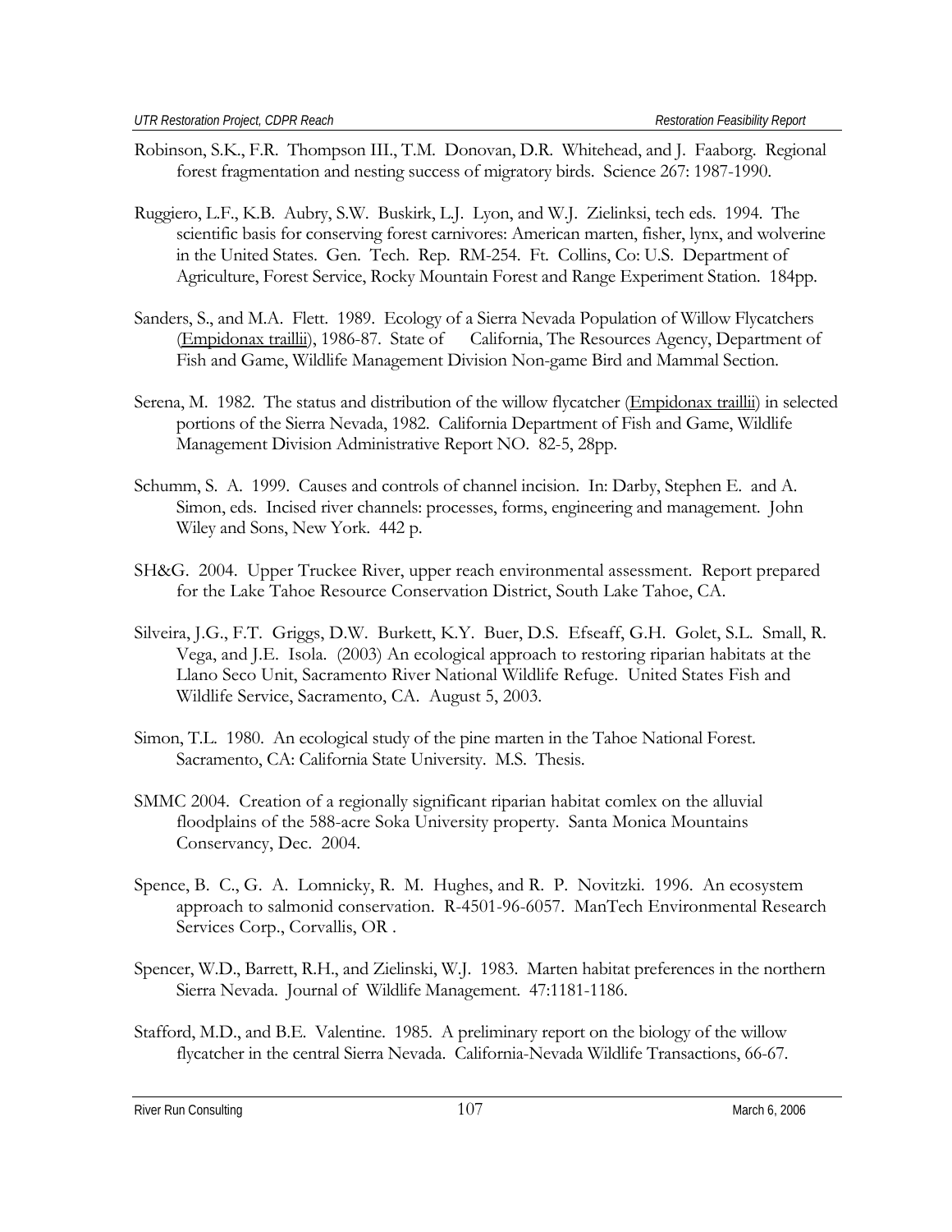Robinson, S.K., F.R. Thompson III., T.M. Donovan, D.R. Whitehead, and J. Faaborg. Regional forest fragmentation and nesting success of migratory birds. Science 267: 1987-1990.

Ruggiero, L.F., K.B. Aubry, S.W. Buskirk, L.J. Lyon, and W.J. Zielinksi, tech eds. 1994. The scientific basis for conserving forest carnivores: American marten, fisher, lynx, and wolverine in the United States. Gen. Tech. Rep. RM-254. Ft. Collins, Co: U.S. Department of Agriculture, Forest Service, Rocky Mountain Forest and Range Experiment Station. 184pp.

Sanders, S., and M.A. Flett. 1989. Ecology of a Sierra Nevada Population of Willow Flycatchers (Empidonax traillii), 1986-87. State of California, The Resources Agency, Department of Fish and Game, Wildlife Management Division Non-game Bird and Mammal Section.

Serena, M. 1982. The status and distribution of the willow flycatcher (Empidonax traillii) in selected portions of the Sierra Nevada, 1982. California Department of Fish and Game, Wildlife Management Division Administrative Report NO. 82-5, 28pp.

Schumm, S. A. 1999. Causes and controls of channel incision. In: Darby, Stephen E. and A. Simon, eds. Incised river channels: processes, forms, engineering and management. John Wiley and Sons, New York. 442 p.

SH&G. 2004. Upper Truckee River, upper reach environmental assessment. Report prepared for the Lake Tahoe Resource Conservation District, South Lake Tahoe, CA.

Silveira, J.G., F.T. Griggs, D.W. Burkett, K.Y. Buer, D.S. Efseaff, G.H. Golet, S.L. Small, R. Vega, and J.E. Isola. (2003) An ecological approach to restoring riparian habitats at the Llano Seco Unit, Sacramento River National Wildlife Refuge. United States Fish and Wildlife Service, Sacramento, CA. August 5, 2003.

Simon, T.L. 1980. An ecological study of the pine marten in the Tahoe National Forest. Sacramento, CA: California State University. M.S. Thesis.

SMMC 2004. Creation of a regionally significant riparian habitat comlex on the alluvial floodplains of the 588-acre Soka University property. Santa Monica Mountains Conservancy, Dec. 2004.

Spence, B. C., G. A. Lomnicky, R. M. Hughes, and R. P. Novitzki. 1996. An ecosystem approach to salmonid conservation. R-4501-96-6057. ManTech Environmental Research Services Corp., Corvallis, OR .

Spencer, W.D., Barrett, R.H., and Zielinski, W.J. 1983. Marten habitat preferences in the northern Sierra Nevada. Journal of Wildlife Management. 47:1181-1186.

Stafford, M.D., and B.E. Valentine. 1985. A preliminary report on the biology of the willow flycatcher in the central Sierra Nevada. California-Nevada Wildlife Transactions, 66-67.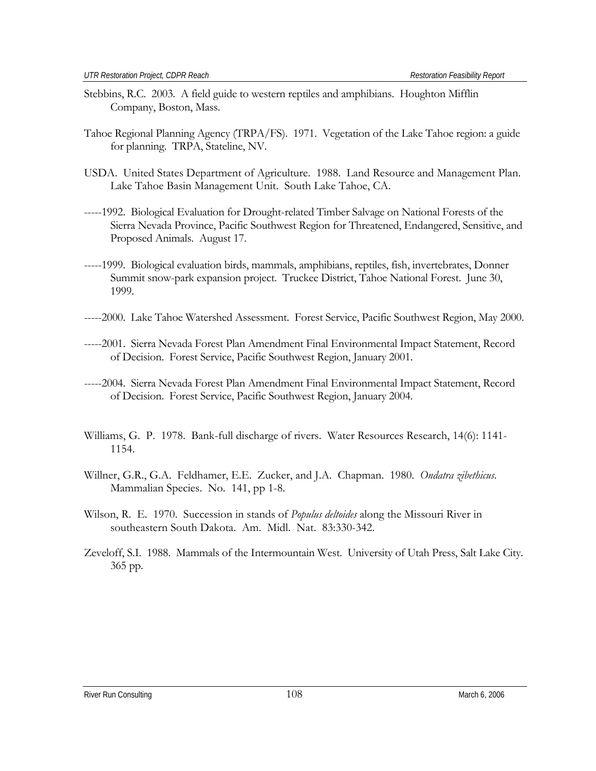Stebbins, R.C. 2003. A field guide to western reptiles and amphibians. Houghton Mifflin Company, Boston, Mass.

Tahoe Regional Planning Agency (TRPA/FS). 1971. Vegetation of the Lake Tahoe region: a guide for planning. TRPA, Stateline, NV.

USDA. United States Department of Agriculture. 1988. Land Resource and Management Plan. Lake Tahoe Basin Management Unit. South Lake Tahoe, CA.

-----1992. Biological Evaluation for Drought-related Timber Salvage on National Forests of the Sierra Nevada Province, Pacific Southwest Region for Threatened, Endangered, Sensitive, and Proposed Animals. August 17.

-----1999. Biological evaluation birds, mammals, amphibians, reptiles, fish, invertebrates, Donner Summit snow-park expansion project. Truckee District, Tahoe National Forest. June 30, 1999.

-----2000. Lake Tahoe Watershed Assessment. Forest Service, Pacific Southwest Region, May 2000.

-----2001. Sierra Nevada Forest Plan Amendment Final Environmental Impact Statement, Record of Decision. Forest Service, Pacific Southwest Region, January 2001.

-----2004. Sierra Nevada Forest Plan Amendment Final Environmental Impact Statement, Record of Decision. Forest Service, Pacific Southwest Region, January 2004.

Williams, G. P. 1978. Bank-full discharge of rivers. Water Resources Research, 14(6): 1141-1154.

Willner, G.R., G.A. Feldhamer, E.E. Zucker, and J.A. Chapman. 1980. *Ondatra zibethicus*. Mammalian Species. No. 141, pp 1-8.

Wilson, R. E. 1970. Succession in stands of *Populus deltoides* along the Missouri River in southeastern South Dakota. Am. Midl. Nat. 83:330-342.

Zeveloff, S.I. 1988. Mammals of the Intermountain West. University of Utah Press, Salt Lake City. 365 pp.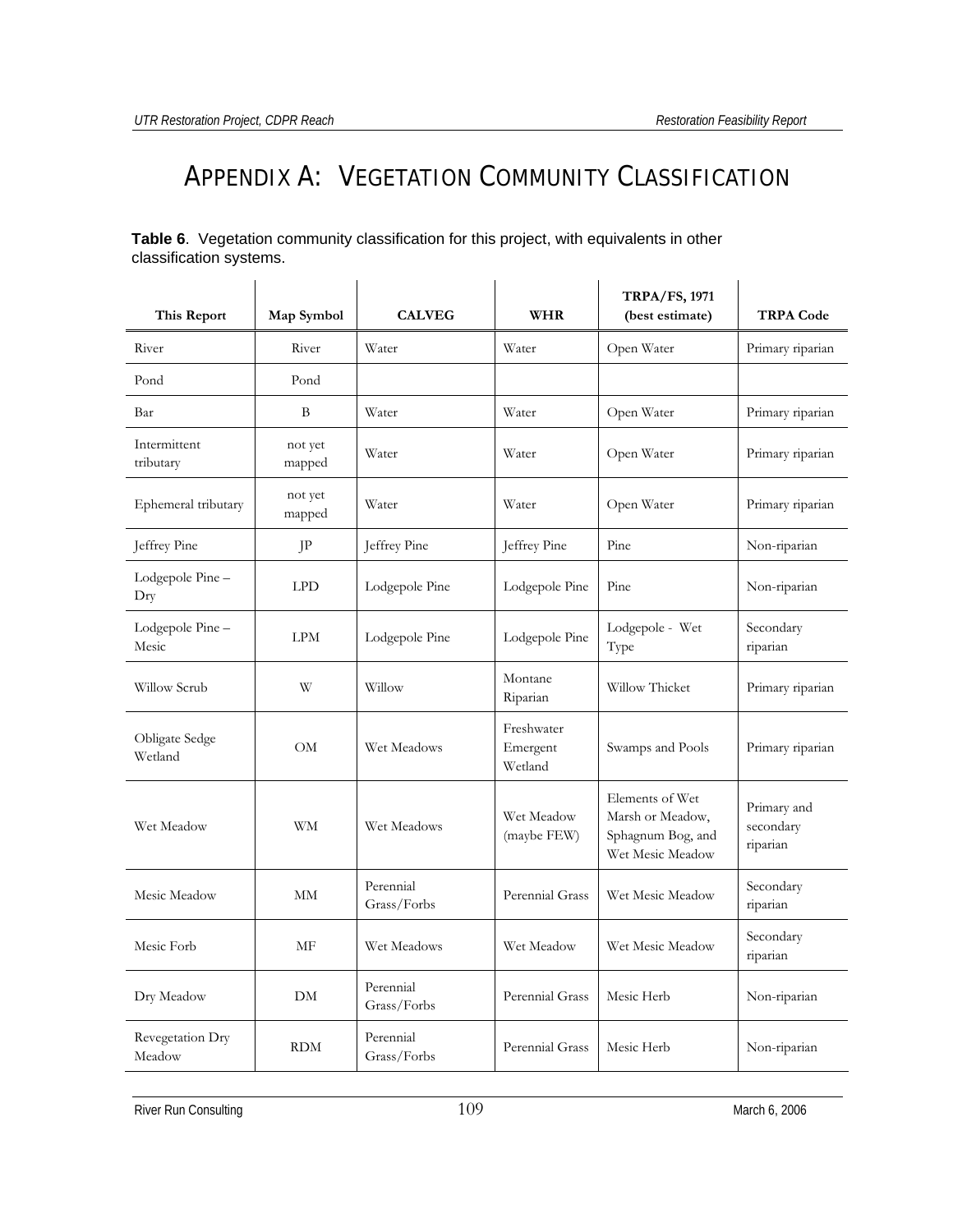# APPENDIX A: VEGETATION COMMUNITY CLASSIFICATION

**Table 6**. Vegetation community classification for this project, with equivalents in other classification systems.

| This Report | Map Symbol | CALVEG | WHR | TRPA/FS, 1971 (best estimate) | TRPA Code |
|---|---|---|---|---|---|
| River | River | Water | Water | Open Water | Primary riparian |
| Pond | Pond | | | | |
| Bar | B | Water | Water | Open Water | Primary riparian |
| Intermittent tributary | not yet mapped | Water | Water | Open Water | Primary riparian |
| Ephemeral tributary | not yet mapped | Water | Water | Open Water | Primary riparian |
| Jeffrey Pine | JP | Jeffrey Pine | Jeffrey Pine | Pine | Non-riparian |
| Lodgepole Pine – Dry | LPD | Lodgepole Pine | Lodgepole Pine | Pine | Non-riparian |
| Lodgepole Pine – Mesic | LPM | Lodgepole Pine | Lodgepole Pine | Lodgepole - Wet Type | Secondary riparian |
| Willow Scrub | W | Willow | Montane Riparian | Willow Thicket | Primary riparian |
| Obligate Sedge Wetland | OM | Wet Meadows | Freshwater Emergent Wetland | Swamps and Pools | Primary riparian |
| Wet Meadow | WM | Wet Meadows | Wet Meadow (maybe FEW) | Elements of Wet Marsh or Meadow, Sphagnum Bog, and Wet Mesic Meadow | Primary and secondary riparian |
| Mesic Meadow | MM | Perennial Grass/Forbs | Perennial Grass | Wet Mesic Meadow | Secondary riparian |
| Mesic Forb | MF | Wet Meadows | Wet Meadow | Wet Mesic Meadow | Secondary riparian |
| Dry Meadow | DM | Perennial Grass/Forbs | Perennial Grass | Mesic Herb | Non-riparian |
| Revegetation Dry Meadow | RDM | Perennial Grass/Forbs | Perennial Grass | Mesic Herb | Non-riparian |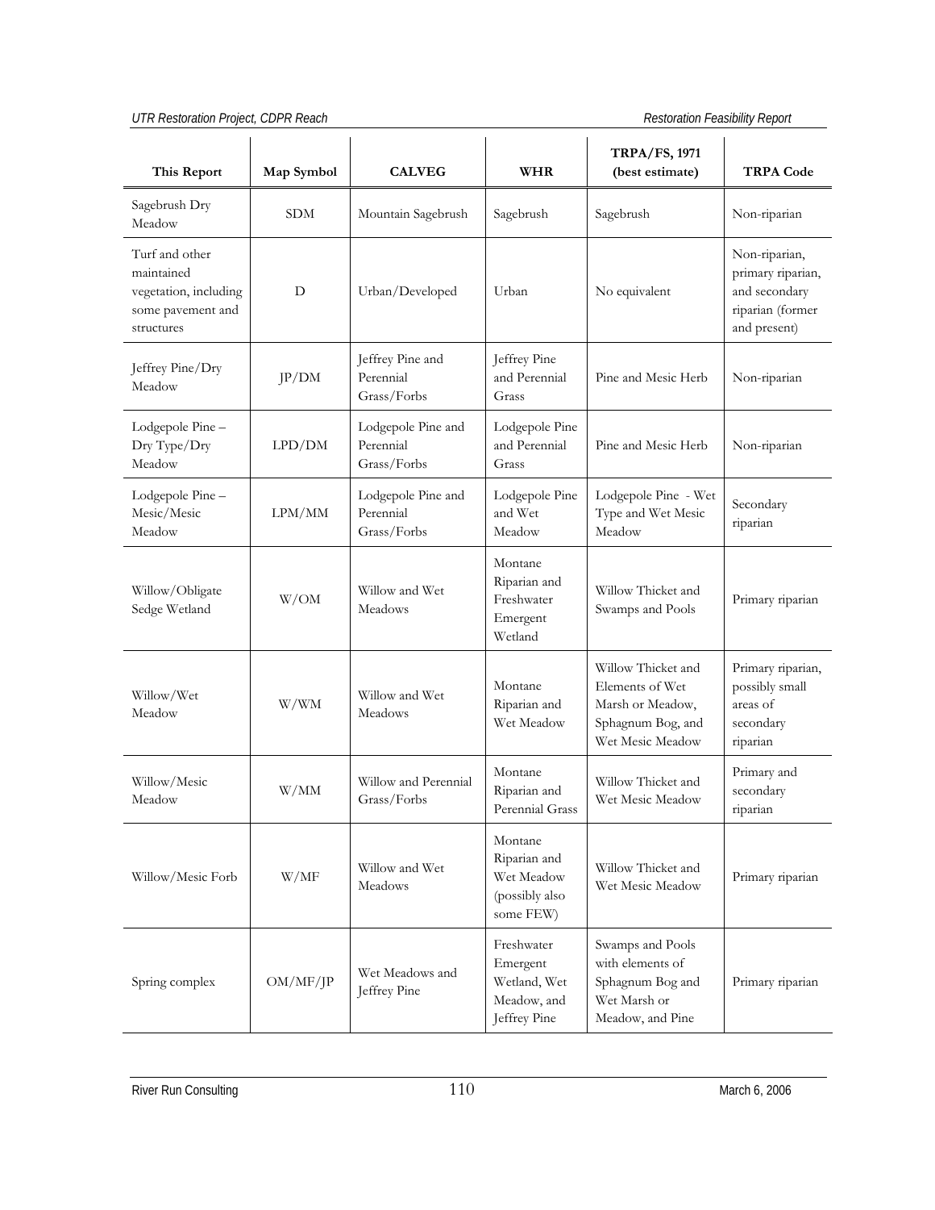| This Report | Map Symbol | CALVEG | WHR | TRPA/FS, 1971 (best estimate) | TRPA Code |
|---|---|---|---|---|---|
| Sagebrush Dry Meadow | SDM | Mountain Sagebrush | Sagebrush | Sagebrush | Non-riparian |
| Turf and other maintained vegetation, including some pavement and structures | D | Urban/Developed | Urban | No equivalent | Non-riparian, primary riparian, and secondary riparian (former and present) |
| Jeffrey Pine/Dry Meadow | JP/DM | Jeffrey Pine and Perennial Grass/Forbs | Jeffrey Pine and Perennial Grass | Pine and Mesic Herb | Non-riparian |
| Lodgepole Pine – Dry Type/Dry Meadow | LPD/DM | Lodgepole Pine and Perennial Grass/Forbs | Lodgepole Pine and Perennial Grass | Pine and Mesic Herb | Non-riparian |
| Lodgepole Pine – Mesic/Mesic Meadow | LPM/MM | Lodgepole Pine and Perennial Grass/Forbs | Lodgepole Pine and Wet Meadow | Lodgepole Pine - Wet Type and Wet Mesic Meadow | Secondary riparian |
| Willow/Obligate Sedge Wetland | W/OM | Willow and Wet Meadows | Montane Riparian and Freshwater Emergent Wetland | Willow Thicket and Swamps and Pools | Primary riparian |
| Willow/Wet Meadow | W/WM | Willow and Wet Meadows | Montane Riparian and Wet Meadow | Willow Thicket and Elements of Wet Marsh or Meadow, Sphagnum Bog, and Wet Mesic Meadow | Primary riparian, possibly small areas of secondary riparian |
| Willow/Mesic Meadow | W/MM | Willow and Perennial Grass/Forbs | Montane Riparian and Perennial Grass | Willow Thicket and Wet Mesic Meadow | Primary and secondary riparian |
| Willow/Mesic Forb | W/MF | Willow and Wet Meadows | Montane Riparian and Wet Meadow (possibly also some FEW) | Willow Thicket and Wet Mesic Meadow | Primary riparian |
| Spring complex | OM/MF/JP | Wet Meadows and Jeffrey Pine | Freshwater Emergent Wetland, Wet Meadow, and Jeffrey Pine | Swamps and Pools with elements of Sphagnum Bog and Wet Marsh or Meadow, and Pine | Primary riparian |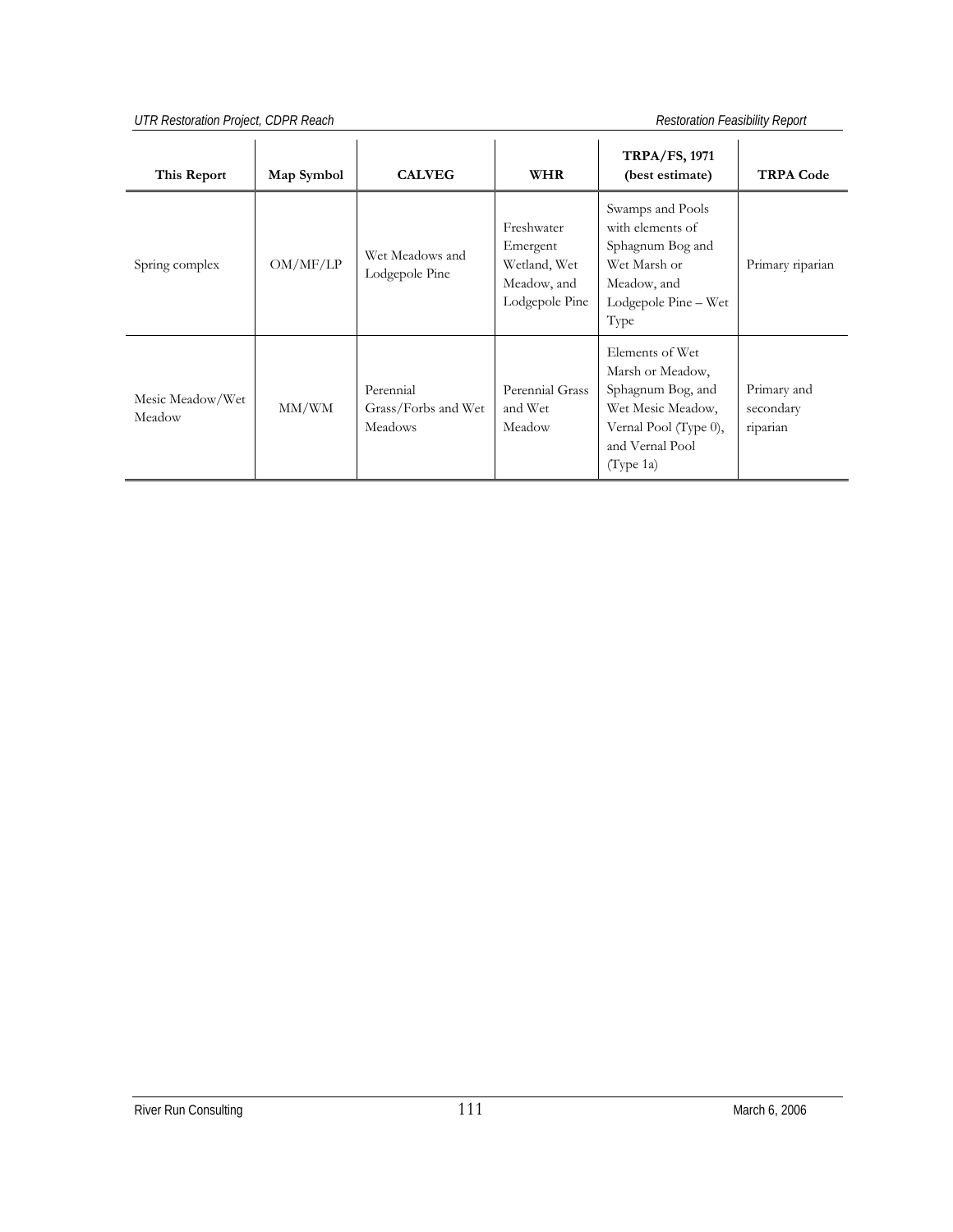| This Report | Map Symbol | CALVEG | WHR | TRPA/FS, 1971 (best estimate) | TRPA Code |
|---|---|---|---|---|---|
| Spring complex | OM/MF/LP | Wet Meadows and Lodgepole Pine | Freshwater Emergent Wetland, Wet Meadow, and Lodgepole Pine | Swamps and Pools with elements of Sphagnum Bog and Wet Marsh or Meadow, and Lodgepole Pine – Wet Type | Primary riparian |
| Mesic Meadow/Wet Meadow | MM/WM | Perennial Grass/Forbs and Wet Meadows | Perennial Grass and Wet Meadow | Elements of Wet Marsh or Meadow, Sphagnum Bog, and Wet Mesic Meadow, Vernal Pool (Type 0), and Vernal Pool (Type 1a) | Primary and secondary riparian |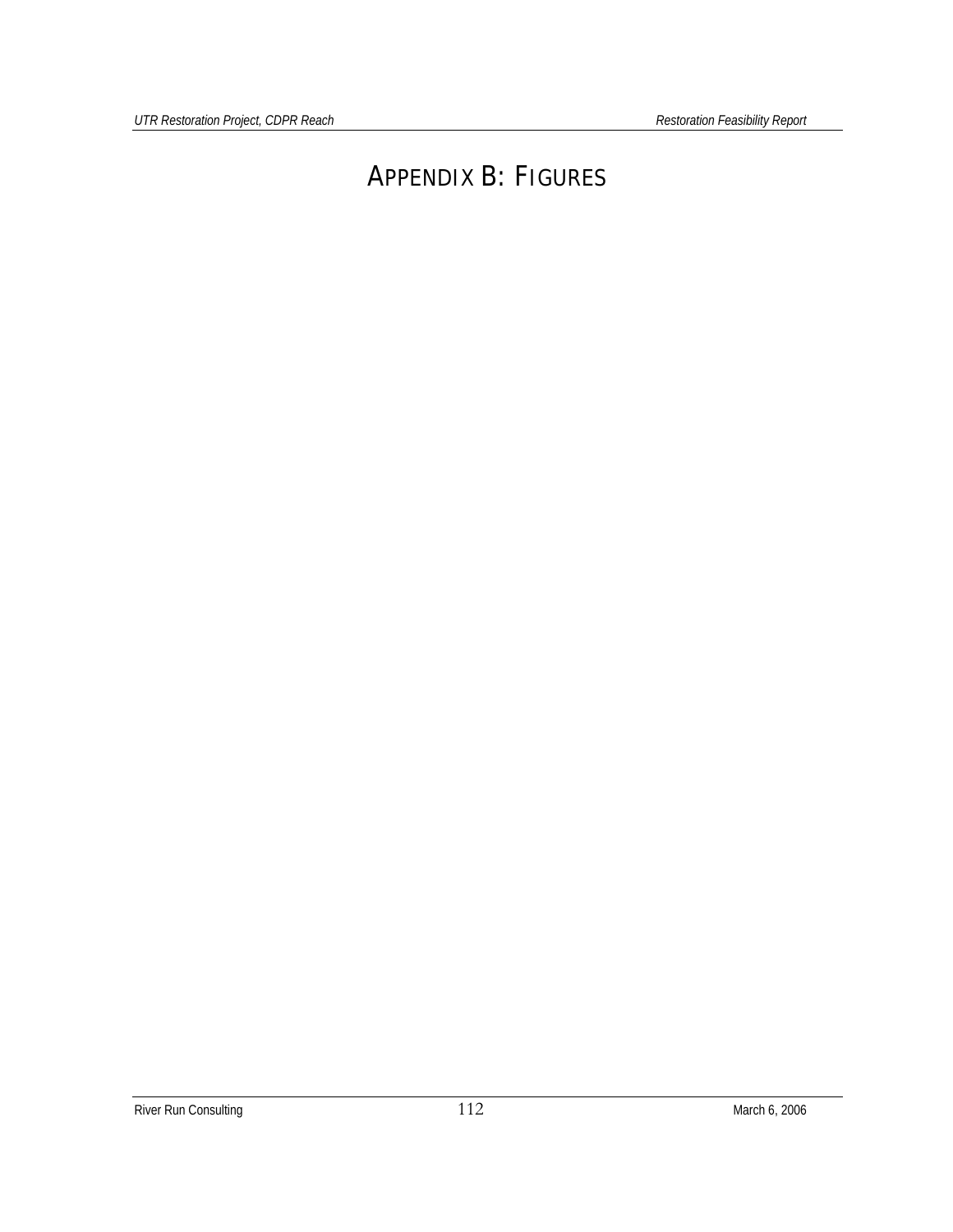# APPENDIX B: FIGURES